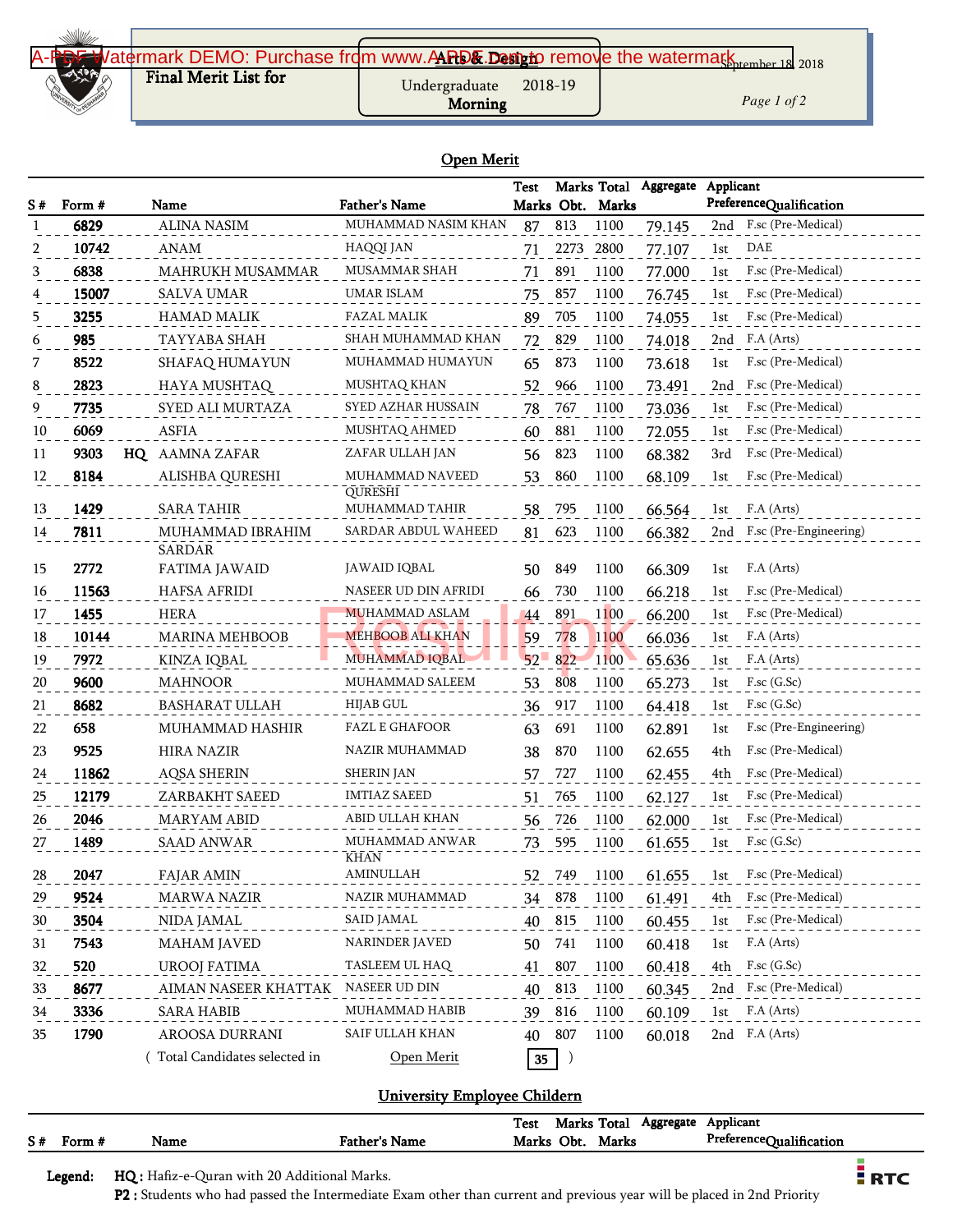A-PDF Watermark DEMO: Purchase from www.A-PDF.com to remove the watermark

**Arts & Design**

**Final Merit List for**

Undergraduate 2018-19
**Morning**

September 18, 2018

## Open Merit

| S # | Form # | | Name | Father's Name | Test Marks | Marks Obt. | Total Marks | Aggregate | Applicant Preference | Qualification |
|---|---|---|---|---|---|---|---|---|---|---|
| 1 | 6829 | | ALINA NASIM | MUHAMMAD NASIM KHAN | 87 | 813 | 1100 | 79.145 | 2nd | F.sc (Pre-Medical) |
| 2 | 10742 | | ANAM | HAQQI JAN | 71 | 2273 | 2800 | 77.107 | 1st | DAE |
| 3 | 6838 | | MAHRUKH MUSAMMAR | MUSAMMAR SHAH | 71 | 891 | 1100 | 77.000 | 1st | F.sc (Pre-Medical) |
| 4 | 15007 | | SALVA UMAR | UMAR ISLAM | 75 | 857 | 1100 | 76.745 | 1st | F.sc (Pre-Medical) |
| 5 | 3255 | | HAMAD MALIK | FAZAL MALIK | 89 | 705 | 1100 | 74.055 | 1st | F.sc (Pre-Medical) |
| 6 | 985 | | TAYYABA SHAH | SHAH MUHAMMAD KHAN | 72 | 829 | 1100 | 74.018 | 2nd | F.A (Arts) |
| 7 | 8522 | | SHAFAQ HUMAYUN | MUHAMMAD HUMAYUN | 65 | 873 | 1100 | 73.618 | 1st | F.sc (Pre-Medical) |
| 8 | 2823 | | HAYA MUSHTAQ | MUSHTAQ KHAN | 52 | 966 | 1100 | 73.491 | 2nd | F.sc (Pre-Medical) |
| 9 | 7735 | | SYED ALI MURTAZA | SYED AZHAR HUSSAIN | 78 | 767 | 1100 | 73.036 | 1st | F.sc (Pre-Medical) |
| 10 | 6069 | | ASFIA | MUSHTAQ AHMED | 60 | 881 | 1100 | 72.055 | 1st | F.sc (Pre-Medical) |
| 11 | 9303 | HQ | AAMNA ZAFAR | ZAFAR ULLAH JAN | 56 | 823 | 1100 | 68.382 | 3rd | F.sc (Pre-Medical) |
| 12 | 8184 | | ALISHBA QURESHI | MUHAMMAD NAVEED QURESHI | 53 | 860 | 1100 | 68.109 | 1st | F.sc (Pre-Medical) |
| 13 | 1429 | | SARA TAHIR | MUHAMMAD TAHIR | 58 | 795 | 1100 | 66.564 | 1st | F.A (Arts) |
| 14 | 7811 | | MUHAMMAD IBRAHIM SARDAR | SARDAR ABDUL WAHEED | 81 | 623 | 1100 | 66.382 | 2nd | F.sc (Pre-Engineering) |
| 15 | 2772 | | FATIMA JAWAID | JAWAID IQBAL | 50 | 849 | 1100 | 66.309 | 1st | F.A (Arts) |
| 16 | 11563 | | HAFSA AFRIDI | NASEER UD DIN AFRIDI | 66 | 730 | 1100 | 66.218 | 1st | F.sc (Pre-Medical) |
| 17 | 1455 | | HERA | MUHAMMAD ASLAM | 44 | 891 | 1100 | 66.200 | 1st | F.sc (Pre-Medical) |
| 18 | 10144 | | MARINA MEHBOOB | MEHBOOB ALI KHAN | 59 | 778 | 1100 | 66.036 | 1st | F.A (Arts) |
| 19 | 7972 | | KINZA IQBAL | MUHAMMAD IQBAL | 52 | 822 | 1100 | 65.636 | 1st | F.A (Arts) |
| 20 | 9600 | | MAHNOOR | MUHAMMAD SALEEM | 53 | 808 | 1100 | 65.273 | 1st | F.sc (G.Sc) |
| 21 | 8682 | | BASHARAT ULLAH | HIJAB GUL | 36 | 917 | 1100 | 64.418 | 1st | F.sc (G.Sc) |
| 22 | 658 | | MUHAMMAD HASHIR | FAZL E GHAFOOR | 63 | 691 | 1100 | 62.891 | 1st | F.sc (Pre-Engineering) |
| 23 | 9525 | | HIRA NAZIR | NAZIR MUHAMMAD | 38 | 870 | 1100 | 62.655 | 4th | F.sc (Pre-Medical) |
| 24 | 11862 | | AQSA SHERIN | SHERIN JAN | 57 | 727 | 1100 | 62.455 | 4th | F.sc (Pre-Medical) |
| 25 | 12179 | | ZARBAKHT SAEED | IMTIAZ SAEED | 51 | 765 | 1100 | 62.127 | 1st | F.sc (Pre-Medical) |
| 26 | 2046 | | MARYAM ABID | ABID ULLAH KHAN | 56 | 726 | 1100 | 62.000 | 1st | F.sc (Pre-Medical) |
| 27 | 1489 | | SAAD ANWAR | MUHAMMAD ANWAR KHAN | 73 | 595 | 1100 | 61.655 | 1st | F.sc (G.Sc) |
| 28 | 2047 | | FAJAR AMIN | AMINULLAH | 52 | 749 | 1100 | 61.655 | 1st | F.sc (Pre-Medical) |
| 29 | 9524 | | MARWA NAZIR | NAZIR MUHAMMAD | 34 | 878 | 1100 | 61.491 | 4th | F.sc (Pre-Medical) |
| 30 | 3504 | | NIDA JAMAL | SAID JAMAL | 40 | 815 | 1100 | 60.455 | 1st | F.sc (Pre-Medical) |
| 31 | 7543 | | MAHAM JAVED | NARINDER JAVED | 50 | 741 | 1100 | 60.418 | 1st | F.A (Arts) |
| 32 | 520 | | UROOJ FATIMA | TASLEEM UL HAQ | 41 | 807 | 1100 | 60.418 | 4th | F.sc (G.Sc) |
| 33 | 8677 | | AIMAN NASEER KHATTAK | NASEER UD DIN | 40 | 813 | 1100 | 60.345 | 2nd | F.sc (Pre-Medical) |
| 34 | 3336 | | SARA HABIB | MUHAMMAD HABIB | 39 | 816 | 1100 | 60.109 | 1st | F.A (Arts) |
| 35 | 1790 | | AROOSA DURRANI | SAIF ULLAH KHAN | 40 | 807 | 1100 | 60.018 | 2nd | F.A (Arts) |

( Total Candidates selected in Open Merit 35 )

## University Employee Childern

| S # | Form # | Name | Father's Name | Test Marks | Marks Obt. | Total Marks | Aggregate | Applicant Preference | Qualification |
|---|---|---|---|---|---|---|---|---|---|

**Legend:** **HQ :** Hafiz-e-Quran with 20 Additional Marks.
**P2 :** Students who had passed the Intermediate Exam other than current and previous year will be placed in 2nd Priority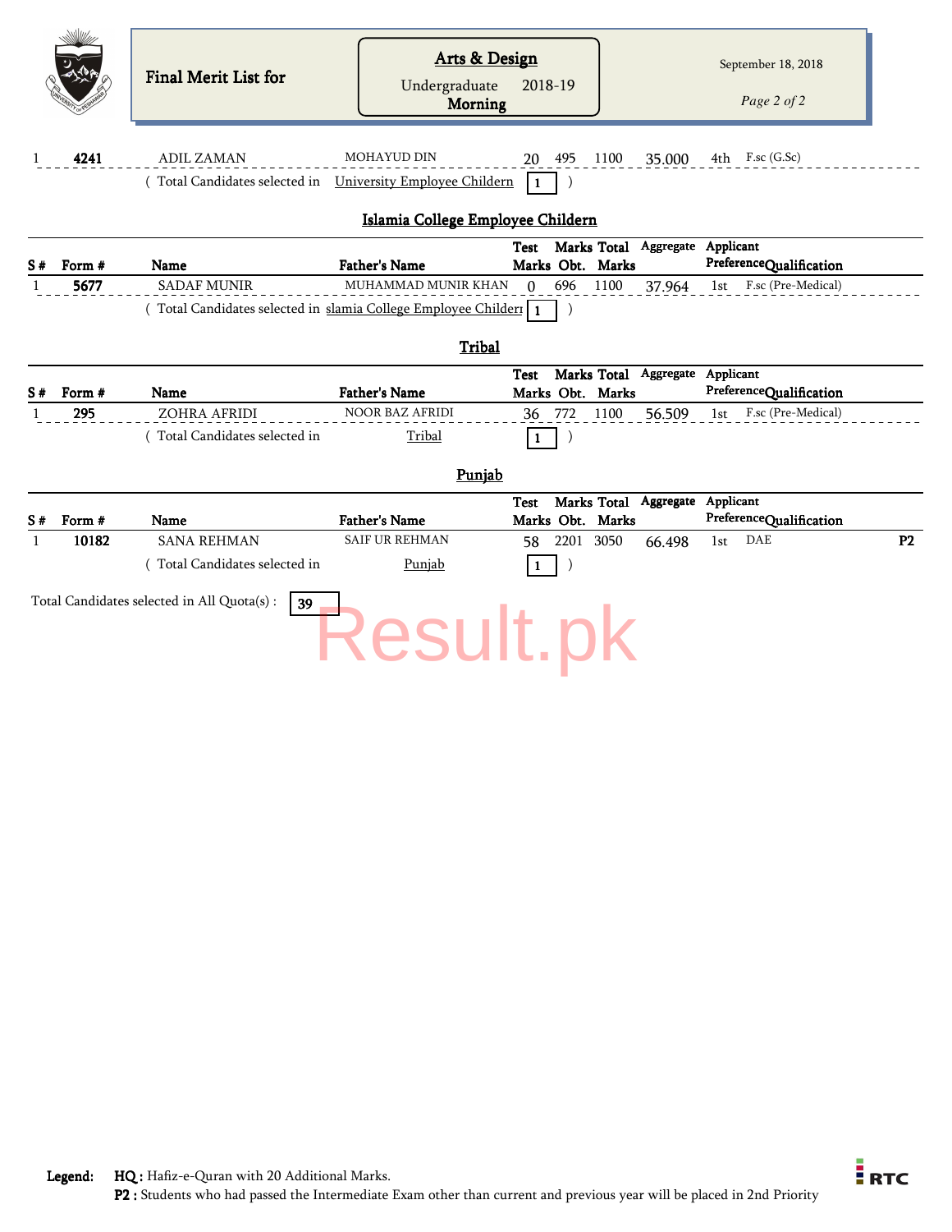# Final Merit List for

## Arts & Design

Undergraduate 2018-19
Morning

September 18, 2018

| S # | Form # | Name | Father's Name | Test Marks | Marks Obt. | Total Marks | Aggregate | Applicant Preference | Qualification | |
|---|---|---|---|---|---|---|---|---|---|---|
| 1 | **4241** | ADIL ZAMAN | MOHAYUD DIN | 20 | 495 | 1100 | 35.000 | 4th | F.sc (G.Sc) | |

( Total Candidates selected in University Employee Childern **1** )

### Islamia College Employee Childern

| S # | Form # | Name | Father's Name | Test Marks | Marks Obt. | Total Marks | Aggregate | Applicant Preference | Qualification | |
|---|---|---|---|---|---|---|---|---|---|---|
| 1 | **5677** | SADAF MUNIR | MUHAMMAD MUNIR KHAN | 0 | 696 | 1100 | 37.964 | 1st | F.sc (Pre-Medical) | |

( Total Candidates selected in slamia College Employee Childern **1** )

### Tribal

| S # | Form # | Name | Father's Name | Test Marks | Marks Obt. | Total Marks | Aggregate | Applicant Preference | Qualification | |
|---|---|---|---|---|---|---|---|---|---|---|
| 1 | **295** | ZOHRA AFRIDI | NOOR BAZ AFRIDI | 36 | 772 | 1100 | 56.509 | 1st | F.sc (Pre-Medical) | |

( Total Candidates selected in Tribal **1** )

### Punjab

| S # | Form # | Name | Father's Name | Test Marks | Marks Obt. | Total Marks | Aggregate | Applicant Preference | Qualification | |
|---|---|---|---|---|---|---|---|---|---|---|
| 1 | **10182** | SANA REHMAN | SAIF UR REHMAN | 58 | 2201 | 3050 | 66.498 | 1st | DAE | **P2** |

( Total Candidates selected in Punjab **1** )

Total Candidates selected in All Quota(s) : **39**

**Legend:** **HQ :** Hafiz-e-Quran with 20 Additional Marks.
**P2 :** Students who had passed the Intermediate Exam other than current and previous year will be placed in 2nd Priority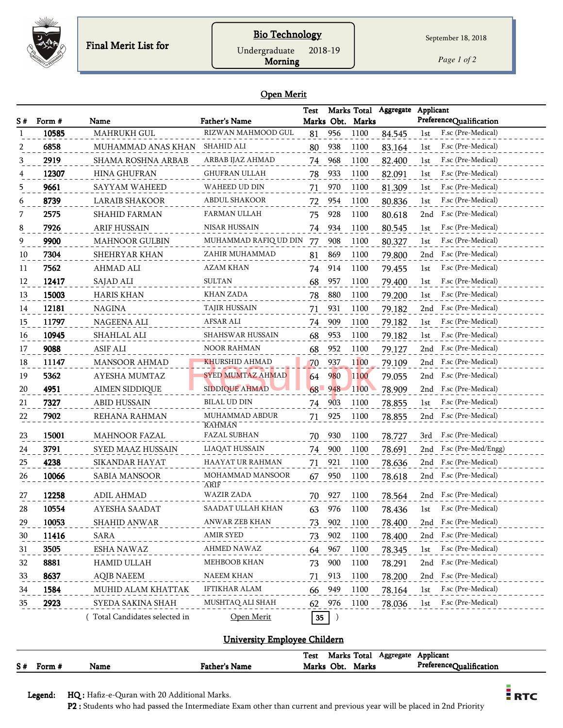Final Merit List for

**Bio Technology**

Undergraduate 2018-19

**Morning**

September 18, 2018

## Open Merit

| S # | Form # | Name | Father's Name | Test Marks | Marks Obt. | Total Marks | Aggregate | Applicant Preference | Qualification |
|---|---|---|---|---|---|---|---|---|---|
| 1 | 10585 | MAHRUKH GUL | RIZWAN MAHMOOD GUL | 81 | 956 | 1100 | 84.545 | 1st | F.sc (Pre-Medical) |
| 2 | 6858 | MUHAMMAD ANAS KHAN | SHAHID ALI | 80 | 938 | 1100 | 83.164 | 1st | F.sc (Pre-Medical) |
| 3 | 2919 | SHAMA ROSHNA ARBAB | ARBAB IJAZ AHMAD | 74 | 968 | 1100 | 82.400 | 1st | F.sc (Pre-Medical) |
| 4 | 12307 | HINA GHUFRAN | GHUFRAN ULLAH | 78 | 933 | 1100 | 82.091 | 1st | F.sc (Pre-Medical) |
| 5 | 9661 | SAYYAM WAHEED | WAHEED UD DIN | 71 | 970 | 1100 | 81.309 | 1st | F.sc (Pre-Medical) |
| 6 | 8739 | LARAIB SHAKOOR | ABDUL SHAKOOR | 72 | 954 | 1100 | 80.836 | 1st | F.sc (Pre-Medical) |
| 7 | 2575 | SHAHID FARMAN | FARMAN ULLAH | 75 | 928 | 1100 | 80.618 | 2nd | F.sc (Pre-Medical) |
| 8 | 7926 | ARIF HUSSAIN | NISAR HUSSAIN | 74 | 934 | 1100 | 80.545 | 1st | F.sc (Pre-Medical) |
| 9 | 9900 | MAHNOOR GULBIN | MUHAMMAD RAFIQ UD DIN | 77 | 908 | 1100 | 80.327 | 1st | F.sc (Pre-Medical) |
| 10 | 7304 | SHEHRYAR KHAN | ZAHIR MUHAMMAD | 81 | 869 | 1100 | 79.800 | 2nd | F.sc (Pre-Medical) |
| 11 | 7562 | AHMAD ALI | AZAM KHAN | 74 | 914 | 1100 | 79.455 | 1st | F.sc (Pre-Medical) |
| 12 | 12417 | SAJAD ALI | SULTAN | 68 | 957 | 1100 | 79.400 | 1st | F.sc (Pre-Medical) |
| 13 | 15003 | HARIS KHAN | KHAN ZADA | 78 | 880 | 1100 | 79.200 | 1st | F.sc (Pre-Medical) |
| 14 | 12181 | NAGINA | TAJIR HUSSAIN | 71 | 931 | 1100 | 79.182 | 2nd | F.sc (Pre-Medical) |
| 15 | 11797 | NAGEENA ALI | AFSAR ALI | 74 | 909 | 1100 | 79.182 | 1st | F.sc (Pre-Medical) |
| 16 | 10945 | SHAHLAL ALI | SHAHSWAR HUSSAIN | 68 | 953 | 1100 | 79.182 | 1st | F.sc (Pre-Medical) |
| 17 | 9088 | ASIF ALI | NOOR RAHMAN | 68 | 952 | 1100 | 79.127 | 2nd | F.sc (Pre-Medical) |
| 18 | 11147 | MANSOOR AHMAD | KHURSHID AHMAD | 70 | 937 | 1100 | 79.109 | 2nd | F.sc (Pre-Medical) |
| 19 | 5362 | AYESHA MUMTAZ | SYED MUMTAZ AHMAD | 64 | 980 | 1100 | 79.055 | 2nd | F.sc (Pre-Medical) |
| 20 | 4951 | AIMEN SIDDIQUE | SIDDIQUE AHMAD | 68 | 948 | 1100 | 78.909 | 2nd | F.sc (Pre-Medical) |
| 21 | 7327 | ABID HUSSAIN | BILAL UD DIN | 74 | 903 | 1100 | 78.855 | 1st | F.sc (Pre-Medical) |
| 22 | 7902 | REHANA RAHMAN | MUHAMMAD ABDUR RAHMAN | 71 | 925 | 1100 | 78.855 | 2nd | F.sc (Pre-Medical) |
| 23 | 15001 | MAHNOOR FAZAL | FAZAL SUBHAN | 70 | 930 | 1100 | 78.727 | 3rd | F.sc (Pre-Medical) |
| 24 | 3791 | SYED MAAZ HUSSAIN | LIAQAT HUSSAIN | 74 | 900 | 1100 | 78.691 | 2nd | F.sc (Pre-Med/Engg) |
| 25 | 4238 | SIKANDAR HAYAT | HAAYAT UR RAHMAN | 71 | 921 | 1100 | 78.636 | 2nd | F.sc (Pre-Medical) |
| 26 | 10066 | SABIA MANSOOR | MOHAMMAD MANSOOR ARIF | 67 | 950 | 1100 | 78.618 | 2nd | F.sc (Pre-Medical) |
| 27 | 12258 | ADIL AHMAD | WAZIR ZADA | 70 | 927 | 1100 | 78.564 | 2nd | F.sc (Pre-Medical) |
| 28 | 10554 | AYESHA SAADAT | SAADAT ULLAH KHAN | 63 | 976 | 1100 | 78.436 | 1st | F.sc (Pre-Medical) |
| 29 | 10053 | SHAHID ANWAR | ANWAR ZEB KHAN | 73 | 902 | 1100 | 78.400 | 2nd | F.sc (Pre-Medical) |
| 30 | 11416 | SARA | AMIR SYED | 73 | 902 | 1100 | 78.400 | 2nd | F.sc (Pre-Medical) |
| 31 | 3505 | ESHA NAWAZ | AHMED NAWAZ | 64 | 967 | 1100 | 78.345 | 1st | F.sc (Pre-Medical) |
| 32 | 8881 | HAMID ULLAH | MEHBOOB KHAN | 73 | 900 | 1100 | 78.291 | 2nd | F.sc (Pre-Medical) |
| 33 | 8637 | AQIB NAEEM | NAEEM KHAN | 71 | 913 | 1100 | 78.200 | 2nd | F.sc (Pre-Medical) |
| 34 | 1584 | MUHID ALAM KHATTAK | IFTIKHAR ALAM | 66 | 949 | 1100 | 78.164 | 1st | F.sc (Pre-Medical) |
| 35 | 2923 | SYEDA SAKINA SHAH | MUSHTAQ ALI SHAH | 62 | 976 | 1100 | 78.036 | 1st | F.sc (Pre-Medical) |

( Total Candidates selected in Open Merit **35** )

## University Employee Childern

| S # | Form # | Name | Father's Name | Test Marks | Marks Obt. | Total Marks | Aggregate | Applicant Preference | Qualification |
|---|---|---|---|---|---|---|---|---|---|

**Legend:** **HQ :** Hafiz-e-Quran with 20 Additional Marks.
**P2 :** Students who had passed the Intermediate Exam other than current and previous year will be placed in 2nd Priority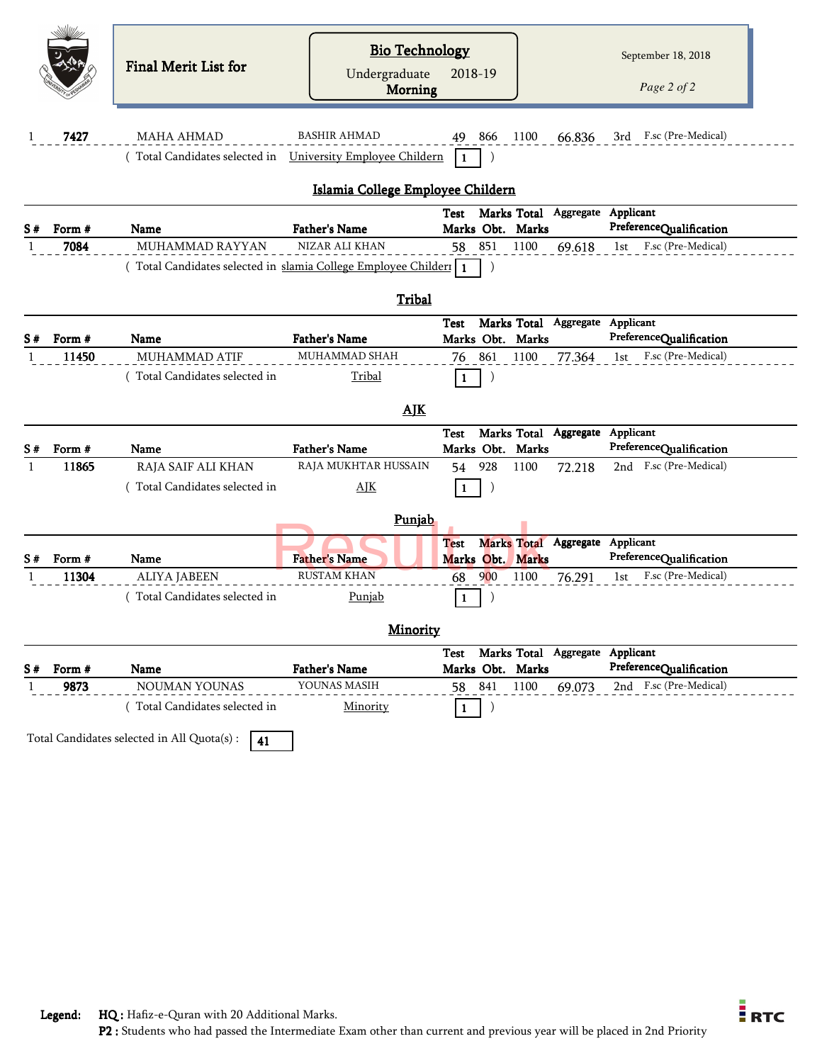Final Merit List for

**Bio Technology**
Undergraduate 2018-19
**Morning**

September 18, 2018

| S # | Form # | Name | Father's Name | Test Marks | Marks Obt. | Total Marks | Aggregate | Applicant Preference | Qualification |
|---|---|---|---|---|---|---|---|---|---|
| 1 | **7427** | MAHA AHMAD | BASHIR AHMAD | 49 | 866 | 1100 | 66.836 | 3rd | F.sc (Pre-Medical) |

( Total Candidates selected in University Employee Childern **1** )

## Islamia College Employee Childern

| S # | Form # | Name | Father's Name | Test Marks | Marks Obt. | Total Marks | Aggregate | Applicant Preference | Qualification |
|---|---|---|---|---|---|---|---|---|---|
| 1 | **7084** | MUHAMMAD RAYYAN | NIZAR ALI KHAN | 58 | 851 | 1100 | 69.618 | 1st | F.sc (Pre-Medical) |

( Total Candidates selected in slamia College Employee Childern **1** )

## Tribal

| S # | Form # | Name | Father's Name | Test Marks | Marks Obt. | Total Marks | Aggregate | Applicant Preference | Qualification |
|---|---|---|---|---|---|---|---|---|---|
| 1 | **11450** | MUHAMMAD ATIF | MUHAMMAD SHAH | 76 | 861 | 1100 | 77.364 | 1st | F.sc (Pre-Medical) |

( Total Candidates selected in Tribal **1** )

## AJK

| S # | Form # | Name | Father's Name | Test Marks | Marks Obt. | Total Marks | Aggregate | Applicant Preference | Qualification |
|---|---|---|---|---|---|---|---|---|---|
| 1 | **11865** | RAJA SAIF ALI KHAN | RAJA MUKHTAR HUSSAIN | 54 | 928 | 1100 | 72.218 | 2nd | F.sc (Pre-Medical) |

( Total Candidates selected in AJK **1** )

## Punjab

| S # | Form # | Name | Father's Name | Test Marks | Marks Obt. | Total Marks | Aggregate | Applicant Preference | Qualification |
|---|---|---|---|---|---|---|---|---|---|
| 1 | **11304** | ALIYA JABEEN | RUSTAM KHAN | 68 | 900 | 1100 | 76.291 | 1st | F.sc (Pre-Medical) |

( Total Candidates selected in Punjab **1** )

## Minority

| S # | Form # | Name | Father's Name | Test Marks | Marks Obt. | Total Marks | Aggregate | Applicant Preference | Qualification |
|---|---|---|---|---|---|---|---|---|---|
| 1 | **9873** | NOUMAN YOUNAS | YOUNAS MASIH | 58 | 841 | 1100 | 69.073 | 2nd | F.sc (Pre-Medical) |

( Total Candidates selected in Minority **1** )

Total Candidates selected in All Quota(s) : **41**

**Legend:** **HQ :** Hafiz-e-Quran with 20 Additional Marks.
**P2 :** Students who had passed the Intermediate Exam other than current and previous year will be placed in 2nd Priority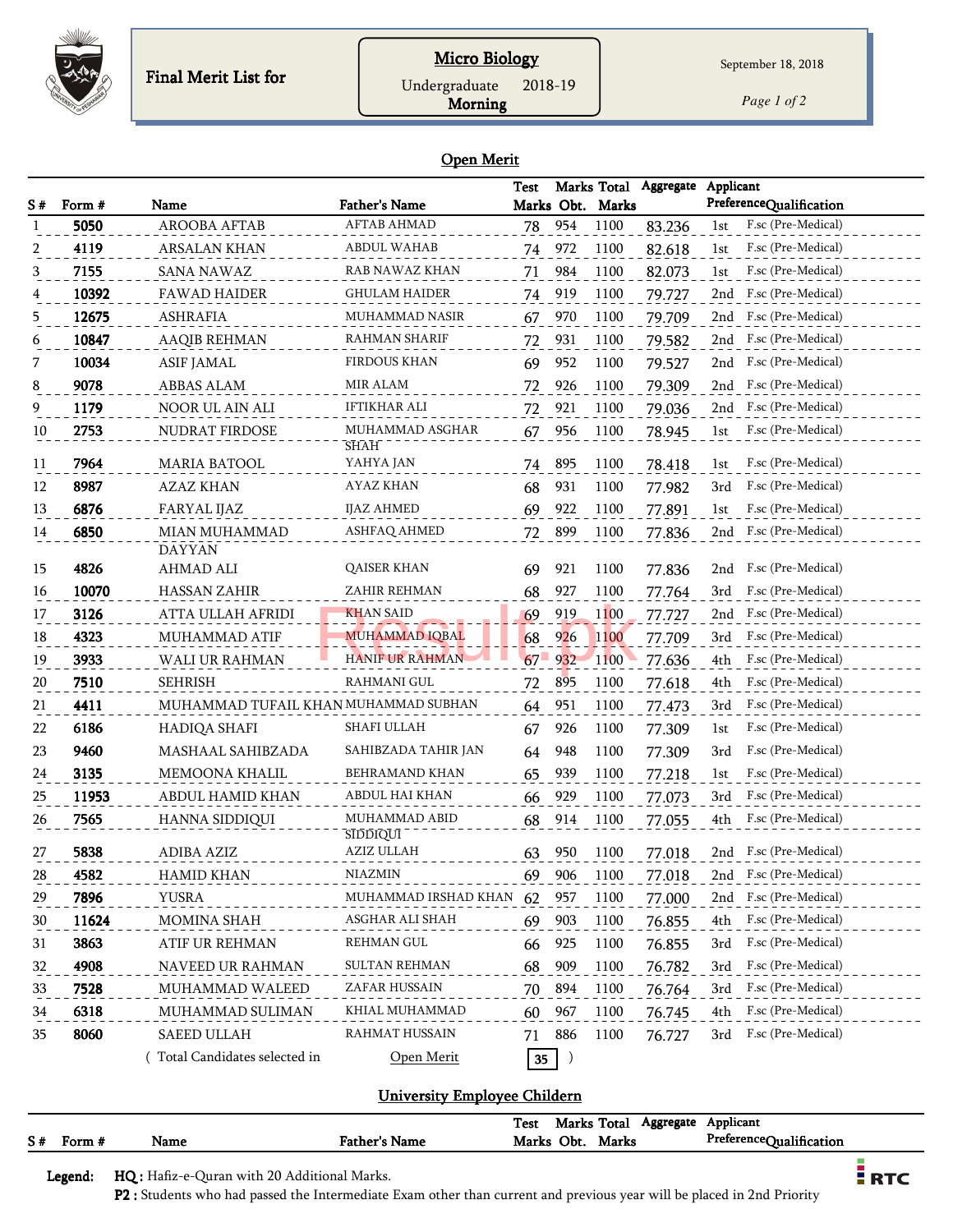# Final Merit List for

**Micro Biology**
Undergraduate 2018-19
**Morning**

September 18, 2018

## Open Merit

| S # | Form # | Name | Father's Name | Test Marks | Marks Obt. | Total Marks | Aggregate | Applicant Preference | Qualification |
|---|---|---|---|---|---|---|---|---|---|
| 1 | **5050** | AROOBA AFTAB | AFTAB AHMAD | 78 | 954 | 1100 | 83.236 | 1st | F.sc (Pre-Medical) |
| 2 | **4119** | ARSALAN KHAN | ABDUL WAHAB | 74 | 972 | 1100 | 82.618 | 1st | F.sc (Pre-Medical) |
| 3 | **7155** | SANA NAWAZ | RAB NAWAZ KHAN | 71 | 984 | 1100 | 82.073 | 1st | F.sc (Pre-Medical) |
| 4 | **10392** | FAWAD HAIDER | GHULAM HAIDER | 74 | 919 | 1100 | 79.727 | 2nd | F.sc (Pre-Medical) |
| 5 | **12675** | ASHRAFIA | MUHAMMAD NASIR | 67 | 970 | 1100 | 79.709 | 2nd | F.sc (Pre-Medical) |
| 6 | **10847** | AAQIB REHMAN | RAHMAN SHARIF | 72 | 931 | 1100 | 79.582 | 2nd | F.sc (Pre-Medical) |
| 7 | **10034** | ASIF JAMAL | FIRDOUS KHAN | 69 | 952 | 1100 | 79.527 | 2nd | F.sc (Pre-Medical) |
| 8 | **9078** | ABBAS ALAM | MIR ALAM | 72 | 926 | 1100 | 79.309 | 2nd | F.sc (Pre-Medical) |
| 9 | **1179** | NOOR UL AIN ALI | IFTIKHAR ALI | 72 | 921 | 1100 | 79.036 | 2nd | F.sc (Pre-Medical) |
| 10 | **2753** | NUDRAT FIRDOSE | MUHAMMAD ASGHAR SHAH | 67 | 956 | 1100 | 78.945 | 1st | F.sc (Pre-Medical) |
| 11 | **7964** | MARIA BATOOL | YAHYA JAN | 74 | 895 | 1100 | 78.418 | 1st | F.sc (Pre-Medical) |
| 12 | **8987** | AZAZ KHAN | AYAZ KHAN | 68 | 931 | 1100 | 77.982 | 3rd | F.sc (Pre-Medical) |
| 13 | **6876** | FARYAL IJAZ | IJAZ AHMED | 69 | 922 | 1100 | 77.891 | 1st | F.sc (Pre-Medical) |
| 14 | **6850** | MIAN MUHAMMAD DAYYAN | ASHFAQ AHMED | 72 | 899 | 1100 | 77.836 | 2nd | F.sc (Pre-Medical) |
| 15 | **4826** | AHMAD ALI | QAISER KHAN | 69 | 921 | 1100 | 77.836 | 2nd | F.sc (Pre-Medical) |
| 16 | **10070** | HASSAN ZAHIR | ZAHIR REHMAN | 68 | 927 | 1100 | 77.764 | 3rd | F.sc (Pre-Medical) |
| 17 | **3126** | ATTA ULLAH AFRIDI | KHAN SAID | 69 | 919 | 1100 | 77.727 | 2nd | F.sc (Pre-Medical) |
| 18 | **4323** | MUHAMMAD ATIF | MUHAMMAD IQBAL | 68 | 926 | 1100 | 77.709 | 3rd | F.sc (Pre-Medical) |
| 19 | **3933** | WALI UR RAHMAN | HANIF UR RAHMAN | 67 | 932 | 1100 | 77.636 | 4th | F.sc (Pre-Medical) |
| 20 | **7510** | SEHRISH | RAHMANI GUL | 72 | 895 | 1100 | 77.618 | 4th | F.sc (Pre-Medical) |
| 21 | **4411** | MUHAMMAD TUFAIL KHAN | MUHAMMAD SUBHAN | 64 | 951 | 1100 | 77.473 | 3rd | F.sc (Pre-Medical) |
| 22 | **6186** | HADIQA SHAFI | SHAFI ULLAH | 67 | 926 | 1100 | 77.309 | 1st | F.sc (Pre-Medical) |
| 23 | **9460** | MASHAAL SAHIBZADA | SAHIBZADA TAHIR JAN | 64 | 948 | 1100 | 77.309 | 3rd | F.sc (Pre-Medical) |
| 24 | **3135** | MEMOONA KHALIL | BEHRAMAND KHAN | 65 | 939 | 1100 | 77.218 | 1st | F.sc (Pre-Medical) |
| 25 | **11953** | ABDUL HAMID KHAN | ABDUL HAI KHAN | 66 | 929 | 1100 | 77.073 | 3rd | F.sc (Pre-Medical) |
| 26 | **7565** | HANNA SIDDIQUI | MUHAMMAD ABID SIDDIQUI | 68 | 914 | 1100 | 77.055 | 4th | F.sc (Pre-Medical) |
| 27 | **5838** | ADIBA AZIZ | AZIZ ULLAH | 63 | 950 | 1100 | 77.018 | 2nd | F.sc (Pre-Medical) |
| 28 | **4582** | HAMID KHAN | NIAZMIN | 69 | 906 | 1100 | 77.018 | 2nd | F.sc (Pre-Medical) |
| 29 | **7896** | YUSRA | MUHAMMAD IRSHAD KHAN | 62 | 957 | 1100 | 77.000 | 2nd | F.sc (Pre-Medical) |
| 30 | **11624** | MOMINA SHAH | ASGHAR ALI SHAH | 69 | 903 | 1100 | 76.855 | 4th | F.sc (Pre-Medical) |
| 31 | **3863** | ATIF UR REHMAN | REHMAN GUL | 66 | 925 | 1100 | 76.855 | 3rd | F.sc (Pre-Medical) |
| 32 | **4908** | NAVEED UR RAHMAN | SULTAN REHMAN | 68 | 909 | 1100 | 76.782 | 3rd | F.sc (Pre-Medical) |
| 33 | **7528** | MUHAMMAD WALEED | ZAFAR HUSSAIN | 70 | 894 | 1100 | 76.764 | 3rd | F.sc (Pre-Medical) |
| 34 | **6318** | MUHAMMAD SULIMAN | KHIAL MUHAMMAD | 60 | 967 | 1100 | 76.745 | 4th | F.sc (Pre-Medical) |
| 35 | **8060** | SAEED ULLAH | RAHMAT HUSSAIN | 71 | 886 | 1100 | 76.727 | 3rd | F.sc (Pre-Medical) |

( Total Candidates selected in Open Merit **35** )

## University Employee Childern

| S # | Form # | Name | Father's Name | Test Marks | Marks Obt. | Total Marks | Aggregate | Applicant Preference | Qualification |
|---|---|---|---|---|---|---|---|---|---|

**Legend:** **HQ :** Hafiz-e-Quran with 20 Additional Marks.
**P2 :** Students who had passed the Intermediate Exam other than current and previous year will be placed in 2nd Priority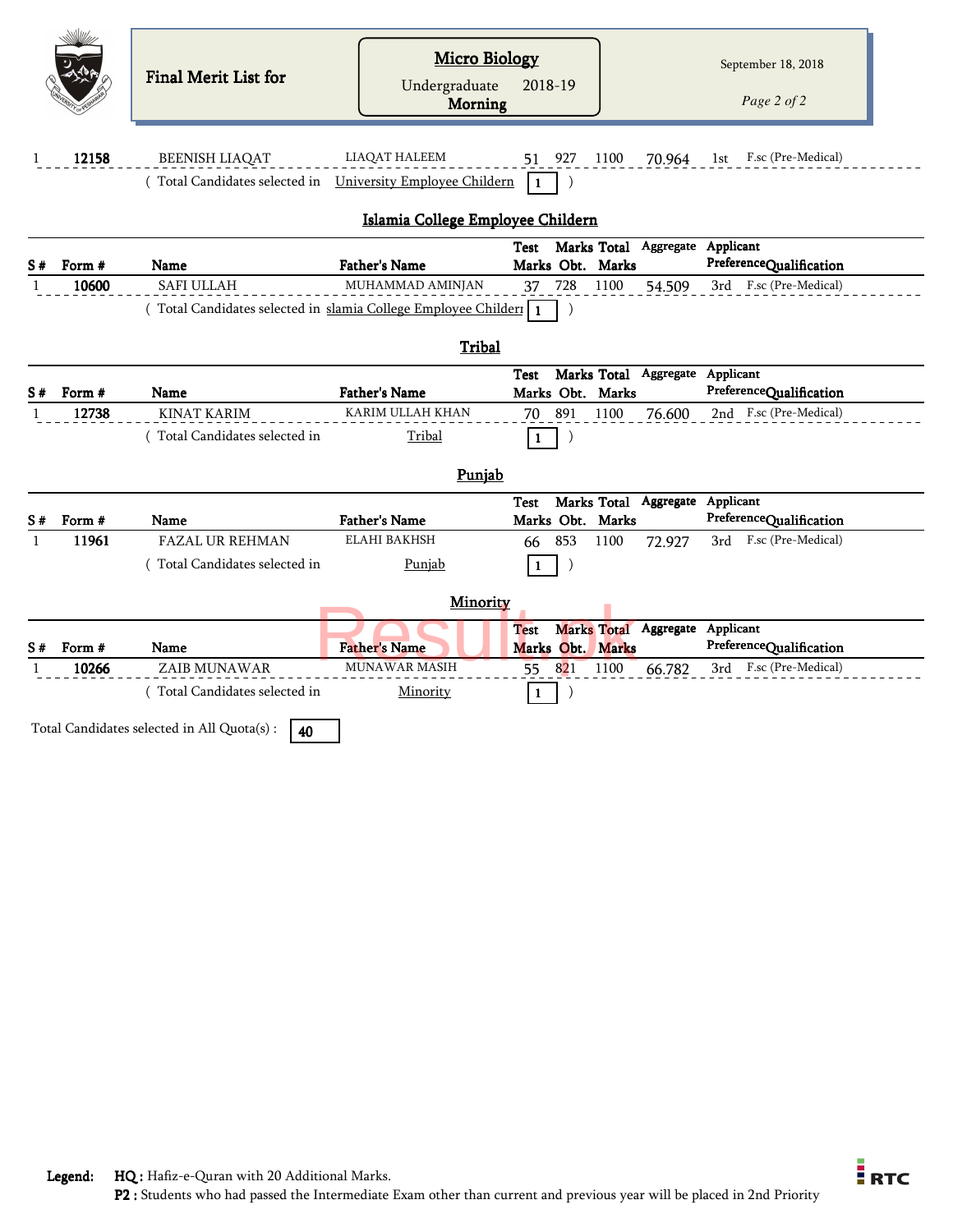Final Merit List for

## Micro Biology

Undergraduate 2018-19
Morning

September 18, 2018

| S # | Form # | Name | Father's Name | Test Marks | Marks Obt. | Total Marks | Aggregate | Applicant Preference | Qualification |
|---|---|---|---|---|---|---|---|---|---|
| 1 | 12158 | BEENISH LIAQAT | LIAQAT HALEEM | 51 | 927 | 1100 | 70.964 | 1st | F.sc (Pre-Medical) |

( Total Candidates selected in University Employee Childern 1 )

### Islamia College Employee Childern

| S # | Form # | Name | Father's Name | Test Marks | Marks Obt. | Total Marks | Aggregate | Applicant Preference | Qualification |
|---|---|---|---|---|---|---|---|---|---|
| 1 | 10600 | SAFI ULLAH | MUHAMMAD AMINJAN | 37 | 728 | 1100 | 54.509 | 3rd | F.sc (Pre-Medical) |

( Total Candidates selected in slamia College Employee Childern 1 )

### Tribal

| S # | Form # | Name | Father's Name | Test Marks | Marks Obt. | Total Marks | Aggregate | Applicant Preference | Qualification |
|---|---|---|---|---|---|---|---|---|---|
| 1 | 12738 | KINAT KARIM | KARIM ULLAH KHAN | 70 | 891 | 1100 | 76.600 | 2nd | F.sc (Pre-Medical) |

( Total Candidates selected in Tribal 1 )

### Punjab

| S # | Form # | Name | Father's Name | Test Marks | Marks Obt. | Total Marks | Aggregate | Applicant Preference | Qualification |
|---|---|---|---|---|---|---|---|---|---|
| 1 | 11961 | FAZAL UR REHMAN | ELAHI BAKHSH | 66 | 853 | 1100 | 72.927 | 3rd | F.sc (Pre-Medical) |

( Total Candidates selected in Punjab 1 )

### Minority

| S # | Form # | Name | Father's Name | Test Marks | Marks Obt. | Total Marks | Aggregate | Applicant Preference | Qualification |
|---|---|---|---|---|---|---|---|---|---|
| 1 | 10266 | ZAIB MUNAWAR | MUNAWAR MASIH | 55 | 821 | 1100 | 66.782 | 3rd | F.sc (Pre-Medical) |

( Total Candidates selected in Minority 1 )

Total Candidates selected in All Quota(s) : 40

**Legend:** **HQ :** Hafiz-e-Quran with 20 Additional Marks.
**P2 :** Students who had passed the Intermediate Exam other than current and previous year will be placed in 2nd Priority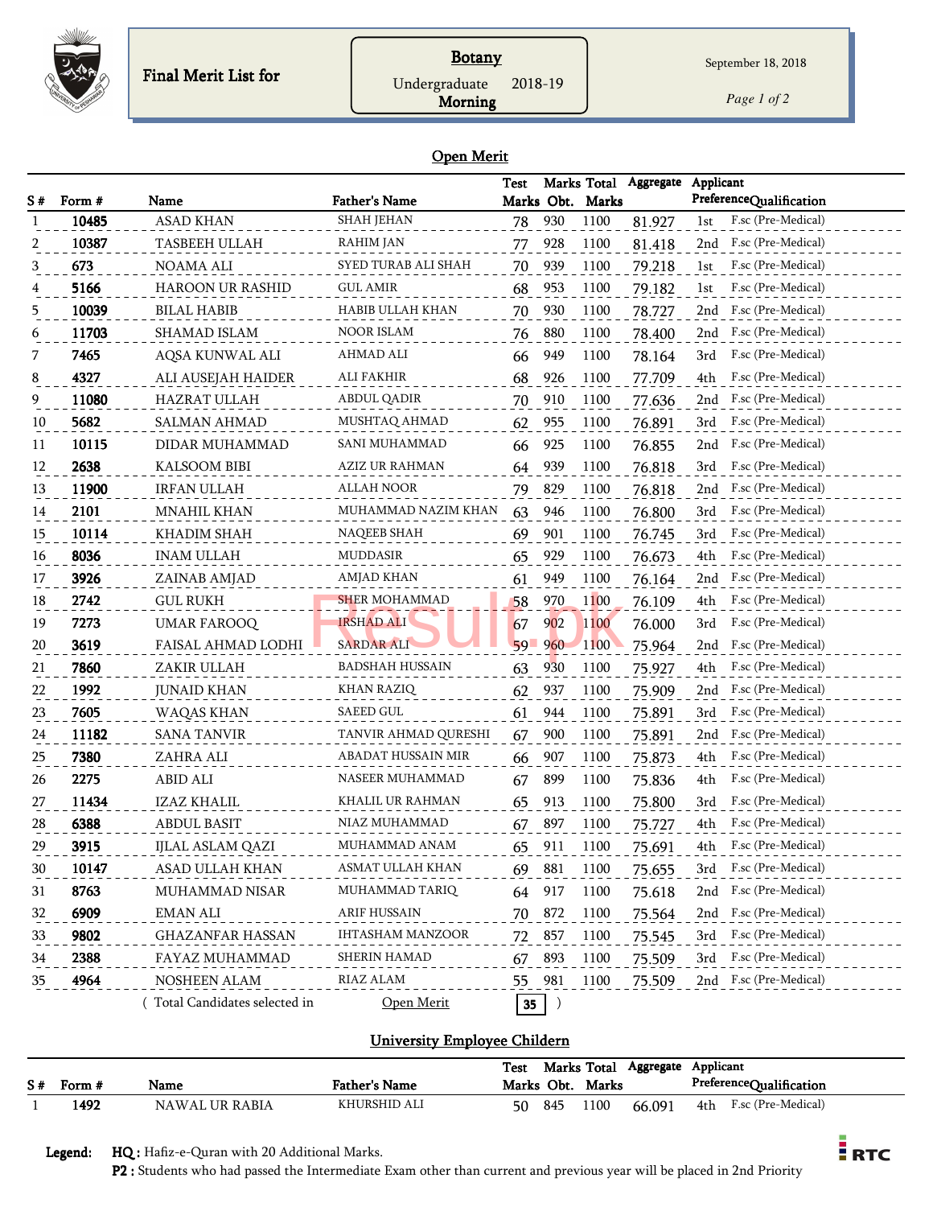Final Merit List for

**Botany**
Undergraduate 2018-19
**Morning**

September 18, 2018

## Open Merit

| S # | Form # | Name | Father's Name | Test Marks | Marks Obt. | Total Marks | Aggregate | Applicant Preference | Qualification |
|---|---|---|---|---|---|---|---|---|---|
| 1 | 10485 | ASAD KHAN | SHAH JEHAN | 78 | 930 | 1100 | 81.927 | 1st | F.sc (Pre-Medical) |
| 2 | 10387 | TASBEEH ULLAH | RAHIM JAN | 77 | 928 | 1100 | 81.418 | 2nd | F.sc (Pre-Medical) |
| 3 | 673 | NOAMA ALI | SYED TURAB ALI SHAH | 70 | 939 | 1100 | 79.218 | 1st | F.sc (Pre-Medical) |
| 4 | 5166 | HAROON UR RASHID | GUL AMIR | 68 | 953 | 1100 | 79.182 | 1st | F.sc (Pre-Medical) |
| 5 | 10039 | BILAL HABIB | HABIB ULLAH KHAN | 70 | 930 | 1100 | 78.727 | 2nd | F.sc (Pre-Medical) |
| 6 | 11703 | SHAMAD ISLAM | NOOR ISLAM | 76 | 880 | 1100 | 78.400 | 2nd | F.sc (Pre-Medical) |
| 7 | 7465 | AQSA KUNWAL ALI | AHMAD ALI | 66 | 949 | 1100 | 78.164 | 3rd | F.sc (Pre-Medical) |
| 8 | 4327 | ALI AUSEJAH HAIDER | ALI FAKHIR | 68 | 926 | 1100 | 77.709 | 4th | F.sc (Pre-Medical) |
| 9 | 11080 | HAZRAT ULLAH | ABDUL QADIR | 70 | 910 | 1100 | 77.636 | 2nd | F.sc (Pre-Medical) |
| 10 | 5682 | SALMAN AHMAD | MUSHTAQ AHMAD | 62 | 955 | 1100 | 76.891 | 3rd | F.sc (Pre-Medical) |
| 11 | 10115 | DIDAR MUHAMMAD | SANI MUHAMMAD | 66 | 925 | 1100 | 76.855 | 2nd | F.sc (Pre-Medical) |
| 12 | 2638 | KALSOOM BIBI | AZIZ UR RAHMAN | 64 | 939 | 1100 | 76.818 | 3rd | F.sc (Pre-Medical) |
| 13 | 11900 | IRFAN ULLAH | ALLAH NOOR | 79 | 829 | 1100 | 76.818 | 2nd | F.sc (Pre-Medical) |
| 14 | 2101 | MNAHIL KHAN | MUHAMMAD NAZIM KHAN | 63 | 946 | 1100 | 76.800 | 3rd | F.sc (Pre-Medical) |
| 15 | 10114 | KHADIM SHAH | NAQEEB SHAH | 69 | 901 | 1100 | 76.745 | 3rd | F.sc (Pre-Medical) |
| 16 | 8036 | INAM ULLAH | MUDDASIR | 65 | 929 | 1100 | 76.673 | 4th | F.sc (Pre-Medical) |
| 17 | 3926 | ZAINAB AMJAD | AMJAD KHAN | 61 | 949 | 1100 | 76.164 | 2nd | F.sc (Pre-Medical) |
| 18 | 2742 | GUL RUKH | SHER MOHAMMAD | 58 | 970 | 1100 | 76.109 | 4th | F.sc (Pre-Medical) |
| 19 | 7273 | UMAR FAROOQ | IRSHAD ALI | 67 | 902 | 1100 | 76.000 | 3rd | F.sc (Pre-Medical) |
| 20 | 3619 | FAISAL AHMAD LODHI | SARDAR ALI | 59 | 960 | 1100 | 75.964 | 2nd | F.sc (Pre-Medical) |
| 21 | 7860 | ZAKIR ULLAH | BADSHAH HUSSAIN | 63 | 930 | 1100 | 75.927 | 4th | F.sc (Pre-Medical) |
| 22 | 1992 | JUNAID KHAN | KHAN RAZIQ | 62 | 937 | 1100 | 75.909 | 2nd | F.sc (Pre-Medical) |
| 23 | 7605 | WAQAS KHAN | SAEED GUL | 61 | 944 | 1100 | 75.891 | 3rd | F.sc (Pre-Medical) |
| 24 | 11182 | SANA TANVIR | TANVIR AHMAD QURESHI | 67 | 900 | 1100 | 75.891 | 2nd | F.sc (Pre-Medical) |
| 25 | 7380 | ZAHRA ALI | ABADAT HUSSAIN MIR | 66 | 907 | 1100 | 75.873 | 4th | F.sc (Pre-Medical) |
| 26 | 2275 | ABID ALI | NASEER MUHAMMAD | 67 | 899 | 1100 | 75.836 | 4th | F.sc (Pre-Medical) |
| 27 | 11434 | IZAZ KHALIL | KHALIL UR RAHMAN | 65 | 913 | 1100 | 75.800 | 3rd | F.sc (Pre-Medical) |
| 28 | 6388 | ABDUL BASIT | NIAZ MUHAMMAD | 67 | 897 | 1100 | 75.727 | 4th | F.sc (Pre-Medical) |
| 29 | 3915 | IJLAL ASLAM QAZI | MUHAMMAD ANAM | 65 | 911 | 1100 | 75.691 | 4th | F.sc (Pre-Medical) |
| 30 | 10147 | ASAD ULLAH KHAN | ASMAT ULLAH KHAN | 69 | 881 | 1100 | 75.655 | 3rd | F.sc (Pre-Medical) |
| 31 | 8763 | MUHAMMAD NISAR | MUHAMMAD TARIQ | 64 | 917 | 1100 | 75.618 | 2nd | F.sc (Pre-Medical) |
| 32 | 6909 | EMAN ALI | ARIF HUSSAIN | 70 | 872 | 1100 | 75.564 | 2nd | F.sc (Pre-Medical) |
| 33 | 9802 | GHAZANFAR HASSAN | IHTASHAM MANZOOR | 72 | 857 | 1100 | 75.545 | 3rd | F.sc (Pre-Medical) |
| 34 | 2388 | FAYAZ MUHAMMAD | SHERIN HAMAD | 67 | 893 | 1100 | 75.509 | 3rd | F.sc (Pre-Medical) |
| 35 | 4964 | NOSHEEN ALAM | RIAZ ALAM | 55 | 981 | 1100 | 75.509 | 2nd | F.sc (Pre-Medical) |

( Total Candidates selected in Open Merit **35** )

## University Employee Childern

| S # | Form # | Name | Father's Name | Test Marks | Marks Obt. | Total Marks | Aggregate | Applicant Preference | Qualification |
|---|---|---|---|---|---|---|---|---|---|
| 1 | 1492 | NAWAL UR RABIA | KHURSHID ALI | 50 | 845 | 1100 | 66.091 | 4th | F.sc (Pre-Medical) |

**Legend:** **HQ :** Hafiz-e-Quran with 20 Additional Marks.
**P2 :** Students who had passed the Intermediate Exam other than current and previous year will be placed in 2nd Priority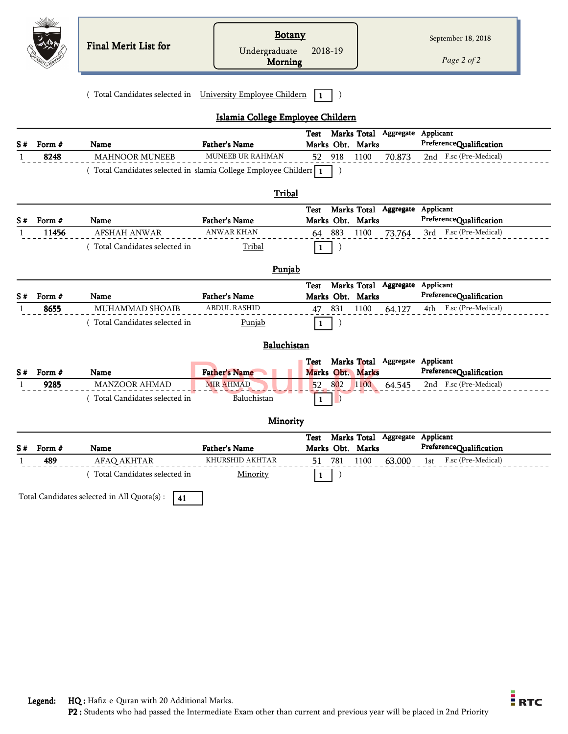Final Merit List for

**Botany**
Undergraduate 2018-19
**Morning**

September 18, 2018

( Total Candidates selected in University Employee Childern 1 )

## Islamia College Employee Childern

| S # | Form # | Name | Father's Name | Test Marks | Marks Obt. | Total Marks | Aggregate | Applicant Preference | Qualification |
|---|---|---|---|---|---|---|---|---|---|
| 1 | 8248 | MAHNOOR MUNEEB | MUNEEB UR RAHMAN | 52 | 918 | 1100 | 70.873 | 2nd | F.sc (Pre-Medical) |

( Total Candidates selected in slamia College Employee Childern 1 )

## Tribal

| S # | Form # | Name | Father's Name | Test Marks | Marks Obt. | Total Marks | Aggregate | Applicant Preference | Qualification |
|---|---|---|---|---|---|---|---|---|---|
| 1 | 11456 | AFSHAH ANWAR | ANWAR KHAN | 64 | 883 | 1100 | 73.764 | 3rd | F.sc (Pre-Medical) |

( Total Candidates selected in Tribal 1 )

## Punjab

| S # | Form # | Name | Father's Name | Test Marks | Marks Obt. | Total Marks | Aggregate | Applicant Preference | Qualification |
|---|---|---|---|---|---|---|---|---|---|
| 1 | 8655 | MUHAMMAD SHOAIB | ABDUL RASHID | 47 | 831 | 1100 | 64.127 | 4th | F.sc (Pre-Medical) |

( Total Candidates selected in Punjab 1 )

## Baluchistan

| S # | Form # | Name | Father's Name | Test Marks | Marks Obt. | Total Marks | Aggregate | Applicant Preference | Qualification |
|---|---|---|---|---|---|---|---|---|---|
| 1 | 9285 | MANZOOR AHMAD | MIR AHMAD | 52 | 802 | 1100 | 64.545 | 2nd | F.sc (Pre-Medical) |

( Total Candidates selected in Baluchistan 1 )

## Minority

| S # | Form # | Name | Father's Name | Test Marks | Marks Obt. | Total Marks | Aggregate | Applicant Preference | Qualification |
|---|---|---|---|---|---|---|---|---|---|
| 1 | 489 | AFAQ AKHTAR | KHURSHID AKHTAR | 51 | 781 | 1100 | 63.000 | 1st | F.sc (Pre-Medical) |

( Total Candidates selected in Minority 1 )

Total Candidates selected in All Quota(s) : 41

**Legend:** **HQ :** Hafiz-e-Quran with 20 Additional Marks.
**P2 :** Students who had passed the Intermediate Exam other than current and previous year will be placed in 2nd Priority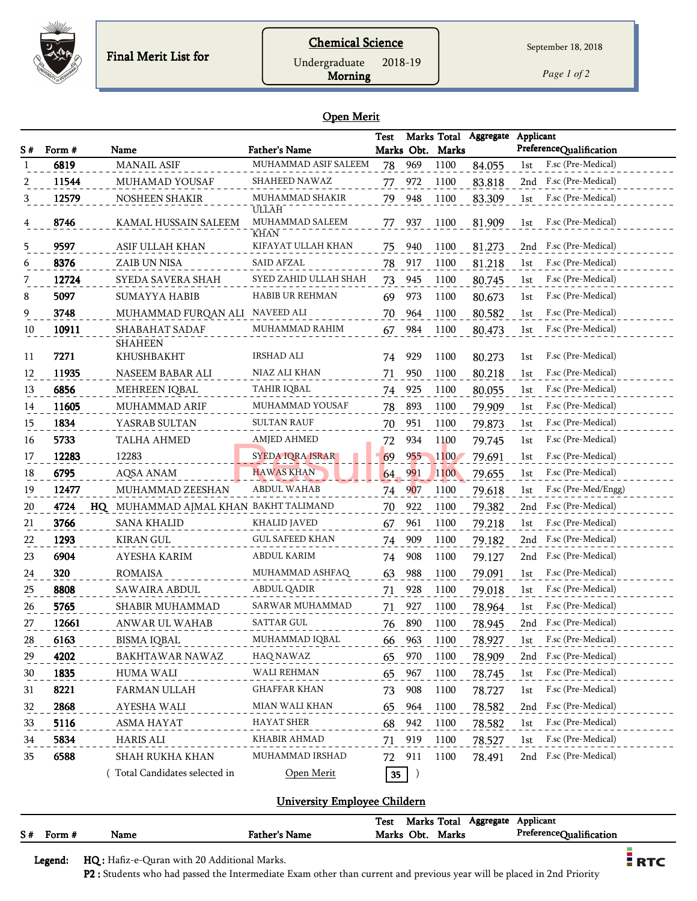Final Merit List for

**Chemical Science**

Undergraduate 2018-19

**Morning**

September 18, 2018

## Open Merit

| S # | Form # | | Name | Father's Name | Test Marks | Marks Obt. | Total Marks | Aggregate | Applicant Preference | Qualification |
|---|---|---|---|---|---|---|---|---|---|---|
| 1 | 6819 | | MANAIL ASIF | MUHAMMAD ASIF SALEEM | 78 | 969 | 1100 | 84.055 | 1st | F.sc (Pre-Medical) |
| 2 | 11544 | | MUHAMAD YOUSAF | SHAHEED NAWAZ | 77 | 972 | 1100 | 83.818 | 2nd | F.sc (Pre-Medical) |
| 3 | 12579 | | NOSHEEN SHAKIR | MUHAMMAD SHAKIR ULLAH | 79 | 948 | 1100 | 83.309 | 1st | F.sc (Pre-Medical) |
| 4 | 8746 | | KAMAL HUSSAIN SALEEM | MUHAMMAD SALEEM KHAN | 77 | 937 | 1100 | 81.909 | 1st | F.sc (Pre-Medical) |
| 5 | 9597 | | ASIF ULLAH KHAN | KIFAYAT ULLAH KHAN | 75 | 940 | 1100 | 81.273 | 2nd | F.sc (Pre-Medical) |
| 6 | 8376 | | ZAIB UN NISA | SAID AFZAL | 78 | 917 | 1100 | 81.218 | 1st | F.sc (Pre-Medical) |
| 7 | 12724 | | SYEDA SAVERA SHAH | SYED ZAHID ULLAH SHAH | 73 | 945 | 1100 | 80.745 | 1st | F.sc (Pre-Medical) |
| 8 | 5097 | | SUMAYYA HABIB | HABIB UR REHMAN | 69 | 973 | 1100 | 80.673 | 1st | F.sc (Pre-Medical) |
| 9 | 3748 | | MUHAMMAD FURQAN ALI | NAVEED ALI | 70 | 964 | 1100 | 80.582 | 1st | F.sc (Pre-Medical) |
| 10 | 10911 | | SHABAHAT SADAF | MUHAMMAD RAHIM | 67 | 984 | 1100 | 80.473 | 1st | F.sc (Pre-Medical) |
| 11 | 7271 | | SHAHEEN KHUSHBAKHT | IRSHAD ALI | 74 | 929 | 1100 | 80.273 | 1st | F.sc (Pre-Medical) |
| 12 | 11935 | | NASEEM BABAR ALI | NIAZ ALI KHAN | 71 | 950 | 1100 | 80.218 | 1st | F.sc (Pre-Medical) |
| 13 | 6856 | | MEHREEN IQBAL | TAHIR IQBAL | 74 | 925 | 1100 | 80.055 | 1st | F.sc (Pre-Medical) |
| 14 | 11605 | | MUHAMMAD ARIF | MUHAMMAD YOUSAF | 78 | 893 | 1100 | 79.909 | 1st | F.sc (Pre-Medical) |
| 15 | 1834 | | YASRAB SULTAN | SULTAN RAUF | 70 | 951 | 1100 | 79.873 | 1st | F.sc (Pre-Medical) |
| 16 | 5733 | | TALHA AHMED | AMJED AHMED | 72 | 934 | 1100 | 79.745 | 1st | F.sc (Pre-Medical) |
| 17 | 12283 | | 12283 | SYEDA IQRA ISRAR | 69 | 955 | 1100 | 79.691 | 1st | F.sc (Pre-Medical) |
| 18 | 6795 | | AQSA ANAM | HAWAS KHAN | 64 | 991 | 1100 | 79.655 | 1st | F.sc (Pre-Medical) |
| 19 | 12477 | | MUHAMMAD ZEESHAN | ABDUL WAHAB | 74 | 907 | 1100 | 79.618 | 1st | F.sc (Pre-Med/Engg) |
| 20 | 4724 | HQ | MUHAMMAD AJMAL KHAN | BAKHT TALIMAND | 70 | 922 | 1100 | 79.382 | 2nd | F.sc (Pre-Medical) |
| 21 | 3766 | | SANA KHALID | KHALID JAVED | 67 | 961 | 1100 | 79.218 | 1st | F.sc (Pre-Medical) |
| 22 | 1293 | | KIRAN GUL | GUL SAFEED KHAN | 74 | 909 | 1100 | 79.182 | 2nd | F.sc (Pre-Medical) |
| 23 | 6904 | | AYESHA KARIM | ABDUL KARIM | 74 | 908 | 1100 | 79.127 | 2nd | F.sc (Pre-Medical) |
| 24 | 320 | | ROMAISA | MUHAMMAD ASHFAQ | 63 | 988 | 1100 | 79.091 | 1st | F.sc (Pre-Medical) |
| 25 | 8808 | | SAWAIRA ABDUL | ABDUL QADIR | 71 | 928 | 1100 | 79.018 | 1st | F.sc (Pre-Medical) |
| 26 | 5765 | | SHABIR MUHAMMAD | SARWAR MUHAMMAD | 71 | 927 | 1100 | 78.964 | 1st | F.sc (Pre-Medical) |
| 27 | 12661 | | ANWAR UL WAHAB | SATTAR GUL | 76 | 890 | 1100 | 78.945 | 2nd | F.sc (Pre-Medical) |
| 28 | 6163 | | BISMA IQBAL | MUHAMMAD IQBAL | 66 | 963 | 1100 | 78.927 | 1st | F.sc (Pre-Medical) |
| 29 | 4202 | | BAKHTAWAR NAWAZ | HAQ NAWAZ | 65 | 970 | 1100 | 78.909 | 2nd | F.sc (Pre-Medical) |
| 30 | 1835 | | HUMA WALI | WALI REHMAN | 65 | 967 | 1100 | 78.745 | 1st | F.sc (Pre-Medical) |
| 31 | 8221 | | FARMAN ULLAH | GHAFFAR KHAN | 73 | 908 | 1100 | 78.727 | 1st | F.sc (Pre-Medical) |
| 32 | 2868 | | AYESHA WALI | MIAN WALI KHAN | 65 | 964 | 1100 | 78.582 | 2nd | F.sc (Pre-Medical) |
| 33 | 5116 | | ASMA HAYAT | HAYAT SHER | 68 | 942 | 1100 | 78.582 | 1st | F.sc (Pre-Medical) |
| 34 | 5834 | | HARIS ALI | KHABIR AHMAD | 71 | 919 | 1100 | 78.527 | 1st | F.sc (Pre-Medical) |
| 35 | 6588 | | SHAH RUKHA KHAN | MUHAMMAD IRSHAD | 72 | 911 | 1100 | 78.491 | 2nd | F.sc (Pre-Medical) |

( Total Candidates selected in Open Merit **35** )

## University Employee Childern

| S # | Form # | Name | Father's Name | Test Marks | Marks Obt. | Total Marks | Aggregate | Applicant Preference | Qualification |
|---|---|---|---|---|---|---|---|---|---|

**Legend:** **HQ :** Hafiz-e-Quran with 20 Additional Marks.

**P2 :** Students who had passed the Intermediate Exam other than current and previous year will be placed in 2nd Priority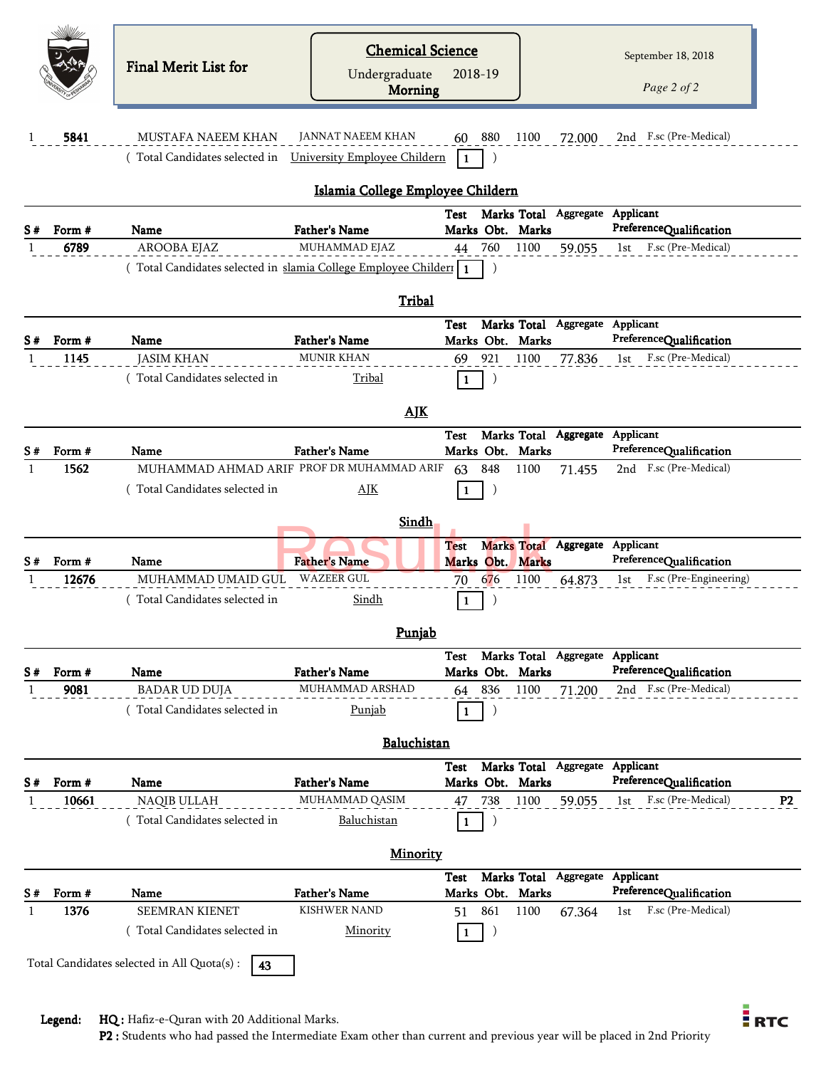# Final Merit List for

**Chemical Science**

Undergraduate 2018-19

**Morning**

September 18, 2018

| S # | Form # | Name | Father's Name | Test Marks | Marks Obt. | Total Marks | Aggregate | Applicant Preference | Qualification | |
|---|---|---|---|---|---|---|---|---|---|---|
| 1 | 5841 | MUSTAFA NAEEM KHAN | JANNAT NAEEM KHAN | 60 | 880 | 1100 | 72.000 | 2nd | F.sc (Pre-Medical) | |

( Total Candidates selected in University Employee Childern 1 )

## Islamia College Employee Childern

| S # | Form # | Name | Father's Name | Test Marks | Marks Obt. | Total Marks | Aggregate | Applicant Preference | Qualification | |
|---|---|---|---|---|---|---|---|---|---|---|
| 1 | 6789 | AROOBA EJAZ | MUHAMMAD EJAZ | 44 | 760 | 1100 | 59.055 | 1st | F.sc (Pre-Medical) | |

( Total Candidates selected in slamia College Employee Childerı 1 )

## Tribal

| S # | Form # | Name | Father's Name | Test Marks | Marks Obt. | Total Marks | Aggregate | Applicant Preference | Qualification | |
|---|---|---|---|---|---|---|---|---|---|---|
| 1 | 1145 | JASIM KHAN | MUNIR KHAN | 69 | 921 | 1100 | 77.836 | 1st | F.sc (Pre-Medical) | |

( Total Candidates selected in Tribal 1 )

## AJK

| S # | Form # | Name | Father's Name | Test Marks | Marks Obt. | Total Marks | Aggregate | Applicant Preference | Qualification | |
|---|---|---|---|---|---|---|---|---|---|---|
| 1 | 1562 | MUHAMMAD AHMAD ARIF | PROF DR MUHAMMAD ARIF | 63 | 848 | 1100 | 71.455 | 2nd | F.sc (Pre-Medical) | |

( Total Candidates selected in AJK 1 )

## Sindh

| S # | Form # | Name | Father's Name | Test Marks | Marks Obt. | Total Marks | Aggregate | Applicant Preference | Qualification | |
|---|---|---|---|---|---|---|---|---|---|---|
| 1 | 12676 | MUHAMMAD UMAID GUL | WAZEER GUL | 70 | 676 | 1100 | 64.873 | 1st | F.sc (Pre-Engineering) | |

( Total Candidates selected in Sindh 1 )

## Punjab

| S # | Form # | Name | Father's Name | Test Marks | Marks Obt. | Total Marks | Aggregate | Applicant Preference | Qualification | |
|---|---|---|---|---|---|---|---|---|---|---|
| 1 | 9081 | BADAR UD DUJA | MUHAMMAD ARSHAD | 64 | 836 | 1100 | 71.200 | 2nd | F.sc (Pre-Medical) | |

( Total Candidates selected in Punjab 1 )

## Baluchistan

| S # | Form # | Name | Father's Name | Test Marks | Marks Obt. | Total Marks | Aggregate | Applicant Preference | Qualification | |
|---|---|---|---|---|---|---|---|---|---|---|
| 1 | 10661 | NAQIB ULLAH | MUHAMMAD QASIM | 47 | 738 | 1100 | 59.055 | 1st | F.sc (Pre-Medical) | P2 |

( Total Candidates selected in Baluchistan 1 )

## Minority

| S # | Form # | Name | Father's Name | Test Marks | Marks Obt. | Total Marks | Aggregate | Applicant Preference | Qualification | |
|---|---|---|---|---|---|---|---|---|---|---|
| 1 | 1376 | SEEMRAN KIENET | KISHWER NAND | 51 | 861 | 1100 | 67.364 | 1st | F.sc (Pre-Medical) | |

( Total Candidates selected in Minority 1 )

Total Candidates selected in All Quota(s) : 43

**Legend:** **HQ :** Hafiz-e-Quran with 20 Additional Marks.
**P2 :** Students who had passed the Intermediate Exam other than current and previous year will be placed in 2nd Priority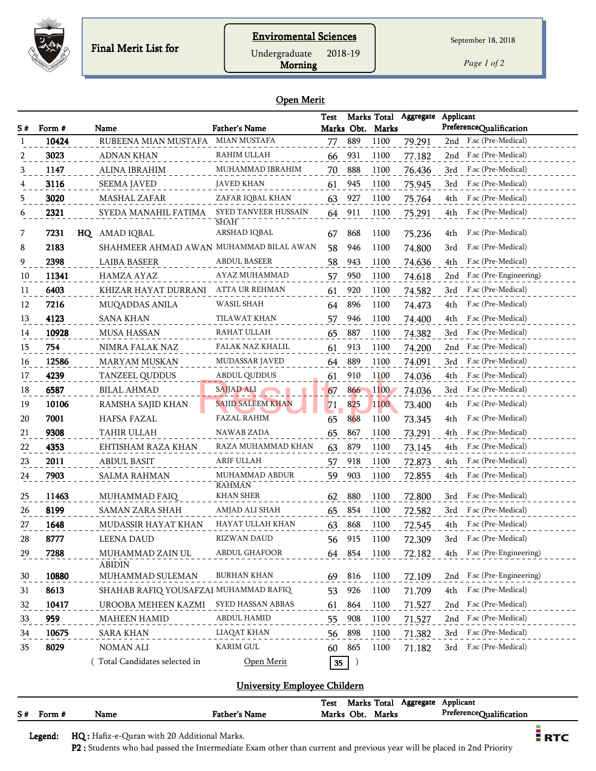Final Merit List for

**Environmental Sciences**

Undergraduate 2018-19
**Morning**

September 18, 2018

## Open Merit

| S # | Form # | | Name | Father's Name | Test Marks | Marks Obt. | Total Marks | Aggregate | Applicant Preference | Qualification |
|---|---|---|---|---|---|---|---|---|---|---|
| 1 | 10424 | | RUBEENA MIAN MUSTAFA | MIAN MUSTAFA | 77 | 889 | 1100 | 79.291 | 2nd | F.sc (Pre-Medical) |
| 2 | 3023 | | ADNAN KHAN | RAHIM ULLAH | 66 | 931 | 1100 | 77.182 | 2nd | F.sc (Pre-Medical) |
| 3 | 1147 | | ALINA IBRAHIM | MUHAMMAD IBRAHIM | 70 | 888 | 1100 | 76.436 | 3rd | F.sc (Pre-Medical) |
| 4 | 3116 | | SEEMA JAVED | JAVED KHAN | 61 | 945 | 1100 | 75.945 | 3rd | F.sc (Pre-Medical) |
| 5 | 3020 | | MASHAL ZAFAR | ZAFAR IQBAL KHAN | 63 | 927 | 1100 | 75.764 | 4th | F.sc (Pre-Medical) |
| 6 | 2321 | | SYEDA MANAHIL FATIMA | SYED TANVEER HUSSAIN SHAH | 64 | 911 | 1100 | 75.291 | 4th | F.sc (Pre-Medical) |
| 7 | 7231 | HQ | AMAD IQBAL | ARSHAD IQBAL | 67 | 868 | 1100 | 75.236 | 4th | F.sc (Pre-Medical) |
| 8 | 2183 | | SHAHMEER AHMAD AWAN | MUHAMMAD BILAL AWAN | 58 | 946 | 1100 | 74.800 | 3rd | F.sc (Pre-Medical) |
| 9 | 2398 | | LAIBA BASEER | ABDUL BASEER | 58 | 943 | 1100 | 74.636 | 4th | F.sc (Pre-Medical) |
| 10 | 11341 | | HAMZA AYAZ | AYAZ MUHAMMAD | 57 | 950 | 1100 | 74.618 | 2nd | F.sc (Pre-Engineering) |
| 11 | 6403 | | KHIZAR HAYAT DURRANI | ATTA UR REHMAN | 61 | 920 | 1100 | 74.582 | 3rd | F.sc (Pre-Medical) |
| 12 | 7216 | | MUQADDAS ANILA | WASIL SHAH | 64 | 896 | 1100 | 74.473 | 4th | F.sc (Pre-Medical) |
| 13 | 4123 | | SANA KHAN | TILAWAT KHAN | 57 | 946 | 1100 | 74.400 | 4th | F.sc (Pre-Medical) |
| 14 | 10928 | | MUSA HASSAN | RAHAT ULLAH | 65 | 887 | 1100 | 74.382 | 3rd | F.sc (Pre-Medical) |
| 15 | 754 | | NIMRA FALAK NAZ | FALAK NAZ KHALIL | 61 | 913 | 1100 | 74.200 | 2nd | F.sc (Pre-Medical) |
| 16 | 12586 | | MARYAM MUSKAN | MUDASSAR JAVED | 64 | 889 | 1100 | 74.091 | 3rd | F.sc (Pre-Medical) |
| 17 | 4239 | | TANZEEL QUDDUS | ABDUL QUDDUS | 61 | 910 | 1100 | 74.036 | 4th | F.sc (Pre-Medical) |
| 18 | 6587 | | BILAL AHMAD | SAJJAD ALI | 67 | 866 | 1100 | 74.036 | 3rd | F.sc (Pre-Medical) |
| 19 | 10106 | | RAMSHA SAJID KHAN | SAJID SALEEM KHAN | 71 | 825 | 1100 | 73.400 | 4th | F.sc (Pre-Medical) |
| 20 | 7001 | | HAFSA FAZAL | FAZAL RAHIM | 65 | 868 | 1100 | 73.345 | 4th | F.sc (Pre-Medical) |
| 21 | 9308 | | TAHIR ULLAH | NAWAB ZADA | 65 | 867 | 1100 | 73.291 | 4th | F.sc (Pre-Medical) |
| 22 | 4353 | | EHTISHAM RAZA KHAN | RAZA MUHAMMAD KHAN | 63 | 879 | 1100 | 73.145 | 4th | F.sc (Pre-Medical) |
| 23 | 2011 | | ABDUL BASIT | ARIF ULLAH | 57 | 918 | 1100 | 72.873 | 4th | F.sc (Pre-Medical) |
| 24 | 7903 | | SALMA RAHMAN | MUHAMMAD ABDUR RAHMAN | 59 | 903 | 1100 | 72.855 | 4th | F.sc (Pre-Medical) |
| 25 | 11463 | | MUHAMMAD FAIQ | KHAN SHER | 62 | 880 | 1100 | 72.800 | 3rd | F.sc (Pre-Medical) |
| 26 | 8199 | | SAMAN ZARA SHAH | AMJAD ALI SHAH | 65 | 854 | 1100 | 72.582 | 3rd | F.sc (Pre-Medical) |
| 27 | 1648 | | MUDASSIR HAYAT KHAN | HAYAT ULLAH KHAN | 63 | 868 | 1100 | 72.545 | 4th | F.sc (Pre-Medical) |
| 28 | 8777 | | LEENA DAUD | RIZWAN DAUD | 56 | 915 | 1100 | 72.309 | 3rd | F.sc (Pre-Medical) |
| 29 | 7288 | | MUHAMMAD ZAIN UL ABIDIN | ABDUL GHAFOOR | 64 | 854 | 1100 | 72.182 | 4th | F.sc (Pre-Engineering) |
| 30 | 10880 | | MUHAMMAD SULEMAN | BURHAN KHAN | 69 | 816 | 1100 | 72.109 | 2nd | F.sc (Pre-Engineering) |
| 31 | 8613 | | SHAHAB RAFIQ YOUSAFZAI | MUHAMMAD RAFIQ | 53 | 926 | 1100 | 71.709 | 4th | F.sc (Pre-Medical) |
| 32 | 10417 | | UROOBA MEHEEN KAZMI | SYED HASSAN ABBAS | 61 | 864 | 1100 | 71.527 | 2nd | F.sc (Pre-Medical) |
| 33 | 959 | | MAHEEN HAMID | ABDUL HAMID | 55 | 908 | 1100 | 71.527 | 2nd | F.sc (Pre-Medical) |
| 34 | 10675 | | SARA KHAN | LIAQAT KHAN | 56 | 898 | 1100 | 71.382 | 3rd | F.sc (Pre-Medical) |
| 35 | 8029 | | NOMAN ALI | KARIM GUL | 60 | 865 | 1100 | 71.182 | 3rd | F.sc (Pre-Medical) |

( Total Candidates selected in Open Merit **35** )

## University Employee Childern

| S # | Form # | Name | Father's Name | Test Marks | Marks Obt. | Total Marks | Aggregate | Applicant Preference | Qualification |
|---|---|---|---|---|---|---|---|---|---|

**Legend:** **HQ :** Hafiz-e-Quran with 20 Additional Marks.
**P2 :** Students who had passed the Intermediate Exam other than current and previous year will be placed in 2nd Priority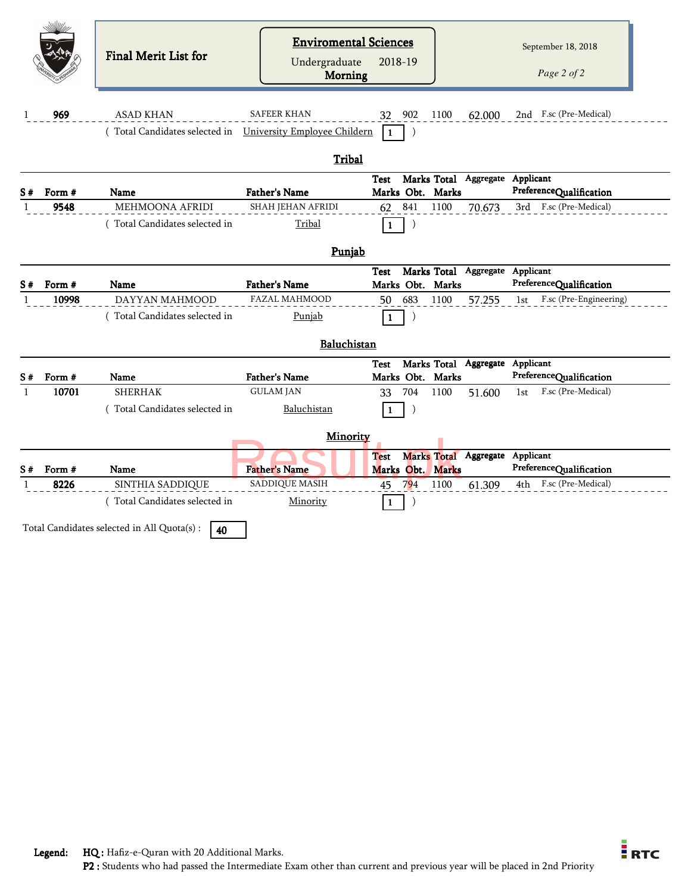Final Merit List for

**Enviromental Sciences**
Undergraduate 2018-19
**Morning**

September 18, 2018

| S # | Form # | Name | Father's Name | Test Marks | Marks Obt. | Total Marks | Aggregate | Applicant Preference | Qualification |
|---|---|---|---|---|---|---|---|---|---|
| 1 | 969 | ASAD KHAN | SAFEER KHAN | 32 | 902 | 1100 | 62.000 | 2nd | F.sc (Pre-Medical) |

( Total Candidates selected in University Employee Childern 1 )

## Tribal

| S # | Form # | Name | Father's Name | Test Marks | Marks Obt. | Total Marks | Aggregate | Applicant Preference | Qualification |
|---|---|---|---|---|---|---|---|---|---|
| 1 | 9548 | MEHMOONA AFRIDI | SHAH JEHAN AFRIDI | 62 | 841 | 1100 | 70.673 | 3rd | F.sc (Pre-Medical) |

( Total Candidates selected in Tribal 1 )

## Punjab

| S # | Form # | Name | Father's Name | Test Marks | Marks Obt. | Total Marks | Aggregate | Applicant Preference | Qualification |
|---|---|---|---|---|---|---|---|---|---|
| 1 | 10998 | DAYYAN MAHMOOD | FAZAL MAHMOOD | 50 | 683 | 1100 | 57.255 | 1st | F.sc (Pre-Engineering) |

( Total Candidates selected in Punjab 1 )

## Baluchistan

| S # | Form # | Name | Father's Name | Test Marks | Marks Obt. | Total Marks | Aggregate | Applicant Preference | Qualification |
|---|---|---|---|---|---|---|---|---|---|
| 1 | 10701 | SHERHAK | GULAM JAN | 33 | 704 | 1100 | 51.600 | 1st | F.sc (Pre-Medical) |

( Total Candidates selected in Baluchistan 1 )

## Minority

| S # | Form # | Name | Father's Name | Test Marks | Marks Obt. | Total Marks | Aggregate | Applicant Preference | Qualification |
|---|---|---|---|---|---|---|---|---|---|
| 1 | 8226 | SINTHIA SADDIQUE | SADDIQUE MASIH | 45 | 794 | 1100 | 61.309 | 4th | F.sc (Pre-Medical) |

( Total Candidates selected in Minority 1 )

Total Candidates selected in All Quota(s) : 40

**Legend:** **HQ :** Hafiz-e-Quran with 20 Additional Marks.
**P2 :** Students who had passed the Intermediate Exam other than current and previous year will be placed in 2nd Priority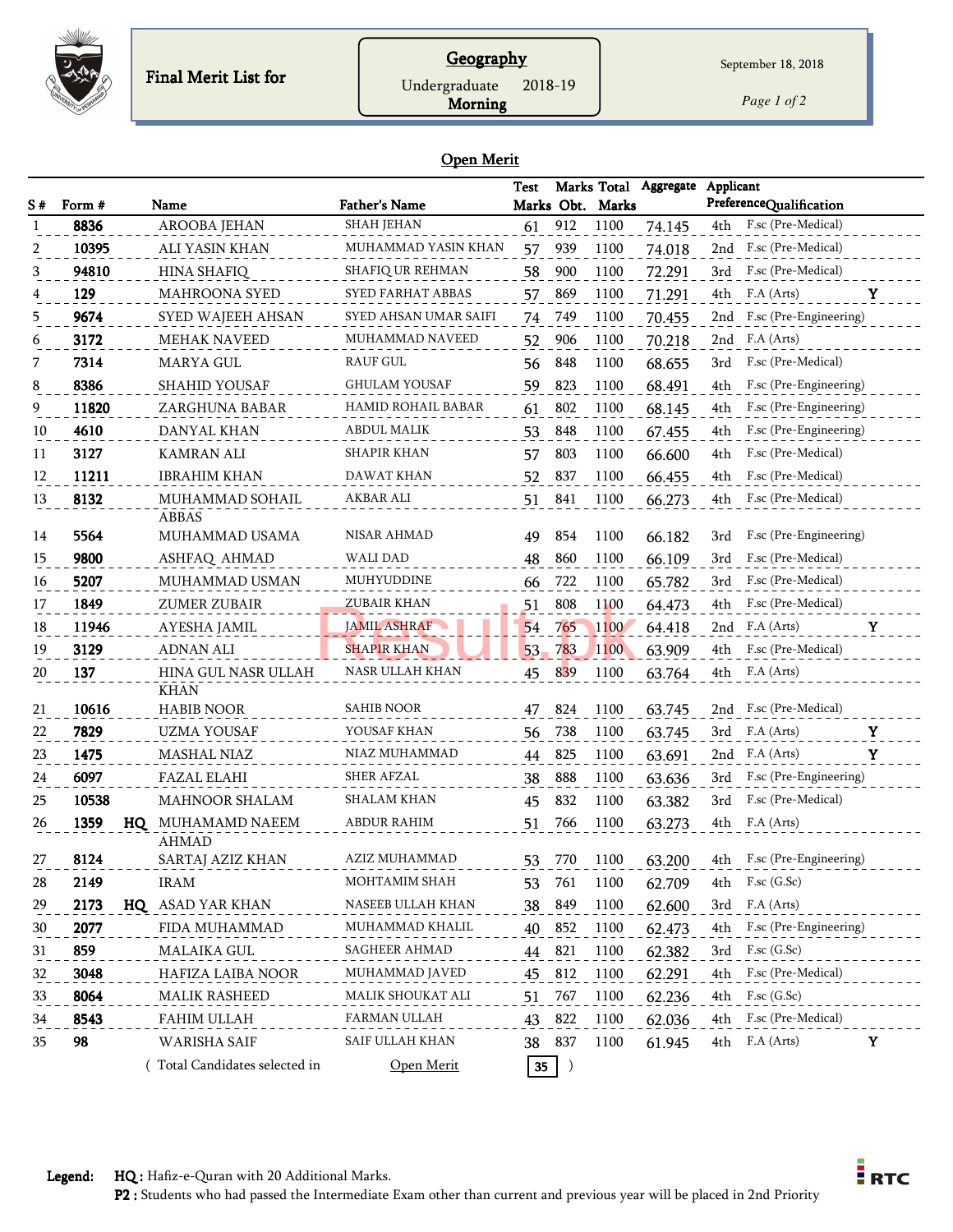**Final Merit List for**

## Geography

Undergraduate 2018-19
**Morning**

September 18, 2018

### Open Merit

| S # | Form # | | Name | Father's Name | Test Marks | Marks Obt. | Total Marks | Aggregate | Applicant Preference | Qualification | |
|---|---|---|---|---|---|---|---|---|---|---|---|
| 1 | 8836 | | AROOBA JEHAN | SHAH JEHAN | 61 | 912 | 1100 | 74.145 | 4th | F.sc (Pre-Medical) | |
| 2 | 10395 | | ALI YASIN KHAN | MUHAMMAD YASIN KHAN | 57 | 939 | 1100 | 74.018 | 2nd | F.sc (Pre-Medical) | |
| 3 | 94810 | | HINA SHAFIQ | SHAFIQ UR REHMAN | 58 | 900 | 1100 | 72.291 | 3rd | F.sc (Pre-Medical) | |
| 4 | 129 | | MAHROONA SYED | SYED FARHAT ABBAS | 57 | 869 | 1100 | 71.291 | 4th | F.A (Arts) | Y |
| 5 | 9674 | | SYED WAJEEH AHSAN | SYED AHSAN UMAR SAIFI | 74 | 749 | 1100 | 70.455 | 2nd | F.sc (Pre-Engineering) | |
| 6 | 3172 | | MEHAK NAVEED | MUHAMMAD NAVEED | 52 | 906 | 1100 | 70.218 | 2nd | F.A (Arts) | |
| 7 | 7314 | | MARYA GUL | RAUF GUL | 56 | 848 | 1100 | 68.655 | 3rd | F.sc (Pre-Medical) | |
| 8 | 8386 | | SHAHID YOUSAF | GHULAM YOUSAF | 59 | 823 | 1100 | 68.491 | 4th | F.sc (Pre-Engineering) | |
| 9 | 11820 | | ZARGHUNA BABAR | HAMID ROHAIL BABAR | 61 | 802 | 1100 | 68.145 | 4th | F.sc (Pre-Engineering) | |
| 10 | 4610 | | DANYAL KHAN | ABDUL MALIK | 53 | 848 | 1100 | 67.455 | 4th | F.sc (Pre-Engineering) | |
| 11 | 3127 | | KAMRAN ALI | SHAPIR KHAN | 57 | 803 | 1100 | 66.600 | 4th | F.sc (Pre-Medical) | |
| 12 | 11211 | | IBRAHIM KHAN | DAWAT KHAN | 52 | 837 | 1100 | 66.455 | 4th | F.sc (Pre-Medical) | |
| 13 | 8132 | | MUHAMMAD SOHAIL ABBAS | AKBAR ALI | 51 | 841 | 1100 | 66.273 | 4th | F.sc (Pre-Medical) | |
| 14 | 5564 | | MUHAMMAD USAMA | NISAR AHMAD | 49 | 854 | 1100 | 66.182 | 3rd | F.sc (Pre-Engineering) | |
| 15 | 9800 | | ASHFAQ AHMAD | WALI DAD | 48 | 860 | 1100 | 66.109 | 3rd | F.sc (Pre-Medical) | |
| 16 | 5207 | | MUHAMMAD USMAN | MUHYUDDINE | 66 | 722 | 1100 | 65.782 | 3rd | F.sc (Pre-Medical) | |
| 17 | 1849 | | ZUMER ZUBAIR | ZUBAIR KHAN | 51 | 808 | 1100 | 64.473 | 4th | F.sc (Pre-Medical) | |
| 18 | 11946 | | AYESHA JAMIL | JAMIL ASHRAF | 54 | 765 | 1100 | 64.418 | 2nd | F.A (Arts) | Y |
| 19 | 3129 | | ADNAN ALI | SHAPIR KHAN | 53 | 783 | 1100 | 63.909 | 4th | F.sc (Pre-Medical) | |
| 20 | 137 | | HINA GUL NASR ULLAH KHAN | NASR ULLAH KHAN | 45 | 839 | 1100 | 63.764 | 4th | F.A (Arts) | |
| 21 | 10616 | | HABIB NOOR | SAHIB NOOR | 47 | 824 | 1100 | 63.745 | 2nd | F.sc (Pre-Medical) | |
| 22 | 7829 | | UZMA YOUSAF | YOUSAF KHAN | 56 | 738 | 1100 | 63.745 | 3rd | F.A (Arts) | Y |
| 23 | 1475 | | MASHAL NIAZ | NIAZ MUHAMMAD | 44 | 825 | 1100 | 63.691 | 2nd | F.A (Arts) | Y |
| 24 | 6097 | | FAZAL ELAHI | SHER AFZAL | 38 | 888 | 1100 | 63.636 | 3rd | F.sc (Pre-Engineering) | |
| 25 | 10538 | | MAHNOOR SHALAM | SHALAM KHAN | 45 | 832 | 1100 | 63.382 | 3rd | F.sc (Pre-Medical) | |
| 26 | 1359 | HQ | MUHAMAMD NAEEM AHMAD | ABDUR RAHIM | 51 | 766 | 1100 | 63.273 | 4th | F.A (Arts) | |
| 27 | 8124 | | SARTAJ AZIZ KHAN | AZIZ MUHAMMAD | 53 | 770 | 1100 | 63.200 | 4th | F.sc (Pre-Engineering) | |
| 28 | 2149 | | IRAM | MOHTAMIM SHAH | 53 | 761 | 1100 | 62.709 | 4th | F.sc (G.Sc) | |
| 29 | 2173 | HQ | ASAD YAR KHAN | NASEEB ULLAH KHAN | 38 | 849 | 1100 | 62.600 | 3rd | F.A (Arts) | |
| 30 | 2077 | | FIDA MUHAMMAD | MUHAMMAD KHALIL | 40 | 852 | 1100 | 62.473 | 4th | F.sc (Pre-Engineering) | |
| 31 | 859 | | MALAIKA GUL | SAGHEER AHMAD | 44 | 821 | 1100 | 62.382 | 3rd | F.sc (G.Sc) | |
| 32 | 3048 | | HAFIZA LAIBA NOOR | MUHAMMAD JAVED | 45 | 812 | 1100 | 62.291 | 4th | F.sc (Pre-Medical) | |
| 33 | 8064 | | MALIK RASHEED | MALIK SHOUKAT ALI | 51 | 767 | 1100 | 62.236 | 4th | F.sc (G.Sc) | |
| 34 | 8543 | | FAHIM ULLAH | FARMAN ULLAH | 43 | 822 | 1100 | 62.036 | 4th | F.sc (Pre-Medical) | |
| 35 | 98 | | WARISHA SAIF | SAIF ULLAH KHAN | 38 | 837 | 1100 | 61.945 | 4th | F.A (Arts) | Y |

( Total Candidates selected in Open Merit **35** )

**Legend:** **HQ :** Hafiz-e-Quran with 20 Additional Marks.
**P2 :** Students who had passed the Intermediate Exam other than current and previous year will be placed in 2nd Priority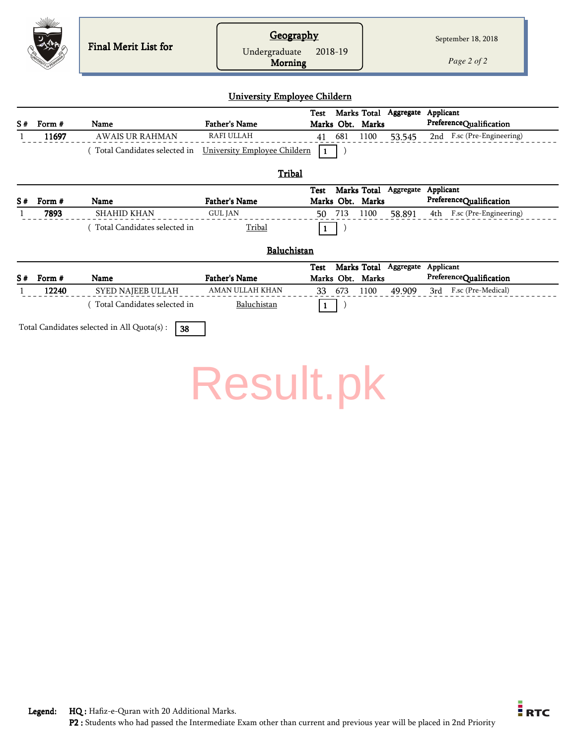Final Merit List for

**Geography**
Undergraduate 2018-19
**Morning**

September 18, 2018

## University Employee Childern

| S # | Form # | Name | Father's Name | Test Marks | Marks Obt. | Total Marks | Aggregate | Applicant Preference | Qualification |
|---|---|---|---|---|---|---|---|---|---|
| 1 | 11697 | AWAIS UR RAHMAN | RAFI ULLAH | 41 | 681 | 1100 | 53.545 | 2nd | F.sc (Pre-Engineering) |

( Total Candidates selected in University Employee Childern **1** )

## Tribal

| S # | Form # | Name | Father's Name | Test Marks | Marks Obt. | Total Marks | Aggregate | Applicant Preference | Qualification |
|---|---|---|---|---|---|---|---|---|---|
| 1 | 7893 | SHAHID KHAN | GUL JAN | 50 | 713 | 1100 | 58.891 | 4th | F.sc (Pre-Engineering) |

( Total Candidates selected in Tribal **1** )

## Baluchistan

| S # | Form # | Name | Father's Name | Test Marks | Marks Obt. | Total Marks | Aggregate | Applicant Preference | Qualification |
|---|---|---|---|---|---|---|---|---|---|
| 1 | 12240 | SYED NAJEEB ULLAH | AMAN ULLAH KHAN | 33 | 673 | 1100 | 49.909 | 3rd | F.sc (Pre-Medical) |

( Total Candidates selected in Baluchistan **1** )

Total Candidates selected in All Quota(s) : **38**

**Legend:** **HQ :** Hafiz-e-Quran with 20 Additional Marks.
**P2 :** Students who had passed the Intermediate Exam other than current and previous year will be placed in 2nd Priority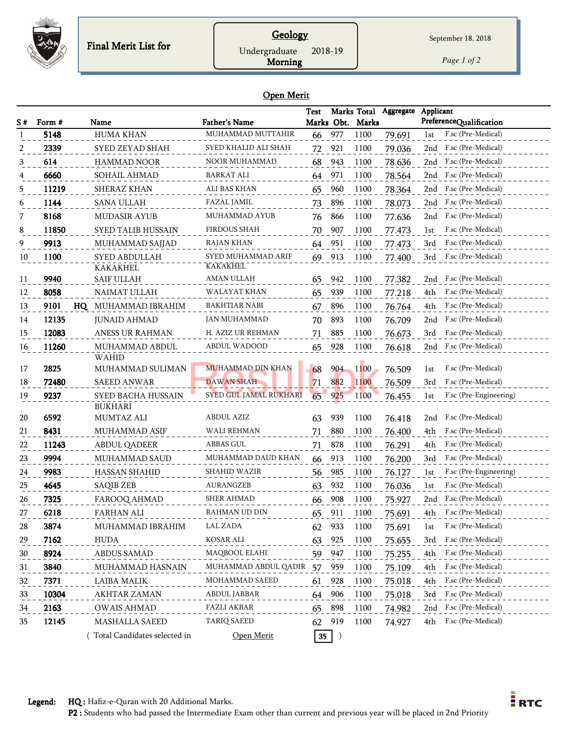# Final Merit List for

## Geology

Undergraduate 2018-19
Morning

September 18, 2018

### Open Merit

| S # | Form # | | Name | Father's Name | Test Marks | Marks Obt. | Total Marks | Aggregate | Applicant Preference | Qualification |
|---|---|---|---|---|---|---|---|---|---|---|
| 1 | 5148 | | HUMA KHAN | MUHAMMAD MUTTAHIR | 66 | 977 | 1100 | 79.691 | 1st | F.sc (Pre-Medical) |
| 2 | 2339 | | SYED ZEYAD SHAH | SYED KHALID ALI SHAH | 72 | 921 | 1100 | 79.036 | 2nd | F.sc (Pre-Medical) |
| 3 | 614 | | HAMMAD NOOR | NOOR MUHAMMAD | 68 | 943 | 1100 | 78.636 | 2nd | F.sc (Pre-Medical) |
| 4 | 6660 | | SOHAIL AHMAD | BARKAT ALI | 64 | 971 | 1100 | 78.564 | 2nd | F.sc (Pre-Medical) |
| 5 | 11219 | | SHERAZ KHAN | ALI BAS KHAN | 65 | 960 | 1100 | 78.364 | 2nd | F.sc (Pre-Medical) |
| 6 | 1144 | | SANA ULLAH | FAZAL JAMIL | 73 | 896 | 1100 | 78.073 | 2nd | F.sc (Pre-Medical) |
| 7 | 8168 | | MUDASIR AYUB | MUHAMMAD AYUB | 76 | 866 | 1100 | 77.636 | 2nd | F.sc (Pre-Medical) |
| 8 | 11850 | | SYED TALIB HUSSAIN | FIRDOUS SHAH | 70 | 907 | 1100 | 77.473 | 1st | F.sc (Pre-Medical) |
| 9 | 9913 | | MUHAMMAD SAJJAD | RAJAN KHAN | 64 | 951 | 1100 | 77.473 | 3rd | F.sc (Pre-Medical) |
| 10 | 1100 | | SYED ABDULLAH KAKAKHEL | SYED MUHAMMAD ARIF KAKAKHEL | 69 | 913 | 1100 | 77.400 | 3rd | F.sc (Pre-Medical) |
| 11 | 9940 | | SAIF ULLAH | AMAN ULLAH | 65 | 942 | 1100 | 77.382 | 2nd | F.sc (Pre-Medical) |
| 12 | 8058 | | NAIMAT ULLAH | WALAYAT KHAN | 65 | 939 | 1100 | 77.218 | 4th | F.sc (Pre-Medical) |
| 13 | 9101 | HQ | MUHAMMAD IBRAHIM | BAKHTIAR NABI | 67 | 896 | 1100 | 76.764 | 4th | F.sc (Pre-Medical) |
| 14 | 12135 | | JUNAID AHMAD | JAN MUHAMMAD | 70 | 893 | 1100 | 76.709 | 2nd | F.sc (Pre-Medical) |
| 15 | 12083 | | ANESS UR RAHMAN | H. AZIZ UR REHMAN | 71 | 885 | 1100 | 76.673 | 3rd | F.sc (Pre-Medical) |
| 16 | 11260 | | MUHAMMAD ABDUL WAHID | ABDUL WADOOD | 65 | 928 | 1100 | 76.618 | 2nd | F.sc (Pre-Medical) |
| 17 | 2825 | | MUHAMMAD SULIMAN | MUHAMMAD DIN KHAN | 68 | 904 | 1100 | 76.509 | 1st | F.sc (Pre-Medical) |
| 18 | 72480 | | SAEED ANWAR | DAWAN SHAH | 71 | 882 | 1100 | 76.509 | 3rd | F.sc (Pre-Medical) |
| 19 | 9237 | | SYED BACHA HUSSAIN BUKHARI | SYED GUL JAMAL RUKHARI | 65 | 925 | 1100 | 76.455 | 1st | F.sc (Pre-Engineering) |
| 20 | 6592 | | MUMTAZ ALI | ABDUL AZIZ | 63 | 939 | 1100 | 76.418 | 2nd | F.sc (Pre-Medical) |
| 21 | 8431 | | MUHAMMAD ASIF | WALI REHMAN | 71 | 880 | 1100 | 76.400 | 4th | F.sc (Pre-Medical) |
| 22 | 11243 | | ABDUL QADEER | ABBAS GUL | 71 | 878 | 1100 | 76.291 | 4th | F.sc (Pre-Medical) |
| 23 | 9994 | | MUHAMMAD SAUD | MUHAMMAD DAUD KHAN | 66 | 913 | 1100 | 76.200 | 3rd | F.sc (Pre-Medical) |
| 24 | 9983 | | HASSAN SHAHID | SHAHID WAZIR | 56 | 985 | 1100 | 76.127 | 1st | F.sc (Pre-Engineering) |
| 25 | 4645 | | SAQIB ZEB | AURANGZEB | 63 | 932 | 1100 | 76.036 | 1st | F.sc (Pre-Medical) |
| 26 | 7325 | | FAROOQ AHMAD | SHER AHMAD | 66 | 908 | 1100 | 75.927 | 2nd | F.sc (Pre-Medical) |
| 27 | 6218 | | FARHAN ALI | RAHMAN UD DIN | 65 | 911 | 1100 | 75.691 | 4th | F.sc (Pre-Medical) |
| 28 | 3874 | | MUHAMMAD IBRAHIM | LAL ZADA | 62 | 933 | 1100 | 75.691 | 1st | F.sc (Pre-Medical) |
| 29 | 7162 | | HUDA | KOSAR ALI | 63 | 925 | 1100 | 75.655 | 3rd | F.sc (Pre-Medical) |
| 30 | 8924 | | ABDUS SAMAD | MAQBOOL ELAHI | 59 | 947 | 1100 | 75.255 | 4th | F.sc (Pre-Medical) |
| 31 | 3840 | | MUHAMMAD HASNAIN | MUHAMMAD ABDUL QADIR | 57 | 959 | 1100 | 75.109 | 4th | F.sc (Pre-Medical) |
| 32 | 7371 | | LAIBA MALIK | MOHAMMAD SAEED | 61 | 928 | 1100 | 75.018 | 4th | F.sc (Pre-Medical) |
| 33 | 10304 | | AKHTAR ZAMAN | ABDUL JABBAR | 64 | 906 | 1100 | 75.018 | 3rd | F.sc (Pre-Medical) |
| 34 | 2163 | | OWAIS AHMAD | FAZLI AKBAR | 65 | 898 | 1100 | 74.982 | 2nd | F.sc (Pre-Medical) |
| 35 | 12145 | | MASHALLA SAEED | TARIQ SAEED | 62 | 919 | 1100 | 74.927 | 4th | F.sc (Pre-Medical) |

( Total Candidates selected in Open Merit **35** )

**Legend:** **HQ :** Hafiz-e-Quran with 20 Additional Marks.
**P2 :** Students who had passed the Intermediate Exam other than current and previous year will be placed in 2nd Priority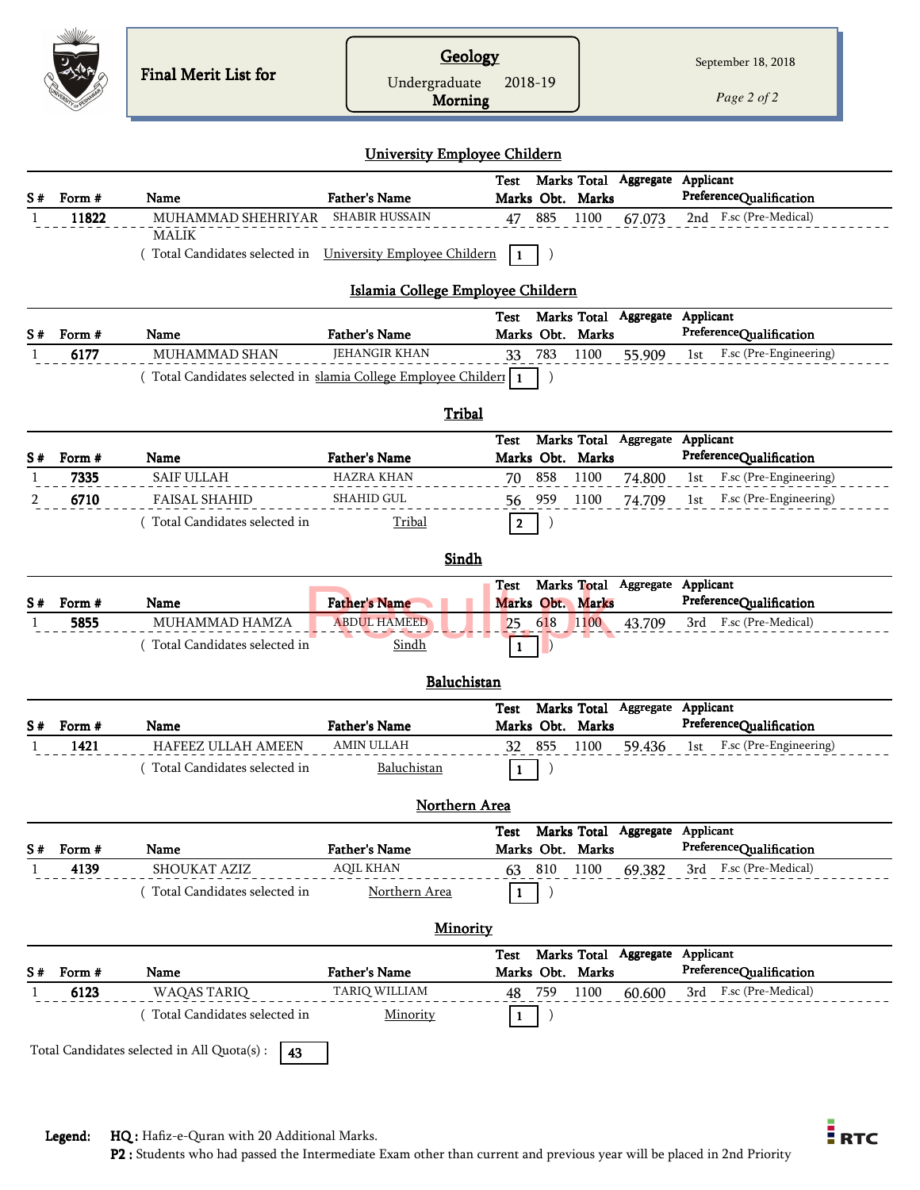Final Merit List for

**Geology**
Undergraduate 2018-19
**Morning**

September 18, 2018

## University Employee Childern

| S # | Form # | Name | Father's Name | Test Marks | Marks Obt. | Total Marks | Aggregate | Applicant Preference | Qualification |
|---|---|---|---|---|---|---|---|---|---|
| 1 | **11822** | MUHAMMAD SHEHRIYAR MALIK | SHABIR HUSSAIN | 47 | 885 | 1100 | 67.073 | 2nd | F.sc (Pre-Medical) |

( Total Candidates selected in University Employee Childern **1** )

## Islamia College Employee Childern

| S # | Form # | Name | Father's Name | Test Marks | Marks Obt. | Total Marks | Aggregate | Applicant Preference | Qualification |
|---|---|---|---|---|---|---|---|---|---|
| 1 | **6177** | MUHAMMAD SHAN | JEHANGIR KHAN | 33 | 783 | 1100 | 55.909 | 1st | F.sc (Pre-Engineering) |

( Total Candidates selected in slamia College Employee Childern **1** )

## Tribal

| S # | Form # | Name | Father's Name | Test Marks | Marks Obt. | Total Marks | Aggregate | Applicant Preference | Qualification |
|---|---|---|---|---|---|---|---|---|---|
| 1 | **7335** | SAIF ULLAH | HAZRA KHAN | 70 | 858 | 1100 | 74.800 | 1st | F.sc (Pre-Engineering) |
| 2 | **6710** | FAISAL SHAHID | SHAHID GUL | 56 | 959 | 1100 | 74.709 | 1st | F.sc (Pre-Engineering) |

( Total Candidates selected in Tribal **2** )

## Sindh

| S # | Form # | Name | Father's Name | Test Marks | Marks Obt. | Total Marks | Aggregate | Applicant Preference | Qualification |
|---|---|---|---|---|---|---|---|---|---|
| 1 | **5855** | MUHAMMAD HAMZA | ABDUL HAMEED | 25 | 618 | 1100 | 43.709 | 3rd | F.sc (Pre-Medical) |

( Total Candidates selected in Sindh **1** )

## Baluchistan

| S # | Form # | Name | Father's Name | Test Marks | Marks Obt. | Total Marks | Aggregate | Applicant Preference | Qualification |
|---|---|---|---|---|---|---|---|---|---|
| 1 | **1421** | HAFEEZ ULLAH AMEEN | AMIN ULLAH | 32 | 855 | 1100 | 59.436 | 1st | F.sc (Pre-Engineering) |

( Total Candidates selected in Baluchistan **1** )

## Northern Area

| S # | Form # | Name | Father's Name | Test Marks | Marks Obt. | Total Marks | Aggregate | Applicant Preference | Qualification |
|---|---|---|---|---|---|---|---|---|---|
| 1 | **4139** | SHOUKAT AZIZ | AQIL KHAN | 63 | 810 | 1100 | 69.382 | 3rd | F.sc (Pre-Medical) |

( Total Candidates selected in Northern Area **1** )

## Minority

| S # | Form # | Name | Father's Name | Test Marks | Marks Obt. | Total Marks | Aggregate | Applicant Preference | Qualification |
|---|---|---|---|---|---|---|---|---|---|
| 1 | **6123** | WAQAS TARIQ | TARIQ WILLIAM | 48 | 759 | 1100 | 60.600 | 3rd | F.sc (Pre-Medical) |

( Total Candidates selected in Minority **1** )

Total Candidates selected in All Quota(s) : **43**

**Legend:** **HQ :** Hafiz-e-Quran with 20 Additional Marks.
**P2 :** Students who had passed the Intermediate Exam other than current and previous year will be placed in 2nd Priority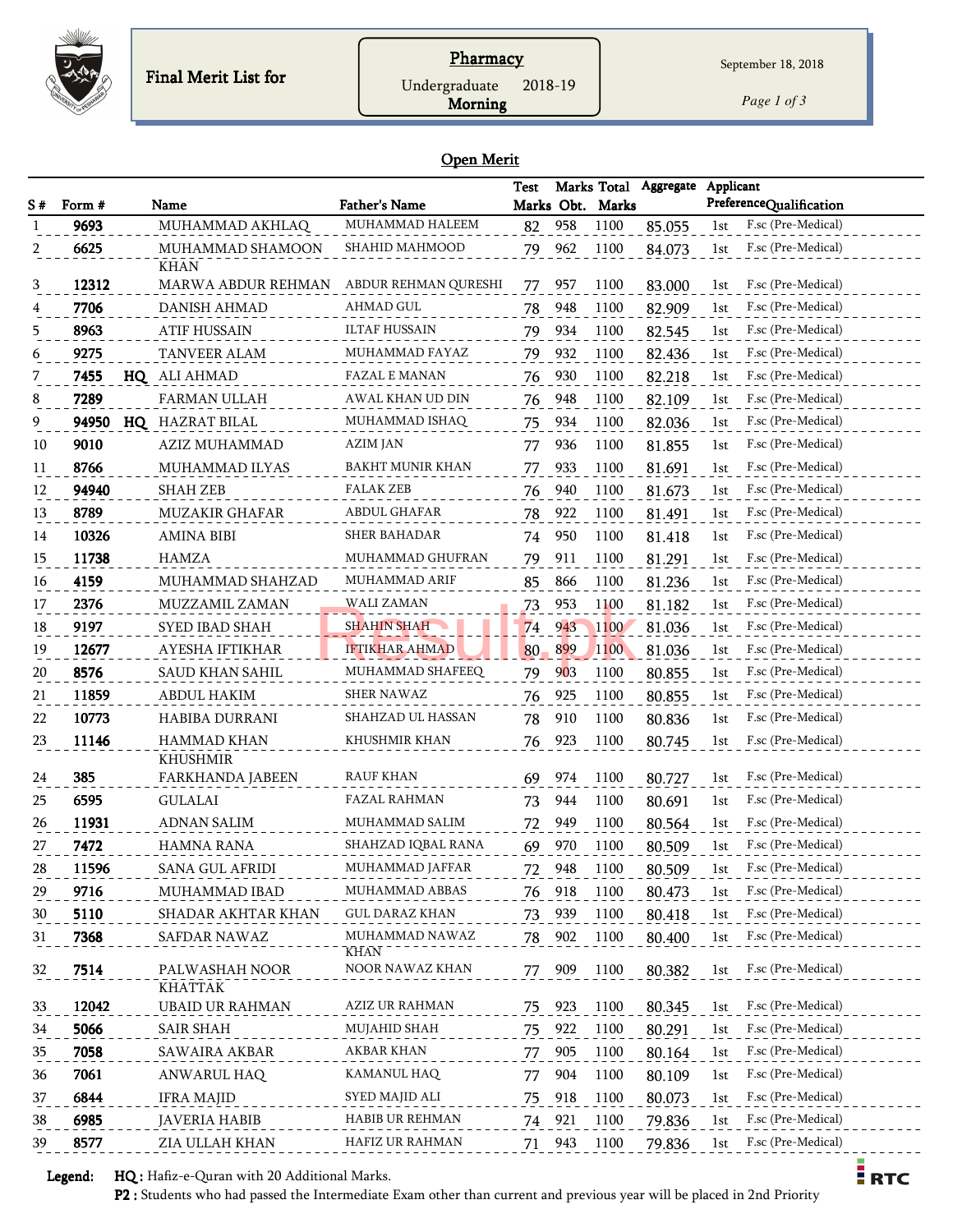Final Merit List for

**Pharmacy**

Undergraduate 2018-19

**Morning**

September 18, 2018

## Open Merit

| S # | Form # | | Name | Father's Name | Test Marks | Marks Obt. | Total Marks | Aggregate | Applicant Preference | Qualification |
|---|---|---|---|---|---|---|---|---|---|---|
| 1 | **9693** | | MUHAMMAD AKHLAQ | MUHAMMAD HALEEM | 82 | 958 | 1100 | 85.055 | 1st | F.sc (Pre-Medical) |
| 2 | **6625** | | MUHAMMAD SHAMOON KHAN | SHAHID MAHMOOD | 79 | 962 | 1100 | 84.073 | 1st | F.sc (Pre-Medical) |
| 3 | **12312** | | MARWA ABDUR REHMAN | ABDUR REHMAN QURESHI | 77 | 957 | 1100 | 83.000 | 1st | F.sc (Pre-Medical) |
| 4 | **7706** | | DANISH AHMAD | AHMAD GUL | 78 | 948 | 1100 | 82.909 | 1st | F.sc (Pre-Medical) |
| 5 | **8963** | | ATIF HUSSAIN | ILTAF HUSSAIN | 79 | 934 | 1100 | 82.545 | 1st | F.sc (Pre-Medical) |
| 6 | **9275** | | TANVEER ALAM | MUHAMMAD FAYAZ | 79 | 932 | 1100 | 82.436 | 1st | F.sc (Pre-Medical) |
| 7 | **7455** | **HQ** | ALI AHMAD | FAZAL E MANAN | 76 | 930 | 1100 | 82.218 | 1st | F.sc (Pre-Medical) |
| 8 | **7289** | | FARMAN ULLAH | AWAL KHAN UD DIN | 76 | 948 | 1100 | 82.109 | 1st | F.sc (Pre-Medical) |
| 9 | **94950** | **HQ** | HAZRAT BILAL | MUHAMMAD ISHAQ | 75 | 934 | 1100 | 82.036 | 1st | F.sc (Pre-Medical) |
| 10 | **9010** | | AZIZ MUHAMMAD | AZIM JAN | 77 | 936 | 1100 | 81.855 | 1st | F.sc (Pre-Medical) |
| 11 | **8766** | | MUHAMMAD ILYAS | BAKHT MUNIR KHAN | 77 | 933 | 1100 | 81.691 | 1st | F.sc (Pre-Medical) |
| 12 | **94940** | | SHAH ZEB | FALAK ZEB | 76 | 940 | 1100 | 81.673 | 1st | F.sc (Pre-Medical) |
| 13 | **8789** | | MUZAKIR GHAFAR | ABDUL GHAFAR | 78 | 922 | 1100 | 81.491 | 1st | F.sc (Pre-Medical) |
| 14 | **10326** | | AMINA BIBI | SHER BAHADAR | 74 | 950 | 1100 | 81.418 | 1st | F.sc (Pre-Medical) |
| 15 | **11738** | | HAMZA | MUHAMMAD GHUFRAN | 79 | 911 | 1100 | 81.291 | 1st | F.sc (Pre-Medical) |
| 16 | **4159** | | MUHAMMAD SHAHZAD | MUHAMMAD ARIF | 85 | 866 | 1100 | 81.236 | 1st | F.sc (Pre-Medical) |
| 17 | **2376** | | MUZZAMIL ZAMAN | WALI ZAMAN | 73 | 953 | 1100 | 81.182 | 1st | F.sc (Pre-Medical) |
| 18 | **9197** | | SYED IBAD SHAH | SHAHIN SHAH | 74 | 943 | 1100 | 81.036 | 1st | F.sc (Pre-Medical) |
| 19 | **12677** | | AYESHA IFTIKHAR | IFTIKHAR AHMAD | 80 | 899 | 1100 | 81.036 | 1st | F.sc (Pre-Medical) |
| 20 | **8576** | | SAUD KHAN SAHIL | MUHAMMAD SHAFEEQ | 79 | 903 | 1100 | 80.855 | 1st | F.sc (Pre-Medical) |
| 21 | **11859** | | ABDUL HAKIM | SHER NAWAZ | 76 | 925 | 1100 | 80.855 | 1st | F.sc (Pre-Medical) |
| 22 | **10773** | | HABIBA DURRANI | SHAHZAD UL HASSAN | 78 | 910 | 1100 | 80.836 | 1st | F.sc (Pre-Medical) |
| 23 | **11146** | | HAMMAD KHAN KHUSHMIR | KHUSHMIR KHAN | 76 | 923 | 1100 | 80.745 | 1st | F.sc (Pre-Medical) |
| 24 | **385** | | FARKHANDA JABEEN | RAUF KHAN | 69 | 974 | 1100 | 80.727 | 1st | F.sc (Pre-Medical) |
| 25 | **6595** | | GULALAI | FAZAL RAHMAN | 73 | 944 | 1100 | 80.691 | 1st | F.sc (Pre-Medical) |
| 26 | **11931** | | ADNAN SALIM | MUHAMMAD SALIM | 72 | 949 | 1100 | 80.564 | 1st | F.sc (Pre-Medical) |
| 27 | **7472** | | HAMNA RANA | SHAHZAD IQBAL RANA | 69 | 970 | 1100 | 80.509 | 1st | F.sc (Pre-Medical) |
| 28 | **11596** | | SANA GUL AFRIDI | MUHAMMAD JAFFAR | 72 | 948 | 1100 | 80.509 | 1st | F.sc (Pre-Medical) |
| 29 | **9716** | | MUHAMMAD IBAD | MUHAMMAD ABBAS | 76 | 918 | 1100 | 80.473 | 1st | F.sc (Pre-Medical) |
| 30 | **5110** | | SHADAR AKHTAR KHAN | GUL DARAZ KHAN | 73 | 939 | 1100 | 80.418 | 1st | F.sc (Pre-Medical) |
| 31 | **7368** | | SAFDAR NAWAZ | MUHAMMAD NAWAZ KHAN | 78 | 902 | 1100 | 80.400 | 1st | F.sc (Pre-Medical) |
| 32 | **7514** | | PALWASHAH NOOR KHATTAK | NOOR NAWAZ KHAN | 77 | 909 | 1100 | 80.382 | 1st | F.sc (Pre-Medical) |
| 33 | **12042** | | UBAID UR RAHMAN | AZIZ UR RAHMAN | 75 | 923 | 1100 | 80.345 | 1st | F.sc (Pre-Medical) |
| 34 | **5066** | | SAIR SHAH | MUJAHID SHAH | 75 | 922 | 1100 | 80.291 | 1st | F.sc (Pre-Medical) |
| 35 | **7058** | | SAWAIRA AKBAR | AKBAR KHAN | 77 | 905 | 1100 | 80.164 | 1st | F.sc (Pre-Medical) |
| 36 | **7061** | | ANWARUL HAQ | KAMANUL HAQ | 77 | 904 | 1100 | 80.109 | 1st | F.sc (Pre-Medical) |
| 37 | **6844** | | IFRA MAJID | SYED MAJID ALI | 75 | 918 | 1100 | 80.073 | 1st | F.sc (Pre-Medical) |
| 38 | **6985** | | JAVERIA HABIB | HABIB UR REHMAN | 74 | 921 | 1100 | 79.836 | 1st | F.sc (Pre-Medical) |
| 39 | **8577** | | ZIA ULLAH KHAN | HAFIZ UR RAHMAN | 71 | 943 | 1100 | 79.836 | 1st | F.sc (Pre-Medical) |

**Legend:** **HQ :** Hafiz-e-Quran with 20 Additional Marks.
**P2 :** Students who had passed the Intermediate Exam other than current and previous year will be placed in 2nd Priority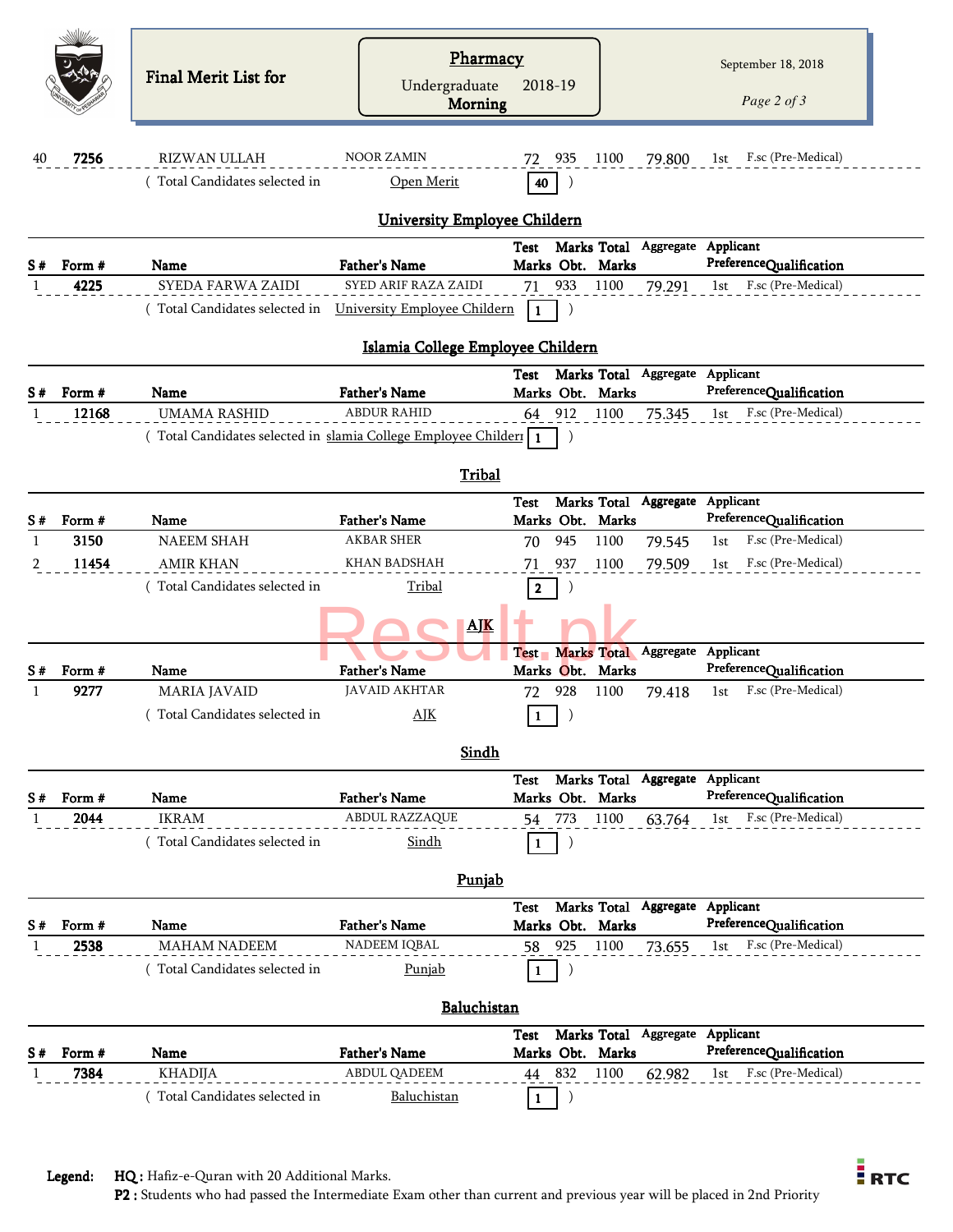Final Merit List for

**Pharmacy**

Undergraduate 2018-19

**Morning**

September 18, 2018

| S # | Form # | Name | Father's Name | Test Marks | Marks Obt. | Total Marks | Aggregate | Applicant Preference | Qualification |
|---|---|---|---|---|---|---|---|---|---|
| 40 | **7256** | RIZWAN ULLAH | NOOR ZAMIN | 72 | 935 | 1100 | 79.800 | 1st | F.sc (Pre-Medical) |

( Total Candidates selected in Open Merit **40** )

## University Employee Childern

| S # | Form # | Name | Father's Name | Test Marks | Marks Obt. | Total Marks | Aggregate | Applicant Preference | Qualification |
|---|---|---|---|---|---|---|---|---|---|
| 1 | **4225** | SYEDA FARWA ZAIDI | SYED ARIF RAZA ZAIDI | 71 | 933 | 1100 | 79.291 | 1st | F.sc (Pre-Medical) |

( Total Candidates selected in University Employee Childern **1** )

## Islamia College Employee Childern

| S # | Form # | Name | Father's Name | Test Marks | Marks Obt. | Total Marks | Aggregate | Applicant Preference | Qualification |
|---|---|---|---|---|---|---|---|---|---|
| 1 | **12168** | UMAMA RASHID | ABDUR RAHID | 64 | 912 | 1100 | 75.345 | 1st | F.sc (Pre-Medical) |

( Total Candidates selected in slamia College Employee Childern **1** )

## Tribal

| S # | Form # | Name | Father's Name | Test Marks | Marks Obt. | Total Marks | Aggregate | Applicant Preference | Qualification |
|---|---|---|---|---|---|---|---|---|---|
| 1 | **3150** | NAEEM SHAH | AKBAR SHER | 70 | 945 | 1100 | 79.545 | 1st | F.sc (Pre-Medical) |
| 2 | **11454** | AMIR KHAN | KHAN BADSHAH | 71 | 937 | 1100 | 79.509 | 1st | F.sc (Pre-Medical) |

( Total Candidates selected in Tribal **2** )

## AJK

| S # | Form # | Name | Father's Name | Test Marks | Marks Obt. | Total Marks | Aggregate | Applicant Preference | Qualification |
|---|---|---|---|---|---|---|---|---|---|
| 1 | **9277** | MARIA JAVAID | JAVAID AKHTAR | 72 | 928 | 1100 | 79.418 | 1st | F.sc (Pre-Medical) |

( Total Candidates selected in AJK **1** )

## Sindh

| S # | Form # | Name | Father's Name | Test Marks | Marks Obt. | Total Marks | Aggregate | Applicant Preference | Qualification |
|---|---|---|---|---|---|---|---|---|---|
| 1 | **2044** | IKRAM | ABDUL RAZZAQUE | 54 | 773 | 1100 | 63.764 | 1st | F.sc (Pre-Medical) |

( Total Candidates selected in Sindh **1** )

## Punjab

| S # | Form # | Name | Father's Name | Test Marks | Marks Obt. | Total Marks | Aggregate | Applicant Preference | Qualification |
|---|---|---|---|---|---|---|---|---|---|
| 1 | **2538** | MAHAM NADEEM | NADEEM IQBAL | 58 | 925 | 1100 | 73.655 | 1st | F.sc (Pre-Medical) |

( Total Candidates selected in Punjab **1** )

## Baluchistan

| S # | Form # | Name | Father's Name | Test Marks | Marks Obt. | Total Marks | Aggregate | Applicant Preference | Qualification |
|---|---|---|---|---|---|---|---|---|---|
| 1 | **7384** | KHADIJA | ABDUL QADEEM | 44 | 832 | 1100 | 62.982 | 1st | F.sc (Pre-Medical) |

( Total Candidates selected in Baluchistan **1** )

**Legend:** **HQ :** Hafiz-e-Quran with 20 Additional Marks.
**P2 :** Students who had passed the Intermediate Exam other than current and previous year will be placed in 2nd Priority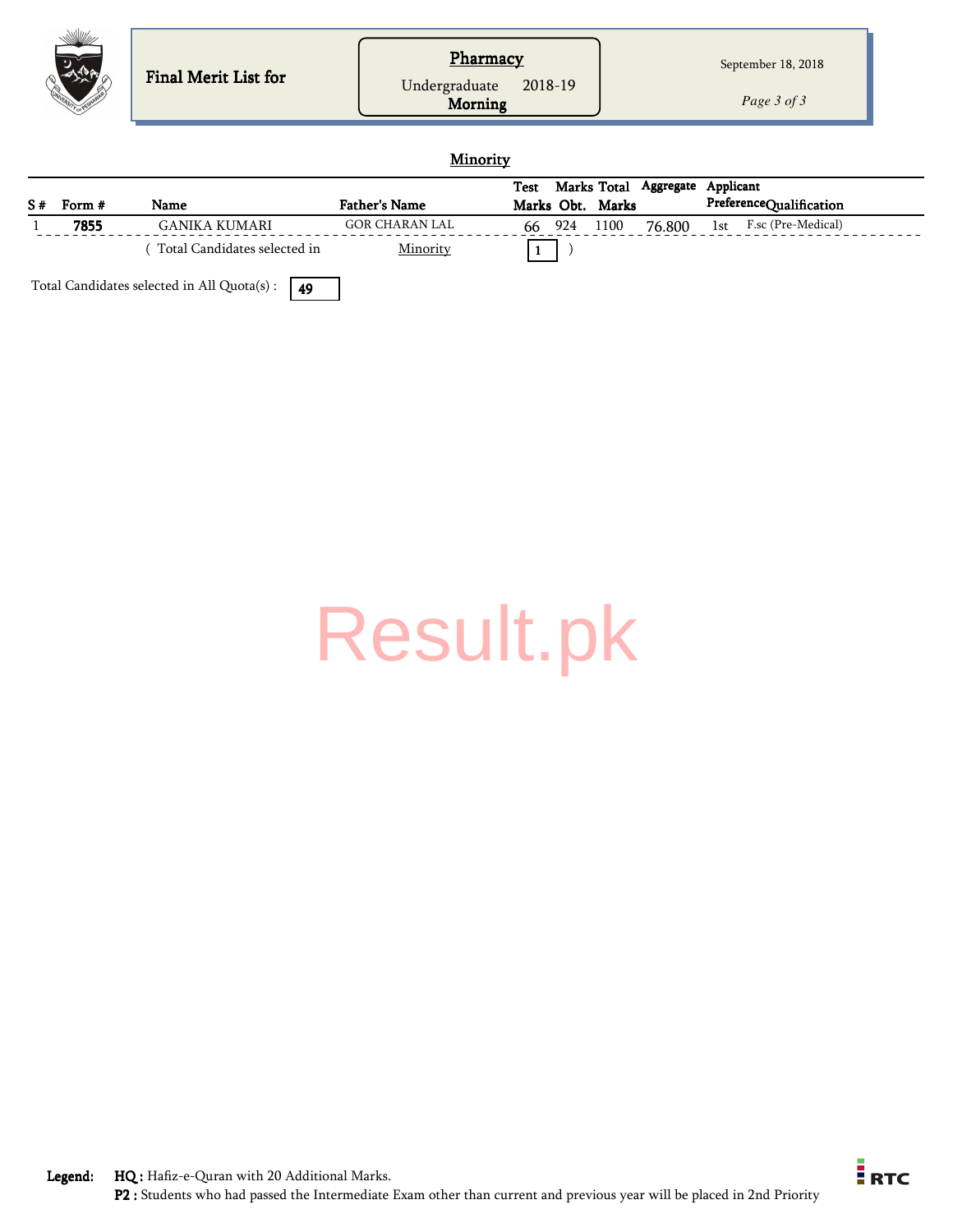Final Merit List for

**Pharmacy**

Undergraduate 2018-19

**Morning**

September 18, 2018

## Minority

| S # | Form # | Name | Father's Name | Test Marks | Marks Obt. | Total Marks | Aggregate | Applicant Preference | Qualification |
|---|---|---|---|---|---|---|---|---|---|
| 1 | 7855 | GANIKA KUMARI | GOR CHARAN LAL | 66 | 924 | 1100 | 76.800 | 1st | F.sc (Pre-Medical) |

( Total Candidates selected in Minority 1 )

Total Candidates selected in All Quota(s) : 49

Result.pk

**Legend:**
**HQ :** Hafiz-e-Quran with 20 Additional Marks.
**P2 :** Students who had passed the Intermediate Exam other than current and previous year will be placed in 2nd Priority

RTC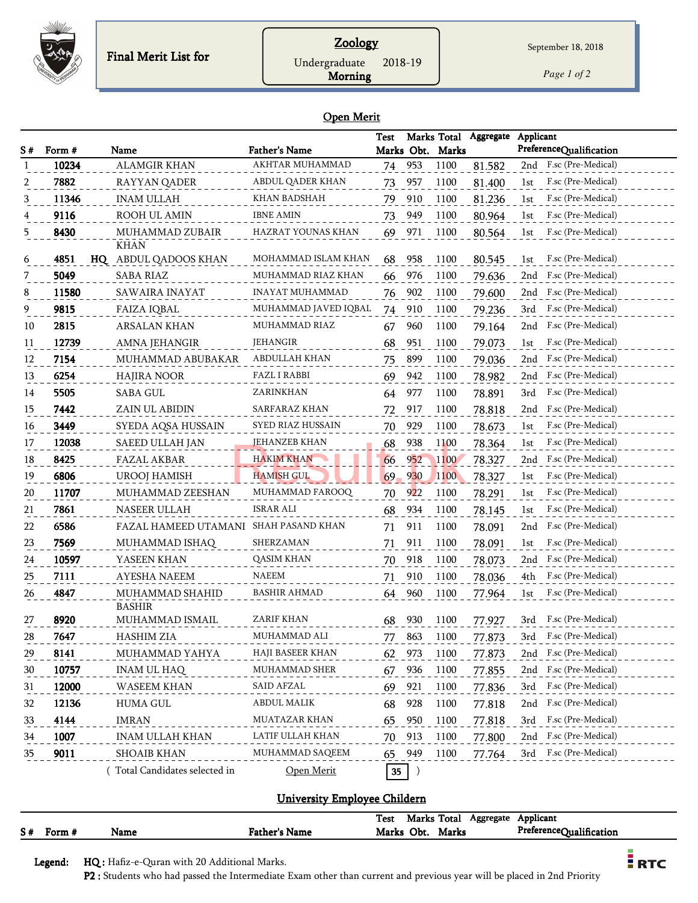Final Merit List for

## Zoology

Undergraduate 2018-19
**Morning**

September 18, 2018

### Open Merit

| S # | Form # | | Name | Father's Name | Test Marks | Marks Obt. | Total Marks | Aggregate | Applicant Preference | Qualification |
|---|---|---|---|---|---|---|---|---|---|---|
| 1 | 10234 | | ALAMGIR KHAN | AKHTAR MUHAMMAD | 74 | 953 | 1100 | 81.582 | 2nd | F.sc (Pre-Medical) |
| 2 | 7882 | | RAYYAN QADER | ABDUL QADER KHAN | 73 | 957 | 1100 | 81.400 | 1st | F.sc (Pre-Medical) |
| 3 | 11346 | | INAM ULLAH | KHAN BADSHAH | 79 | 910 | 1100 | 81.236 | 1st | F.sc (Pre-Medical) |
| 4 | 9116 | | ROOH UL AMIN | IBNE AMIN | 73 | 949 | 1100 | 80.964 | 1st | F.sc (Pre-Medical) |
| 5 | 8430 | | MUHAMMAD ZUBAIR KHAN | HAZRAT YOUNAS KHAN | 69 | 971 | 1100 | 80.564 | 1st | F.sc (Pre-Medical) |
| 6 | 4851 | HQ | ABDUL QADOOS KHAN | MOHAMMAD ISLAM KHAN | 68 | 958 | 1100 | 80.545 | 1st | F.sc (Pre-Medical) |
| 7 | 5049 | | SABA RIAZ | MUHAMMAD RIAZ KHAN | 66 | 976 | 1100 | 79.636 | 2nd | F.sc (Pre-Medical) |
| 8 | 11580 | | SAWAIRA INAYAT | INAYAT MUHAMMAD | 76 | 902 | 1100 | 79.600 | 2nd | F.sc (Pre-Medical) |
| 9 | 9815 | | FAIZA IQBAL | MUHAMMAD JAVED IQBAL | 74 | 910 | 1100 | 79.236 | 3rd | F.sc (Pre-Medical) |
| 10 | 2815 | | ARSALAN KHAN | MUHAMMAD RIAZ | 67 | 960 | 1100 | 79.164 | 2nd | F.sc (Pre-Medical) |
| 11 | 12739 | | AMNA JEHANGIR | JEHANGIR | 68 | 951 | 1100 | 79.073 | 1st | F.sc (Pre-Medical) |
| 12 | 7154 | | MUHAMMAD ABUBAKAR | ABDULLAH KHAN | 75 | 899 | 1100 | 79.036 | 2nd | F.sc (Pre-Medical) |
| 13 | 6254 | | HAJIRA NOOR | FAZL I RABBI | 69 | 942 | 1100 | 78.982 | 2nd | F.sc (Pre-Medical) |
| 14 | 5505 | | SABA GUL | ZARINKHAN | 64 | 977 | 1100 | 78.891 | 3rd | F.sc (Pre-Medical) |
| 15 | 7442 | | ZAIN UL ABIDIN | SARFARAZ KHAN | 72 | 917 | 1100 | 78.818 | 2nd | F.sc (Pre-Medical) |
| 16 | 3449 | | SYEDA AQSA HUSSAIN | SYED RIAZ HUSSAIN | 70 | 929 | 1100 | 78.673 | 1st | F.sc (Pre-Medical) |
| 17 | 12038 | | SAEED ULLAH JAN | JEHANZEB KHAN | 68 | 938 | 1100 | 78.364 | 1st | F.sc (Pre-Medical) |
| 18 | 8425 | | FAZAL AKBAR | HAKIM KHAN | 66 | 952 | 1100 | 78.327 | 2nd | F.sc (Pre-Medical) |
| 19 | 6806 | | UROOJ HAMISH | HAMISH GUL | 69 | 930 | 1100 | 78.327 | 1st | F.sc (Pre-Medical) |
| 20 | 11707 | | MUHAMMAD ZEESHAN | MUHAMMAD FAROOQ | 70 | 922 | 1100 | 78.291 | 1st | F.sc (Pre-Medical) |
| 21 | 7861 | | NASEER ULLAH | ISRAR ALI | 68 | 934 | 1100 | 78.145 | 1st | F.sc (Pre-Medical) |
| 22 | 6586 | | FAZAL HAMEED UTAMANI | SHAH PASAND KHAN | 71 | 911 | 1100 | 78.091 | 2nd | F.sc (Pre-Medical) |
| 23 | 7569 | | MUHAMMAD ISHAQ | SHERZAMAN | 71 | 911 | 1100 | 78.091 | 1st | F.sc (Pre-Medical) |
| 24 | 10597 | | YASEEN KHAN | QASIM KHAN | 70 | 918 | 1100 | 78.073 | 2nd | F.sc (Pre-Medical) |
| 25 | 7111 | | AYESHA NAEEM | NAEEM | 71 | 910 | 1100 | 78.036 | 4th | F.sc (Pre-Medical) |
| 26 | 4847 | | MUHAMMAD SHAHID BASHIR | BASHIR AHMAD | 64 | 960 | 1100 | 77.964 | 1st | F.sc (Pre-Medical) |
| 27 | 8920 | | MUHAMMAD ISMAIL | ZARIF KHAN | 68 | 930 | 1100 | 77.927 | 3rd | F.sc (Pre-Medical) |
| 28 | 7647 | | HASHIM ZIA | MUHAMMAD ALI | 77 | 863 | 1100 | 77.873 | 3rd | F.sc (Pre-Medical) |
| 29 | 8141 | | MUHAMMAD YAHYA | HAJI BASEER KHAN | 62 | 973 | 1100 | 77.873 | 2nd | F.sc (Pre-Medical) |
| 30 | 10757 | | INAM UL HAQ | MUHAMMAD SHER | 67 | 936 | 1100 | 77.855 | 2nd | F.sc (Pre-Medical) |
| 31 | 12000 | | WASEEM KHAN | SAID AFZAL | 69 | 921 | 1100 | 77.836 | 3rd | F.sc (Pre-Medical) |
| 32 | 12136 | | HUMA GUL | ABDUL MALIK | 68 | 928 | 1100 | 77.818 | 2nd | F.sc (Pre-Medical) |
| 33 | 4144 | | IMRAN | MUATAZAR KHAN | 65 | 950 | 1100 | 77.818 | 3rd | F.sc (Pre-Medical) |
| 34 | 1007 | | INAM ULLAH KHAN | LATIF ULLAH KHAN | 70 | 913 | 1100 | 77.800 | 2nd | F.sc (Pre-Medical) |
| 35 | 9011 | | SHOAIB KHAN | MUHAMMAD SAQEEM | 65 | 949 | 1100 | 77.764 | 3rd | F.sc (Pre-Medical) |

( Total Candidates selected in Open Merit **35** )

### University Employee Childern

| S # | Form # | Name | Father's Name | Test Marks | Marks Obt. | Total Marks | Aggregate | Applicant Preference | Qualification |
|---|---|---|---|---|---|---|---|---|---|

**Legend:** **HQ :** Hafiz-e-Quran with 20 Additional Marks.
**P2 :** Students who had passed the Intermediate Exam other than current and previous year will be placed in 2nd Priority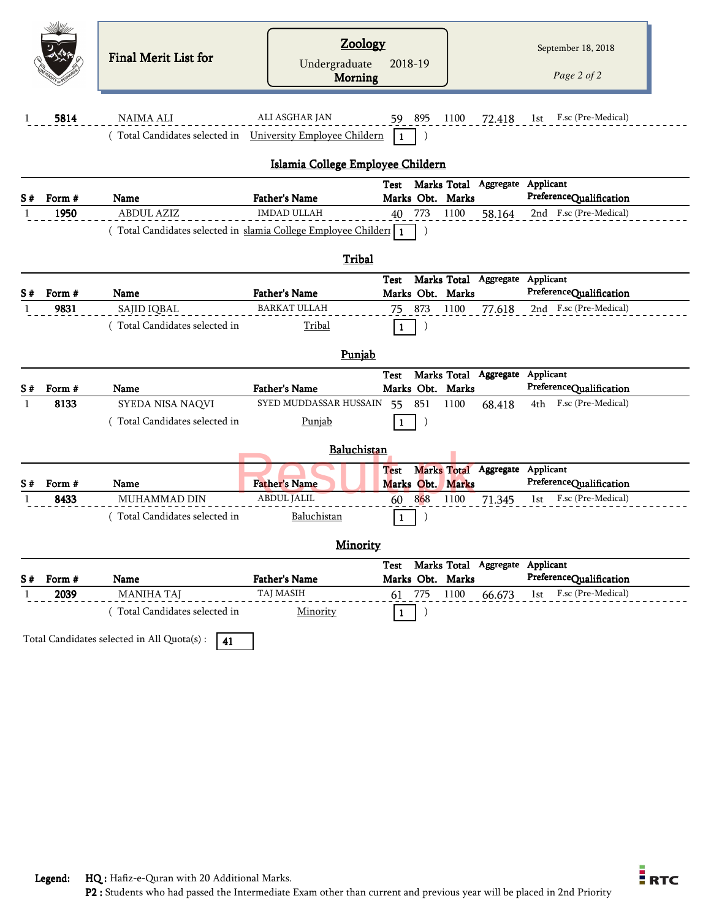# Final Merit List for

## Zoology

Undergraduate 2018-19
Morning

September 18, 2018

| S # | Form # | Name | Father's Name | Test Marks | Marks Obt. | Total Marks | Aggregate | Applicant Preference | Qualification |
|---|---|---|---|---|---|---|---|---|---|
| 1 | 5814 | NAIMA ALI | ALI ASGHAR JAN | 59 | 895 | 1100 | 72.418 | 1st | F.sc (Pre-Medical) |

( Total Candidates selected in University Employee Childern **1** )

### Islamia College Employee Childern

| S # | Form # | Name | Father's Name | Test Marks | Marks Obt. | Total Marks | Aggregate | Applicant Preference | Qualification |
|---|---|---|---|---|---|---|---|---|---|
| 1 | 1950 | ABDUL AZIZ | IMDAD ULLAH | 40 | 773 | 1100 | 58.164 | 2nd | F.sc (Pre-Medical) |

( Total Candidates selected in slamia College Employee Childer **1** )

### Tribal

| S # | Form # | Name | Father's Name | Test Marks | Marks Obt. | Total Marks | Aggregate | Applicant Preference | Qualification |
|---|---|---|---|---|---|---|---|---|---|
| 1 | 9831 | SAJID IQBAL | BARKAT ULLAH | 75 | 873 | 1100 | 77.618 | 2nd | F.sc (Pre-Medical) |

( Total Candidates selected in Tribal **1** )

### Punjab

| S # | Form # | Name | Father's Name | Test Marks | Marks Obt. | Total Marks | Aggregate | Applicant Preference | Qualification |
|---|---|---|---|---|---|---|---|---|---|
| 1 | 8133 | SYEDA NISA NAQVI | SYED MUDDASSAR HUSSAIN | 55 | 851 | 1100 | 68.418 | 4th | F.sc (Pre-Medical) |

( Total Candidates selected in Punjab **1** )

### Baluchistan

| S # | Form # | Name | Father's Name | Test Marks | Marks Obt. | Total Marks | Aggregate | Applicant Preference | Qualification |
|---|---|---|---|---|---|---|---|---|---|
| 1 | 8433 | MUHAMMAD DIN | ABDUL JALIL | 60 | 868 | 1100 | 71.345 | 1st | F.sc (Pre-Medical) |

( Total Candidates selected in Baluchistan **1** )

### Minority

| S # | Form # | Name | Father's Name | Test Marks | Marks Obt. | Total Marks | Aggregate | Applicant Preference | Qualification |
|---|---|---|---|---|---|---|---|---|---|
| 1 | 2039 | MANIHA TAJ | TAJ MASIH | 61 | 775 | 1100 | 66.673 | 1st | F.sc (Pre-Medical) |

( Total Candidates selected in Minority **1** )

Total Candidates selected in All Quota(s) : **41**

**Legend:** **HQ :** Hafiz-e-Quran with 20 Additional Marks.
**P2 :** Students who had passed the Intermediate Exam other than current and previous year will be placed in 2nd Priority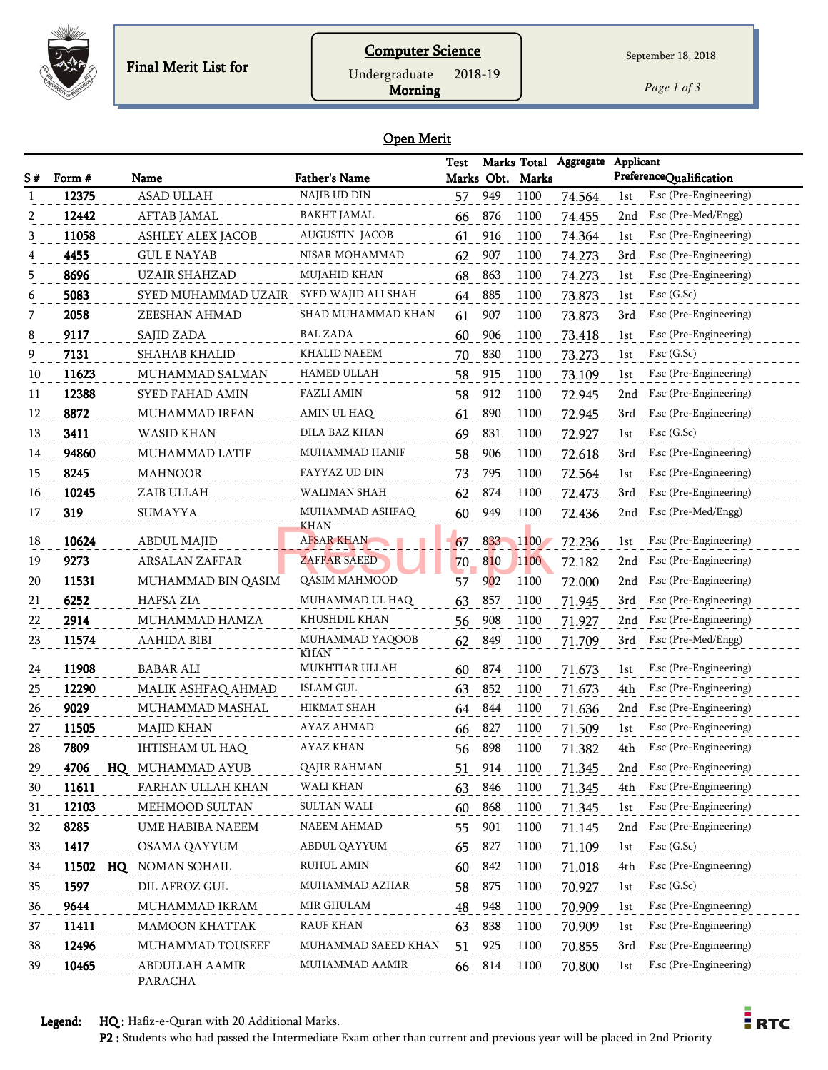Final Merit List for

**Computer Science**

Undergraduate 2018-19

**Morning**

September 18, 2018

## Open Merit

| S # | Form # | | Name | Father's Name | Test Marks | Marks Obt. | Total Marks | Aggregate | Applicant Preference | Qualification |
|---|---|---|---|---|---|---|---|---|---|---|
| 1 | 12375 | | ASAD ULLAH | NAJIB UD DIN | 57 | 949 | 1100 | 74.564 | 1st | F.sc (Pre-Engineering) |
| 2 | 12442 | | AFTAB JAMAL | BAKHT JAMAL | 66 | 876 | 1100 | 74.455 | 2nd | F.sc (Pre-Med/Engg) |
| 3 | 11058 | | ASHLEY ALEX JACOB | AUGUSTIN JACOB | 61 | 916 | 1100 | 74.364 | 1st | F.sc (Pre-Engineering) |
| 4 | 4455 | | GUL E NAYAB | NISAR MOHAMMAD | 62 | 907 | 1100 | 74.273 | 3rd | F.sc (Pre-Engineering) |
| 5 | 8696 | | UZAIR SHAHZAD | MUJAHID KHAN | 68 | 863 | 1100 | 74.273 | 1st | F.sc (Pre-Engineering) |
| 6 | 5083 | | SYED MUHAMMAD UZAIR | SYED WAJID ALI SHAH | 64 | 885 | 1100 | 73.873 | 1st | F.sc (G.Sc) |
| 7 | 2058 | | ZEESHAN AHMAD | SHAD MUHAMMAD KHAN | 61 | 907 | 1100 | 73.873 | 3rd | F.sc (Pre-Engineering) |
| 8 | 9117 | | SAJID ZADA | BAL ZADA | 60 | 906 | 1100 | 73.418 | 1st | F.sc (Pre-Engineering) |
| 9 | 7131 | | SHAHAB KHALID | KHALID NAEEM | 70 | 830 | 1100 | 73.273 | 1st | F.sc (G.Sc) |
| 10 | 11623 | | MUHAMMAD SALMAN | HAMED ULLAH | 58 | 915 | 1100 | 73.109 | 1st | F.sc (Pre-Engineering) |
| 11 | 12388 | | SYED FAHAD AMIN | FAZLI AMIN | 58 | 912 | 1100 | 72.945 | 2nd | F.sc (Pre-Engineering) |
| 12 | 8872 | | MUHAMMAD IRFAN | AMIN UL HAQ | 61 | 890 | 1100 | 72.945 | 3rd | F.sc (Pre-Engineering) |
| 13 | 3411 | | WASID KHAN | DILA BAZ KHAN | 69 | 831 | 1100 | 72.927 | 1st | F.sc (G.Sc) |
| 14 | 94860 | | MUHAMMAD LATIF | MUHAMMAD HANIF | 58 | 906 | 1100 | 72.618 | 3rd | F.sc (Pre-Engineering) |
| 15 | 8245 | | MAHNOOR | FAYYAZ UD DIN | 73 | 795 | 1100 | 72.564 | 1st | F.sc (Pre-Engineering) |
| 16 | 10245 | | ZAIB ULLAH | WALIMAN SHAH | 62 | 874 | 1100 | 72.473 | 3rd | F.sc (Pre-Engineering) |
| 17 | 319 | | SUMAYYA | MUHAMMAD ASHFAQ KHAN | 60 | 949 | 1100 | 72.436 | 2nd | F.sc (Pre-Med/Engg) |
| 18 | 10624 | | ABDUL MAJID | AFSAR KHAN | 67 | 833 | 1100 | 72.236 | 1st | F.sc (Pre-Engineering) |
| 19 | 9273 | | ARSALAN ZAFFAR | ZAFFAR SAEED | 70 | 810 | 1100 | 72.182 | 2nd | F.sc (Pre-Engineering) |
| 20 | 11531 | | MUHAMMAD BIN QASIM | QASIM MAHMOOD | 57 | 902 | 1100 | 72.000 | 2nd | F.sc (Pre-Engineering) |
| 21 | 6252 | | HAFSA ZIA | MUHAMMAD UL HAQ | 63 | 857 | 1100 | 71.945 | 3rd | F.sc (Pre-Engineering) |
| 22 | 2914 | | MUHAMMAD HAMZA | KHUSHDIL KHAN | 56 | 908 | 1100 | 71.927 | 2nd | F.sc (Pre-Engineering) |
| 23 | 11574 | | AAHIDA BIBI | MUHAMMAD YAQOOB KHAN | 62 | 849 | 1100 | 71.709 | 3rd | F.sc (Pre-Med/Engg) |
| 24 | 11908 | | BABAR ALI | MUKHTIAR ULLAH | 60 | 874 | 1100 | 71.673 | 1st | F.sc (Pre-Engineering) |
| 25 | 12290 | | MALIK ASHFAQ AHMAD | ISLAM GUL | 63 | 852 | 1100 | 71.673 | 4th | F.sc (Pre-Engineering) |
| 26 | 9029 | | MUHAMMAD MASHAL | HIKMAT SHAH | 64 | 844 | 1100 | 71.636 | 2nd | F.sc (Pre-Engineering) |
| 27 | 11505 | | MAJID KHAN | AYAZ AHMAD | 66 | 827 | 1100 | 71.509 | 1st | F.sc (Pre-Engineering) |
| 28 | 7809 | | IHTISHAM UL HAQ | AYAZ KHAN | 56 | 898 | 1100 | 71.382 | 4th | F.sc (Pre-Engineering) |
| 29 | 4706 | HQ | MUHAMMAD AYUB | QAJIR RAHMAN | 51 | 914 | 1100 | 71.345 | 2nd | F.sc (Pre-Engineering) |
| 30 | 11611 | | FARHAN ULLAH KHAN | WALI KHAN | 63 | 846 | 1100 | 71.345 | 4th | F.sc (Pre-Engineering) |
| 31 | 12103 | | MEHMOOD SULTAN | SULTAN WALI | 60 | 868 | 1100 | 71.345 | 1st | F.sc (Pre-Engineering) |
| 32 | 8285 | | UME HABIBA NAEEM | NAEEM AHMAD | 55 | 901 | 1100 | 71.145 | 2nd | F.sc (Pre-Engineering) |
| 33 | 1417 | | OSAMA QAYYUM | ABDUL QAYYUM | 65 | 827 | 1100 | 71.109 | 1st | F.sc (G.Sc) |
| 34 | 11502 | HQ | NOMAN SOHAIL | RUHUL AMIN | 60 | 842 | 1100 | 71.018 | 4th | F.sc (Pre-Engineering) |
| 35 | 1597 | | DIL AFROZ GUL | MUHAMMAD AZHAR | 58 | 875 | 1100 | 70.927 | 1st | F.sc (G.Sc) |
| 36 | 9644 | | MUHAMMAD IKRAM | MIR GHULAM | 48 | 948 | 1100 | 70.909 | 1st | F.sc (Pre-Engineering) |
| 37 | 11411 | | MAMOON KHATTAK | RAUF KHAN | 63 | 838 | 1100 | 70.909 | 1st | F.sc (Pre-Engineering) |
| 38 | 12496 | | MUHAMMAD TOUSEEF | MUHAMMAD SAEED KHAN | 51 | 925 | 1100 | 70.855 | 3rd | F.sc (Pre-Engineering) |
| 39 | 10465 | | ABDULLAH AAMIR PARACHA | MUHAMMAD AAMIR | 66 | 814 | 1100 | 70.800 | 1st | F.sc (Pre-Engineering) |

**Legend:** **HQ :** Hafiz-e-Quran with 20 Additional Marks.
**P2 :** Students who had passed the Intermediate Exam other than current and previous year will be placed in 2nd Priority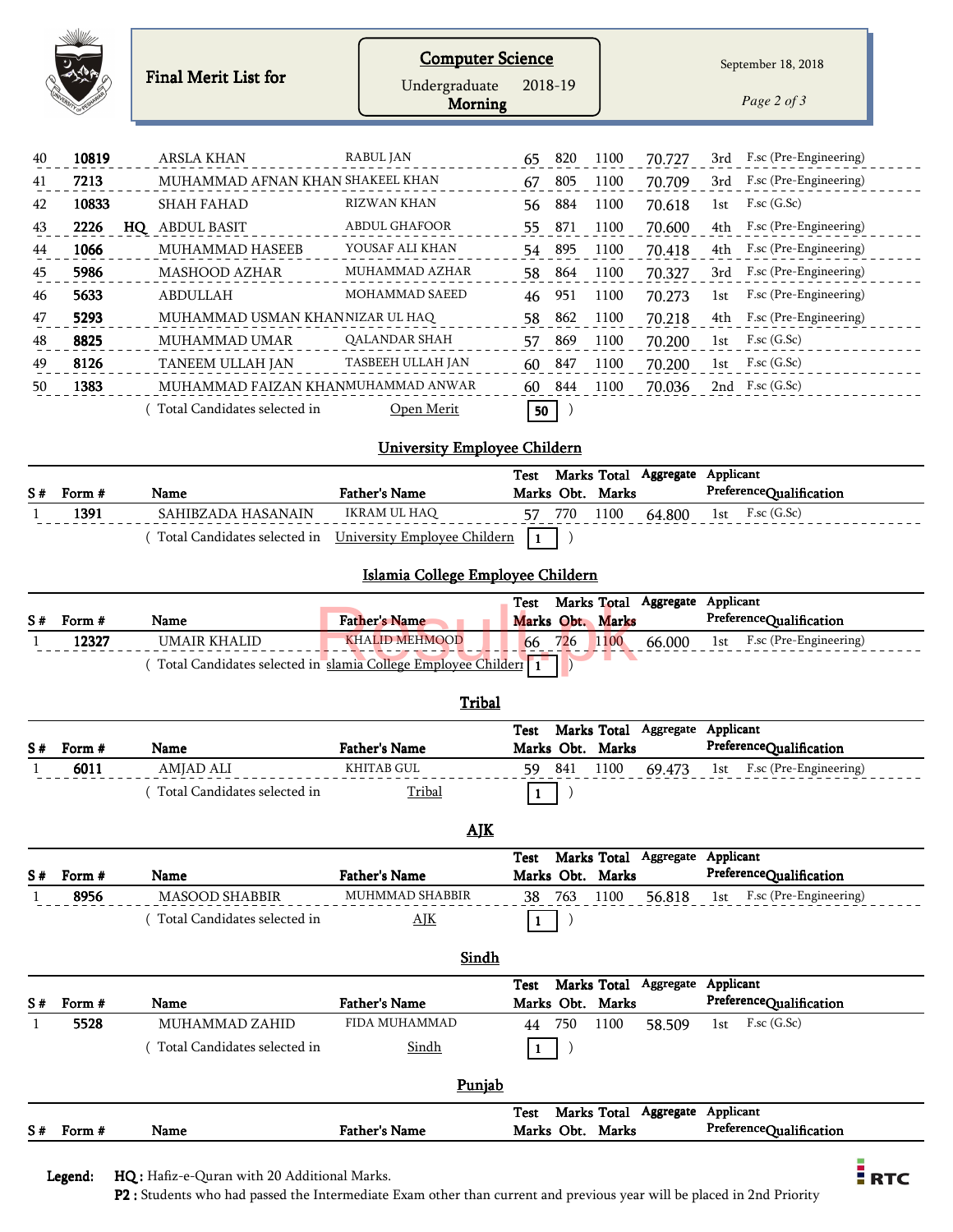Final Merit List for

**Computer Science**
Undergraduate 2018-19
**Morning**

September 18, 2018

| S # | Form # | | Name | Father's Name | Test Marks | Marks Obt. | Total Marks | Aggregate | Applicant Preference | Qualification |
|---|---|---|---|---|---|---|---|---|---|---|
| 40 | **10819** | | ARSLA KHAN | RABUL JAN | 65 | 820 | 1100 | 70.727 | 3rd | F.sc (Pre-Engineering) |
| 41 | **7213** | | MUHAMMAD AFNAN KHAN | SHAKEEL KHAN | 67 | 805 | 1100 | 70.709 | 3rd | F.sc (Pre-Engineering) |
| 42 | **10833** | | SHAH FAHAD | RIZWAN KHAN | 56 | 884 | 1100 | 70.618 | 1st | F.sc (G.Sc) |
| 43 | **2226** | **HQ** | ABDUL BASIT | ABDUL GHAFOOR | 55 | 871 | 1100 | 70.600 | 4th | F.sc (Pre-Engineering) |
| 44 | **1066** | | MUHAMMAD HASEEB | YOUSAF ALI KHAN | 54 | 895 | 1100 | 70.418 | 4th | F.sc (Pre-Engineering) |
| 45 | **5986** | | MASHOOD AZHAR | MUHAMMAD AZHAR | 58 | 864 | 1100 | 70.327 | 3rd | F.sc (Pre-Engineering) |
| 46 | **5633** | | ABDULLAH | MOHAMMAD SAEED | 46 | 951 | 1100 | 70.273 | 1st | F.sc (Pre-Engineering) |
| 47 | **5293** | | MUHAMMAD USMAN KHAN | NIZAR UL HAQ | 58 | 862 | 1100 | 70.218 | 4th | F.sc (Pre-Engineering) |
| 48 | **8825** | | MUHAMMAD UMAR | QALANDAR SHAH | 57 | 869 | 1100 | 70.200 | 1st | F.sc (G.Sc) |
| 49 | **8126** | | TANEEM ULLAH JAN | TASBEEH ULLAH JAN | 60 | 847 | 1100 | 70.200 | 1st | F.sc (G.Sc) |
| 50 | **1383** | | MUHAMMAD FAIZAN KHAN | MUHAMMAD ANWAR | 60 | 844 | 1100 | 70.036 | 2nd | F.sc (G.Sc) |

( Total Candidates selected in Open Merit **50** )

## University Employee Childern

| S # | Form # | Name | Father's Name | Test Marks | Marks Obt. | Total Marks | Aggregate | Applicant Preference | Qualification |
|---|---|---|---|---|---|---|---|---|---|
| 1 | **1391** | SAHIBZADA HASANAIN | IKRAM UL HAQ | 57 | 770 | 1100 | 64.800 | 1st | F.sc (G.Sc) |

( Total Candidates selected in University Employee Childern **1** )

## Islamia College Employee Childern

| S # | Form # | Name | Father's Name | Test Marks | Marks Obt. | Total Marks | Aggregate | Applicant Preference | Qualification |
|---|---|---|---|---|---|---|---|---|---|
| 1 | **12327** | UMAIR KHALID | KHALID MEHMOOD | 66 | 726 | 1100 | 66.000 | 1st | F.sc (Pre-Engineering) |

( Total Candidates selected in slamia College Employee Childerr **1** )

## Tribal

| S # | Form # | Name | Father's Name | Test Marks | Marks Obt. | Total Marks | Aggregate | Applicant Preference | Qualification |
|---|---|---|---|---|---|---|---|---|---|
| 1 | **6011** | AMJAD ALI | KHITAB GUL | 59 | 841 | 1100 | 69.473 | 1st | F.sc (Pre-Engineering) |

( Total Candidates selected in Tribal **1** )

## AJK

| S # | Form # | Name | Father's Name | Test Marks | Marks Obt. | Total Marks | Aggregate | Applicant Preference | Qualification |
|---|---|---|---|---|---|---|---|---|---|
| 1 | **8956** | MASOOD SHABBIR | MUHMMAD SHABBIR | 38 | 763 | 1100 | 56.818 | 1st | F.sc (Pre-Engineering) |

( Total Candidates selected in AJK **1** )

## Sindh

| S # | Form # | Name | Father's Name | Test Marks | Marks Obt. | Total Marks | Aggregate | Applicant Preference | Qualification |
|---|---|---|---|---|---|---|---|---|---|
| 1 | **5528** | MUHAMMAD ZAHID | FIDA MUHAMMAD | 44 | 750 | 1100 | 58.509 | 1st | F.sc (G.Sc) |

( Total Candidates selected in Sindh **1** )

## Punjab

| S # | Form # | Name | Father's Name | Test Marks | Marks Obt. | Total Marks | Aggregate | Applicant Preference | Qualification |
|---|---|---|---|---|---|---|---|---|---|

**Legend:** **HQ :** Hafiz-e-Quran with 20 Additional Marks.
**P2 :** Students who had passed the Intermediate Exam other than current and previous year will be placed in 2nd Priority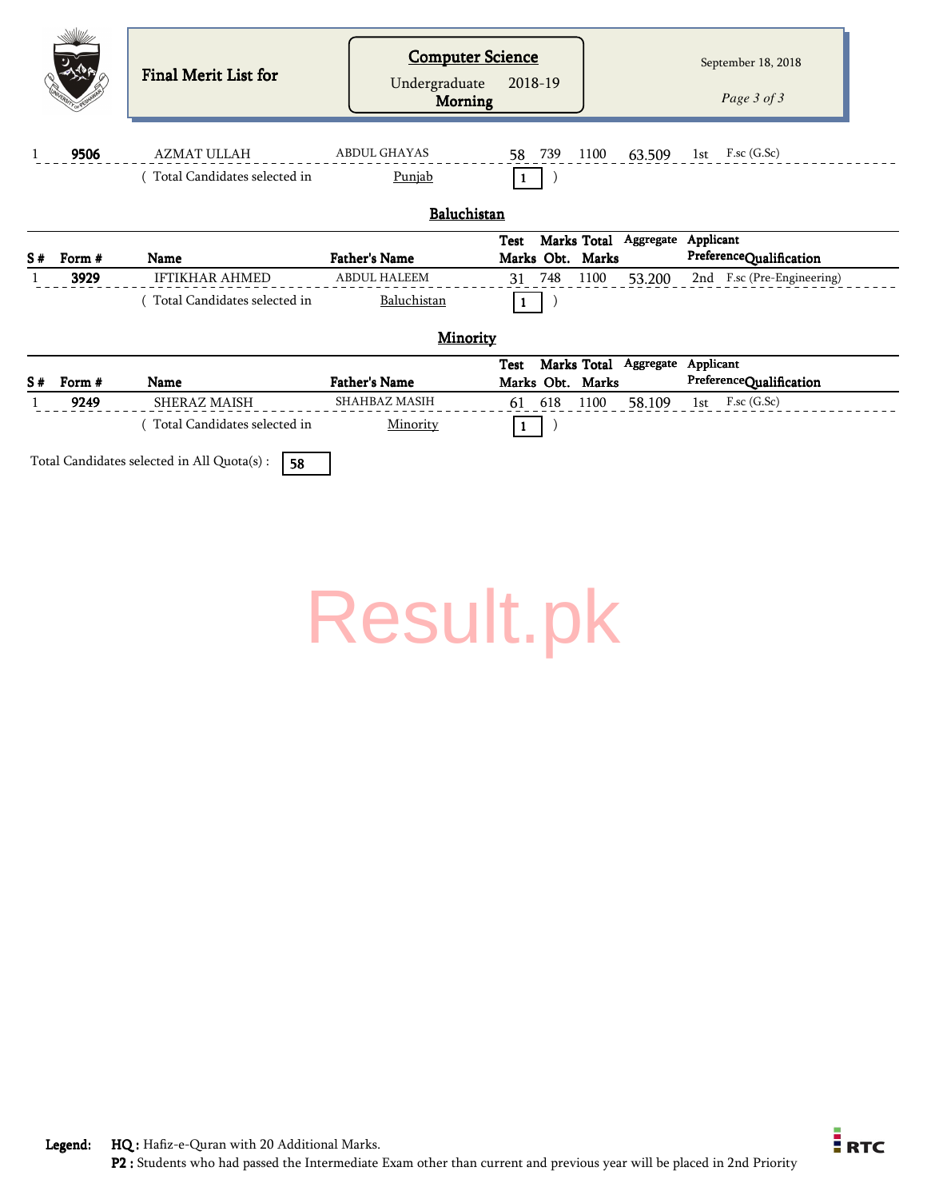# Final Merit List for

**Computer Science**

Undergraduate 2018-19

**Morning**

September 18, 2018

| S # | Form # | Name | Father's Name | Test Marks | Marks Obt. | Total Marks | Aggregate | Applicant Preference | Qualification |
|---|---|---|---|---|---|---|---|---|---|
| 1 | **9506** | AZMAT ULLAH | ABDUL GHAYAS | 58 | 739 | 1100 | 63.509 | 1st | F.sc (G.Sc) |

( Total Candidates selected in Punjab **1** )

## Baluchistan

| S # | Form # | Name | Father's Name | Test Marks | Marks Obt. | Total Marks | Aggregate | Applicant Preference | Qualification |
|---|---|---|---|---|---|---|---|---|---|
| 1 | **3929** | IFTIKHAR AHMED | ABDUL HALEEM | 31 | 748 | 1100 | 53.200 | 2nd | F.sc (Pre-Engineering) |

( Total Candidates selected in Baluchistan **1** )

## Minority

| S # | Form # | Name | Father's Name | Test Marks | Marks Obt. | Total Marks | Aggregate | Applicant Preference | Qualification |
|---|---|---|---|---|---|---|---|---|---|
| 1 | **9249** | SHERAZ MAISH | SHAHBAZ MASIH | 61 | 618 | 1100 | 58.109 | 1st | F.sc (G.Sc) |

( Total Candidates selected in Minority **1** )

Total Candidates selected in All Quota(s) : **58**

Result.pk

**Legend:**
**HQ :** Hafiz-e-Quran with 20 Additional Marks.
**P2 :** Students who had passed the Intermediate Exam other than current and previous year will be placed in 2nd Priority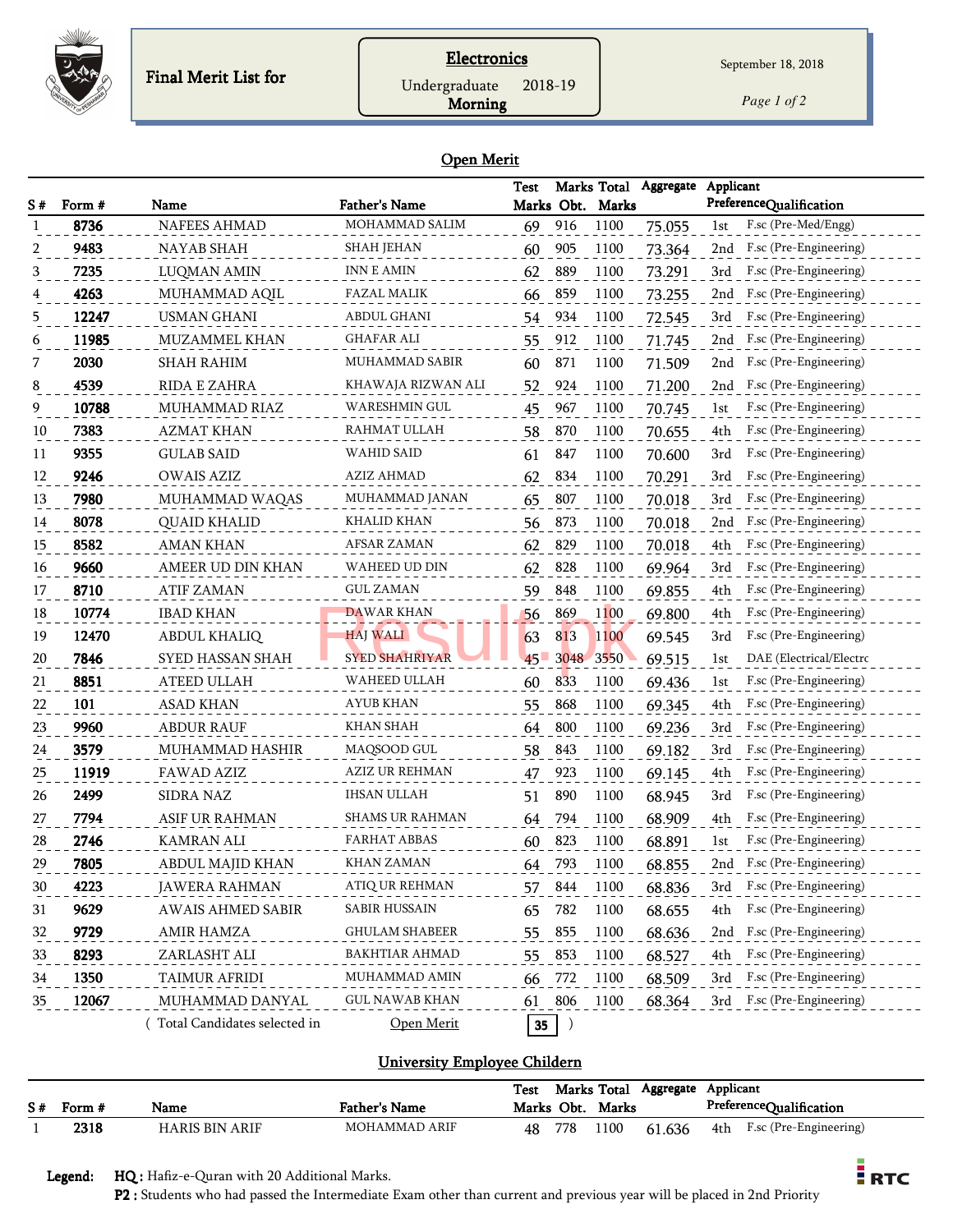Final Merit List for

**Electronics**

Undergraduate 2018-19

**Morning**

September 18, 2018

## Open Merit

| S # | Form # | Name | Father's Name | Test Marks | Marks Obt. | Total Marks | Aggregate | Applicant Preference | Qualification |
|---|---|---|---|---|---|---|---|---|---|
| 1 | **8736** | NAFEES AHMAD | MOHAMMAD SALIM | 69 | 916 | 1100 | 75.055 | 1st | F.sc (Pre-Med/Engg) |
| 2 | **9483** | NAYAB SHAH | SHAH JEHAN | 60 | 905 | 1100 | 73.364 | 2nd | F.sc (Pre-Engineering) |
| 3 | **7235** | LUQMAN AMIN | INN E AMIN | 62 | 889 | 1100 | 73.291 | 3rd | F.sc (Pre-Engineering) |
| 4 | **4263** | MUHAMMAD AQIL | FAZAL MALIK | 66 | 859 | 1100 | 73.255 | 2nd | F.sc (Pre-Engineering) |
| 5 | **12247** | USMAN GHANI | ABDUL GHANI | 54 | 934 | 1100 | 72.545 | 3rd | F.sc (Pre-Engineering) |
| 6 | **11985** | MUZAMMEL KHAN | GHAFAR ALI | 55 | 912 | 1100 | 71.745 | 2nd | F.sc (Pre-Engineering) |
| 7 | **2030** | SHAH RAHIM | MUHAMMAD SABIR | 60 | 871 | 1100 | 71.509 | 2nd | F.sc (Pre-Engineering) |
| 8 | **4539** | RIDA E ZAHRA | KHAWAJA RIZWAN ALI | 52 | 924 | 1100 | 71.200 | 2nd | F.sc (Pre-Engineering) |
| 9 | **10788** | MUHAMMAD RIAZ | WARESHMIN GUL | 45 | 967 | 1100 | 70.745 | 1st | F.sc (Pre-Engineering) |
| 10 | **7383** | AZMAT KHAN | RAHMAT ULLAH | 58 | 870 | 1100 | 70.655 | 4th | F.sc (Pre-Engineering) |
| 11 | **9355** | GULAB SAID | WAHID SAID | 61 | 847 | 1100 | 70.600 | 3rd | F.sc (Pre-Engineering) |
| 12 | **9246** | OWAIS AZIZ | AZIZ AHMAD | 62 | 834 | 1100 | 70.291 | 3rd | F.sc (Pre-Engineering) |
| 13 | **7980** | MUHAMMAD WAQAS | MUHAMMAD JANAN | 65 | 807 | 1100 | 70.018 | 3rd | F.sc (Pre-Engineering) |
| 14 | **8078** | QUAID KHALID | KHALID KHAN | 56 | 873 | 1100 | 70.018 | 2nd | F.sc (Pre-Engineering) |
| 15 | **8582** | AMAN KHAN | AFSAR ZAMAN | 62 | 829 | 1100 | 70.018 | 4th | F.sc (Pre-Engineering) |
| 16 | **9660** | AMEER UD DIN KHAN | WAHEED UD DIN | 62 | 828 | 1100 | 69.964 | 3rd | F.sc (Pre-Engineering) |
| 17 | **8710** | ATIF ZAMAN | GUL ZAMAN | 59 | 848 | 1100 | 69.855 | 4th | F.sc (Pre-Engineering) |
| 18 | **10774** | IBAD KHAN | DAWAR KHAN | 56 | 869 | 1100 | 69.800 | 4th | F.sc (Pre-Engineering) |
| 19 | **12470** | ABDUL KHALIQ | HAJ WALI | 63 | 813 | 1100 | 69.545 | 3rd | F.sc (Pre-Engineering) |
| 20 | **7846** | SYED HASSAN SHAH | SYED SHAHRIYAR | 45 | 3048 | 3550 | 69.515 | 1st | DAE (Electrical/Electrc |
| 21 | **8851** | ATEED ULLAH | WAHEED ULLAH | 60 | 833 | 1100 | 69.436 | 1st | F.sc (Pre-Engineering) |
| 22 | **101** | ASAD KHAN | AYUB KHAN | 55 | 868 | 1100 | 69.345 | 4th | F.sc (Pre-Engineering) |
| 23 | **9960** | ABDUR RAUF | KHAN SHAH | 64 | 800 | 1100 | 69.236 | 3rd | F.sc (Pre-Engineering) |
| 24 | **3579** | MUHAMMAD HASHIR | MAQSOOD GUL | 58 | 843 | 1100 | 69.182 | 3rd | F.sc (Pre-Engineering) |
| 25 | **11919** | FAWAD AZIZ | AZIZ UR REHMAN | 47 | 923 | 1100 | 69.145 | 4th | F.sc (Pre-Engineering) |
| 26 | **2499** | SIDRA NAZ | IHSAN ULLAH | 51 | 890 | 1100 | 68.945 | 3rd | F.sc (Pre-Engineering) |
| 27 | **7794** | ASIF UR RAHMAN | SHAMS UR RAHMAN | 64 | 794 | 1100 | 68.909 | 4th | F.sc (Pre-Engineering) |
| 28 | **2746** | KAMRAN ALI | FARHAT ABBAS | 60 | 823 | 1100 | 68.891 | 1st | F.sc (Pre-Engineering) |
| 29 | **7805** | ABDUL MAJID KHAN | KHAN ZAMAN | 64 | 793 | 1100 | 68.855 | 2nd | F.sc (Pre-Engineering) |
| 30 | **4223** | JAWERA RAHMAN | ATIQ UR REHMAN | 57 | 844 | 1100 | 68.836 | 3rd | F.sc (Pre-Engineering) |
| 31 | **9629** | AWAIS AHMED SABIR | SABIR HUSSAIN | 65 | 782 | 1100 | 68.655 | 4th | F.sc (Pre-Engineering) |
| 32 | **9729** | AMIR HAMZA | GHULAM SHABEER | 55 | 855 | 1100 | 68.636 | 2nd | F.sc (Pre-Engineering) |
| 33 | **8293** | ZARLASHT ALI | BAKHTIAR AHMAD | 55 | 853 | 1100 | 68.527 | 4th | F.sc (Pre-Engineering) |
| 34 | **1350** | TAIMUR AFRIDI | MUHAMMAD AMIN | 66 | 772 | 1100 | 68.509 | 3rd | F.sc (Pre-Engineering) |
| 35 | **12067** | MUHAMMAD DANYAL | GUL NAWAB KHAN | 61 | 806 | 1100 | 68.364 | 3rd | F.sc (Pre-Engineering) |

( Total Candidates selected in Open Merit **35** )

## University Employee Childern

| S # | Form # | Name | Father's Name | Test Marks | Marks Obt. | Total Marks | Aggregate | Applicant Preference | Qualification |
|---|---|---|---|---|---|---|---|---|---|
| 1 | **2318** | HARIS BIN ARIF | MOHAMMAD ARIF | 48 | 778 | 1100 | 61.636 | 4th | F.sc (Pre-Engineering) |

**Legend:** **HQ :** Hafiz-e-Quran with 20 Additional Marks.
**P2 :** Students who had passed the Intermediate Exam other than current and previous year will be placed in 2nd Priority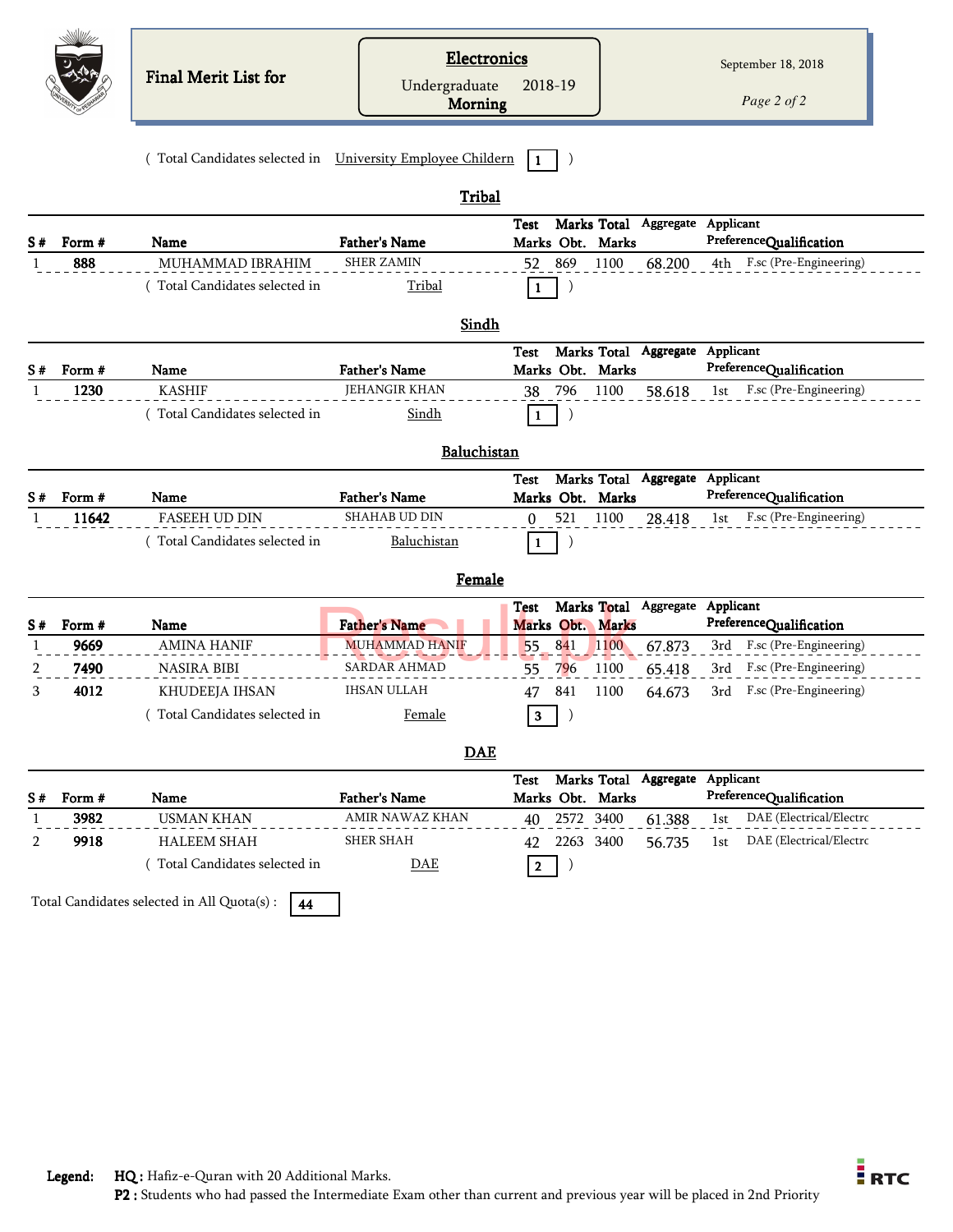Final Merit List for

**Electronics**

Undergraduate 2018-19

**Morning**

September 18, 2018

( Total Candidates selected in University Employee Childern **1** )

## Tribal

| S # | Form # | Name | Father's Name | Test Marks | Marks Obt. | Total Marks | Aggregate | Applicant Preference | Qualification |
|---|---|---|---|---|---|---|---|---|---|
| 1 | **888** | MUHAMMAD IBRAHIM | SHER ZAMIN | 52 | 869 | 1100 | 68.200 | 4th | F.sc (Pre-Engineering) |

( Total Candidates selected in Tribal **1** )

## Sindh

| S # | Form # | Name | Father's Name | Test Marks | Marks Obt. | Total Marks | Aggregate | Applicant Preference | Qualification |
|---|---|---|---|---|---|---|---|---|---|
| 1 | **1230** | KASHIF | JEHANGIR KHAN | 38 | 796 | 1100 | 58.618 | 1st | F.sc (Pre-Engineering) |

( Total Candidates selected in Sindh **1** )

## Baluchistan

| S # | Form # | Name | Father's Name | Test Marks | Marks Obt. | Total Marks | Aggregate | Applicant Preference | Qualification |
|---|---|---|---|---|---|---|---|---|---|
| 1 | **11642** | FASEEH UD DIN | SHAHAB UD DIN | 0 | 521 | 1100 | 28.418 | 1st | F.sc (Pre-Engineering) |

( Total Candidates selected in Baluchistan **1** )

## Female

| S # | Form # | Name | Father's Name | Test Marks | Marks Obt. | Total Marks | Aggregate | Applicant Preference | Qualification |
|---|---|---|---|---|---|---|---|---|---|
| 1 | **9669** | AMINA HANIF | MUHAMMAD HANIF | 55 | 841 | 1100 | 67.873 | 3rd | F.sc (Pre-Engineering) |
| 2 | **7490** | NASIRA BIBI | SARDAR AHMAD | 55 | 796 | 1100 | 65.418 | 3rd | F.sc (Pre-Engineering) |
| 3 | **4012** | KHUDEEJA IHSAN | IHSAN ULLAH | 47 | 841 | 1100 | 64.673 | 3rd | F.sc (Pre-Engineering) |

( Total Candidates selected in Female **3** )

## DAE

| S # | Form # | Name | Father's Name | Test Marks | Marks Obt. | Total Marks | Aggregate | Applicant Preference | Qualification |
|---|---|---|---|---|---|---|---|---|---|
| 1 | **3982** | USMAN KHAN | AMIR NAWAZ KHAN | 40 | 2572 | 3400 | 61.388 | 1st | DAE (Electrical/Electrc |
| 2 | **9918** | HALEEM SHAH | SHER SHAH | 42 | 2263 | 3400 | 56.735 | 1st | DAE (Electrical/Electrc |

( Total Candidates selected in DAE **2** )

Total Candidates selected in All Quota(s) : **44**

**Legend:** **HQ :** Hafiz-e-Quran with 20 Additional Marks.
**P2 :** Students who had passed the Intermediate Exam other than current and previous year will be placed in 2nd Priority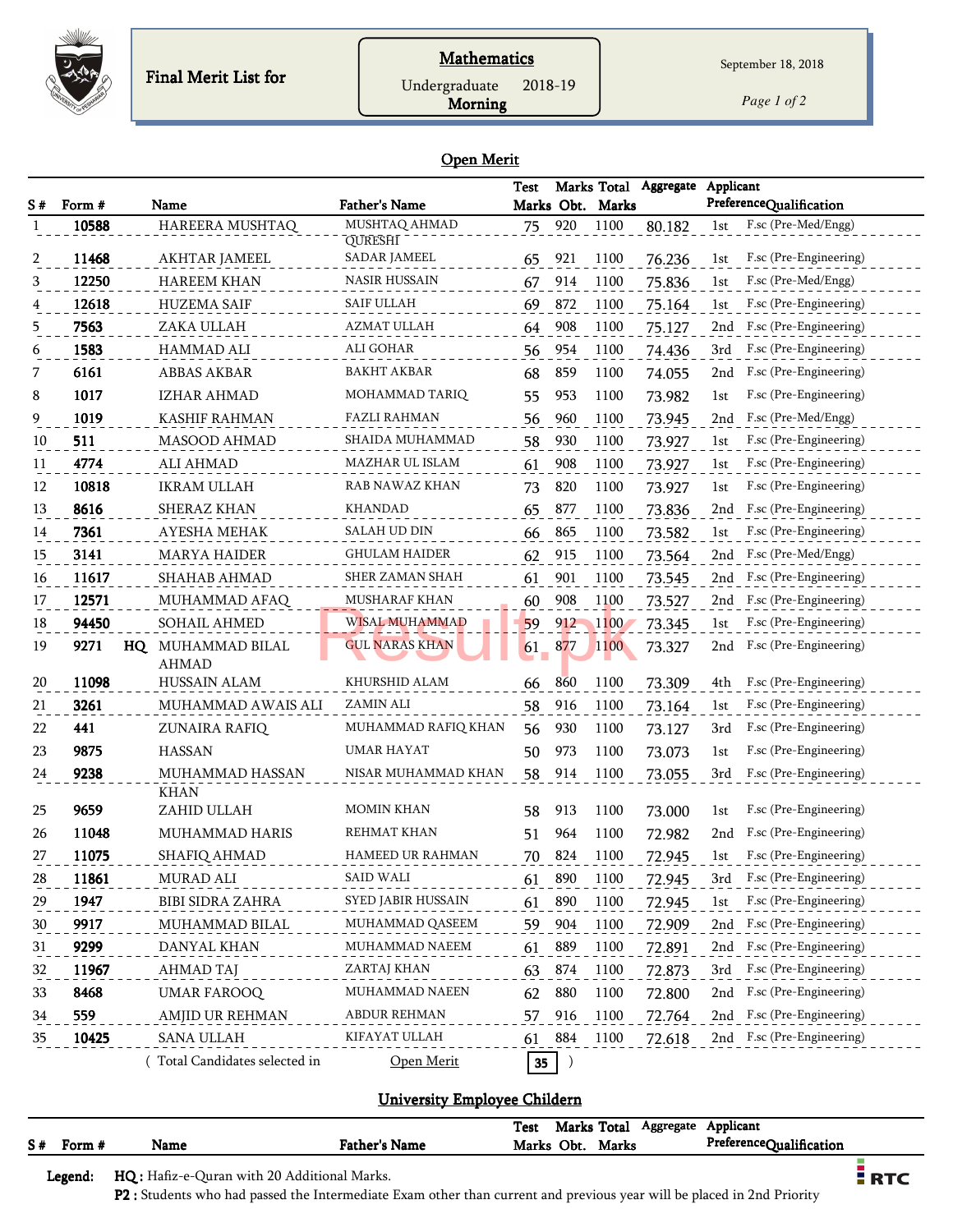Final Merit List for

**Mathematics**

Undergraduate 2018-19

**Morning**

September 18, 2018

## Open Merit

| S # | Form # | | Name | Father's Name | Test Marks | Marks Obt. | Total Marks | Aggregate | Applicant Preference | Qualification |
|---|---|---|---|---|---|---|---|---|---|---|
| 1 | **10588** | | HAREERA MUSHTAQ | MUSHTAQ AHMAD QURESHI | 75 | 920 | 1100 | 80.182 | 1st | F.sc (Pre-Med/Engg) |
| 2 | **11468** | | AKHTAR JAMEEL | SADAR JAMEEL | 65 | 921 | 1100 | 76.236 | 1st | F.sc (Pre-Engineering) |
| 3 | **12250** | | HAREEM KHAN | NASIR HUSSAIN | 67 | 914 | 1100 | 75.836 | 1st | F.sc (Pre-Med/Engg) |
| 4 | **12618** | | HUZEMA SAIF | SAIF ULLAH | 69 | 872 | 1100 | 75.164 | 1st | F.sc (Pre-Engineering) |
| 5 | **7563** | | ZAKA ULLAH | AZMAT ULLAH | 64 | 908 | 1100 | 75.127 | 2nd | F.sc (Pre-Engineering) |
| 6 | **1583** | | HAMMAD ALI | ALI GOHAR | 56 | 954 | 1100 | 74.436 | 3rd | F.sc (Pre-Engineering) |
| 7 | **6161** | | ABBAS AKBAR | BAKHT AKBAR | 68 | 859 | 1100 | 74.055 | 2nd | F.sc (Pre-Engineering) |
| 8 | **1017** | | IZHAR AHMAD | MOHAMMAD TARIQ | 55 | 953 | 1100 | 73.982 | 1st | F.sc (Pre-Engineering) |
| 9 | **1019** | | KASHIF RAHMAN | FAZLI RAHMAN | 56 | 960 | 1100 | 73.945 | 2nd | F.sc (Pre-Med/Engg) |
| 10 | **511** | | MASOOD AHMAD | SHAIDA MUHAMMAD | 58 | 930 | 1100 | 73.927 | 1st | F.sc (Pre-Engineering) |
| 11 | **4774** | | ALI AHMAD | MAZHAR UL ISLAM | 61 | 908 | 1100 | 73.927 | 1st | F.sc (Pre-Engineering) |
| 12 | **10818** | | IKRAM ULLAH | RAB NAWAZ KHAN | 73 | 820 | 1100 | 73.927 | 1st | F.sc (Pre-Engineering) |
| 13 | **8616** | | SHERAZ KHAN | KHANDAD | 65 | 877 | 1100 | 73.836 | 2nd | F.sc (Pre-Engineering) |
| 14 | **7361** | | AYESHA MEHAK | SALAH UD DIN | 66 | 865 | 1100 | 73.582 | 1st | F.sc (Pre-Engineering) |
| 15 | **3141** | | MARYA HAIDER | GHULAM HAIDER | 62 | 915 | 1100 | 73.564 | 2nd | F.sc (Pre-Med/Engg) |
| 16 | **11617** | | SHAHAB AHMAD | SHER ZAMAN SHAH | 61 | 901 | 1100 | 73.545 | 2nd | F.sc (Pre-Engineering) |
| 17 | **12571** | | MUHAMMAD AFAQ | MUSHARAF KHAN | 60 | 908 | 1100 | 73.527 | 2nd | F.sc (Pre-Engineering) |
| 18 | **94450** | | SOHAIL AHMED | WISAL MUHAMMAD | 59 | 912 | 1100 | 73.345 | 1st | F.sc (Pre-Engineering) |
| 19 | **9271** | **HQ** | MUHAMMAD BILAL AHMAD | GUL NARAS KHAN | 61 | 877 | 1100 | 73.327 | 2nd | F.sc (Pre-Engineering) |
| 20 | **11098** | | HUSSAIN ALAM | KHURSHID ALAM | 66 | 860 | 1100 | 73.309 | 4th | F.sc (Pre-Engineering) |
| 21 | **3261** | | MUHAMMAD AWAIS ALI | ZAMIN ALI | 58 | 916 | 1100 | 73.164 | 1st | F.sc (Pre-Engineering) |
| 22 | **441** | | ZUNAIRA RAFIQ | MUHAMMAD RAFIQ KHAN | 56 | 930 | 1100 | 73.127 | 3rd | F.sc (Pre-Engineering) |
| 23 | **9875** | | HASSAN | UMAR HAYAT | 50 | 973 | 1100 | 73.073 | 1st | F.sc (Pre-Engineering) |
| 24 | **9238** | | MUHAMMAD HASSAN KHAN | NISAR MUHAMMAD KHAN | 58 | 914 | 1100 | 73.055 | 3rd | F.sc (Pre-Engineering) |
| 25 | **9659** | | ZAHID ULLAH | MOMIN KHAN | 58 | 913 | 1100 | 73.000 | 1st | F.sc (Pre-Engineering) |
| 26 | **11048** | | MUHAMMAD HARIS | REHMAT KHAN | 51 | 964 | 1100 | 72.982 | 2nd | F.sc (Pre-Engineering) |
| 27 | **11075** | | SHAFIQ AHMAD | HAMEED UR RAHMAN | 70 | 824 | 1100 | 72.945 | 1st | F.sc (Pre-Engineering) |
| 28 | **11861** | | MURAD ALI | SAID WALI | 61 | 890 | 1100 | 72.945 | 3rd | F.sc (Pre-Engineering) |
| 29 | **1947** | | BIBI SIDRA ZAHRA | SYED JABIR HUSSAIN | 61 | 890 | 1100 | 72.945 | 1st | F.sc (Pre-Engineering) |
| 30 | **9917** | | MUHAMMAD BILAL | MUHAMMAD QASEEM | 59 | 904 | 1100 | 72.909 | 2nd | F.sc (Pre-Engineering) |
| 31 | **9299** | | DANYAL KHAN | MUHAMMAD NAEEM | 61 | 889 | 1100 | 72.891 | 2nd | F.sc (Pre-Engineering) |
| 32 | **11967** | | AHMAD TAJ | ZARTAJ KHAN | 63 | 874 | 1100 | 72.873 | 3rd | F.sc (Pre-Engineering) |
| 33 | **8468** | | UMAR FAROOQ | MUHAMMAD NAEEN | 62 | 880 | 1100 | 72.800 | 2nd | F.sc (Pre-Engineering) |
| 34 | **559** | | AMJID UR REHMAN | ABDUR REHMAN | 57 | 916 | 1100 | 72.764 | 2nd | F.sc (Pre-Engineering) |
| 35 | **10425** | | SANA ULLAH | KIFAYAT ULLAH | 61 | 884 | 1100 | 72.618 | 2nd | F.sc (Pre-Engineering) |

( Total Candidates selected in Open Merit **35** )

## University Employee Childern

| S # | Form # | Name | Father's Name | Test Marks | Marks Obt. | Total Marks | Aggregate | Applicant Preference | Qualification |
|---|---|---|---|---|---|---|---|---|---|

**Legend:** **HQ :** Hafiz-e-Quran with 20 Additional Marks.
**P2 :** Students who had passed the Intermediate Exam other than current and previous year will be placed in 2nd Priority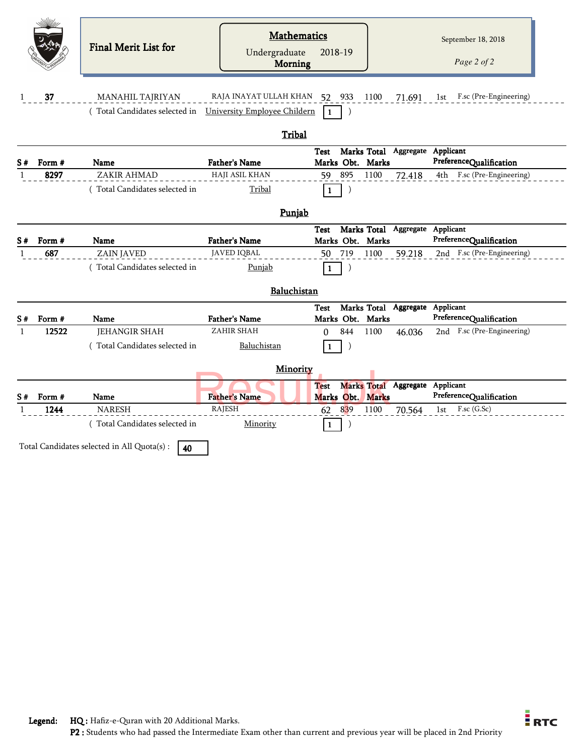Final Merit List for

**Mathematics**

Undergraduate 2018-19

**Morning**

September 18, 2018

| S # | Form # | Name | Father's Name | Test Marks | Marks Obt. | Total Marks | Aggregate | Applicant Preference | Qualification |
|---|---|---|---|---|---|---|---|---|---|
| 1 | **37** | MANAHIL TAJRIYAN | RAJA INAYAT ULLAH KHAN | 52 | 933 | 1100 | 71.691 | 1st | F.sc (Pre-Engineering) |

( Total Candidates selected in University Employee Childern **1** )

## Tribal

| S # | Form # | Name | Father's Name | Test Marks | Marks Obt. | Total Marks | Aggregate | Applicant Preference | Qualification |
|---|---|---|---|---|---|---|---|---|---|
| 1 | **8297** | ZAKIR AHMAD | HAJI ASIL KHAN | 59 | 895 | 1100 | 72.418 | 4th | F.sc (Pre-Engineering) |

( Total Candidates selected in Tribal **1** )

## Punjab

| S # | Form # | Name | Father's Name | Test Marks | Marks Obt. | Total Marks | Aggregate | Applicant Preference | Qualification |
|---|---|---|---|---|---|---|---|---|---|
| 1 | **687** | ZAIN JAVED | JAVED IQBAL | 50 | 719 | 1100 | 59.218 | 2nd | F.sc (Pre-Engineering) |

( Total Candidates selected in Punjab **1** )

## Baluchistan

| S # | Form # | Name | Father's Name | Test Marks | Marks Obt. | Total Marks | Aggregate | Applicant Preference | Qualification |
|---|---|---|---|---|---|---|---|---|---|
| 1 | **12522** | JEHANGIR SHAH | ZAHIR SHAH | 0 | 844 | 1100 | 46.036 | 2nd | F.sc (Pre-Engineering) |

( Total Candidates selected in Baluchistan **1** )

## Minority

| S # | Form # | Name | Father's Name | Test Marks | Marks Obt. | Total Marks | Aggregate | Applicant Preference | Qualification |
|---|---|---|---|---|---|---|---|---|---|
| 1 | **1244** | NARESH | RAJESH | 62 | 839 | 1100 | 70.564 | 1st | F.sc (G.Sc) |

( Total Candidates selected in Minority **1** )

Total Candidates selected in All Quota(s) : **40**

**Legend:** **HQ :** Hafiz-e-Quran with 20 Additional Marks.
**P2 :** Students who had passed the Intermediate Exam other than current and previous year will be placed in 2nd Priority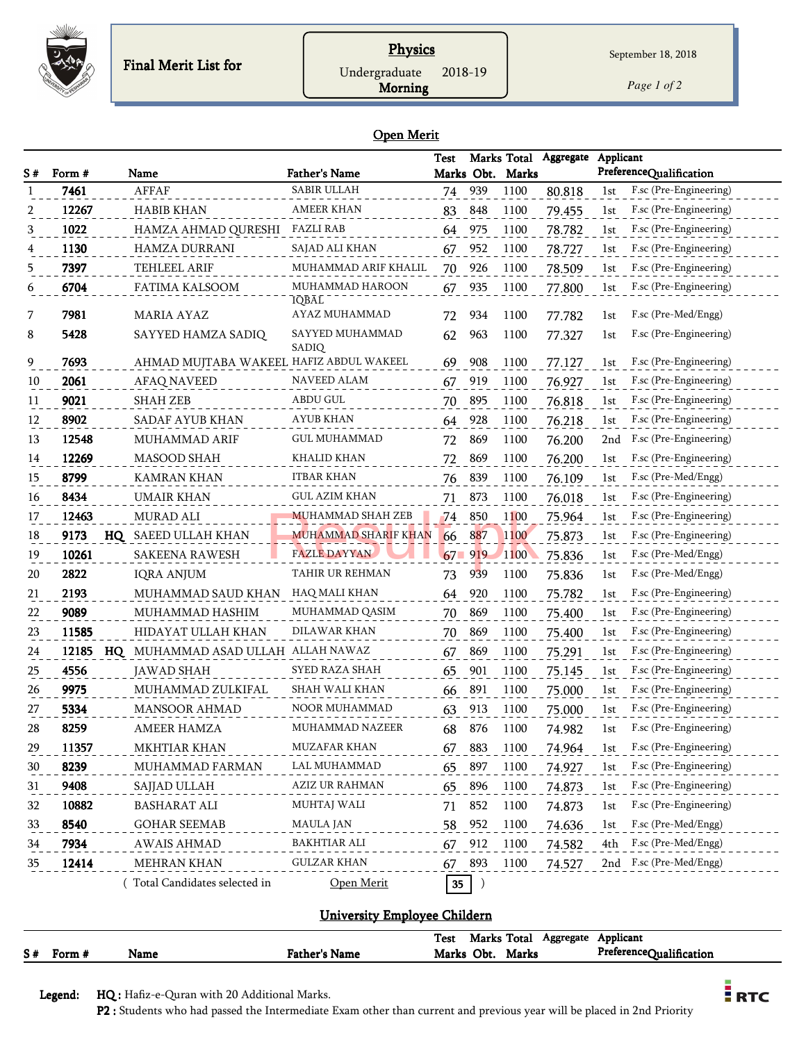**Final Merit List for**

**Physics**
Undergraduate 2018-19
**Morning**

September 18, 2018

## Open Merit

| S # | Form # | | Name | Father's Name | Test Marks | Marks Obt. | Total Marks | Aggregate | Applicant Preference | Qualification |
|---|---|---|---|---|---|---|---|---|---|---|
| 1 | **7461** | | AFFAF | SABIR ULLAH | 74 | 939 | 1100 | 80.818 | 1st | F.sc (Pre-Engineering) |
| 2 | **12267** | | HABIB KHAN | AMEER KHAN | 83 | 848 | 1100 | 79.455 | 1st | F.sc (Pre-Engineering) |
| 3 | **1022** | | HAMZA AHMAD QURESHI | FAZLI RAB | 64 | 975 | 1100 | 78.782 | 1st | F.sc (Pre-Engineering) |
| 4 | **1130** | | HAMZA DURRANI | SAJAD ALI KHAN | 67 | 952 | 1100 | 78.727 | 1st | F.sc (Pre-Engineering) |
| 5 | **7397** | | TEHLEEL ARIF | MUHAMMAD ARIF KHALIL | 70 | 926 | 1100 | 78.509 | 1st | F.sc (Pre-Engineering) |
| 6 | **6704** | | FATIMA KALSOOM | MUHAMMAD HAROON IQBAL | 67 | 935 | 1100 | 77.800 | 1st | F.sc (Pre-Engineering) |
| 7 | **7981** | | MARIA AYAZ | AYAZ MUHAMMAD | 72 | 934 | 1100 | 77.782 | 1st | F.sc (Pre-Med/Engg) |
| 8 | **5428** | | SAYYED HAMZA SADIQ | SAYYED MUHAMMAD SADIQ | 62 | 963 | 1100 | 77.327 | 1st | F.sc (Pre-Engineering) |
| 9 | **7693** | | AHMAD MUJTABA WAKEEL | HAFIZ ABDUL WAKEEL | 69 | 908 | 1100 | 77.127 | 1st | F.sc (Pre-Engineering) |
| 10 | **2061** | | AFAQ NAVEED | NAVEED ALAM | 67 | 919 | 1100 | 76.927 | 1st | F.sc (Pre-Engineering) |
| 11 | **9021** | | SHAH ZEB | ABDU GUL | 70 | 895 | 1100 | 76.818 | 1st | F.sc (Pre-Engineering) |
| 12 | **8902** | | SADAF AYUB KHAN | AYUB KHAN | 64 | 928 | 1100 | 76.218 | 1st | F.sc (Pre-Engineering) |
| 13 | **12548** | | MUHAMMAD ARIF | GUL MUHAMMAD | 72 | 869 | 1100 | 76.200 | 2nd | F.sc (Pre-Engineering) |
| 14 | **12269** | | MASOOD SHAH | KHALID KHAN | 72 | 869 | 1100 | 76.200 | 1st | F.sc (Pre-Engineering) |
| 15 | **8799** | | KAMRAN KHAN | ITBAR KHAN | 76 | 839 | 1100 | 76.109 | 1st | F.sc (Pre-Med/Engg) |
| 16 | **8434** | | UMAIR KHAN | GUL AZIM KHAN | 71 | 873 | 1100 | 76.018 | 1st | F.sc (Pre-Engineering) |
| 17 | **12463** | | MURAD ALI | MUHAMMAD SHAH ZEB | 74 | 850 | 1100 | 75.964 | 1st | F.sc (Pre-Engineering) |
| 18 | **9173** | **HQ** | SAEED ULLAH KHAN | MUHAMMAD SHARIF KHAN | 66 | 887 | 1100 | 75.873 | 1st | F.sc (Pre-Engineering) |
| 19 | **10261** | | SAKEENA RAWESH | FAZLE DAYYAN | 67 | 919 | 1100 | 75.836 | 1st | F.sc (Pre-Med/Engg) |
| 20 | **2822** | | IQRA ANJUM | TAHIR UR REHMAN | 73 | 939 | 1100 | 75.836 | 1st | F.sc (Pre-Med/Engg) |
| 21 | **2193** | | MUHAMMAD SAUD KHAN | HAQ MALI KHAN | 64 | 920 | 1100 | 75.782 | 1st | F.sc (Pre-Engineering) |
| 22 | **9089** | | MUHAMMAD HASHIM | MUHAMMAD QASIM | 70 | 869 | 1100 | 75.400 | 1st | F.sc (Pre-Engineering) |
| 23 | **11585** | | HIDAYAT ULLAH KHAN | DILAWAR KHAN | 70 | 869 | 1100 | 75.400 | 1st | F.sc (Pre-Engineering) |
| 24 | **12185** | **HQ** | MUHAMMAD ASAD ULLAH | ALLAH NAWAZ | 67 | 869 | 1100 | 75.291 | 1st | F.sc (Pre-Engineering) |
| 25 | **4556** | | JAWAD SHAH | SYED RAZA SHAH | 65 | 901 | 1100 | 75.145 | 1st | F.sc (Pre-Engineering) |
| 26 | **9975** | | MUHAMMAD ZULKIFAL | SHAH WALI KHAN | 66 | 891 | 1100 | 75.000 | 1st | F.sc (Pre-Engineering) |
| 27 | **5334** | | MANSOOR AHMAD | NOOR MUHAMMAD | 63 | 913 | 1100 | 75.000 | 1st | F.sc (Pre-Engineering) |
| 28 | **8259** | | AMEER HAMZA | MUHAMMAD NAZEER | 68 | 876 | 1100 | 74.982 | 1st | F.sc (Pre-Engineering) |
| 29 | **11357** | | MKHTIAR KHAN | MUZAFAR KHAN | 67 | 883 | 1100 | 74.964 | 1st | F.sc (Pre-Engineering) |
| 30 | **8239** | | MUHAMMAD FARMAN | LAL MUHAMMAD | 65 | 897 | 1100 | 74.927 | 1st | F.sc (Pre-Engineering) |
| 31 | **9408** | | SAJJAD ULLAH | AZIZ UR RAHMAN | 65 | 896 | 1100 | 74.873 | 1st | F.sc (Pre-Engineering) |
| 32 | **10882** | | BASHARAT ALI | MUHTAJ WALI | 71 | 852 | 1100 | 74.873 | 1st | F.sc (Pre-Engineering) |
| 33 | **8540** | | GOHAR SEEMAB | MAULA JAN | 58 | 952 | 1100 | 74.636 | 1st | F.sc (Pre-Med/Engg) |
| 34 | **7934** | | AWAIS AHMAD | BAKHTIAR ALI | 67 | 912 | 1100 | 74.582 | 4th | F.sc (Pre-Med/Engg) |
| 35 | **12414** | | MEHRAN KHAN | GULZAR KHAN | 67 | 893 | 1100 | 74.527 | 2nd | F.sc (Pre-Med/Engg) |

( Total Candidates selected in Open Merit **35** )

## University Employee Childern

| S # | Form # | Name | Father's Name | Test Marks | Marks Obt. | Total Marks | Aggregate | Applicant Preference | Qualification |
|---|---|---|---|---|---|---|---|---|---|

**Legend:** **HQ :** Hafiz-e-Quran with 20 Additional Marks.
**P2 :** Students who had passed the Intermediate Exam other than current and previous year will be placed in 2nd Priority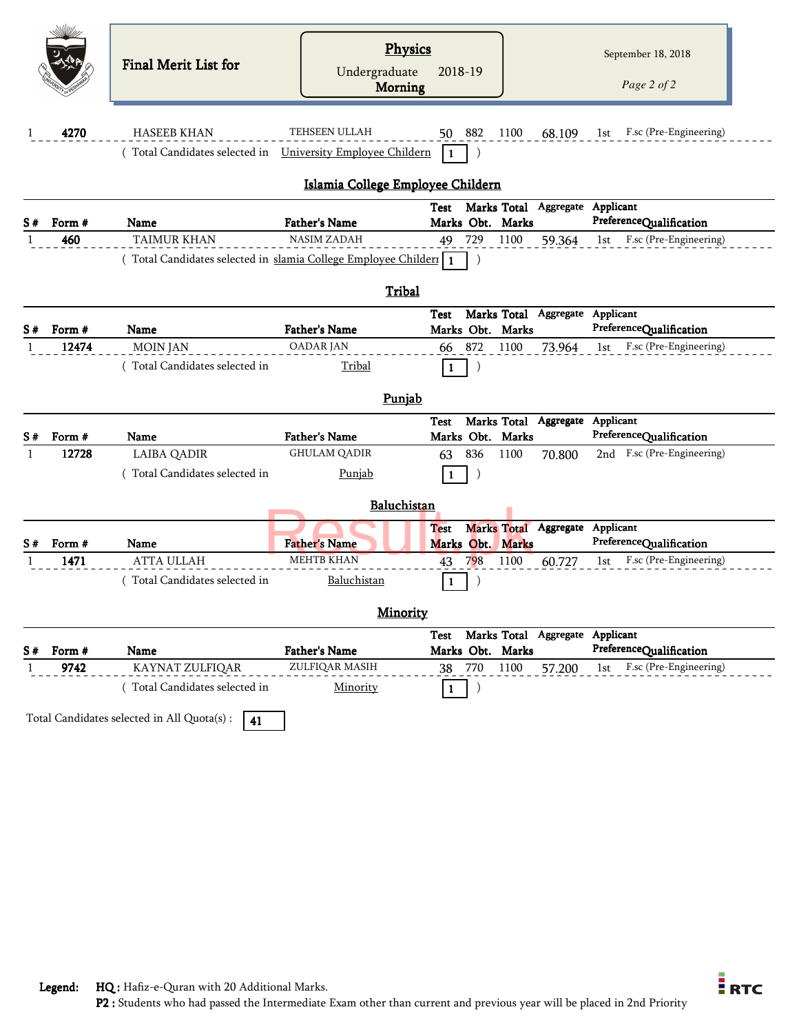Final Merit List for

## Physics

Undergraduate 2018-19
Morning

September 18, 2018

| S # | Form # | Name | Father's Name | Test Marks | Marks Obt. | Total Marks | Aggregate | Applicant Preference | Qualification |
|---|---|---|---|---|---|---|---|---|---|
| 1 | **4270** | HASEEB KHAN | TEHSEEN ULLAH | 50 | 882 | 1100 | 68.109 | 1st | F.sc (Pre-Engineering) |

( Total Candidates selected in University Employee Childern **1** )

## Islamia College Employee Childern

| S # | Form # | Name | Father's Name | Test Marks | Marks Obt. | Total Marks | Aggregate | Applicant Preference | Qualification |
|---|---|---|---|---|---|---|---|---|---|
| 1 | **460** | TAIMUR KHAN | NASIM ZADAH | 49 | 729 | 1100 | 59.364 | 1st | F.sc (Pre-Engineering) |

( Total Candidates selected in slamia College Employee Childern **1** )

## Tribal

| S # | Form # | Name | Father's Name | Test Marks | Marks Obt. | Total Marks | Aggregate | Applicant Preference | Qualification |
|---|---|---|---|---|---|---|---|---|---|
| 1 | **12474** | MOIN JAN | OADAR JAN | 66 | 872 | 1100 | 73.964 | 1st | F.sc (Pre-Engineering) |

( Total Candidates selected in Tribal **1** )

## Punjab

| S # | Form # | Name | Father's Name | Test Marks | Marks Obt. | Total Marks | Aggregate | Applicant Preference | Qualification |
|---|---|---|---|---|---|---|---|---|---|
| 1 | **12728** | LAIBA QADIR | GHULAM QADIR | 63 | 836 | 1100 | 70.800 | 2nd | F.sc (Pre-Engineering) |

( Total Candidates selected in Punjab **1** )

## Baluchistan

| S # | Form # | Name | Father's Name | Test Marks | Marks Obt. | Total Marks | Aggregate | Applicant Preference | Qualification |
|---|---|---|---|---|---|---|---|---|---|
| 1 | **1471** | ATTA ULLAH | MEHTB KHAN | 43 | 798 | 1100 | 60.727 | 1st | F.sc (Pre-Engineering) |

( Total Candidates selected in Baluchistan **1** )

## Minority

| S # | Form # | Name | Father's Name | Test Marks | Marks Obt. | Total Marks | Aggregate | Applicant Preference | Qualification |
|---|---|---|---|---|---|---|---|---|---|
| 1 | **9742** | KAYNAT ZULFIQAR | ZULFIQAR MASIH | 38 | 770 | 1100 | 57.200 | 1st | F.sc (Pre-Engineering) |

( Total Candidates selected in Minority **1** )

Total Candidates selected in All Quota(s) : **41**

**Legend:** **HQ :** Hafiz-e-Quran with 20 Additional Marks.
**P2 :** Students who had passed the Intermediate Exam other than current and previous year will be placed in 2nd Priority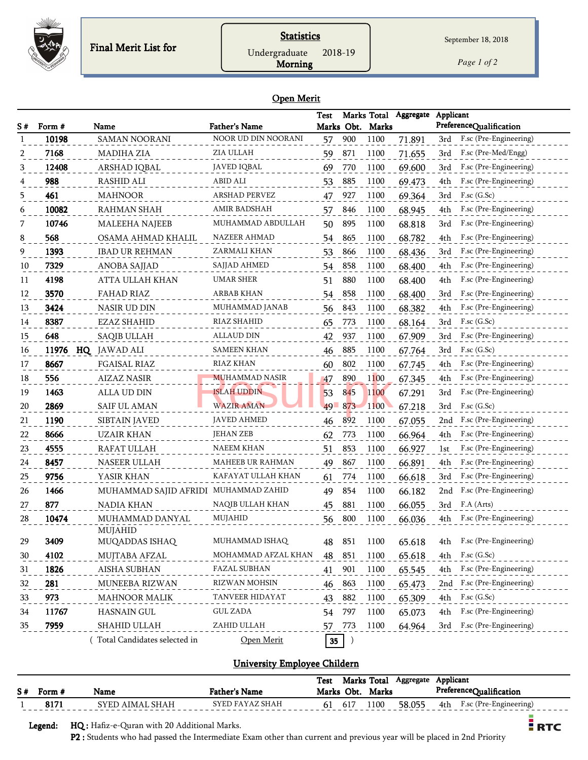**Final Merit List for**

**Statistics**
Undergraduate 2018-19
**Morning**

September 18, 2018

## Open Merit

| S # | Form # | | Name | Father's Name | Test Marks | Marks Obt. | Total Marks | Aggregate | Applicant Preference | Qualification |
|---|---|---|---|---|---|---|---|---|---|---|
| 1 | 10198 | | SAMAN NOORANI | NOOR UD DIN NOORANI | 57 | 900 | 1100 | 71.891 | 3rd | F.sc (Pre-Engineering) |
| 2 | 7168 | | MADIHA ZIA | ZIA ULLAH | 59 | 871 | 1100 | 71.655 | 3rd | F.sc (Pre-Med/Engg) |
| 3 | 12408 | | ARSHAD IQBAL | JAVED IQBAL | 69 | 770 | 1100 | 69.600 | 3rd | F.sc (Pre-Engineering) |
| 4 | 988 | | RASHID ALI | ABID ALI | 53 | 885 | 1100 | 69.473 | 4th | F.sc (Pre-Engineering) |
| 5 | 461 | | MAHNOOR | ARSHAD PERVEZ | 47 | 927 | 1100 | 69.364 | 3rd | F.sc (G.Sc) |
| 6 | 10082 | | RAHMAN SHAH | AMIR BADSHAH | 57 | 846 | 1100 | 68.945 | 4th | F.sc (Pre-Engineering) |
| 7 | 10746 | | MALEEHA NAJEEB | MUHAMMAD ABDULLAH | 50 | 895 | 1100 | 68.818 | 3rd | F.sc (Pre-Engineering) |
| 8 | 568 | | OSAMA AHMAD KHALIL | NAZEER AHMAD | 54 | 865 | 1100 | 68.782 | 4th | F.sc (Pre-Engineering) |
| 9 | 1393 | | IBAD UR REHMAN | ZARMALI KHAN | 53 | 866 | 1100 | 68.436 | 3rd | F.sc (Pre-Engineering) |
| 10 | 7329 | | ANOBA SAJJAD | SAJJAD AHMED | 54 | 858 | 1100 | 68.400 | 4th | F.sc (Pre-Engineering) |
| 11 | 4198 | | ATTA ULLAH KHAN | UMAR SHER | 51 | 880 | 1100 | 68.400 | 4th | F.sc (Pre-Engineering) |
| 12 | 3570 | | FAHAD RIAZ | ARBAB KHAN | 54 | 858 | 1100 | 68.400 | 3rd | F.sc (Pre-Engineering) |
| 13 | 3424 | | NASIR UD DIN | MUHAMMAD JANAB | 56 | 843 | 1100 | 68.382 | 4th | F.sc (Pre-Engineering) |
| 14 | 8387 | | EZAZ SHAHID | RIAZ SHAHID | 65 | 773 | 1100 | 68.164 | 3rd | F.sc (G.Sc) |
| 15 | 648 | | SAQIB ULLAH | ALLAUD DIN | 42 | 937 | 1100 | 67.909 | 3rd | F.sc (Pre-Engineering) |
| 16 | 11976 | HQ | JAWAD ALI | SAMEEN KHAN | 46 | 885 | 1100 | 67.764 | 3rd | F.sc (G.Sc) |
| 17 | 8667 | | FGAISAL RIAZ | RIAZ KHAN | 60 | 802 | 1100 | 67.745 | 4th | F.sc (Pre-Engineering) |
| 18 | 556 | | AIZAZ NASIR | MUHAMMAD NASIR | 47 | 890 | 1100 | 67.345 | 4th | F.sc (Pre-Engineering) |
| 19 | 1463 | | ALLA UD DIN | ISLAH UDDIN | 53 | 845 | 1100 | 67.291 | 3rd | F.sc (Pre-Engineering) |
| 20 | 2869 | | SAIF UL AMAN | WAZIR AMAN | 49 | 873 | 1100 | 67.218 | 3rd | F.sc (G.Sc) |
| 21 | 1190 | | SIBTAIN JAVED | JAVED AHMED | 46 | 892 | 1100 | 67.055 | 2nd | F.sc (Pre-Engineering) |
| 22 | 8666 | | UZAIR KHAN | JEHAN ZEB | 62 | 773 | 1100 | 66.964 | 4th | F.sc (Pre-Engineering) |
| 23 | 4555 | | RAFAT ULLAH | NAEEM KHAN | 51 | 853 | 1100 | 66.927 | 1st | F.sc (Pre-Engineering) |
| 24 | 8457 | | NASEER ULLAH | MAHEEB UR RAHMAN | 49 | 867 | 1100 | 66.891 | 4th | F.sc (Pre-Engineering) |
| 25 | 9756 | | YASIR KHAN | KAFAYAT ULLAH KHAN | 61 | 774 | 1100 | 66.618 | 3rd | F.sc (Pre-Engineering) |
| 26 | 1466 | | MUHAMMAD SAJID AFRIDI | MUHAMMAD ZAHID | 49 | 854 | 1100 | 66.182 | 2nd | F.sc (Pre-Engineering) |
| 27 | 877 | | NADIA KHAN | NAQIB ULLAH KHAN | 45 | 881 | 1100 | 66.055 | 3rd | F.A (Arts) |
| 28 | 10474 | | MUHAMMAD DANYAL MUJAHID | MUJAHID | 56 | 800 | 1100 | 66.036 | 4th | F.sc (Pre-Engineering) |
| 29 | 3409 | | MUQADDAS ISHAQ | MUHAMMAD ISHAQ | 48 | 851 | 1100 | 65.618 | 4th | F.sc (Pre-Engineering) |
| 30 | 4102 | | MUJTABA AFZAL | MOHAMMAD AFZAL KHAN | 48 | 851 | 1100 | 65.618 | 4th | F.sc (G.Sc) |
| 31 | 1826 | | AISHA SUBHAN | FAZAL SUBHAN | 41 | 901 | 1100 | 65.545 | 4th | F.sc (Pre-Engineering) |
| 32 | 281 | | MUNEEBA RIZWAN | RIZWAN MOHSIN | 46 | 863 | 1100 | 65.473 | 2nd | F.sc (Pre-Engineering) |
| 33 | 973 | | MAHNOOR MALIK | TANVEER HIDAYAT | 43 | 882 | 1100 | 65.309 | 4th | F.sc (G.Sc) |
| 34 | 11767 | | HASNAIN GUL | GUL ZADA | 54 | 797 | 1100 | 65.073 | 4th | F.sc (Pre-Engineering) |
| 35 | 7959 | | SHAHID ULLAH | ZAHID ULLAH | 57 | 773 | 1100 | 64.964 | 3rd | F.sc (Pre-Engineering) |

( Total Candidates selected in Open Merit **35** )

## University Employee Childern

| S # | Form # | Name | Father's Name | Test Marks | Marks Obt. | Total Marks | Aggregate | Applicant Preference | Qualification |
|---|---|---|---|---|---|---|---|---|---|
| 1 | 8171 | SYED AIMAL SHAH | SYED FAYAZ SHAH | 61 | 617 | 1100 | 58.055 | 4th | F.sc (Pre-Engineering) |

**Legend:** **HQ :** Hafiz-e-Quran with 20 Additional Marks.
**P2 :** Students who had passed the Intermediate Exam other than current and previous year will be placed in 2nd Priority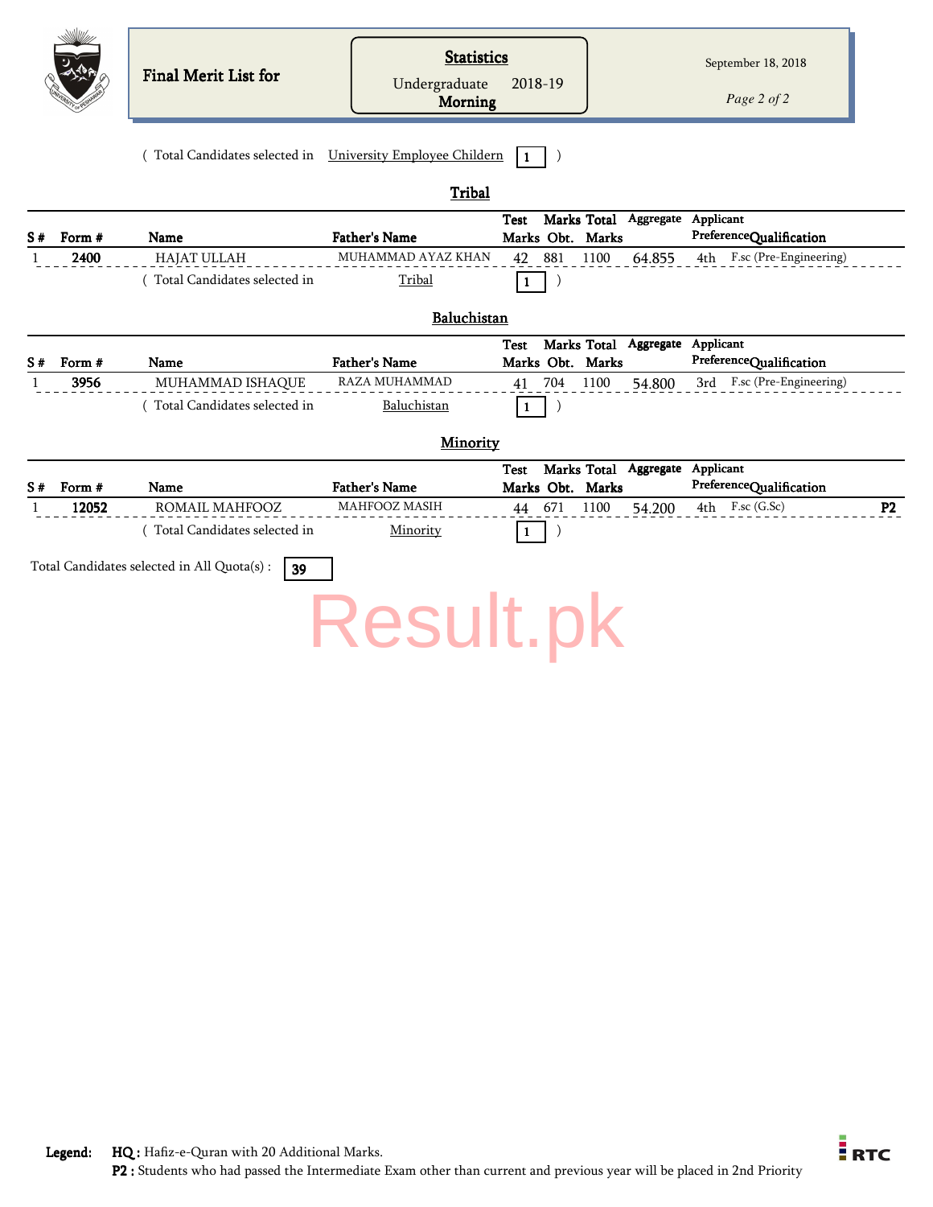Final Merit List for

**Statistics**

Undergraduate 2018-19

**Morning**

September 18, 2018

( Total Candidates selected in University Employee Childern **1** )

## Tribal

| S # | Form # | Name | Father's Name | Test Marks | Marks Obt. | Total Marks | Aggregate | Applicant Preference | Qualification | |
|---|---|---|---|---|---|---|---|---|---|---|
| 1 | **2400** | HAJAT ULLAH | MUHAMMAD AYAZ KHAN | 42 | 881 | 1100 | 64.855 | 4th | F.sc (Pre-Engineering) | |

( Total Candidates selected in Tribal **1** )

## Baluchistan

| S # | Form # | Name | Father's Name | Test Marks | Marks Obt. | Total Marks | Aggregate | Applicant Preference | Qualification | |
|---|---|---|---|---|---|---|---|---|---|---|
| 1 | **3956** | MUHAMMAD ISHAQUE | RAZA MUHAMMAD | 41 | 704 | 1100 | 54.800 | 3rd | F.sc (Pre-Engineering) | |

( Total Candidates selected in Baluchistan **1** )

## Minority

| S # | Form # | Name | Father's Name | Test Marks | Marks Obt. | Total Marks | Aggregate | Applicant Preference | Qualification | |
|---|---|---|---|---|---|---|---|---|---|---|
| 1 | **12052** | ROMAIL MAHFOOZ | MAHFOOZ MASIH | 44 | 671 | 1100 | 54.200 | 4th | F.sc (G.Sc) | **P2** |

( Total Candidates selected in Minority **1** )

Total Candidates selected in All Quota(s) : **39**

Result.pk

**Legend:** **HQ :** Hafiz-e-Quran with 20 Additional Marks.
**P2 :** Students who had passed the Intermediate Exam other than current and previous year will be placed in 2nd Priority

RTC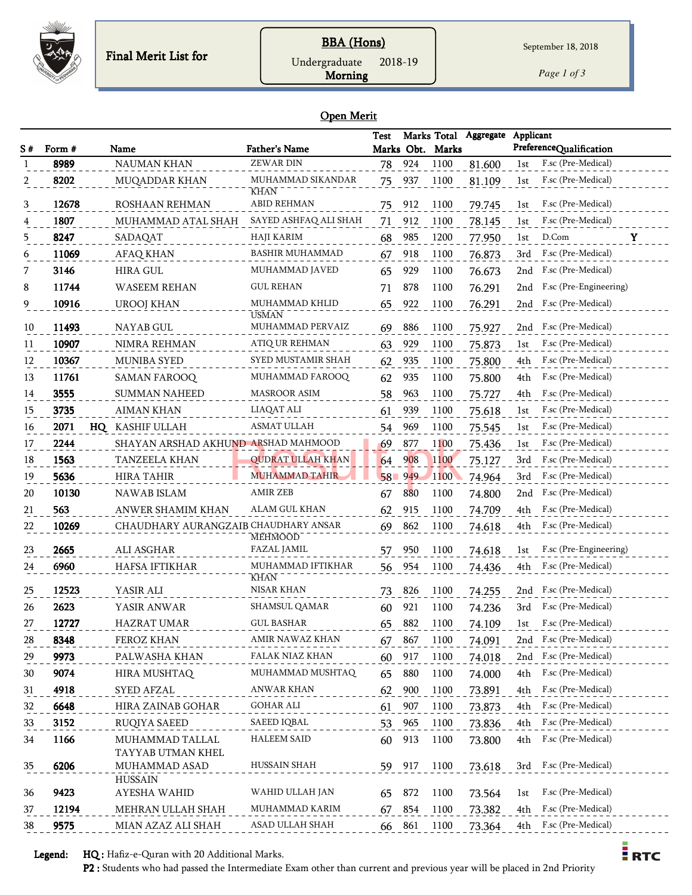Final Merit List for

**BBA (Hons)**
Undergraduate 2018-19
**Morning**

September 18, 2018

## Open Merit

| S # | Form # | | Name | Father's Name | Test Marks | Marks Obt. | Total Marks | Aggregate | Applicant Preference | Qualification | |
|---|---|---|---|---|---|---|---|---|---|---|---|
| 1 | **8989** | | NAUMAN KHAN | ZEWAR DIN | 78 | 924 | 1100 | 81.600 | 1st | F.sc (Pre-Medical) | |
| 2 | **8202** | | MUQADDAR KHAN | MUHAMMAD SIKANDAR KHAN | 75 | 937 | 1100 | 81.109 | 1st | F.sc (Pre-Medical) | |
| 3 | **12678** | | ROSHAAN REHMAN | ABID REHMAN | 75 | 912 | 1100 | 79.745 | 1st | F.sc (Pre-Medical) | |
| 4 | **1807** | | MUHAMMAD ATAL SHAH | SAYED ASHFAQ ALI SHAH | 71 | 912 | 1100 | 78.145 | 1st | F.sc (Pre-Medical) | |
| 5 | **8247** | | SADAQAT | HAJI KARIM | 68 | 985 | 1200 | 77.950 | 1st | D.Com | **Y** |
| 6 | **11069** | | AFAQ KHAN | BASHIR MUHAMMAD | 67 | 918 | 1100 | 76.873 | 3rd | F.sc (Pre-Medical) | |
| 7 | **3146** | | HIRA GUL | MUHAMMAD JAVED | 65 | 929 | 1100 | 76.673 | 2nd | F.sc (Pre-Medical) | |
| 8 | **11744** | | WASEEM REHAN | GUL REHAN | 71 | 878 | 1100 | 76.291 | 2nd | F.sc (Pre-Engineering) | |
| 9 | **10916** | | UROOJ KHAN | MUHAMMAD KHLID USMAN | 65 | 922 | 1100 | 76.291 | 2nd | F.sc (Pre-Medical) | |
| 10 | **11493** | | NAYAB GUL | MUHAMMAD PERVAIZ | 69 | 886 | 1100 | 75.927 | 2nd | F.sc (Pre-Medical) | |
| 11 | **10907** | | NIMRA REHMAN | ATIQ UR REHMAN | 63 | 929 | 1100 | 75.873 | 1st | F.sc (Pre-Medical) | |
| 12 | **10367** | | MUNIBA SYED | SYED MUSTAMIR SHAH | 62 | 935 | 1100 | 75.800 | 4th | F.sc (Pre-Medical) | |
| 13 | **11761** | | SAMAN FAROOQ | MUHAMMAD FAROOQ | 62 | 935 | 1100 | 75.800 | 4th | F.sc (Pre-Medical) | |
| 14 | **3555** | | SUMMAN NAHEED | MASROOR ASIM | 58 | 963 | 1100 | 75.727 | 4th | F.sc (Pre-Medical) | |
| 15 | **3735** | | AIMAN KHAN | LIAQAT ALI | 61 | 939 | 1100 | 75.618 | 1st | F.sc (Pre-Medical) | |
| 16 | **2071** | **HQ** | KASHIF ULLAH | ASMAT ULLAH | 54 | 969 | 1100 | 75.545 | 1st | F.sc (Pre-Medical) | |
| 17 | **2244** | | SHAYAN ARSHAD AKHUND | ARSHAD MAHMOOD | 69 | 877 | 1100 | 75.436 | 1st | F.sc (Pre-Medical) | |
| 18 | **1563** | | TANZEELA KHAN | QUDRAT ULLAH KHAN | 64 | 908 | 1100 | 75.127 | 3rd | F.sc (Pre-Medical) | |
| 19 | **5636** | | HIRA TAHIR | MUHAMMAD TAHIR | 58 | 949 | 1100 | 74.964 | 3rd | F.sc (Pre-Medical) | |
| 20 | **10130** | | NAWAB ISLAM | AMIR ZEB | 67 | 880 | 1100 | 74.800 | 2nd | F.sc (Pre-Medical) | |
| 21 | **563** | | ANWER SHAMIM KHAN | ALAM GUL KHAN | 62 | 915 | 1100 | 74.709 | 4th | F.sc (Pre-Medical) | |
| 22 | **10269** | | CHAUDHARY AURANGZAIB | CHAUDHARY ANSAR MEHMOOD | 69 | 862 | 1100 | 74.618 | 4th | F.sc (Pre-Medical) | |
| 23 | **2665** | | ALI ASGHAR | FAZAL JAMIL | 57 | 950 | 1100 | 74.618 | 1st | F.sc (Pre-Engineering) | |
| 24 | **6960** | | HAFSA IFTIKHAR | MUHAMMAD IFTIKHAR KHAN | 56 | 954 | 1100 | 74.436 | 4th | F.sc (Pre-Medical) | |
| 25 | **12523** | | YASIR ALI | NISAR KHAN | 73 | 826 | 1100 | 74.255 | 2nd | F.sc (Pre-Medical) | |
| 26 | **2623** | | YASIR ANWAR | SHAMSUL QAMAR | 60 | 921 | 1100 | 74.236 | 3rd | F.sc (Pre-Medical) | |
| 27 | **12727** | | HAZRAT UMAR | GUL BASHAR | 65 | 882 | 1100 | 74.109 | 1st | F.sc (Pre-Medical) | |
| 28 | **8348** | | FEROZ KHAN | AMIR NAWAZ KHAN | 67 | 867 | 1100 | 74.091 | 2nd | F.sc (Pre-Medical) | |
| 29 | **9973** | | PALWASHA KHAN | FALAK NIAZ KHAN | 60 | 917 | 1100 | 74.018 | 2nd | F.sc (Pre-Medical) | |
| 30 | **9074** | | HIRA MUSHTAQ | MUHAMMAD MUSHTAQ | 65 | 880 | 1100 | 74.000 | 4th | F.sc (Pre-Medical) | |
| 31 | **4918** | | SYED AFZAL | ANWAR KHAN | 62 | 900 | 1100 | 73.891 | 4th | F.sc (Pre-Medical) | |
| 32 | **6648** | | HIRA ZAINAB GOHAR | GOHAR ALI | 61 | 907 | 1100 | 73.873 | 4th | F.sc (Pre-Medical) | |
| 33 | **3152** | | RUQIYA SAEED | SAEED IQBAL | 53 | 965 | 1100 | 73.836 | 4th | F.sc (Pre-Medical) | |
| 34 | **1166** | | MUHAMMAD TALLAL TAYYAB UTMAN KHEL | HALEEM SAID | 60 | 913 | 1100 | 73.800 | 4th | F.sc (Pre-Medical) | |
| 35 | **6206** | | MUHAMMAD ASAD HUSSAIN | HUSSAIN SHAH | 59 | 917 | 1100 | 73.618 | 3rd | F.sc (Pre-Medical) | |
| 36 | **9423** | | AYESHA WAHID | WAHID ULLAH JAN | 65 | 872 | 1100 | 73.564 | 1st | F.sc (Pre-Medical) | |
| 37 | **12194** | | MEHRAN ULLAH SHAH | MUHAMMAD KARIM | 67 | 854 | 1100 | 73.382 | 4th | F.sc (Pre-Medical) | |
| 38 | **9575** | | MIAN AZAZ ALI SHAH | ASAD ULLAH SHAH | 66 | 861 | 1100 | 73.364 | 4th | F.sc (Pre-Medical) | |

**Legend:** **HQ :** Hafiz-e-Quran with 20 Additional Marks.
**P2 :** Students who had passed the Intermediate Exam other than current and previous year will be placed in 2nd Priority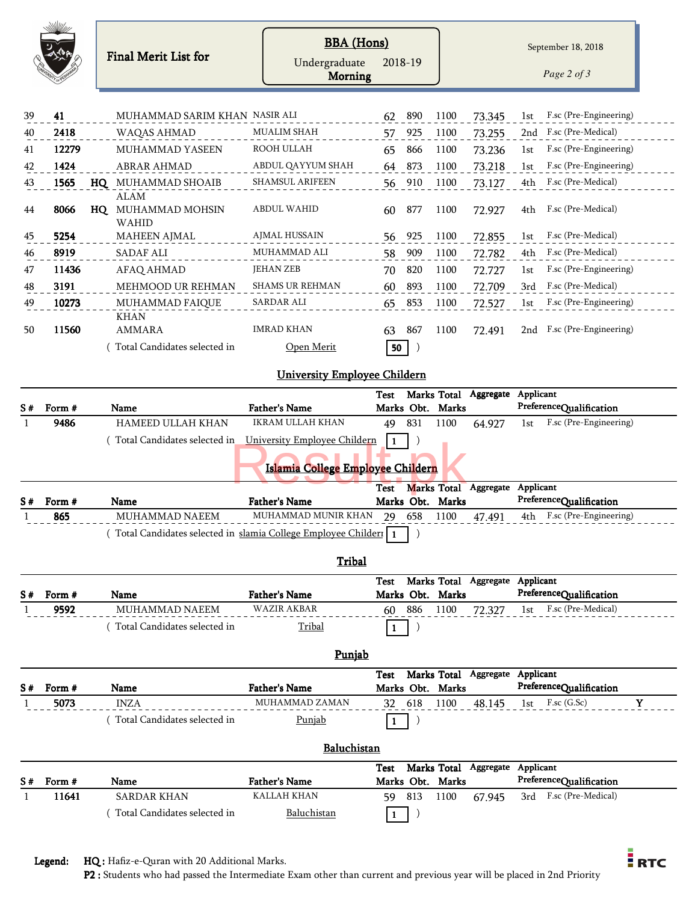Final Merit List for

**BBA (Hons)**

Undergraduate 2018-19

**Morning**

September 18, 2018

| S # | Form # | | Name | Father's Name | Test Marks | Marks Obt. | Total Marks | Aggregate | Applicant Preference | Qualification | |
|---|---|---|---|---|---|---|---|---|---|---|---|
| 39 | 41 | | MUHAMMAD SARIM KHAN | NASIR ALI | 62 | 890 | 1100 | 73.345 | 1st | F.sc (Pre-Engineering) | |
| 40 | 2418 | | WAQAS AHMAD | MUALIM SHAH | 57 | 925 | 1100 | 73.255 | 2nd | F.sc (Pre-Medical) | |
| 41 | 12279 | | MUHAMMAD YASEEN | ROOH ULLAH | 65 | 866 | 1100 | 73.236 | 1st | F.sc (Pre-Engineering) | |
| 42 | 1424 | | ABRAR AHMAD | ABDUL QAYYUM SHAH | 64 | 873 | 1100 | 73.218 | 1st | F.sc (Pre-Engineering) | |
| 43 | 1565 | HQ | MUHAMMAD SHOAIB ALAM | SHAMSUL ARIFEEN | 56 | 910 | 1100 | 73.127 | 4th | F.sc (Pre-Medical) | |
| 44 | 8066 | HQ | MUHAMMAD MOHSIN WAHID | ABDUL WAHID | 60 | 877 | 1100 | 72.927 | 4th | F.sc (Pre-Medical) | |
| 45 | 5254 | | MAHEEN AJMAL | AJMAL HUSSAIN | 56 | 925 | 1100 | 72.855 | 1st | F.sc (Pre-Medical) | |
| 46 | 8919 | | SADAF ALI | MUHAMMAD ALI | 58 | 909 | 1100 | 72.782 | 4th | F.sc (Pre-Medical) | |
| 47 | 11436 | | AFAQ AHMAD | JEHAN ZEB | 70 | 820 | 1100 | 72.727 | 1st | F.sc (Pre-Engineering) | |
| 48 | 3191 | | MEHMOOD UR REHMAN | SHAMS UR REHMAN | 60 | 893 | 1100 | 72.709 | 3rd | F.sc (Pre-Medical) | |
| 49 | 10273 | | MUHAMMAD FAIQUE KHAN | SARDAR ALI | 65 | 853 | 1100 | 72.527 | 1st | F.sc (Pre-Engineering) | |
| 50 | 11560 | | AMMARA | IMRAD KHAN | 63 | 867 | 1100 | 72.491 | 2nd | F.sc (Pre-Engineering) | |

( Total Candidates selected in Open Merit **50** )

## University Employee Childern

| S # | Form # | Name | Father's Name | Test Marks | Marks Obt. | Total Marks | Aggregate | Applicant Preference | Qualification |
|---|---|---|---|---|---|---|---|---|---|
| 1 | 9486 | HAMEED ULLAH KHAN | IKRAM ULLAH KHAN | 49 | 831 | 1100 | 64.927 | 1st | F.sc (Pre-Engineering) |

( Total Candidates selected in University Employee Childern **1** )

## Islamia College Employee Childern

| S # | Form # | Name | Father's Name | Test Marks | Marks Obt. | Total Marks | Aggregate | Applicant Preference | Qualification |
|---|---|---|---|---|---|---|---|---|---|
| 1 | 865 | MUHAMMAD NAEEM | MUHAMMAD MUNIR KHAN | 29 | 658 | 1100 | 47.491 | 4th | F.sc (Pre-Engineering) |

( Total Candidates selected in slamia College Employee Childern **1** )

## Tribal

| S # | Form # | Name | Father's Name | Test Marks | Marks Obt. | Total Marks | Aggregate | Applicant Preference | Qualification |
|---|---|---|---|---|---|---|---|---|---|
| 1 | 9592 | MUHAMMAD NAEEM | WAZIR AKBAR | 60 | 886 | 1100 | 72.327 | 1st | F.sc (Pre-Medical) |

( Total Candidates selected in Tribal **1** )

## Punjab

| S # | Form # | Name | Father's Name | Test Marks | Marks Obt. | Total Marks | Aggregate | Applicant Preference | Qualification | |
|---|---|---|---|---|---|---|---|---|---|---|
| 1 | 5073 | INZA | MUHAMMAD ZAMAN | 32 | 618 | 1100 | 48.145 | 1st | F.sc (G.Sc) | Y |

( Total Candidates selected in Punjab **1** )

## Baluchistan

| S # | Form # | Name | Father's Name | Test Marks | Marks Obt. | Total Marks | Aggregate | Applicant Preference | Qualification |
|---|---|---|---|---|---|---|---|---|---|
| 1 | 11641 | SARDAR KHAN | KALLAH KHAN | 59 | 813 | 1100 | 67.945 | 3rd | F.sc (Pre-Medical) |

( Total Candidates selected in Baluchistan **1** )

**Legend:** **HQ :** Hafiz-e-Quran with 20 Additional Marks.
**P2 :** Students who had passed the Intermediate Exam other than current and previous year will be placed in 2nd Priority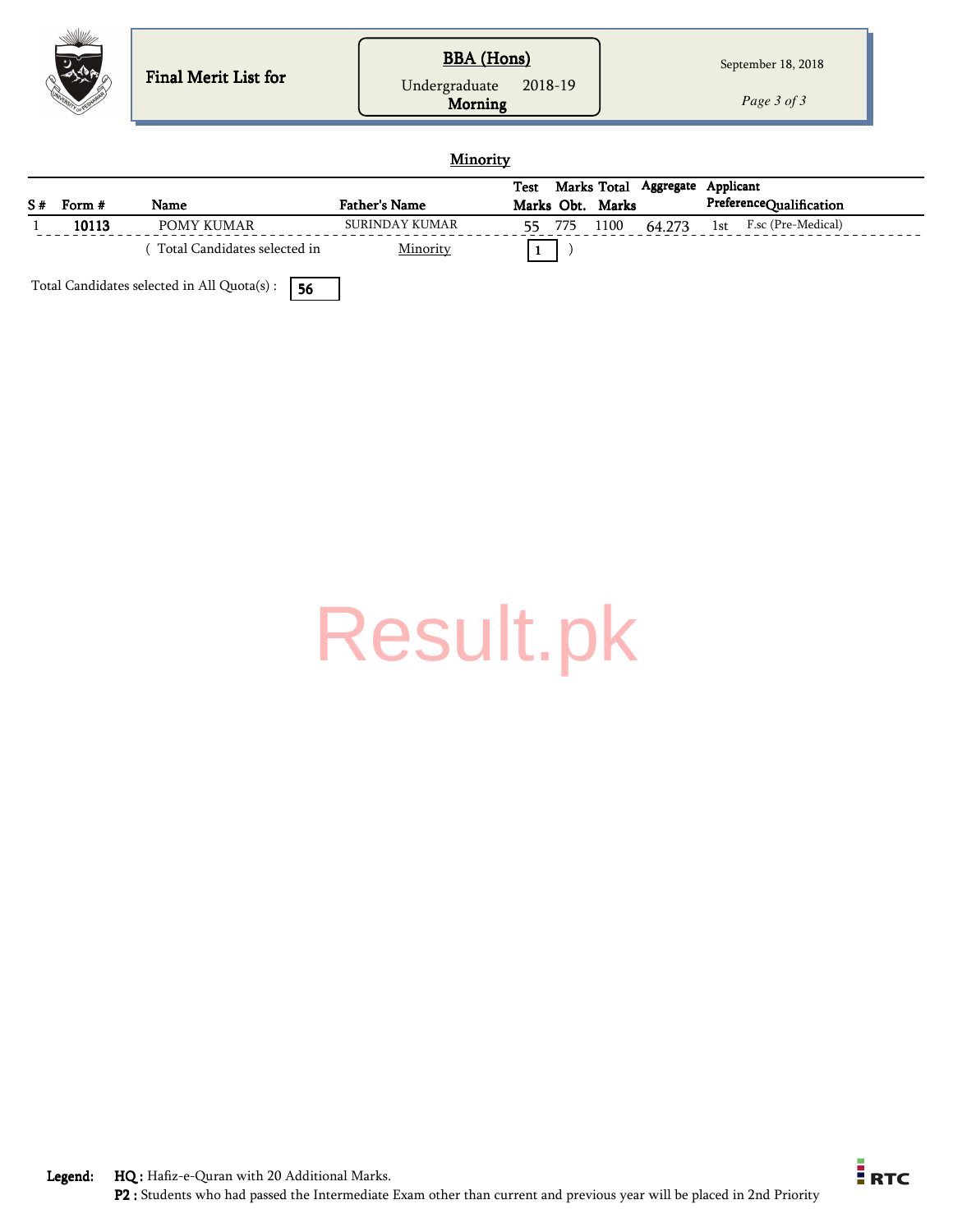Final Merit List for

**BBA (Hons)**
Undergraduate 2018-19
**Morning**

September 18, 2018

## Minority

| S # | Form # | Name | Father's Name | Test Marks | Marks Obt. | Total Marks | Aggregate | Applicant Preference | Qualification |
|---|---|---|---|---|---|---|---|---|---|
| 1 | **10113** | POMY KUMAR | SURINDAY KUMAR | 55 | 775 | 1100 | 64.273 | 1st | F.sc (Pre-Medical) |

( Total Candidates selected in Minority **1** )

Total Candidates selected in All Quota(s) : **56**

Result.pk

**Legend:** **HQ :** Hafiz-e-Quran with 20 Additional Marks.
**P2 :** Students who had passed the Intermediate Exam other than current and previous year will be placed in 2nd Priority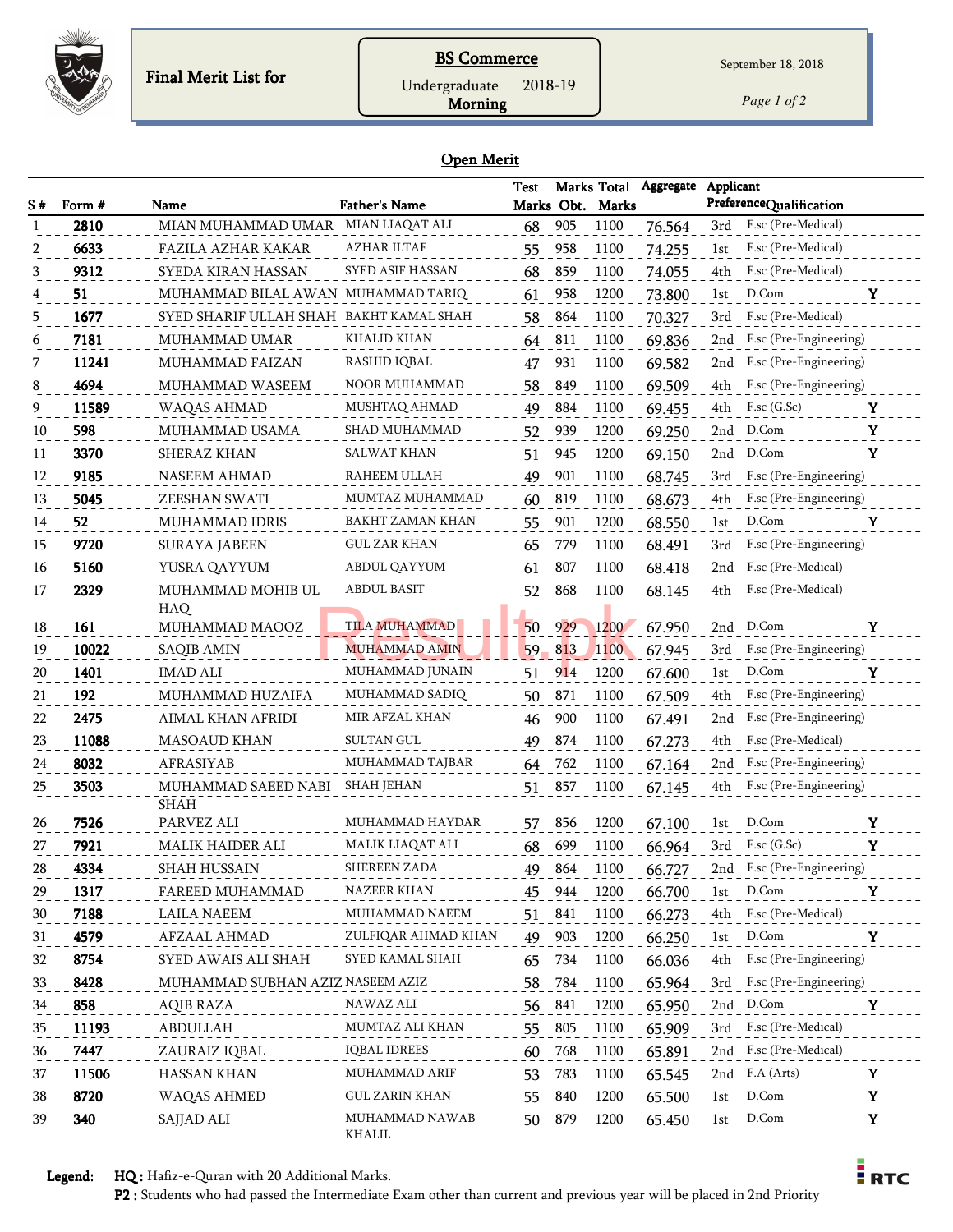**Final Merit List for**

**BS Commerce**
Undergraduate 2018-19
**Morning**

September 18, 2018

## Open Merit

| S # | Form # | Name | Father's Name | Test Marks | Marks Obt. | Total Marks | Aggregate | Applicant Preference | Qualification | |
|---|---|---|---|---|---|---|---|---|---|---|
| 1 | 2810 | MIAN MUHAMMAD UMAR | MIAN LIAQAT ALI | 68 | 905 | 1100 | 76.564 | 3rd | F.sc (Pre-Medical) | |
| 2 | 6633 | FAZILA AZHAR KAKAR | AZHAR ILTAF | 55 | 958 | 1100 | 74.255 | 1st | F.sc (Pre-Medical) | |
| 3 | 9312 | SYEDA KIRAN HASSAN | SYED ASIF HASSAN | 68 | 859 | 1100 | 74.055 | 4th | F.sc (Pre-Medical) | |
| 4 | 51 | MUHAMMAD BILAL AWAN | MUHAMMAD TARIQ | 61 | 958 | 1200 | 73.800 | 1st | D.Com | Y |
| 5 | 1677 | SYED SHARIF ULLAH SHAH | BAKHT KAMAL SHAH | 58 | 864 | 1100 | 70.327 | 3rd | F.sc (Pre-Medical) | |
| 6 | 7181 | MUHAMMAD UMAR | KHALID KHAN | 64 | 811 | 1100 | 69.836 | 2nd | F.sc (Pre-Engineering) | |
| 7 | 11241 | MUHAMMAD FAIZAN | RASHID IQBAL | 47 | 931 | 1100 | 69.582 | 2nd | F.sc (Pre-Engineering) | |
| 8 | 4694 | MUHAMMAD WASEEM | NOOR MUHAMMAD | 58 | 849 | 1100 | 69.509 | 4th | F.sc (Pre-Engineering) | |
| 9 | 11589 | WAQAS AHMAD | MUSHTAQ AHMAD | 49 | 884 | 1100 | 69.455 | 4th | F.sc (G.Sc) | Y |
| 10 | 598 | MUHAMMAD USAMA | SHAD MUHAMMAD | 52 | 939 | 1200 | 69.250 | 2nd | D.Com | Y |
| 11 | 3370 | SHERAZ KHAN | SALWAT KHAN | 51 | 945 | 1200 | 69.150 | 2nd | D.Com | Y |
| 12 | 9185 | NASEEM AHMAD | RAHEEM ULLAH | 49 | 901 | 1100 | 68.745 | 3rd | F.sc (Pre-Engineering) | |
| 13 | 5045 | ZEESHAN SWATI | MUMTAZ MUHAMMAD | 60 | 819 | 1100 | 68.673 | 4th | F.sc (Pre-Engineering) | |
| 14 | 52 | MUHAMMAD IDRIS | BAKHT ZAMAN KHAN | 55 | 901 | 1200 | 68.550 | 1st | D.Com | Y |
| 15 | 9720 | SURAYA JABEEN | GUL ZAR KHAN | 65 | 779 | 1100 | 68.491 | 3rd | F.sc (Pre-Engineering) | |
| 16 | 5160 | YUSRA QAYYUM | ABDUL QAYYUM | 61 | 807 | 1100 | 68.418 | 2nd | F.sc (Pre-Medical) | |
| 17 | 2329 | MUHAMMAD MOHIB UL HAQ | ABDUL BASIT | 52 | 868 | 1100 | 68.145 | 4th | F.sc (Pre-Medical) | |
| 18 | 161 | MUHAMMAD MAOOZ | TILA MUHAMMAD | 50 | 929 | 1200 | 67.950 | 2nd | D.Com | Y |
| 19 | 10022 | SAQIB AMIN | MUHAMMAD AMIN | 59 | 813 | 1100 | 67.945 | 3rd | F.sc (Pre-Engineering) | |
| 20 | 1401 | IMAD ALI | MUHAMMAD JUNAIN | 51 | 914 | 1200 | 67.600 | 1st | D.Com | Y |
| 21 | 192 | MUHAMMAD HUZAIFA | MUHAMMAD SADIQ | 50 | 871 | 1100 | 67.509 | 4th | F.sc (Pre-Engineering) | |
| 22 | 2475 | AIMAL KHAN AFRIDI | MIR AFZAL KHAN | 46 | 900 | 1100 | 67.491 | 2nd | F.sc (Pre-Engineering) | |
| 23 | 11088 | MASOAUD KHAN | SULTAN GUL | 49 | 874 | 1100 | 67.273 | 4th | F.sc (Pre-Medical) | |
| 24 | 8032 | AFRASIYAB | MUHAMMAD TAJBAR | 64 | 762 | 1100 | 67.164 | 2nd | F.sc (Pre-Engineering) | |
| 25 | 3503 | MUHAMMAD SAEED NABI SHAH | SHAH JEHAN | 51 | 857 | 1100 | 67.145 | 4th | F.sc (Pre-Engineering) | |
| 26 | 7526 | PARVEZ ALI | MUHAMMAD HAYDAR | 57 | 856 | 1200 | 67.100 | 1st | D.Com | Y |
| 27 | 7921 | MALIK HAIDER ALI | MALIK LIAQAT ALI | 68 | 699 | 1100 | 66.964 | 3rd | F.sc (G.Sc) | Y |
| 28 | 4334 | SHAH HUSSAIN | SHEREEN ZADA | 49 | 864 | 1100 | 66.727 | 2nd | F.sc (Pre-Engineering) | |
| 29 | 1317 | FAREED MUHAMMAD | NAZEER KHAN | 45 | 944 | 1200 | 66.700 | 1st | D.Com | Y |
| 30 | 7188 | LAILA NAEEM | MUHAMMAD NAEEM | 51 | 841 | 1100 | 66.273 | 4th | F.sc (Pre-Medical) | |
| 31 | 4579 | AFZAAL AHMAD | ZULFIQAR AHMAD KHAN | 49 | 903 | 1200 | 66.250 | 1st | D.Com | Y |
| 32 | 8754 | SYED AWAIS ALI SHAH | SYED KAMAL SHAH | 65 | 734 | 1100 | 66.036 | 4th | F.sc (Pre-Engineering) | |
| 33 | 8428 | MUHAMMAD SUBHAN AZIZ | NASEEM AZIZ | 58 | 784 | 1100 | 65.964 | 3rd | F.sc (Pre-Engineering) | |
| 34 | 858 | AQIB RAZA | NAWAZ ALI | 56 | 841 | 1200 | 65.950 | 2nd | D.Com | Y |
| 35 | 11193 | ABDULLAH | MUMTAZ ALI KHAN | 55 | 805 | 1100 | 65.909 | 3rd | F.sc (Pre-Medical) | |
| 36 | 7447 | ZAURAIZ IQBAL | IQBAL IDREES | 60 | 768 | 1100 | 65.891 | 2nd | F.sc (Pre-Medical) | |
| 37 | 11506 | HASSAN KHAN | MUHAMMAD ARIF | 53 | 783 | 1100 | 65.545 | 2nd | F.A (Arts) | Y |
| 38 | 8720 | WAQAS AHMED | GUL ZARIN KHAN | 55 | 840 | 1200 | 65.500 | 1st | D.Com | Y |
| 39 | 340 | SAJJAD ALI | MUHAMMAD NAWAB KHALIL | 50 | 879 | 1200 | 65.450 | 1st | D.Com | Y |

**Legend:** **HQ :** Hafiz-e-Quran with 20 Additional Marks.
**P2 :** Students who had passed the Intermediate Exam other than current and previous year will be placed in 2nd Priority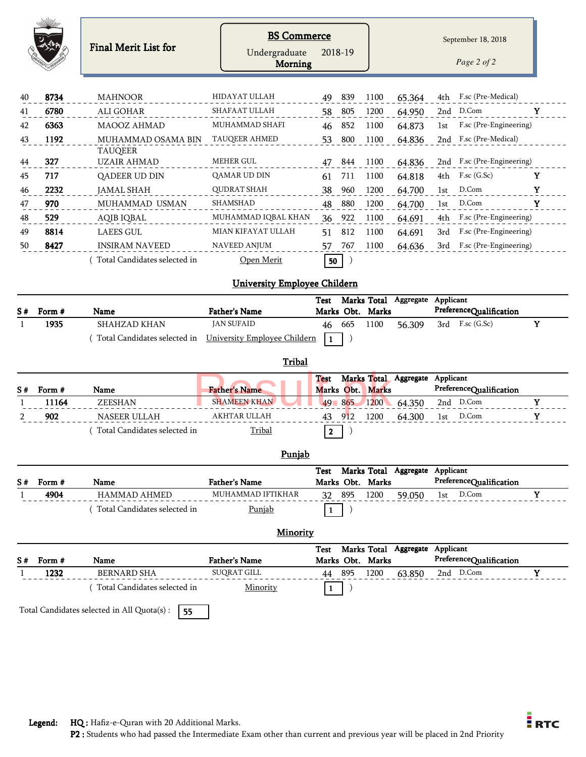# Final Merit List for

**BS Commerce**
Undergraduate 2018-19
**Morning**

September 18, 2018

| S # | Form # | Name | Father's Name | Test Marks | Marks Obt. | Total Marks | Aggregate | Applicant Preference | Qualification | |
|---|---|---|---|---|---|---|---|---|---|---|
| 40 | **8734** | MAHNOOR | HIDAYAT ULLAH | 49 | 839 | 1100 | 65.364 | 4th | F.sc (Pre-Medical) | |
| 41 | **6780** | ALI GOHAR | SHAFAAT ULLAH | 58 | 805 | 1200 | 64.950 | 2nd | D.Com | Y |
| 42 | **6363** | MAOOZ AHMAD | MUHAMMAD SHAFI | 46 | 852 | 1100 | 64.873 | 1st | F.sc (Pre-Engineering) | |
| 43 | **1192** | MUHAMMAD OSAMA BIN TAUQEER | TAUQEER AHMED | 53 | 800 | 1100 | 64.836 | 2nd | F.sc (Pre-Medical) | |
| 44 | **327** | UZAIR AHMAD | MEHER GUL | 47 | 844 | 1100 | 64.836 | 2nd | F.sc (Pre-Engineering) | |
| 45 | **717** | QADEER UD DIN | QAMAR UD DIN | 61 | 711 | 1100 | 64.818 | 4th | F.sc (G.Sc) | Y |
| 46 | **2232** | JAMAL SHAH | QUDRAT SHAH | 38 | 960 | 1200 | 64.700 | 1st | D.Com | Y |
| 47 | **970** | MUHAMMAD USMAN | SHAMSHAD | 48 | 880 | 1200 | 64.700 | 1st | D.Com | Y |
| 48 | **529** | AQIB IQBAL | MUHAMMAD IQBAL KHAN | 36 | 922 | 1100 | 64.691 | 4th | F.sc (Pre-Engineering) | |
| 49 | **8814** | LAEES GUL | MIAN KIFAYAT ULLAH | 51 | 812 | 1100 | 64.691 | 3rd | F.sc (Pre-Engineering) | |
| 50 | **8427** | INSIRAM NAVEED | NAVEED ANJUM | 57 | 767 | 1100 | 64.636 | 3rd | F.sc (Pre-Engineering) | |

( Total Candidates selected in Open Merit **50** )

## University Employee Childern

| S # | Form # | Name | Father's Name | Test Marks | Marks Obt. | Total Marks | Aggregate | Applicant Preference | Qualification | |
|---|---|---|---|---|---|---|---|---|---|---|
| 1 | **1935** | SHAHZAD KHAN | JAN SUFAID | 46 | 665 | 1100 | 56.309 | 3rd | F.sc (G.Sc) | Y |

( Total Candidates selected in University Employee Childern **1** )

## Tribal

| S # | Form # | Name | Father's Name | Test Marks | Marks Obt. | Total Marks | Aggregate | Applicant Preference | Qualification | |
|---|---|---|---|---|---|---|---|---|---|---|
| 1 | **11164** | ZEESHAN | SHAMEEN KHAN | 49 | 865 | 1200 | 64.350 | 2nd | D.Com | Y |
| 2 | **902** | NASEER ULLAH | AKHTAR ULLAH | 43 | 912 | 1200 | 64.300 | 1st | D.Com | Y |

( Total Candidates selected in Tribal **2** )

## Punjab

| S # | Form # | Name | Father's Name | Test Marks | Marks Obt. | Total Marks | Aggregate | Applicant Preference | Qualification | |
|---|---|---|---|---|---|---|---|---|---|---|
| 1 | **4904** | HAMMAD AHMED | MUHAMMAD IFTIKHAR | 32 | 895 | 1200 | 59.050 | 1st | D.Com | Y |

( Total Candidates selected in Punjab **1** )

## Minority

| S # | Form # | Name | Father's Name | Test Marks | Marks Obt. | Total Marks | Aggregate | Applicant Preference | Qualification | |
|---|---|---|---|---|---|---|---|---|---|---|
| 1 | **1232** | BERNARD SHA | SUQRAT GILL | 44 | 895 | 1200 | 63.850 | 2nd | D.Com | Y |

( Total Candidates selected in Minority **1** )

Total Candidates selected in All Quota(s) : **55**

**Legend:** **HQ :** Hafiz-e-Quran with 20 Additional Marks.
**P2 :** Students who had passed the Intermediate Exam other than current and previous year will be placed in 2nd Priority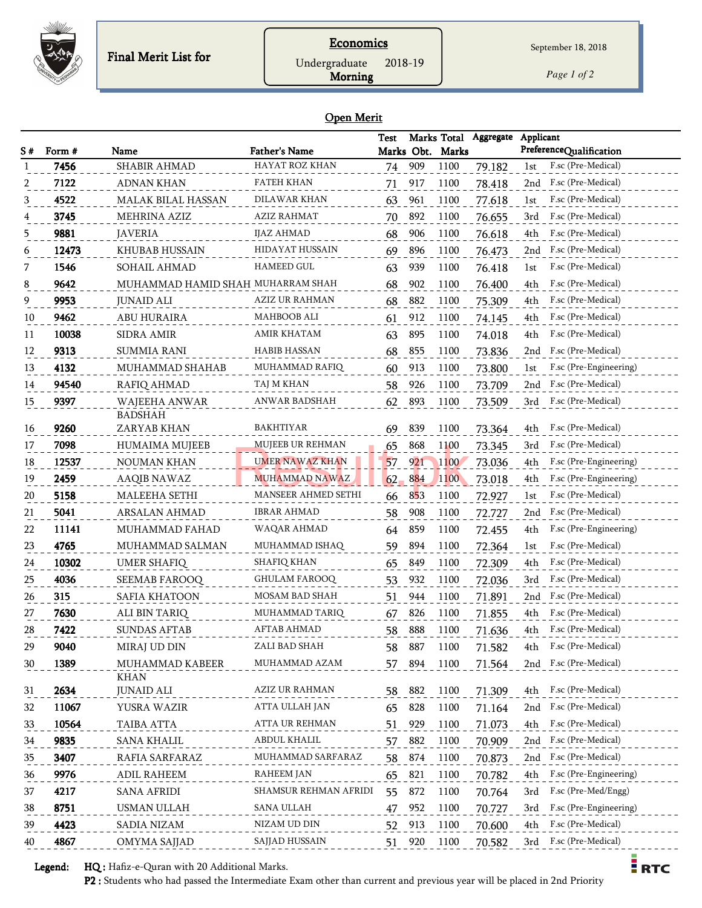Final Merit List for

**Economics**

Undergraduate 2018-19

**Morning**

September 18, 2018

## Open Merit

| S # | Form # | Name | Father's Name | Test Marks | Marks Obt. | Total Marks | Aggregate | Applicant Preference | Qualification |
|---|---|---|---|---|---|---|---|---|---|
| 1 | **7456** | SHABIR AHMAD | HAYAT ROZ KHAN | 74 | 909 | 1100 | 79.182 | 1st | F.sc (Pre-Medical) |
| 2 | **7122** | ADNAN KHAN | FATEH KHAN | 71 | 917 | 1100 | 78.418 | 2nd | F.sc (Pre-Medical) |
| 3 | **4522** | MALAK BILAL HASSAN | DILAWAR KHAN | 63 | 961 | 1100 | 77.618 | 1st | F.sc (Pre-Medical) |
| 4 | **3745** | MEHRINA AZIZ | AZIZ RAHMAT | 70 | 892 | 1100 | 76.655 | 3rd | F.sc (Pre-Medical) |
| 5 | **9881** | JAVERIA | IJAZ AHMAD | 68 | 906 | 1100 | 76.618 | 4th | F.sc (Pre-Medical) |
| 6 | **12473** | KHUBAB HUSSAIN | HIDAYAT HUSSAIN | 69 | 896 | 1100 | 76.473 | 2nd | F.sc (Pre-Medical) |
| 7 | **1546** | SOHAIL AHMAD | HAMEED GUL | 63 | 939 | 1100 | 76.418 | 1st | F.sc (Pre-Medical) |
| 8 | **9642** | MUHAMMAD HAMID SHAH | MUHARRAM SHAH | 68 | 902 | 1100 | 76.400 | 4th | F.sc (Pre-Medical) |
| 9 | **9953** | JUNAID ALI | AZIZ UR RAHMAN | 68 | 882 | 1100 | 75.309 | 4th | F.sc (Pre-Medical) |
| 10 | **9462** | ABU HURAIRA | MAHBOOB ALI | 61 | 912 | 1100 | 74.145 | 4th | F.sc (Pre-Medical) |
| 11 | **10038** | SIDRA AMIR | AMIR KHATAM | 63 | 895 | 1100 | 74.018 | 4th | F.sc (Pre-Medical) |
| 12 | **9313** | SUMMIA RANI | HABIB HASSAN | 68 | 855 | 1100 | 73.836 | 2nd | F.sc (Pre-Medical) |
| 13 | **4132** | MUHAMMAD SHAHAB | MUHAMMAD RAFIQ | 60 | 913 | 1100 | 73.800 | 1st | F.sc (Pre-Engineering) |
| 14 | **94540** | RAFIQ AHMAD | TAJ M KHAN | 58 | 926 | 1100 | 73.709 | 2nd | F.sc (Pre-Medical) |
| 15 | **9397** | WAJEEHA ANWAR BADSHAH | ANWAR BADSHAH | 62 | 893 | 1100 | 73.509 | 3rd | F.sc (Pre-Medical) |
| 16 | **9260** | ZARYAB KHAN | BAKHTIYAR | 69 | 839 | 1100 | 73.364 | 4th | F.sc (Pre-Medical) |
| 17 | **7098** | HUMAIMA MUJEEB | MUJEEB UR REHMAN | 65 | 868 | 1100 | 73.345 | 3rd | F.sc (Pre-Medical) |
| 18 | **12537** | NOUMAN KHAN | UMER NAWAZ KHAN | 57 | 921 | 1100 | 73.036 | 4th | F.sc (Pre-Engineering) |
| 19 | **2459** | AAQIB NAWAZ | MUHAMMAD NAWAZ | 62 | 884 | 1100 | 73.018 | 4th | F.sc (Pre-Engineering) |
| 20 | **5158** | MALEEHA SETHI | MANSEER AHMED SETHI | 66 | 853 | 1100 | 72.927 | 1st | F.sc (Pre-Medical) |
| 21 | **5041** | ARSALAN AHMAD | IBRAR AHMAD | 58 | 908 | 1100 | 72.727 | 2nd | F.sc (Pre-Medical) |
| 22 | **11141** | MUHAMMAD FAHAD | WAQAR AHMAD | 64 | 859 | 1100 | 72.455 | 4th | F.sc (Pre-Engineering) |
| 23 | **4765** | MUHAMMAD SALMAN | MUHAMMAD ISHAQ | 59 | 894 | 1100 | 72.364 | 1st | F.sc (Pre-Medical) |
| 24 | **10302** | UMER SHAFIQ | SHAFIQ KHAN | 65 | 849 | 1100 | 72.309 | 4th | F.sc (Pre-Medical) |
| 25 | **4036** | SEEMAB FAROOQ | GHULAM FAROOQ | 53 | 932 | 1100 | 72.036 | 3rd | F.sc (Pre-Medical) |
| 26 | **315** | SAFIA KHATOON | MOSAM BAD SHAH | 51 | 944 | 1100 | 71.891 | 2nd | F.sc (Pre-Medical) |
| 27 | **7630** | ALI BIN TARIQ | MUHAMMAD TARIQ | 67 | 826 | 1100 | 71.855 | 4th | F.sc (Pre-Medical) |
| 28 | **7422** | SUNDAS AFTAB | AFTAB AHMAD | 58 | 888 | 1100 | 71.636 | 4th | F.sc (Pre-Medical) |
| 29 | **9040** | MIRAJ UD DIN | ZALI BAD SHAH | 58 | 887 | 1100 | 71.582 | 4th | F.sc (Pre-Medical) |
| 30 | **1389** | MUHAMMAD KABEER KHAN | MUHAMMAD AZAM | 57 | 894 | 1100 | 71.564 | 2nd | F.sc (Pre-Medical) |
| 31 | **2634** | JUNAID ALI | AZIZ UR RAHMAN | 58 | 882 | 1100 | 71.309 | 4th | F.sc (Pre-Medical) |
| 32 | **11067** | YUSRA WAZIR | ATTA ULLAH JAN | 65 | 828 | 1100 | 71.164 | 2nd | F.sc (Pre-Medical) |
| 33 | **10564** | TAIBA ATTA | ATTA UR REHMAN | 51 | 929 | 1100 | 71.073 | 4th | F.sc (Pre-Medical) |
| 34 | **9835** | SANA KHALIL | ABDUL KHALIL | 57 | 882 | 1100 | 70.909 | 2nd | F.sc (Pre-Medical) |
| 35 | **3407** | RAFIA SARFARAZ | MUHAMMAD SARFARAZ | 58 | 874 | 1100 | 70.873 | 2nd | F.sc (Pre-Medical) |
| 36 | **9976** | ADIL RAHEEM | RAHEEM JAN | 65 | 821 | 1100 | 70.782 | 4th | F.sc (Pre-Engineering) |
| 37 | **4217** | SANA AFRIDI | SHAMSUR REHMAN AFRIDI | 55 | 872 | 1100 | 70.764 | 3rd | F.sc (Pre-Med/Engg) |
| 38 | **8751** | USMAN ULLAH | SANA ULLAH | 47 | 952 | 1100 | 70.727 | 3rd | F.sc (Pre-Engineering) |
| 39 | **4423** | SADIA NIZAM | NIZAM UD DIN | 52 | 913 | 1100 | 70.600 | 4th | F.sc (Pre-Medical) |
| 40 | **4867** | OMYMA SAJJAD | SAJJAD HUSSAIN | 51 | 920 | 1100 | 70.582 | 3rd | F.sc (Pre-Medical) |

**Legend:** **HQ :** Hafiz-e-Quran with 20 Additional Marks.
**P2 :** Students who had passed the Intermediate Exam other than current and previous year will be placed in 2nd Priority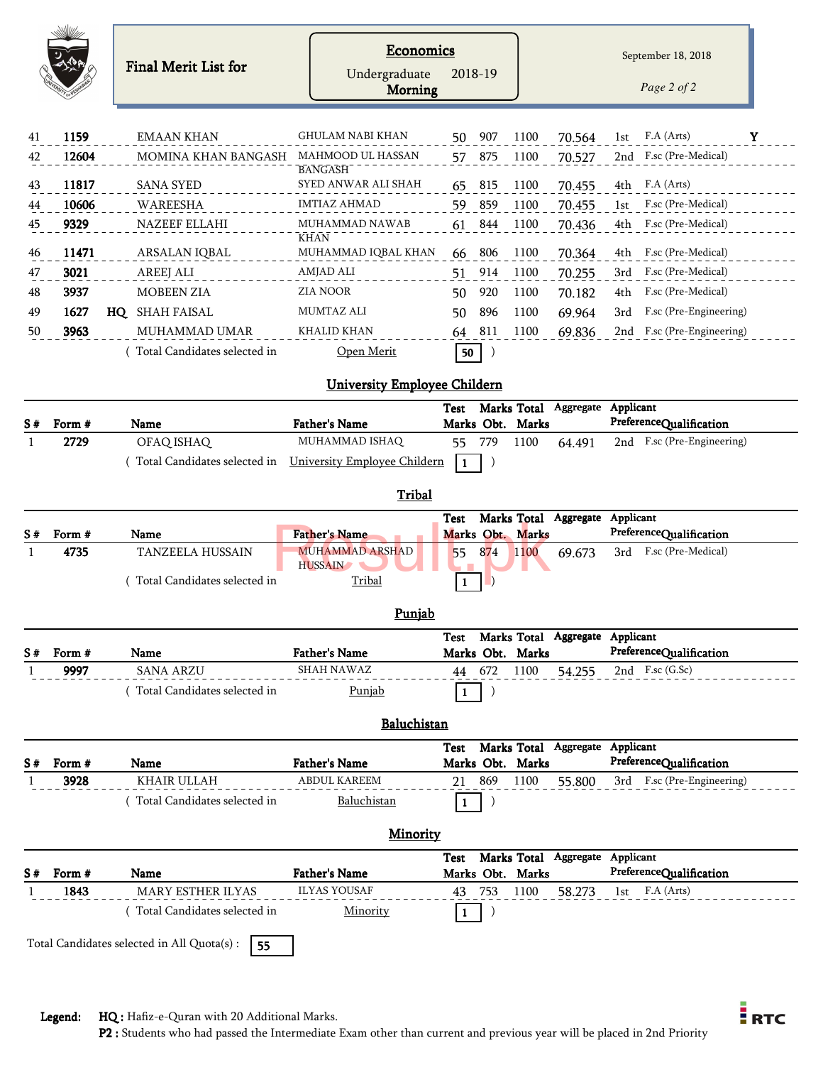# Final Merit List for

**Economics**
Undergraduate 2018-19
**Morning**

September 18, 2018

| S # | Form # | | Name | Father's Name | Test Marks | Marks Obt. | Total Marks | Aggregate | Applicant Preference | Qualification | |
|---|---|---|---|---|---|---|---|---|---|---|---|
| 41 | **1159** | | EMAAN KHAN | GHULAM NABI KHAN | 50 | 907 | 1100 | 70.564 | 1st | F.A (Arts) | **Y** |
| 42 | **12604** | | MOMINA KHAN BANGASH | MAHMOOD UL HASSAN BANGASH | 57 | 875 | 1100 | 70.527 | 2nd | F.sc (Pre-Medical) | |
| 43 | **11817** | | SANA SYED | SYED ANWAR ALI SHAH | 65 | 815 | 1100 | 70.455 | 4th | F.A (Arts) | |
| 44 | **10606** | | WAREESHA | IMTIAZ AHMAD | 59 | 859 | 1100 | 70.455 | 1st | F.sc (Pre-Medical) | |
| 45 | **9329** | | NAZEEF ELLAHI | MUHAMMAD NAWAB KHAN | 61 | 844 | 1100 | 70.436 | 4th | F.sc (Pre-Medical) | |
| 46 | **11471** | | ARSALAN IQBAL | MUHAMMAD IQBAL KHAN | 66 | 806 | 1100 | 70.364 | 4th | F.sc (Pre-Medical) | |
| 47 | **3021** | | AREEJ ALI | AMJAD ALI | 51 | 914 | 1100 | 70.255 | 3rd | F.sc (Pre-Medical) | |
| 48 | **3937** | | MOBEEN ZIA | ZIA NOOR | 50 | 920 | 1100 | 70.182 | 4th | F.sc (Pre-Medical) | |
| 49 | **1627** | **HQ** | SHAH FAISAL | MUMTAZ ALI | 50 | 896 | 1100 | 69.964 | 3rd | F.sc (Pre-Engineering) | |
| 50 | **3963** | | MUHAMMAD UMAR | KHALID KHAN | 64 | 811 | 1100 | 69.836 | 2nd | F.sc (Pre-Engineering) | |

( Total Candidates selected in Open Merit **50** )

## University Employee Childern

| S # | Form # | Name | Father's Name | Test Marks | Marks Obt. | Total Marks | Aggregate | Applicant Preference | Qualification |
|---|---|---|---|---|---|---|---|---|---|
| 1 | **2729** | OFAQ ISHAQ | MUHAMMAD ISHAQ | 55 | 779 | 1100 | 64.491 | 2nd | F.sc (Pre-Engineering) |

( Total Candidates selected in University Employee Childern **1** )

## Tribal

| S # | Form # | Name | Father's Name | Test Marks | Marks Obt. | Total Marks | Aggregate | Applicant Preference | Qualification |
|---|---|---|---|---|---|---|---|---|---|
| 1 | **4735** | TANZEELA HUSSAIN | MUHAMMAD ARSHAD HUSSAIN | 55 | 874 | 1100 | 69.673 | 3rd | F.sc (Pre-Medical) |

( Total Candidates selected in Tribal **1** )

## Punjab

| S # | Form # | Name | Father's Name | Test Marks | Marks Obt. | Total Marks | Aggregate | Applicant Preference | Qualification |
|---|---|---|---|---|---|---|---|---|---|
| 1 | **9997** | SANA ARZU | SHAH NAWAZ | 44 | 672 | 1100 | 54.255 | 2nd | F.sc (G.Sc) |

( Total Candidates selected in Punjab **1** )

## Baluchistan

| S # | Form # | Name | Father's Name | Test Marks | Marks Obt. | Total Marks | Aggregate | Applicant Preference | Qualification |
|---|---|---|---|---|---|---|---|---|---|
| 1 | **3928** | KHAIR ULLAH | ABDUL KAREEM | 21 | 869 | 1100 | 55.800 | 3rd | F.sc (Pre-Engineering) |

( Total Candidates selected in Baluchistan **1** )

## Minority

| S # | Form # | Name | Father's Name | Test Marks | Marks Obt. | Total Marks | Aggregate | Applicant Preference | Qualification |
|---|---|---|---|---|---|---|---|---|---|
| 1 | **1843** | MARY ESTHER ILYAS | ILYAS YOUSAF | 43 | 753 | 1100 | 58.273 | 1st | F.A (Arts) |

( Total Candidates selected in Minority **1** )

Total Candidates selected in All Quota(s) : **55**

**Legend:** **HQ :** Hafiz-e-Quran with 20 Additional Marks.
**P2 :** Students who had passed the Intermediate Exam other than current and previous year will be placed in 2nd Priority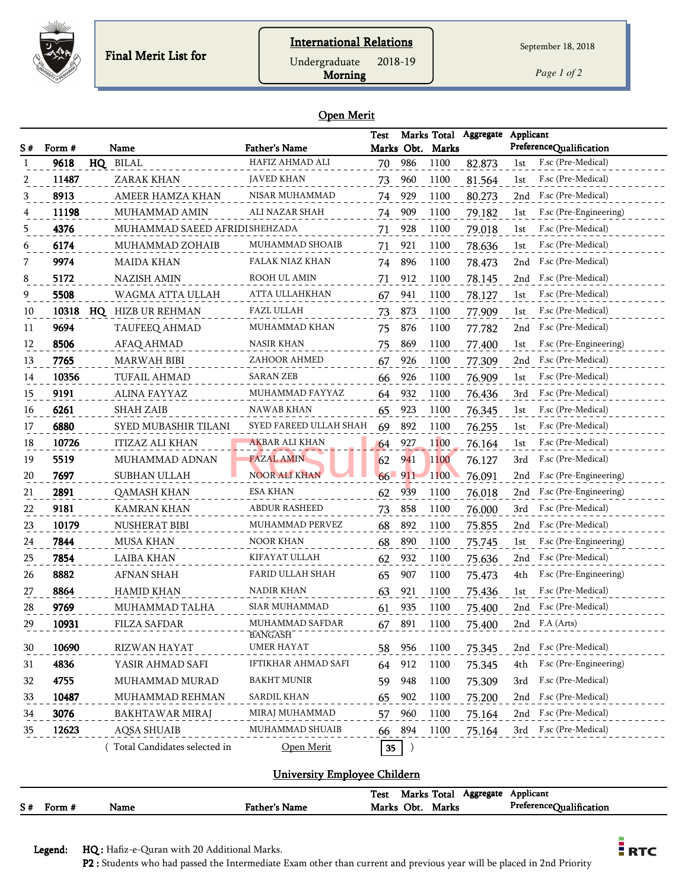Final Merit List for

**International Relations**
Undergraduate 2018-19
Morning

September 18, 2018

## Open Merit

| S # | Form # | | Name | Father's Name | Test Marks | Marks Obt. | Total Marks | Aggregate | Applicant Preference | Qualification |
|---|---|---|---|---|---|---|---|---|---|---|
| 1 | 9618 | HQ | BILAL | HAFIZ AHMAD ALI | 70 | 986 | 1100 | 82.873 | 1st | F.sc (Pre-Medical) |
| 2 | 11487 | | ZARAK KHAN | JAVED KHAN | 73 | 960 | 1100 | 81.564 | 1st | F.sc (Pre-Medical) |
| 3 | 8913 | | AMEER HAMZA KHAN | NISAR MUHAMMAD | 74 | 929 | 1100 | 80.273 | 2nd | F.sc (Pre-Medical) |
| 4 | 11198 | | MUHAMMAD AMIN | ALI NAZAR SHAH | 74 | 909 | 1100 | 79.182 | 1st | F.sc (Pre-Engineering) |
| 5 | 4376 | | MUHAMMAD SAEED AFRIDI | SHEHZADA | 71 | 928 | 1100 | 79.018 | 1st | F.sc (Pre-Medical) |
| 6 | 6174 | | MUHAMMAD ZOHAIB | MUHAMMAD SHOAIB | 71 | 921 | 1100 | 78.636 | 1st | F.sc (Pre-Medical) |
| 7 | 9974 | | MAIDA KHAN | FALAK NIAZ KHAN | 74 | 896 | 1100 | 78.473 | 2nd | F.sc (Pre-Medical) |
| 8 | 5172 | | NAZISH AMIN | ROOH UL AMIN | 71 | 912 | 1100 | 78.145 | 2nd | F.sc (Pre-Medical) |
| 9 | 5508 | | WAGMA ATTA ULLAH | ATTA ULLAHKHAN | 67 | 941 | 1100 | 78.127 | 1st | F.sc (Pre-Medical) |
| 10 | 10318 | HQ | HIZB UR REHMAN | FAZL ULLAH | 73 | 873 | 1100 | 77.909 | 1st | F.sc (Pre-Medical) |
| 11 | 9694 | | TAUFEEQ AHMAD | MUHAMMAD KHAN | 75 | 876 | 1100 | 77.782 | 2nd | F.sc (Pre-Medical) |
| 12 | 8506 | | AFAQ AHMAD | NASIR KHAN | 75 | 869 | 1100 | 77.400 | 1st | F.sc (Pre-Engineering) |
| 13 | 7765 | | MARWAH BIBI | ZAHOOR AHMED | 67 | 926 | 1100 | 77.309 | 2nd | F.sc (Pre-Medical) |
| 14 | 10356 | | TUFAIL AHMAD | SARAN ZEB | 66 | 926 | 1100 | 76.909 | 1st | F.sc (Pre-Medical) |
| 15 | 9191 | | ALINA FAYYAZ | MUHAMMAD FAYYAZ | 64 | 932 | 1100 | 76.436 | 3rd | F.sc (Pre-Medical) |
| 16 | 6261 | | SHAH ZAIB | NAWAB KHAN | 65 | 923 | 1100 | 76.345 | 1st | F.sc (Pre-Medical) |
| 17 | 6880 | | SYED MUBASHIR TILANI | SYED FAREED ULLAH SHAH | 69 | 892 | 1100 | 76.255 | 1st | F.sc (Pre-Medical) |
| 18 | 10726 | | ITIZAZ ALI KHAN | AKBAR ALI KHAN | 64 | 927 | 1100 | 76.164 | 1st | F.sc (Pre-Medical) |
| 19 | 5519 | | MUHAMMAD ADNAN | FAZAL AMIN | 62 | 941 | 1100 | 76.127 | 3rd | F.sc (Pre-Medical) |
| 20 | 7697 | | SUBHAN ULLAH | NOOR ALI KHAN | 66 | 911 | 1100 | 76.091 | 2nd | F.sc (Pre-Engineering) |
| 21 | 2891 | | QAMASH KHAN | ESA KHAN | 62 | 939 | 1100 | 76.018 | 2nd | F.sc (Pre-Engineering) |
| 22 | 9181 | | KAMRAN KHAN | ABDUR RASHEED | 73 | 858 | 1100 | 76.000 | 3rd | F.sc (Pre-Medical) |
| 23 | 10179 | | NUSHERAT BIBI | MUHAMMAD PERVEZ | 68 | 892 | 1100 | 75.855 | 2nd | F.sc (Pre-Medical) |
| 24 | 7844 | | MUSA KHAN | NOOR KHAN | 68 | 890 | 1100 | 75.745 | 1st | F.sc (Pre-Engineering) |
| 25 | 7854 | | LAIBA KHAN | KIFAYAT ULLAH | 62 | 932 | 1100 | 75.636 | 2nd | F.sc (Pre-Medical) |
| 26 | 8882 | | AFNAN SHAH | FARID ULLAH SHAH | 65 | 907 | 1100 | 75.473 | 4th | F.sc (Pre-Engineering) |
| 27 | 8864 | | HAMID KHAN | NADIR KHAN | 63 | 921 | 1100 | 75.436 | 1st | F.sc (Pre-Medical) |
| 28 | 9769 | | MUHAMMAD TALHA | SIAR MUHAMMAD | 61 | 935 | 1100 | 75.400 | 2nd | F.sc (Pre-Medical) |
| 29 | 10931 | | FILZA SAFDAR | MUHAMMAD SAFDAR BANGASH | 67 | 891 | 1100 | 75.400 | 2nd | F.A (Arts) |
| 30 | 10690 | | RIZWAN HAYAT | UMER HAYAT | 58 | 956 | 1100 | 75.345 | 2nd | F.sc (Pre-Medical) |
| 31 | 4836 | | YASIR AHMAD SAFI | IFTIKHAR AHMAD SAFI | 64 | 912 | 1100 | 75.345 | 4th | F.sc (Pre-Engineering) |
| 32 | 4755 | | MUHAMMAD MURAD | BAKHT MUNIR | 59 | 948 | 1100 | 75.309 | 3rd | F.sc (Pre-Medical) |
| 33 | 10487 | | MUHAMMAD REHMAN | SARDIL KHAN | 65 | 902 | 1100 | 75.200 | 2nd | F.sc (Pre-Medical) |
| 34 | 3076 | | BAKHTAWAR MIRAJ | MIRAJ MUHAMMAD | 57 | 960 | 1100 | 75.164 | 2nd | F.sc (Pre-Medical) |
| 35 | 12623 | | AQSA SHUAIB | MUHAMMAD SHUAIB | 66 | 894 | 1100 | 75.164 | 3rd | F.sc (Pre-Medical) |

( Total Candidates selected in Open Merit **35** )

## University Employee Childern

| S # | Form # | Name | Father's Name | Test Marks | Marks Obt. | Total Marks | Aggregate | Applicant Preference | Qualification |
|---|---|---|---|---|---|---|---|---|---|

**Legend:** **HQ :** Hafiz-e-Quran with 20 Additional Marks.
**P2 :** Students who had passed the Intermediate Exam other than current and previous year will be placed in 2nd Priority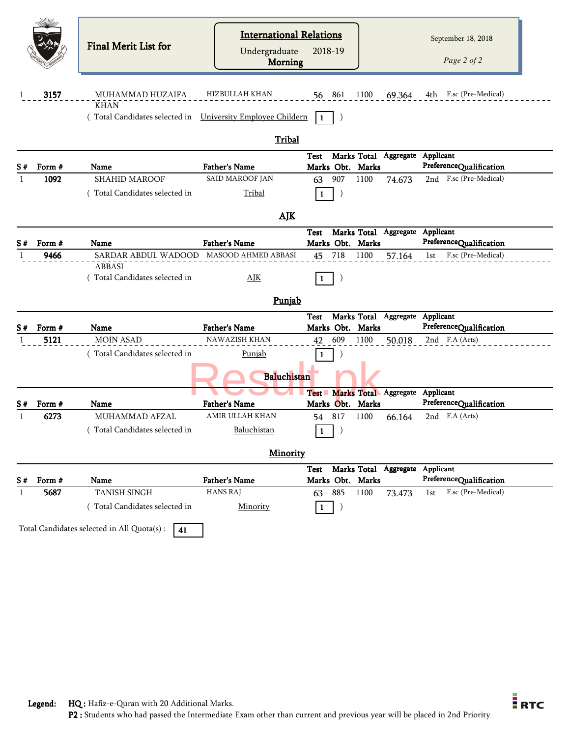Final Merit List for

**International Relations**
Undergraduate 2018-19
**Morning**

September 18, 2018

| S # | Form # | Name | Father's Name | Test Marks | Marks Obt. | Total Marks | Aggregate | Applicant Preference | Qualification |
|---|---|---|---|---|---|---|---|---|---|
| 1 | **3157** | MUHAMMAD HUZAIFA KHAN | HIZBULLAH KHAN | 56 | 861 | 1100 | 69.364 | 4th | F.sc (Pre-Medical) |

( Total Candidates selected in University Employee Childern **1** )

## Tribal

| S # | Form # | Name | Father's Name | Test Marks | Marks Obt. | Total Marks | Aggregate | Applicant Preference | Qualification |
|---|---|---|---|---|---|---|---|---|---|
| 1 | **1092** | SHAHID MAROOF | SAID MAROOF JAN | 63 | 907 | 1100 | 74.673 | 2nd | F.sc (Pre-Medical) |

( Total Candidates selected in Tribal **1** )

## AJK

| S # | Form # | Name | Father's Name | Test Marks | Marks Obt. | Total Marks | Aggregate | Applicant Preference | Qualification |
|---|---|---|---|---|---|---|---|---|---|
| 1 | **9466** | SARDAR ABDUL WADOOD ABBASI | MASOOD AHMED ABBASI | 45 | 718 | 1100 | 57.164 | 1st | F.sc (Pre-Medical) |

( Total Candidates selected in AJK **1** )

## Punjab

| S # | Form # | Name | Father's Name | Test Marks | Marks Obt. | Total Marks | Aggregate | Applicant Preference | Qualification |
|---|---|---|---|---|---|---|---|---|---|
| 1 | **5121** | MOIN ASAD | NAWAZISH KHAN | 42 | 609 | 1100 | 50.018 | 2nd | F.A (Arts) |

( Total Candidates selected in Punjab **1** )

## Baluchistan

| S # | Form # | Name | Father's Name | Test Marks | Marks Obt. | Total Marks | Aggregate | Applicant Preference | Qualification |
|---|---|---|---|---|---|---|---|---|---|
| 1 | **6273** | MUHAMMAD AFZAL | AMIR ULLAH KHAN | 54 | 817 | 1100 | 66.164 | 2nd | F.A (Arts) |

( Total Candidates selected in Baluchistan **1** )

## Minority

| S # | Form # | Name | Father's Name | Test Marks | Marks Obt. | Total Marks | Aggregate | Applicant Preference | Qualification |
|---|---|---|---|---|---|---|---|---|---|
| 1 | **5687** | TANISH SINGH | HANS RAJ | 63 | 885 | 1100 | 73.473 | 1st | F.sc (Pre-Medical) |

( Total Candidates selected in Minority **1** )

Total Candidates selected in All Quota(s) : **41**

**Legend:** **HQ :** Hafiz-e-Quran with 20 Additional Marks.
**P2 :** Students who had passed the Intermediate Exam other than current and previous year will be placed in 2nd Priority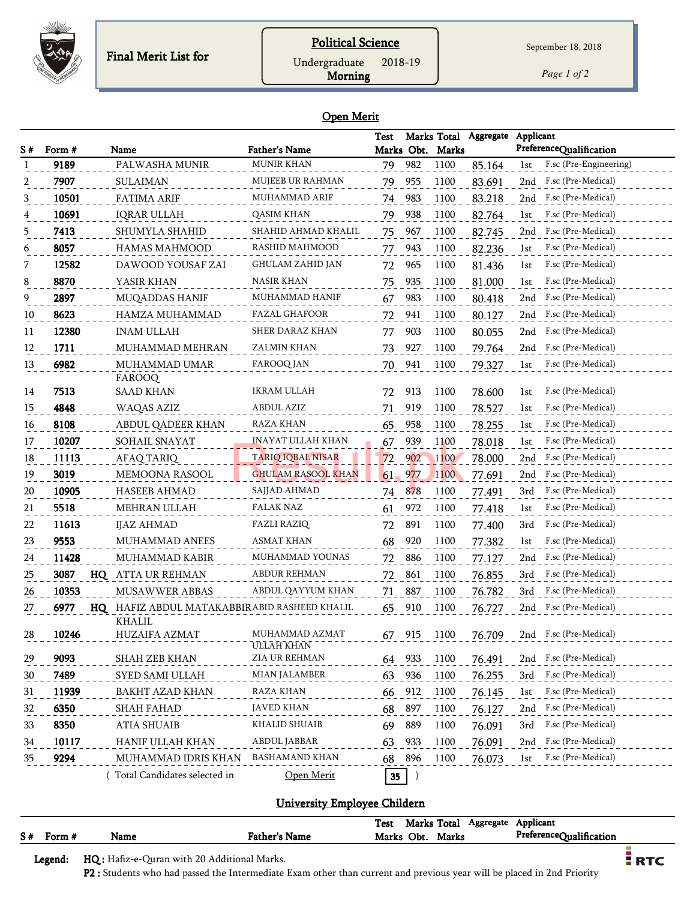Final Merit List for

**Political Science**
Undergraduate 2018-19
Morning

September 18, 2018

## Open Merit

| S # | Form # | | Name | Father's Name | Test Marks | Marks Obt. | Total Marks | Aggregate | Applicant Preference | Qualification |
|---|---|---|---|---|---|---|---|---|---|---|
| 1 | 9189 | | PALWASHA MUNIR | MUNIR KHAN | 79 | 982 | 1100 | 85.164 | 1st | F.sc (Pre-Engineering) |
| 2 | 7907 | | SULAIMAN | MUJEEB UR RAHMAN | 79 | 955 | 1100 | 83.691 | 2nd | F.sc (Pre-Medical) |
| 3 | 10501 | | FATIMA ARIF | MUHAMMAD ARIF | 74 | 983 | 1100 | 83.218 | 2nd | F.sc (Pre-Medical) |
| 4 | 10691 | | IQRAR ULLAH | QASIM KHAN | 79 | 938 | 1100 | 82.764 | 1st | F.sc (Pre-Medical) |
| 5 | 7413 | | SHUMYLA SHAHID | SHAHID AHMAD KHALIL | 75 | 967 | 1100 | 82.745 | 2nd | F.sc (Pre-Medical) |
| 6 | 8057 | | HAMAS MAHMOOD | RASHID MAHMOOD | 77 | 943 | 1100 | 82.236 | 1st | F.sc (Pre-Medical) |
| 7 | 12582 | | DAWOOD YOUSAF ZAI | GHULAM ZAHID JAN | 72 | 965 | 1100 | 81.436 | 1st | F.sc (Pre-Medical) |
| 8 | 8870 | | YASIR KHAN | NASIR KHAN | 75 | 935 | 1100 | 81.000 | 1st | F.sc (Pre-Medical) |
| 9 | 2897 | | MUQADDAS HANIF | MUHAMMAD HANIF | 67 | 983 | 1100 | 80.418 | 2nd | F.sc (Pre-Medical) |
| 10 | 8623 | | HAMZA MUHAMMAD | FAZAL GHAFOOR | 72 | 941 | 1100 | 80.127 | 2nd | F.sc (Pre-Medical) |
| 11 | 12380 | | INAM ULLAH | SHER DARAZ KHAN | 77 | 903 | 1100 | 80.055 | 2nd | F.sc (Pre-Medical) |
| 12 | 1711 | | MUHAMMAD MEHRAN | ZALMIN KHAN | 73 | 927 | 1100 | 79.764 | 2nd | F.sc (Pre-Medical) |
| 13 | 6982 | | MUHAMMAD UMAR FAROOQ | FAROOQ JAN | 70 | 941 | 1100 | 79.327 | 1st | F.sc (Pre-Medical) |
| 14 | 7513 | | SAAD KHAN | IKRAM ULLAH | 72 | 913 | 1100 | 78.600 | 1st | F.sc (Pre-Medical) |
| 15 | 4848 | | WAQAS AZIZ | ABDUL AZIZ | 71 | 919 | 1100 | 78.527 | 1st | F.sc (Pre-Medical) |
| 16 | 8108 | | ABDUL QADEER KHAN | RAZA KHAN | 65 | 958 | 1100 | 78.255 | 1st | F.sc (Pre-Medical) |
| 17 | 10207 | | SOHAIL SNAYAT | INAYAT ULLAH KHAN | 67 | 939 | 1100 | 78.018 | 1st | F.sc (Pre-Medical) |
| 18 | 11113 | | AFAQ TARIQ | TARIQ IQBAL NISAR | 72 | 902 | 1100 | 78.000 | 2nd | F.sc (Pre-Medical) |
| 19 | 3019 | | MEMOONA RASOOL | GHULAM RASOOL KHAN | 61 | 977 | 1100 | 77.691 | 2nd | F.sc (Pre-Medical) |
| 20 | 10905 | | HASEEB AHMAD | SAJJAD AHMAD | 74 | 878 | 1100 | 77.491 | 3rd | F.sc (Pre-Medical) |
| 21 | 5518 | | MEHRAN ULLAH | FALAK NAZ | 61 | 972 | 1100 | 77.418 | 1st | F.sc (Pre-Medical) |
| 22 | 11613 | | IJAZ AHMAD | FAZLI RAZIQ | 72 | 891 | 1100 | 77.400 | 3rd | F.sc (Pre-Medical) |
| 23 | 9553 | | MUHAMMAD ANEES | ASMAT KHAN | 68 | 920 | 1100 | 77.382 | 1st | F.sc (Pre-Medical) |
| 24 | 11428 | | MUHAMMAD KABIR | MUHAMMAD YOUNAS | 72 | 886 | 1100 | 77.127 | 2nd | F.sc (Pre-Medical) |
| 25 | 3087 | HQ | ATTA UR REHMAN | ABDUR REHMAN | 72 | 861 | 1100 | 76.855 | 3rd | F.sc (Pre-Medical) |
| 26 | 10353 | | MUSAWWER ABBAS | ABDUL QAYYUM KHAN | 71 | 887 | 1100 | 76.782 | 3rd | F.sc (Pre-Medical) |
| 27 | 6977 | HQ | HAFIZ ABDUL MATAKABBIR KHALIL | ABID RASHEED KHALIL | 65 | 910 | 1100 | 76.727 | 2nd | F.sc (Pre-Medical) |
| 28 | 10246 | | HUZAIFA AZMAT | MUHAMMAD AZMAT ULLAH KHAN | 67 | 915 | 1100 | 76.709 | 2nd | F.sc (Pre-Medical) |
| 29 | 9093 | | SHAH ZEB KHAN | ZIA UR REHMAN | 64 | 933 | 1100 | 76.491 | 2nd | F.sc (Pre-Medical) |
| 30 | 7489 | | SYED SAMI ULLAH | MIAN JALAMBER | 63 | 936 | 1100 | 76.255 | 3rd | F.sc (Pre-Medical) |
| 31 | 11939 | | BAKHT AZAD KHAN | RAZA KHAN | 66 | 912 | 1100 | 76.145 | 1st | F.sc (Pre-Medical) |
| 32 | 6350 | | SHAH FAHAD | JAVED KHAN | 68 | 897 | 1100 | 76.127 | 2nd | F.sc (Pre-Medical) |
| 33 | 8350 | | ATIA SHUAIB | KHALID SHUAIB | 69 | 889 | 1100 | 76.091 | 3rd | F.sc (Pre-Medical) |
| 34 | 10117 | | HANIF ULLAH KHAN | ABDUL JABBAR | 63 | 933 | 1100 | 76.091 | 2nd | F.sc (Pre-Medical) |
| 35 | 9294 | | MUHAMMAD IDRIS KHAN | BASHAMAND KHAN | 68 | 896 | 1100 | 76.073 | 1st | F.sc (Pre-Medical) |

( Total Candidates selected in Open Merit **35** )

## University Employee Childern

| S # | Form # | Name | Father's Name | Test Marks | Marks Obt. | Total Marks | Aggregate | Applicant Preference | Qualification |
|---|---|---|---|---|---|---|---|---|---|

**Legend:** **HQ :** Hafiz-e-Quran with 20 Additional Marks.
**P2 :** Students who had passed the Intermediate Exam other than current and previous year will be placed in 2nd Priority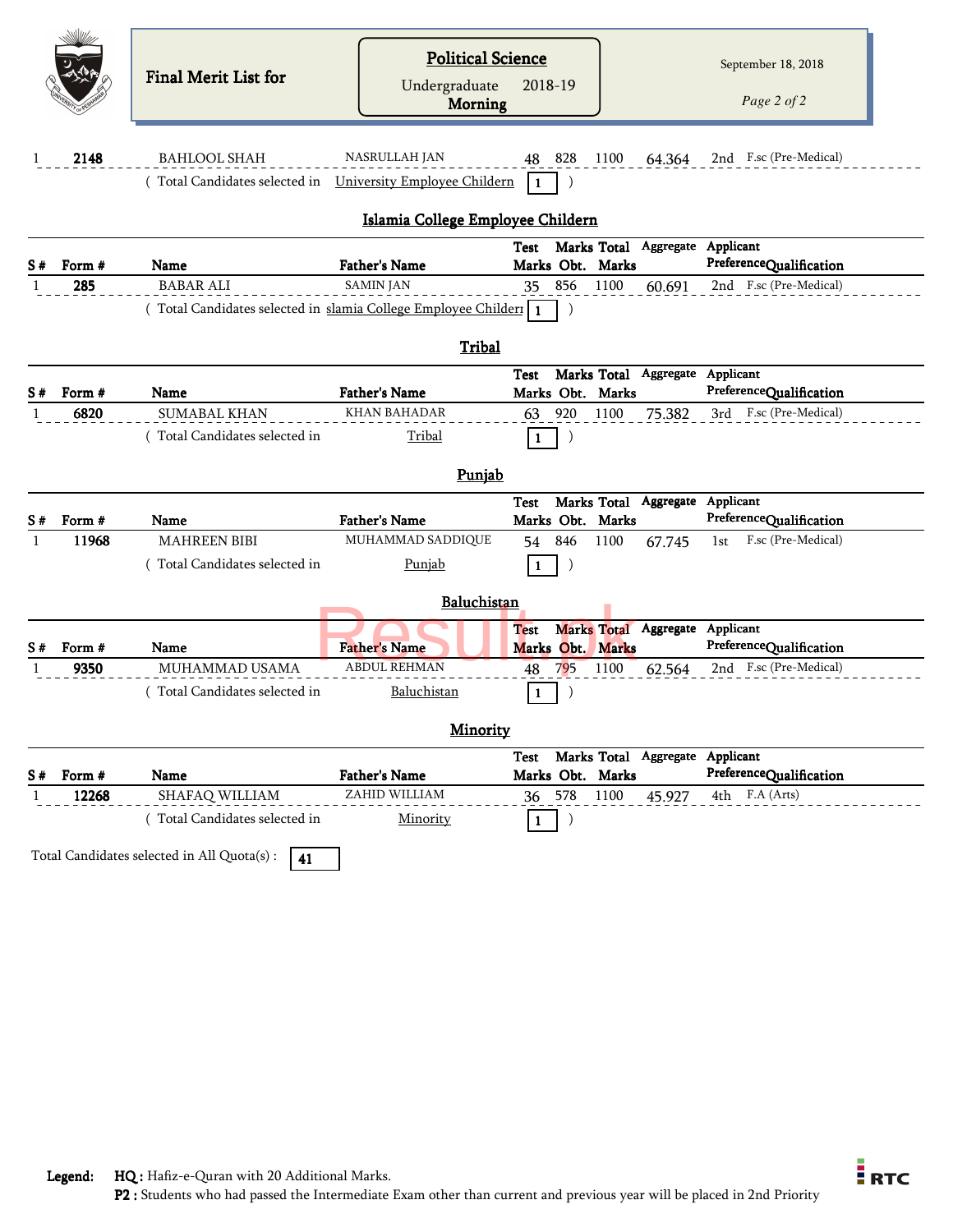Final Merit List for

**Political Science**
Undergraduate 2018-19
**Morning**

September 18, 2018

| 1 | 2148 | BAHLOOL SHAH | NASRULLAH JAN | 48 | 828 | 1100 | 64.364 | 2nd | F.sc (Pre-Medical) |
|---|---|---|---|---|---|---|---|---|---|

( Total Candidates selected in University Employee Childern **1** )

## Islamia College Employee Childern

| S # | Form # | Name | Father's Name | Test Marks | Marks Obt. | Total Marks | Aggregate | Applicant Preference | Qualification |
|---|---|---|---|---|---|---|---|---|---|
| 1 | 285 | BABAR ALI | SAMIN JAN | 35 | 856 | 1100 | 60.691 | 2nd | F.sc (Pre-Medical) |

( Total Candidates selected in slamia College Employee Childer **1** )

## Tribal

| S # | Form # | Name | Father's Name | Test Marks | Marks Obt. | Total Marks | Aggregate | Applicant Preference | Qualification |
|---|---|---|---|---|---|---|---|---|---|
| 1 | 6820 | SUMABAL KHAN | KHAN BAHADAR | 63 | 920 | 1100 | 75.382 | 3rd | F.sc (Pre-Medical) |

( Total Candidates selected in Tribal **1** )

## Punjab

| S # | Form # | Name | Father's Name | Test Marks | Marks Obt. | Total Marks | Aggregate | Applicant Preference | Qualification |
|---|---|---|---|---|---|---|---|---|---|
| 1 | 11968 | MAHREEN BIBI | MUHAMMAD SADDIQUE | 54 | 846 | 1100 | 67.745 | 1st | F.sc (Pre-Medical) |

( Total Candidates selected in Punjab **1** )

## Baluchistan

| S # | Form # | Name | Father's Name | Test Marks | Marks Obt. | Total Marks | Aggregate | Applicant Preference | Qualification |
|---|---|---|---|---|---|---|---|---|---|
| 1 | 9350 | MUHAMMAD USAMA | ABDUL REHMAN | 48 | 795 | 1100 | 62.564 | 2nd | F.sc (Pre-Medical) |

( Total Candidates selected in Baluchistan **1** )

## Minority

| S # | Form # | Name | Father's Name | Test Marks | Marks Obt. | Total Marks | Aggregate | Applicant Preference | Qualification |
|---|---|---|---|---|---|---|---|---|---|
| 1 | 12268 | SHAFAQ WILLIAM | ZAHID WILLIAM | 36 | 578 | 1100 | 45.927 | 4th | F.A (Arts) |

( Total Candidates selected in Minority **1** )

Total Candidates selected in All Quota(s) : **41**

**Legend:** **HQ :** Hafiz-e-Quran with 20 Additional Marks.
**P2 :** Students who had passed the Intermediate Exam other than current and previous year will be placed in 2nd Priority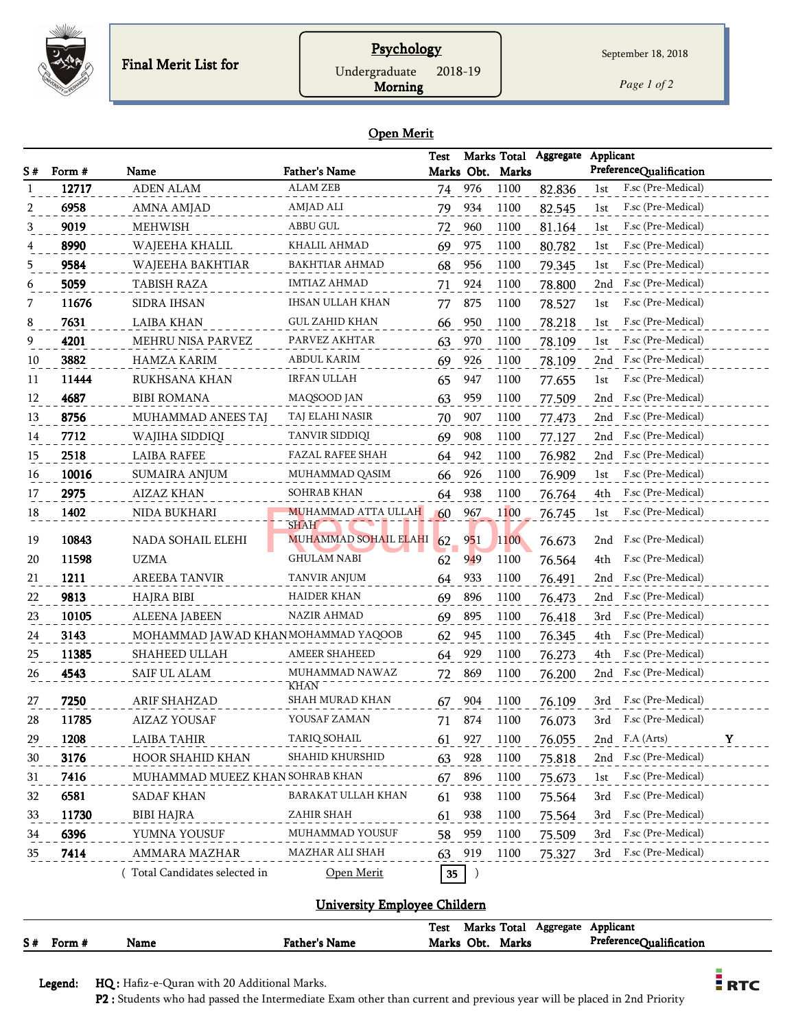**Final Merit List for**

**Psychology**
Undergraduate 2018-19
**Morning**

September 18, 2018

## Open Merit

| S # | Form # | Name | Father's Name | Test Marks | Marks Obt. | Total Marks | Aggregate | Applicant Preference | Qualification | |
|---|---|---|---|---|---|---|---|---|---|---|
| 1 | **12717** | ADEN ALAM | ALAM ZEB | 74 | 976 | 1100 | 82.836 | 1st | F.sc (Pre-Medical) | |
| 2 | **6958** | AMNA AMJAD | AMJAD ALI | 79 | 934 | 1100 | 82.545 | 1st | F.sc (Pre-Medical) | |
| 3 | **9019** | MEHWISH | ABBU GUL | 72 | 960 | 1100 | 81.164 | 1st | F.sc (Pre-Medical) | |
| 4 | **8990** | WAJEEHA KHALIL | KHALIL AHMAD | 69 | 975 | 1100 | 80.782 | 1st | F.sc (Pre-Medical) | |
| 5 | **9584** | WAJEEHA BAKHTIAR | BAKHTIAR AHMAD | 68 | 956 | 1100 | 79.345 | 1st | F.sc (Pre-Medical) | |
| 6 | **5059** | TABISH RAZA | IMTIAZ AHMAD | 71 | 924 | 1100 | 78.800 | 2nd | F.sc (Pre-Medical) | |
| 7 | **11676** | SIDRA IHSAN | IHSAN ULLAH KHAN | 77 | 875 | 1100 | 78.527 | 1st | F.sc (Pre-Medical) | |
| 8 | **7631** | LAIBA KHAN | GUL ZAHID KHAN | 66 | 950 | 1100 | 78.218 | 1st | F.sc (Pre-Medical) | |
| 9 | **4201** | MEHRU NISA PARVEZ | PARVEZ AKHTAR | 63 | 970 | 1100 | 78.109 | 1st | F.sc (Pre-Medical) | |
| 10 | **3882** | HAMZA KARIM | ABDUL KARIM | 69 | 926 | 1100 | 78.109 | 2nd | F.sc (Pre-Medical) | |
| 11 | **11444** | RUKHSANA KHAN | IRFAN ULLAH | 65 | 947 | 1100 | 77.655 | 1st | F.sc (Pre-Medical) | |
| 12 | **4687** | BIBI ROMANA | MAQSOOD JAN | 63 | 959 | 1100 | 77.509 | 2nd | F.sc (Pre-Medical) | |
| 13 | **8756** | MUHAMMAD ANEES TAJ | TAJ ELAHI NASIR | 70 | 907 | 1100 | 77.473 | 2nd | F.sc (Pre-Medical) | |
| 14 | **7712** | WAJIHA SIDDIQI | TANVIR SIDDIQI | 69 | 908 | 1100 | 77.127 | 2nd | F.sc (Pre-Medical) | |
| 15 | **2518** | LAIBA RAFEE | FAZAL RAFEE SHAH | 64 | 942 | 1100 | 76.982 | 2nd | F.sc (Pre-Medical) | |
| 16 | **10016** | SUMAIRA ANJUM | MUHAMMAD QASIM | 66 | 926 | 1100 | 76.909 | 1st | F.sc (Pre-Medical) | |
| 17 | **2975** | AIZAZ KHAN | SOHRAB KHAN | 64 | 938 | 1100 | 76.764 | 4th | F.sc (Pre-Medical) | |
| 18 | **1402** | NIDA BUKHARI | MUHAMMAD ATTA ULLAH SHAH | 60 | 967 | 1100 | 76.745 | 1st | F.sc (Pre-Medical) | |
| 19 | **10843** | NADA SOHAIL ELEHI | MUHAMMAD SOHAIL ELAHI | 62 | 951 | 1100 | 76.673 | 2nd | F.sc (Pre-Medical) | |
| 20 | **11598** | UZMA | GHULAM NABI | 62 | 949 | 1100 | 76.564 | 4th | F.sc (Pre-Medical) | |
| 21 | **1211** | AREEBA TANVIR | TANVIR ANJUM | 64 | 933 | 1100 | 76.491 | 2nd | F.sc (Pre-Medical) | |
| 22 | **9813** | HAJRA BIBI | HAIDER KHAN | 69 | 896 | 1100 | 76.473 | 2nd | F.sc (Pre-Medical) | |
| 23 | **10105** | ALEENA JABEEN | NAZIR AHMAD | 69 | 895 | 1100 | 76.418 | 3rd | F.sc (Pre-Medical) | |
| 24 | **3143** | MOHAMMAD JAWAD KHAN | MOHAMMAD YAQOOB | 62 | 945 | 1100 | 76.345 | 4th | F.sc (Pre-Medical) | |
| 25 | **11385** | SHAHEED ULLAH | AMEER SHAHEED | 64 | 929 | 1100 | 76.273 | 4th | F.sc (Pre-Medical) | |
| 26 | **4543** | SAIF UL ALAM | MUHAMMAD NAWAZ KHAN | 72 | 869 | 1100 | 76.200 | 2nd | F.sc (Pre-Medical) | |
| 27 | **7250** | ARIF SHAHZAD | SHAH MURAD KHAN | 67 | 904 | 1100 | 76.109 | 3rd | F.sc (Pre-Medical) | |
| 28 | **11785** | AIZAZ YOUSAF | YOUSAF ZAMAN | 71 | 874 | 1100 | 76.073 | 3rd | F.sc (Pre-Medical) | |
| 29 | **1208** | LAIBA TAHIR | TARIQ SOHAIL | 61 | 927 | 1100 | 76.055 | 2nd | F.A (Arts) | Y |
| 30 | **3176** | HOOR SHAHID KHAN | SHAHID KHURSHID | 63 | 928 | 1100 | 75.818 | 2nd | F.sc (Pre-Medical) | |
| 31 | **7416** | MUHAMMAD MUEEZ KHAN | SOHRAB KHAN | 67 | 896 | 1100 | 75.673 | 1st | F.sc (Pre-Medical) | |
| 32 | **6581** | SADAF KHAN | BARAKAT ULLAH KHAN | 61 | 938 | 1100 | 75.564 | 3rd | F.sc (Pre-Medical) | |
| 33 | **11730** | BIBI HAJRA | ZAHIR SHAH | 61 | 938 | 1100 | 75.564 | 3rd | F.sc (Pre-Medical) | |
| 34 | **6396** | YUMNA YOUSUF | MUHAMMAD YOUSUF | 58 | 959 | 1100 | 75.509 | 3rd | F.sc (Pre-Medical) | |
| 35 | **7414** | AMMARA MAZHAR | MAZHAR ALI SHAH | 63 | 919 | 1100 | 75.327 | 3rd | F.sc (Pre-Medical) | |

( Total Candidates selected in Open Merit **35** )

## University Employee Childern

| S # | Form # | Name | Father's Name | Test Marks | Marks Obt. | Total Marks | Aggregate | Applicant Preference | Qualification |
|---|---|---|---|---|---|---|---|---|---|

**Legend:** **HQ :** Hafiz-e-Quran with 20 Additional Marks.
**P2 :** Students who had passed the Intermediate Exam other than current and previous year will be placed in 2nd Priority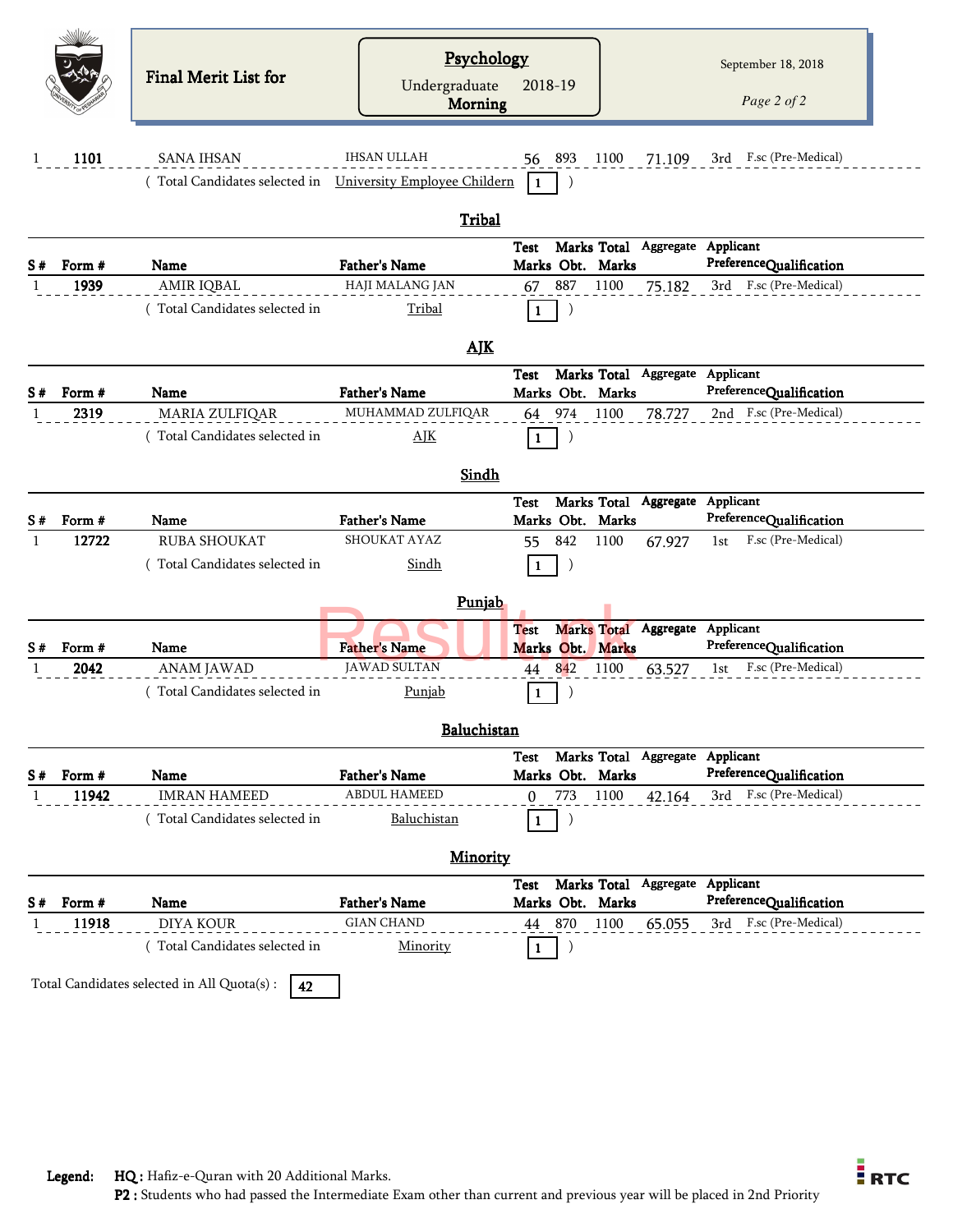Final Merit List for

**Psychology**
Undergraduate 2018-19
**Morning**

September 18, 2018

| S # | Form # | Name | Father's Name | Test Marks | Marks Obt. | Total Marks | Aggregate | Applicant Preference | Qualification |
|---|---|---|---|---|---|---|---|---|---|
| 1 | 1101 | SANA IHSAN | IHSAN ULLAH | 56 | 893 | 1100 | 71.109 | 3rd | F.sc (Pre-Medical) |

( Total Candidates selected in University Employee Childern 1 )

## Tribal

| S # | Form # | Name | Father's Name | Test Marks | Marks Obt. | Total Marks | Aggregate | Applicant Preference | Qualification |
|---|---|---|---|---|---|---|---|---|---|
| 1 | 1939 | AMIR IQBAL | HAJI MALANG JAN | 67 | 887 | 1100 | 75.182 | 3rd | F.sc (Pre-Medical) |

( Total Candidates selected in Tribal 1 )

## AJK

| S # | Form # | Name | Father's Name | Test Marks | Marks Obt. | Total Marks | Aggregate | Applicant Preference | Qualification |
|---|---|---|---|---|---|---|---|---|---|
| 1 | 2319 | MARIA ZULFIQAR | MUHAMMAD ZULFIQAR | 64 | 974 | 1100 | 78.727 | 2nd | F.sc (Pre-Medical) |

( Total Candidates selected in AJK 1 )

## Sindh

| S # | Form # | Name | Father's Name | Test Marks | Marks Obt. | Total Marks | Aggregate | Applicant Preference | Qualification |
|---|---|---|---|---|---|---|---|---|---|
| 1 | 12722 | RUBA SHOUKAT | SHOUKAT AYAZ | 55 | 842 | 1100 | 67.927 | 1st | F.sc (Pre-Medical) |

( Total Candidates selected in Sindh 1 )

## Punjab

| S # | Form # | Name | Father's Name | Test Marks | Marks Obt. | Total Marks | Aggregate | Applicant Preference | Qualification |
|---|---|---|---|---|---|---|---|---|---|
| 1 | 2042 | ANAM JAWAD | JAWAD SULTAN | 44 | 842 | 1100 | 63.527 | 1st | F.sc (Pre-Medical) |

( Total Candidates selected in Punjab 1 )

## Baluchistan

| S # | Form # | Name | Father's Name | Test Marks | Marks Obt. | Total Marks | Aggregate | Applicant Preference | Qualification |
|---|---|---|---|---|---|---|---|---|---|
| 1 | 11942 | IMRAN HAMEED | ABDUL HAMEED | 0 | 773 | 1100 | 42.164 | 3rd | F.sc (Pre-Medical) |

( Total Candidates selected in Baluchistan 1 )

## Minority

| S # | Form # | Name | Father's Name | Test Marks | Marks Obt. | Total Marks | Aggregate | Applicant Preference | Qualification |
|---|---|---|---|---|---|---|---|---|---|
| 1 | 11918 | DIYA KOUR | GIAN CHAND | 44 | 870 | 1100 | 65.055 | 3rd | F.sc (Pre-Medical) |

( Total Candidates selected in Minority 1 )

Total Candidates selected in All Quota(s) : 42

**Legend:** **HQ :** Hafiz-e-Quran with 20 Additional Marks.
**P2 :** Students who had passed the Intermediate Exam other than current and previous year will be placed in 2nd Priority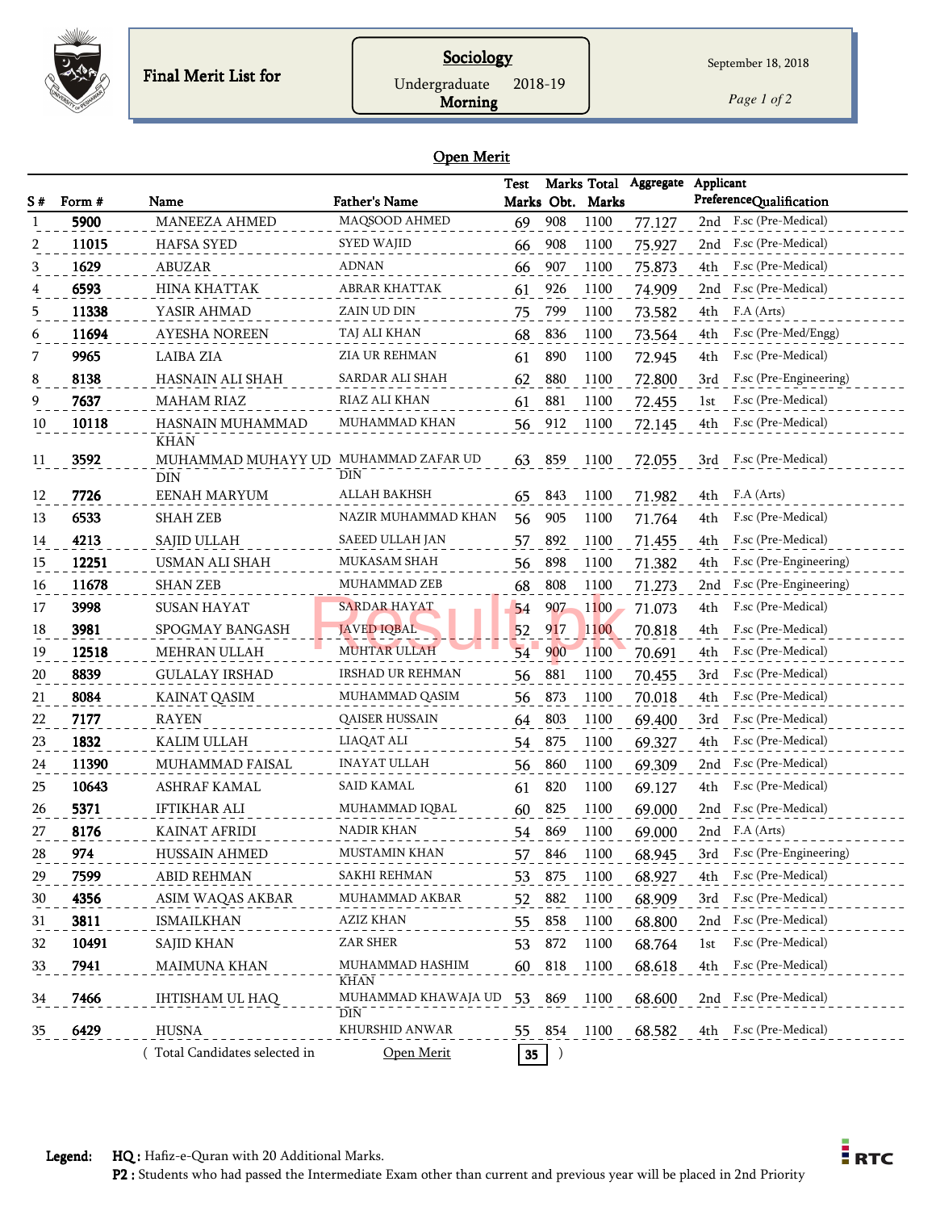# Final Merit List for

## Sociology

Undergraduate 2018-19
**Morning**

September 18, 2018

### Open Merit

| S # | Form # | Name | Father's Name | Test Marks | Marks Obt. | Total Marks | Aggregate | Applicant Preference | Qualification |
|---|---|---|---|---|---|---|---|---|---|
| 1 | **5900** | MANEEZA AHMED | MAQSOOD AHMED | 69 | 908 | 1100 | 77.127 | 2nd | F.sc (Pre-Medical) |
| 2 | **11015** | HAFSA SYED | SYED WAJID | 66 | 908 | 1100 | 75.927 | 2nd | F.sc (Pre-Medical) |
| 3 | **1629** | ABUZAR | ADNAN | 66 | 907 | 1100 | 75.873 | 4th | F.sc (Pre-Medical) |
| 4 | **6593** | HINA KHATTAK | ABRAR KHATTAK | 61 | 926 | 1100 | 74.909 | 2nd | F.sc (Pre-Medical) |
| 5 | **11338** | YASIR AHMAD | ZAIN UD DIN | 75 | 799 | 1100 | 73.582 | 4th | F.A (Arts) |
| 6 | **11694** | AYESHA NOREEN | TAJ ALI KHAN | 68 | 836 | 1100 | 73.564 | 4th | F.sc (Pre-Med/Engg) |
| 7 | **9965** | LAIBA ZIA | ZIA UR REHMAN | 61 | 890 | 1100 | 72.945 | 4th | F.sc (Pre-Medical) |
| 8 | **8138** | HASNAIN ALI SHAH | SARDAR ALI SHAH | 62 | 880 | 1100 | 72.800 | 3rd | F.sc (Pre-Engineering) |
| 9 | **7637** | MAHAM RIAZ | RIAZ ALI KHAN | 61 | 881 | 1100 | 72.455 | 1st | F.sc (Pre-Medical) |
| 10 | **10118** | HASNAIN MUHAMMAD KHAN | MUHAMMAD KHAN | 56 | 912 | 1100 | 72.145 | 4th | F.sc (Pre-Medical) |
| 11 | **3592** | MUHAMMAD MUHAYY UD DIN | MUHAMMAD ZAFAR UD DIN | 63 | 859 | 1100 | 72.055 | 3rd | F.sc (Pre-Medical) |
| 12 | **7726** | EENAH MARYUM | ALLAH BAKHSH | 65 | 843 | 1100 | 71.982 | 4th | F.A (Arts) |
| 13 | **6533** | SHAH ZEB | NAZIR MUHAMMAD KHAN | 56 | 905 | 1100 | 71.764 | 4th | F.sc (Pre-Medical) |
| 14 | **4213** | SAJID ULLAH | SAEED ULLAH JAN | 57 | 892 | 1100 | 71.455 | 4th | F.sc (Pre-Medical) |
| 15 | **12251** | USMAN ALI SHAH | MUKASAM SHAH | 56 | 898 | 1100 | 71.382 | 4th | F.sc (Pre-Engineering) |
| 16 | **11678** | SHAN ZEB | MUHAMMAD ZEB | 68 | 808 | 1100 | 71.273 | 2nd | F.sc (Pre-Engineering) |
| 17 | **3998** | SUSAN HAYAT | SARDAR HAYAT | 54 | 907 | 1100 | 71.073 | 4th | F.sc (Pre-Medical) |
| 18 | **3981** | SPOGMAY BANGASH | JAVED IQBAL | 52 | 917 | 1100 | 70.818 | 4th | F.sc (Pre-Medical) |
| 19 | **12518** | MEHRAN ULLAH | MUHTAR ULLAH | 54 | 900 | 1100 | 70.691 | 4th | F.sc (Pre-Medical) |
| 20 | **8839** | GULALAY IRSHAD | IRSHAD UR REHMAN | 56 | 881 | 1100 | 70.455 | 3rd | F.sc (Pre-Medical) |
| 21 | **8084** | KAINAT QASIM | MUHAMMAD QASIM | 56 | 873 | 1100 | 70.018 | 4th | F.sc (Pre-Medical) |
| 22 | **7177** | RAYEN | QAISER HUSSAIN | 64 | 803 | 1100 | 69.400 | 3rd | F.sc (Pre-Medical) |
| 23 | **1832** | KALIM ULLAH | LIAQAT ALI | 54 | 875 | 1100 | 69.327 | 4th | F.sc (Pre-Medical) |
| 24 | **11390** | MUHAMMAD FAISAL | INAYAT ULLAH | 56 | 860 | 1100 | 69.309 | 2nd | F.sc (Pre-Medical) |
| 25 | **10643** | ASHRAF KAMAL | SAID KAMAL | 61 | 820 | 1100 | 69.127 | 4th | F.sc (Pre-Medical) |
| 26 | **5371** | IFTIKHAR ALI | MUHAMMAD IQBAL | 60 | 825 | 1100 | 69.000 | 2nd | F.sc (Pre-Medical) |
| 27 | **8176** | KAINAT AFRIDI | NADIR KHAN | 54 | 869 | 1100 | 69.000 | 2nd | F.A (Arts) |
| 28 | **974** | HUSSAIN AHMED | MUSTAMIN KHAN | 57 | 846 | 1100 | 68.945 | 3rd | F.sc (Pre-Engineering) |
| 29 | **7599** | ABID REHMAN | SAKHI REHMAN | 53 | 875 | 1100 | 68.927 | 4th | F.sc (Pre-Medical) |
| 30 | **4356** | ASIM WAQAS AKBAR | MUHAMMAD AKBAR | 52 | 882 | 1100 | 68.909 | 3rd | F.sc (Pre-Medical) |
| 31 | **3811** | ISMAILKHAN | AZIZ KHAN | 55 | 858 | 1100 | 68.800 | 2nd | F.sc (Pre-Medical) |
| 32 | **10491** | SAJID KHAN | ZAR SHER | 53 | 872 | 1100 | 68.764 | 1st | F.sc (Pre-Medical) |
| 33 | **7941** | MAIMUNA KHAN | MUHAMMAD HASHIM KHAN | 60 | 818 | 1100 | 68.618 | 4th | F.sc (Pre-Medical) |
| 34 | **7466** | IHTISHAM UL HAQ | MUHAMMAD KHAWAJA UD DIN | 53 | 869 | 1100 | 68.600 | 2nd | F.sc (Pre-Medical) |
| 35 | **6429** | HUSNA | KHURSHID ANWAR | 55 | 854 | 1100 | 68.582 | 4th | F.sc (Pre-Medical) |

( Total Candidates selected in Open Merit **35** )

**Legend:** **HQ :** Hafiz-e-Quran with 20 Additional Marks.
**P2 :** Students who had passed the Intermediate Exam other than current and previous year will be placed in 2nd Priority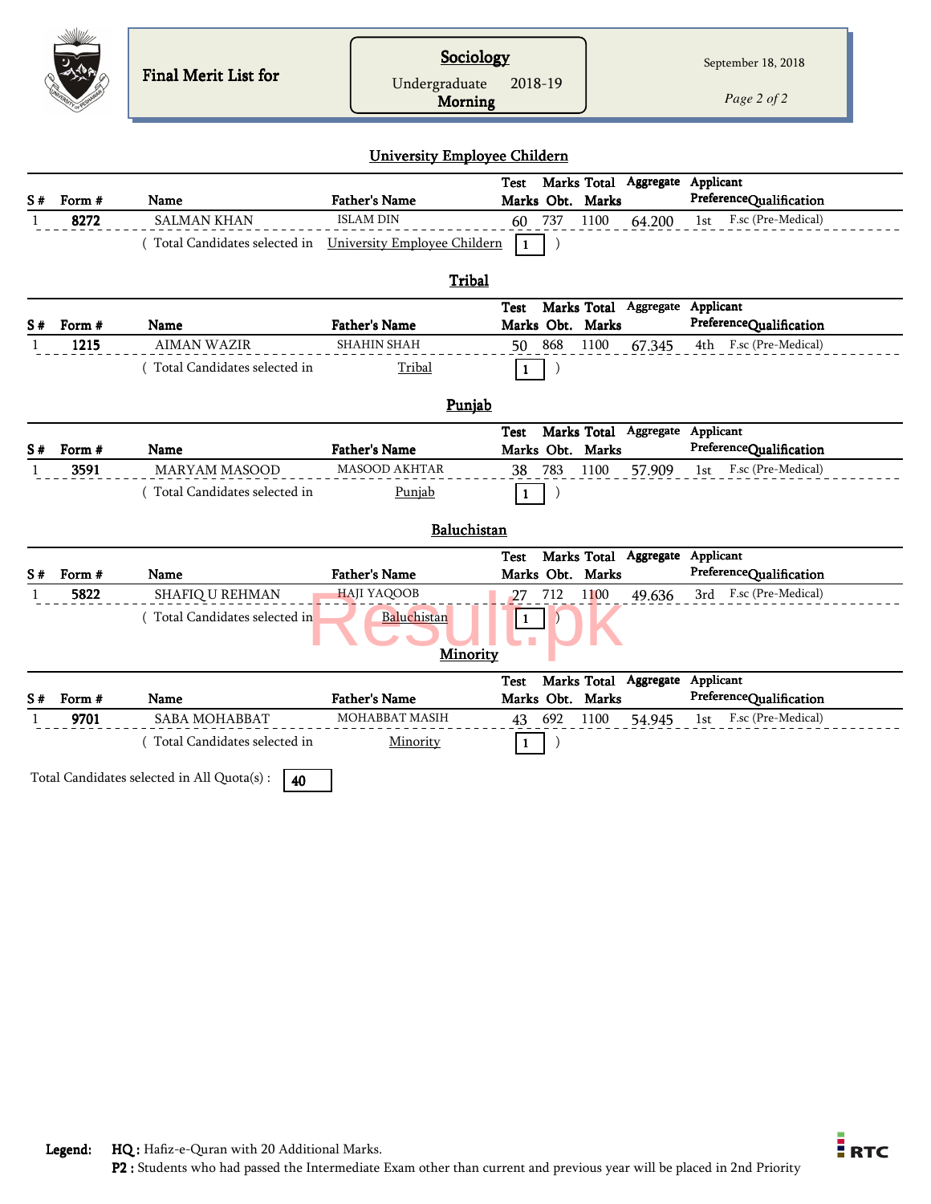Final Merit List for

**Sociology**
Undergraduate 2018-19
**Morning**

September 18, 2018

### University Employee Childern

| S # | Form # | Name | Father's Name | Test Marks | Marks Obt. | Total Marks | Aggregate | Applicant Preference | Qualification |
|---|---|---|---|---|---|---|---|---|---|
| 1 | **8272** | SALMAN KHAN | ISLAM DIN | 60 | 737 | 1100 | 64.200 | 1st | F.sc (Pre-Medical) |

( Total Candidates selected in University Employee Childern **1** )

### Tribal

| S # | Form # | Name | Father's Name | Test Marks | Marks Obt. | Total Marks | Aggregate | Applicant Preference | Qualification |
|---|---|---|---|---|---|---|---|---|---|
| 1 | **1215** | AIMAN WAZIR | SHAHIN SHAH | 50 | 868 | 1100 | 67.345 | 4th | F.sc (Pre-Medical) |

( Total Candidates selected in Tribal **1** )

### Punjab

| S # | Form # | Name | Father's Name | Test Marks | Marks Obt. | Total Marks | Aggregate | Applicant Preference | Qualification |
|---|---|---|---|---|---|---|---|---|---|
| 1 | **3591** | MARYAM MASOOD | MASOOD AKHTAR | 38 | 783 | 1100 | 57.909 | 1st | F.sc (Pre-Medical) |

( Total Candidates selected in Punjab **1** )

### Baluchistan

| S # | Form # | Name | Father's Name | Test Marks | Marks Obt. | Total Marks | Aggregate | Applicant Preference | Qualification |
|---|---|---|---|---|---|---|---|---|---|
| 1 | **5822** | SHAFIQ U REHMAN | HAJI YAQOOB | 27 | 712 | 1100 | 49.636 | 3rd | F.sc (Pre-Medical) |

( Total Candidates selected in Baluchistan **1** )

### Minority

| S # | Form # | Name | Father's Name | Test Marks | Marks Obt. | Total Marks | Aggregate | Applicant Preference | Qualification |
|---|---|---|---|---|---|---|---|---|---|
| 1 | **9701** | SABA MOHABBAT | MOHABBAT MASIH | 43 | 692 | 1100 | 54.945 | 1st | F.sc (Pre-Medical) |

( Total Candidates selected in Minority **1** )

Total Candidates selected in All Quota(s) : **40**

**Legend:** **HQ :** Hafiz-e-Quran with 20 Additional Marks.
**P2 :** Students who had passed the Intermediate Exam other than current and previous year will be placed in 2nd Priority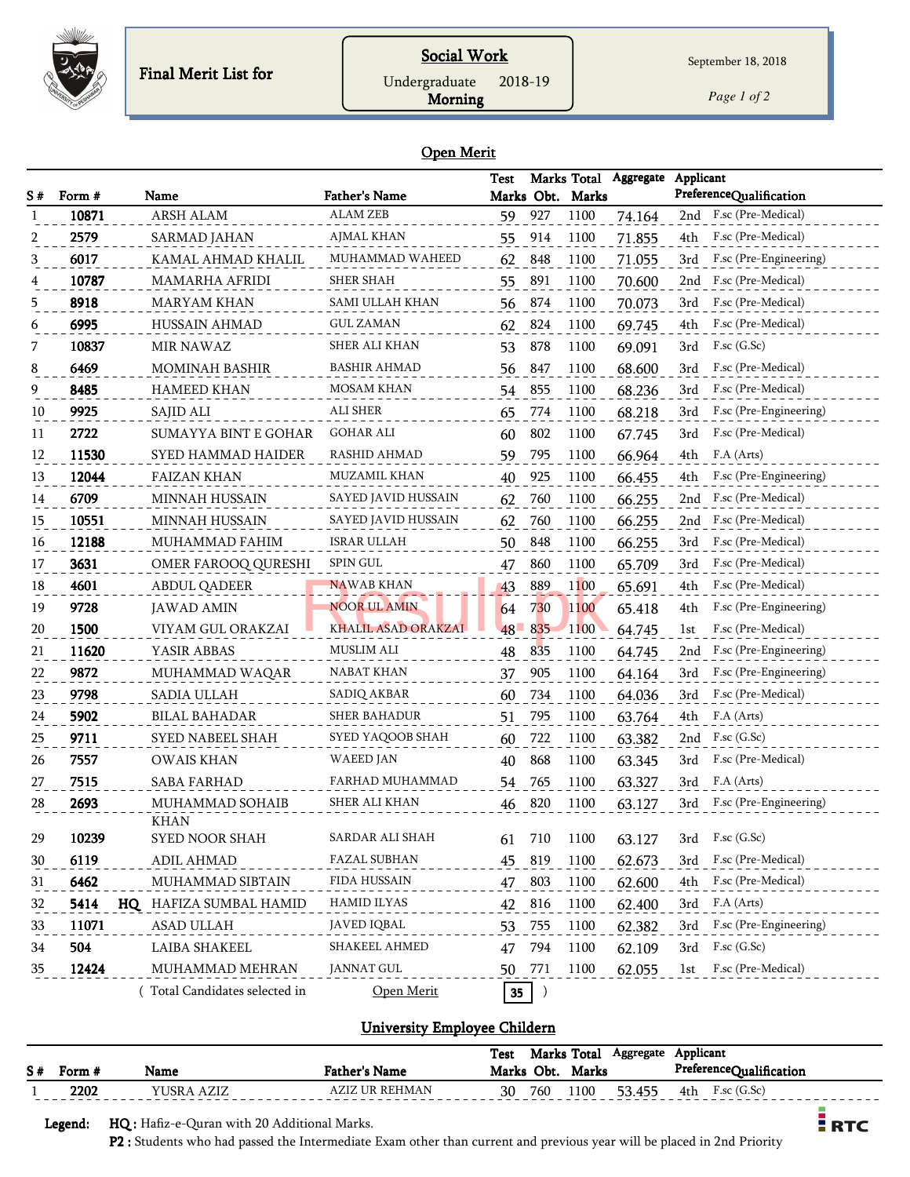Final Merit List for

**Social Work**
Undergraduate 2018-19
**Morning**

September 18, 2018

## Open Merit

| S # | Form # | | Name | Father's Name | Test Marks | Marks Obt. | Total Marks | Aggregate | Applicant Preference | Qualification |
|---|---|---|---|---|---|---|---|---|---|---|
| 1 | 10871 | | ARSH ALAM | ALAM ZEB | 59 | 927 | 1100 | 74.164 | 2nd | F.sc (Pre-Medical) |
| 2 | 2579 | | SARMAD JAHAN | AJMAL KHAN | 55 | 914 | 1100 | 71.855 | 4th | F.sc (Pre-Medical) |
| 3 | 6017 | | KAMAL AHMAD KHALIL | MUHAMMAD WAHEED | 62 | 848 | 1100 | 71.055 | 3rd | F.sc (Pre-Engineering) |
| 4 | 10787 | | MAMARHA AFRIDI | SHER SHAH | 55 | 891 | 1100 | 70.600 | 2nd | F.sc (Pre-Medical) |
| 5 | 8918 | | MARYAM KHAN | SAMI ULLAH KHAN | 56 | 874 | 1100 | 70.073 | 3rd | F.sc (Pre-Medical) |
| 6 | 6995 | | HUSSAIN AHMAD | GUL ZAMAN | 62 | 824 | 1100 | 69.745 | 4th | F.sc (Pre-Medical) |
| 7 | 10837 | | MIR NAWAZ | SHER ALI KHAN | 53 | 878 | 1100 | 69.091 | 3rd | F.sc (G.Sc) |
| 8 | 6469 | | MOMINAH BASHIR | BASHIR AHMAD | 56 | 847 | 1100 | 68.600 | 3rd | F.sc (Pre-Medical) |
| 9 | 8485 | | HAMEED KHAN | MOSAM KHAN | 54 | 855 | 1100 | 68.236 | 3rd | F.sc (Pre-Medical) |
| 10 | 9925 | | SAJID ALI | ALI SHER | 65 | 774 | 1100 | 68.218 | 3rd | F.sc (Pre-Engineering) |
| 11 | 2722 | | SUMAYYA BINT E GOHAR | GOHAR ALI | 60 | 802 | 1100 | 67.745 | 3rd | F.sc (Pre-Medical) |
| 12 | 11530 | | SYED HAMMAD HAIDER | RASHID AHMAD | 59 | 795 | 1100 | 66.964 | 4th | F.A (Arts) |
| 13 | 12044 | | FAIZAN KHAN | MUZAMIL KHAN | 40 | 925 | 1100 | 66.455 | 4th | F.sc (Pre-Engineering) |
| 14 | 6709 | | MINNAH HUSSAIN | SAYED JAVID HUSSAIN | 62 | 760 | 1100 | 66.255 | 2nd | F.sc (Pre-Medical) |
| 15 | 10551 | | MINNAH HUSSAIN | SAYED JAVID HUSSAIN | 62 | 760 | 1100 | 66.255 | 2nd | F.sc (Pre-Medical) |
| 16 | 12188 | | MUHAMMAD FAHIM | ISRAR ULLAH | 50 | 848 | 1100 | 66.255 | 3rd | F.sc (Pre-Medical) |
| 17 | 3631 | | OMER FAROOQ QURESHI | SPIN GUL | 47 | 860 | 1100 | 65.709 | 3rd | F.sc (Pre-Medical) |
| 18 | 4601 | | ABDUL QADEER | NAWAB KHAN | 43 | 889 | 1100 | 65.691 | 4th | F.sc (Pre-Medical) |
| 19 | 9728 | | JAWAD AMIN | NOOR UL AMIN | 64 | 730 | 1100 | 65.418 | 4th | F.sc (Pre-Engineering) |
| 20 | 1500 | | VIYAM GUL ORAKZAI | KHALIL ASAD ORAKZAI | 48 | 835 | 1100 | 64.745 | 1st | F.sc (Pre-Medical) |
| 21 | 11620 | | YASIR ABBAS | MUSLIM ALI | 48 | 835 | 1100 | 64.745 | 2nd | F.sc (Pre-Engineering) |
| 22 | 9872 | | MUHAMMAD WAQAR | NABAT KHAN | 37 | 905 | 1100 | 64.164 | 3rd | F.sc (Pre-Engineering) |
| 23 | 9798 | | SADIA ULLAH | SADIQ AKBAR | 60 | 734 | 1100 | 64.036 | 3rd | F.sc (Pre-Medical) |
| 24 | 5902 | | BILAL BAHADAR | SHER BAHADUR | 51 | 795 | 1100 | 63.764 | 4th | F.A (Arts) |
| 25 | 9711 | | SYED NABEEL SHAH | SYED YAQOOB SHAH | 60 | 722 | 1100 | 63.382 | 2nd | F.sc (G.Sc) |
| 26 | 7557 | | OWAIS KHAN | WAEED JAN | 40 | 868 | 1100 | 63.345 | 3rd | F.sc (Pre-Medical) |
| 27 | 7515 | | SABA FARHAD | FARHAD MUHAMMAD | 54 | 765 | 1100 | 63.327 | 3rd | F.A (Arts) |
| 28 | 2693 | | MUHAMMAD SOHAIB KHAN | SHER ALI KHAN | 46 | 820 | 1100 | 63.127 | 3rd | F.sc (Pre-Engineering) |
| 29 | 10239 | | SYED NOOR SHAH | SARDAR ALI SHAH | 61 | 710 | 1100 | 63.127 | 3rd | F.sc (G.Sc) |
| 30 | 6119 | | ADIL AHMAD | FAZAL SUBHAN | 45 | 819 | 1100 | 62.673 | 3rd | F.sc (Pre-Medical) |
| 31 | 6462 | | MUHAMMAD SIBTAIN | FIDA HUSSAIN | 47 | 803 | 1100 | 62.600 | 4th | F.sc (Pre-Medical) |
| 32 | 5414 | HQ | HAFIZA SUMBAL HAMID | HAMID ILYAS | 42 | 816 | 1100 | 62.400 | 3rd | F.A (Arts) |
| 33 | 11071 | | ASAD ULLAH | JAVED IQBAL | 53 | 755 | 1100 | 62.382 | 3rd | F.sc (Pre-Engineering) |
| 34 | 504 | | LAIBA SHAKEEL | SHAKEEL AHMED | 47 | 794 | 1100 | 62.109 | 3rd | F.sc (G.Sc) |
| 35 | 12424 | | MUHAMMAD MEHRAN | JANNAT GUL | 50 | 771 | 1100 | 62.055 | 1st | F.sc (Pre-Medical) |

( Total Candidates selected in Open Merit **35** )

## University Employee Childern

| S # | Form # | Name | Father's Name | Test Marks | Marks Obt. | Total Marks | Aggregate | Applicant Preference | Qualification |
|---|---|---|---|---|---|---|---|---|---|
| 1 | 2202 | YUSRA AZIZ | AZIZ UR REHMAN | 30 | 760 | 1100 | 53.455 | 4th | F.sc (G.Sc) |

**Legend:** **HQ :** Hafiz-e-Quran with 20 Additional Marks.
**P2 :** Students who had passed the Intermediate Exam other than current and previous year will be placed in 2nd Priority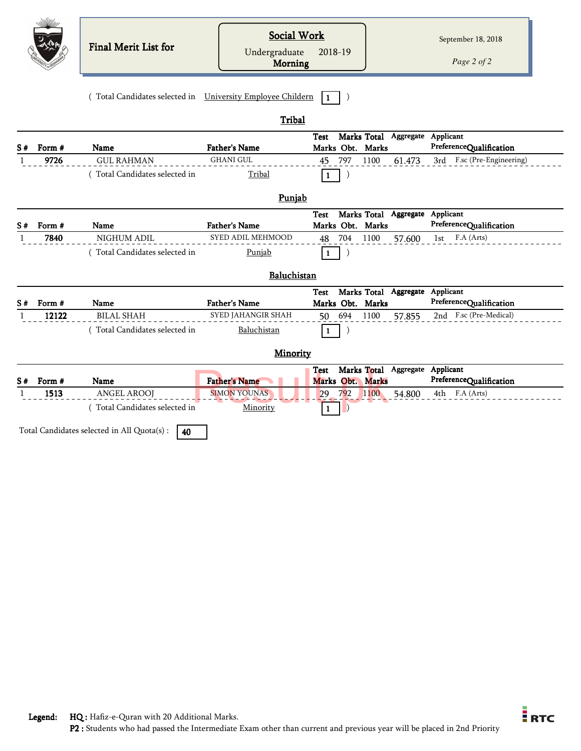Final Merit List for

**Social Work**

Undergraduate 2018-19

**Morning**

September 18, 2018

( Total Candidates selected in University Employee Childern **1** )

## Tribal

| S # | Form # | Name | Father's Name | Test Marks | Marks Obt. | Total Marks | Aggregate | Applicant Preference | Qualification |
|---|---|---|---|---|---|---|---|---|---|
| 1 | **9726** | GUL RAHMAN | GHANI GUL | 45 | 797 | 1100 | 61.473 | 3rd | F.sc (Pre-Engineering) |

( Total Candidates selected in Tribal **1** )

## Punjab

| S # | Form # | Name | Father's Name | Test Marks | Marks Obt. | Total Marks | Aggregate | Applicant Preference | Qualification |
|---|---|---|---|---|---|---|---|---|---|
| 1 | **7840** | NIGHUM ADIL | SYED ADIL MEHMOOD | 48 | 704 | 1100 | 57.600 | 1st | F.A (Arts) |

( Total Candidates selected in Punjab **1** )

## Baluchistan

| S # | Form # | Name | Father's Name | Test Marks | Marks Obt. | Total Marks | Aggregate | Applicant Preference | Qualification |
|---|---|---|---|---|---|---|---|---|---|
| 1 | **12122** | BILAL SHAH | SYED JAHANGIR SHAH | 50 | 694 | 1100 | 57.855 | 2nd | F.sc (Pre-Medical) |

( Total Candidates selected in Baluchistan **1** )

## Minority

| S # | Form # | Name | Father's Name | Test Marks | Marks Obt. | Total Marks | Aggregate | Applicant Preference | Qualification |
|---|---|---|---|---|---|---|---|---|---|
| 1 | **1513** | ANGEL AROOJ | SIMON YOUNAS | 29 | 792 | 1100 | 54.800 | 4th | F.A (Arts) |

( Total Candidates selected in Minority **1** )

Total Candidates selected in All Quota(s) : **40**

**Legend:** **HQ :** Hafiz-e-Quran with 20 Additional Marks.
**P2 :** Students who had passed the Intermediate Exam other than current and previous year will be placed in 2nd Priority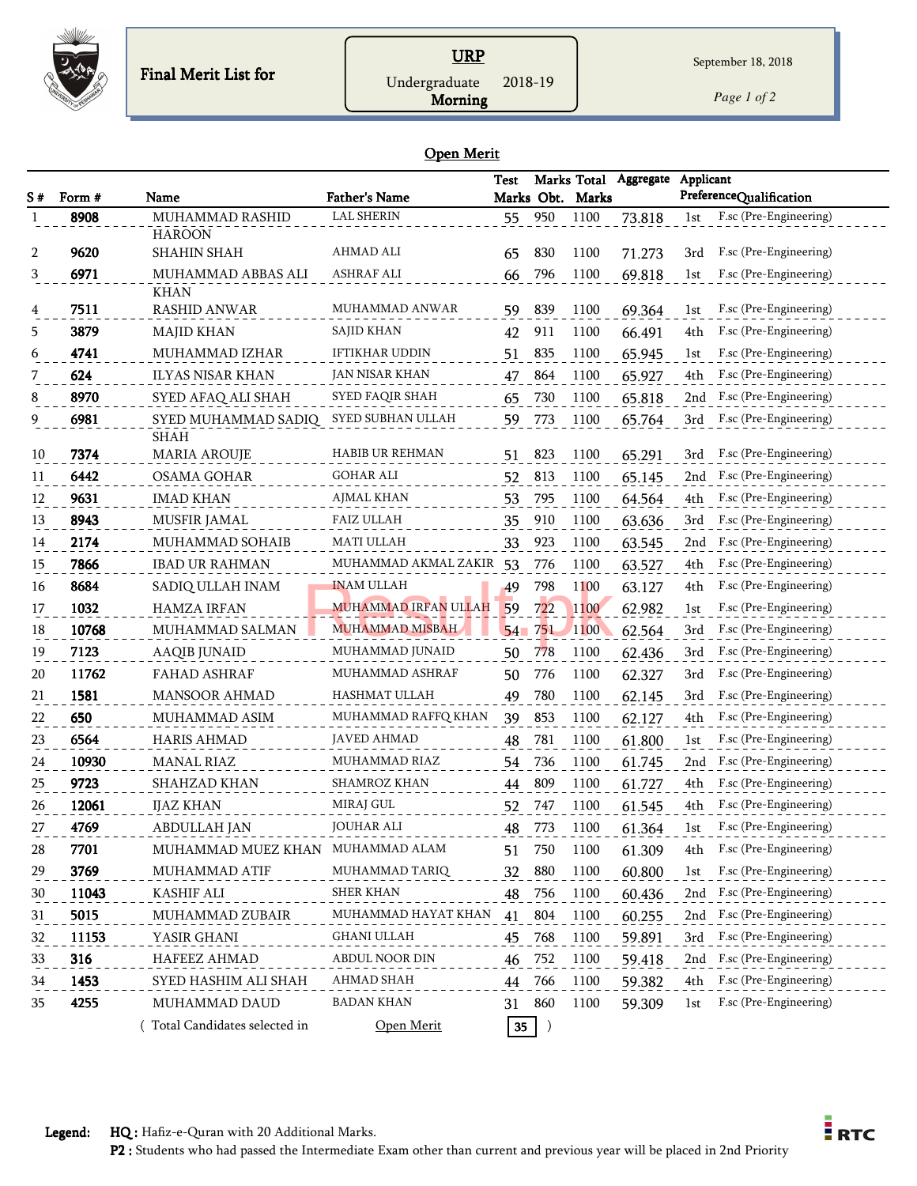Final Merit List for

**URP**
Undergraduate 2018-19
**Morning**

September 18, 2018

## Open Merit

| S # | Form # | Name | Father's Name | Test Marks | Marks Obt. | Total Marks | Aggregate | Applicant Preference | Qualification |
|---|---|---|---|---|---|---|---|---|---|
| 1 | **8908** | MUHAMMAD RASHID HAROON | LAL SHERIN | 55 | 950 | 1100 | 73.818 | 1st | F.sc (Pre-Engineering) |
| 2 | **9620** | SHAHIN SHAH | AHMAD ALI | 65 | 830 | 1100 | 71.273 | 3rd | F.sc (Pre-Engineering) |
| 3 | **6971** | MUHAMMAD ABBAS ALI KHAN | ASHRAF ALI | 66 | 796 | 1100 | 69.818 | 1st | F.sc (Pre-Engineering) |
| 4 | **7511** | RASHID ANWAR | MUHAMMAD ANWAR | 59 | 839 | 1100 | 69.364 | 1st | F.sc (Pre-Engineering) |
| 5 | **3879** | MAJID KHAN | SAJID KHAN | 42 | 911 | 1100 | 66.491 | 4th | F.sc (Pre-Engineering) |
| 6 | **4741** | MUHAMMAD IZHAR | IFTIKHAR UDDIN | 51 | 835 | 1100 | 65.945 | 1st | F.sc (Pre-Engineering) |
| 7 | **624** | ILYAS NISAR KHAN | JAN NISAR KHAN | 47 | 864 | 1100 | 65.927 | 4th | F.sc (Pre-Engineering) |
| 8 | **8970** | SYED AFAQ ALI SHAH | SYED FAQIR SHAH | 65 | 730 | 1100 | 65.818 | 2nd | F.sc (Pre-Engineering) |
| 9 | **6981** | SYED MUHAMMAD SADIQ SHAH | SYED SUBHAN ULLAH | 59 | 773 | 1100 | 65.764 | 3rd | F.sc (Pre-Engineering) |
| 10 | **7374** | MARIA AROUJE | HABIB UR REHMAN | 51 | 823 | 1100 | 65.291 | 3rd | F.sc (Pre-Engineering) |
| 11 | **6442** | OSAMA GOHAR | GOHAR ALI | 52 | 813 | 1100 | 65.145 | 2nd | F.sc (Pre-Engineering) |
| 12 | **9631** | IMAD KHAN | AJMAL KHAN | 53 | 795 | 1100 | 64.564 | 4th | F.sc (Pre-Engineering) |
| 13 | **8943** | MUSFIR JAMAL | FAIZ ULLAH | 35 | 910 | 1100 | 63.636 | 3rd | F.sc (Pre-Engineering) |
| 14 | **2174** | MUHAMMAD SOHAIB | MATI ULLAH | 33 | 923 | 1100 | 63.545 | 2nd | F.sc (Pre-Engineering) |
| 15 | **7866** | IBAD UR RAHMAN | MUHAMMAD AKMAL ZAKIR | 53 | 776 | 1100 | 63.527 | 4th | F.sc (Pre-Engineering) |
| 16 | **8684** | SADIQ ULLAH INAM | INAM ULLAH | 49 | 798 | 1100 | 63.127 | 4th | F.sc (Pre-Engineering) |
| 17 | **1032** | HAMZA IRFAN | MUHAMMAD IRFAN ULLAH | 59 | 722 | 1100 | 62.982 | 1st | F.sc (Pre-Engineering) |
| 18 | **10768** | MUHAMMAD SALMAN | MUHAMMAD MISBAH | 54 | 751 | 1100 | 62.564 | 3rd | F.sc (Pre-Engineering) |
| 19 | **7123** | AAQIB JUNAID | MUHAMMAD JUNAID | 50 | 778 | 1100 | 62.436 | 3rd | F.sc (Pre-Engineering) |
| 20 | **11762** | FAHAD ASHRAF | MUHAMMAD ASHRAF | 50 | 776 | 1100 | 62.327 | 3rd | F.sc (Pre-Engineering) |
| 21 | **1581** | MANSOOR AHMAD | HASHMAT ULLAH | 49 | 780 | 1100 | 62.145 | 3rd | F.sc (Pre-Engineering) |
| 22 | **650** | MUHAMMAD ASIM | MUHAMMAD RAFFQ KHAN | 39 | 853 | 1100 | 62.127 | 4th | F.sc (Pre-Engineering) |
| 23 | **6564** | HARIS AHMAD | JAVED AHMAD | 48 | 781 | 1100 | 61.800 | 1st | F.sc (Pre-Engineering) |
| 24 | **10930** | MANAL RIAZ | MUHAMMAD RIAZ | 54 | 736 | 1100 | 61.745 | 2nd | F.sc (Pre-Engineering) |
| 25 | **9723** | SHAHZAD KHAN | SHAMROZ KHAN | 44 | 809 | 1100 | 61.727 | 4th | F.sc (Pre-Engineering) |
| 26 | **12061** | IJAZ KHAN | MIRAJ GUL | 52 | 747 | 1100 | 61.545 | 4th | F.sc (Pre-Engineering) |
| 27 | **4769** | ABDULLAH JAN | JOUHAR ALI | 48 | 773 | 1100 | 61.364 | 1st | F.sc (Pre-Engineering) |
| 28 | **7701** | MUHAMMAD MUEZ KHAN | MUHAMMAD ALAM | 51 | 750 | 1100 | 61.309 | 4th | F.sc (Pre-Engineering) |
| 29 | **3769** | MUHAMMAD ATIF | MUHAMMAD TARIQ | 32 | 880 | 1100 | 60.800 | 1st | F.sc (Pre-Engineering) |
| 30 | **11043** | KASHIF ALI | SHER KHAN | 48 | 756 | 1100 | 60.436 | 2nd | F.sc (Pre-Engineering) |
| 31 | **5015** | MUHAMMAD ZUBAIR | MUHAMMAD HAYAT KHAN | 41 | 804 | 1100 | 60.255 | 2nd | F.sc (Pre-Engineering) |
| 32 | **11153** | YASIR GHANI | GHANI ULLAH | 45 | 768 | 1100 | 59.891 | 3rd | F.sc (Pre-Engineering) |
| 33 | **316** | HAFEEZ AHMAD | ABDUL NOOR DIN | 46 | 752 | 1100 | 59.418 | 2nd | F.sc (Pre-Engineering) |
| 34 | **1453** | SYED HASHIM ALI SHAH | AHMAD SHAH | 44 | 766 | 1100 | 59.382 | 4th | F.sc (Pre-Engineering) |
| 35 | **4255** | MUHAMMAD DAUD | BADAN KHAN | 31 | 860 | 1100 | 59.309 | 1st | F.sc (Pre-Engineering) |

( Total Candidates selected in Open Merit **35** )

**Legend:** **HQ :** Hafiz-e-Quran with 20 Additional Marks.
**P2 :** Students who had passed the Intermediate Exam other than current and previous year will be placed in 2nd Priority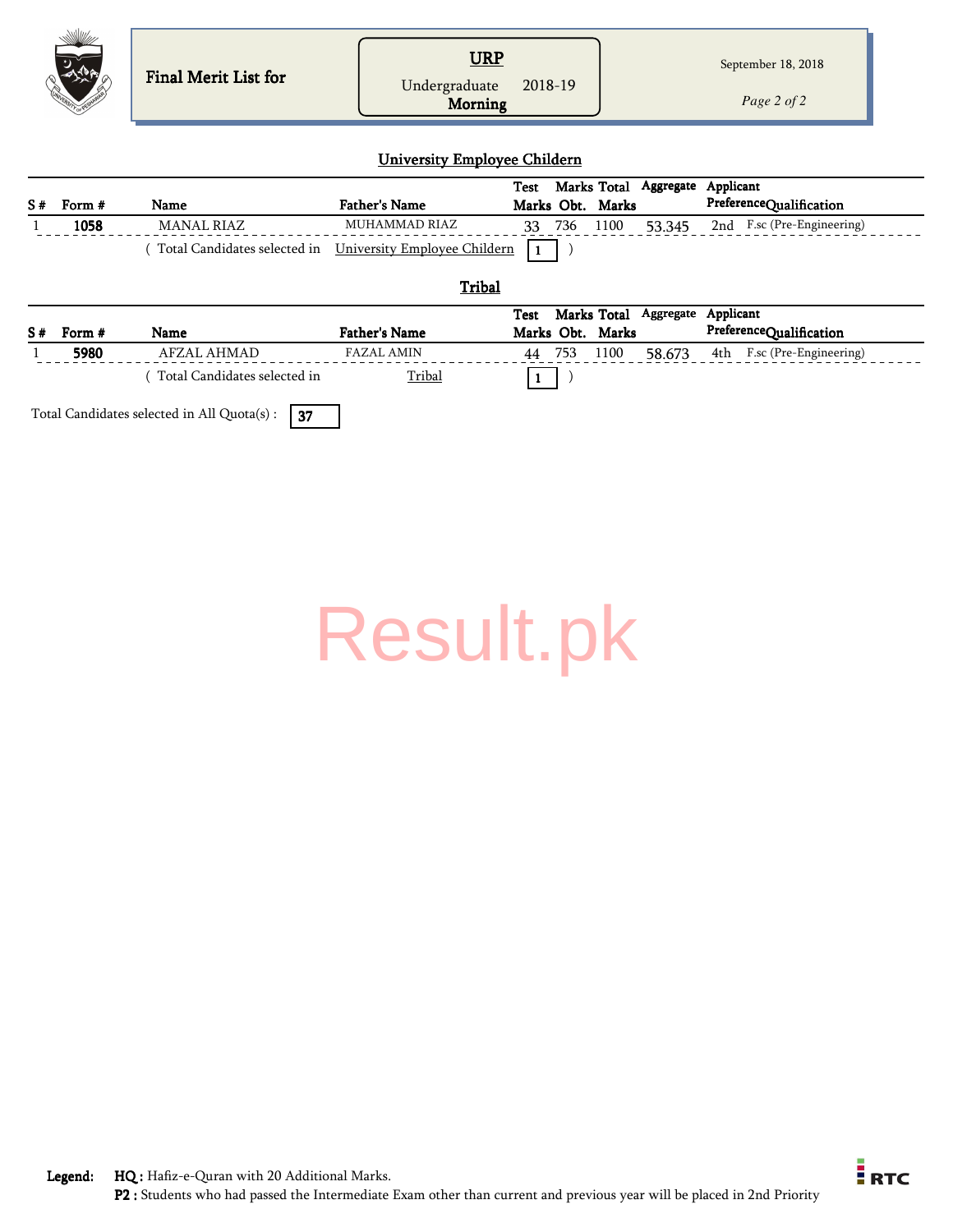Final Merit List for

**URP**
Undergraduate 2018-19
**Morning**

September 18, 2018

## University Employee Childern

| S # | Form # | Name | Father's Name | Test Marks | Marks Obt. | Total Marks | Aggregate | Applicant Preference | Qualification |
|---|---|---|---|---|---|---|---|---|---|
| 1 | **1058** | MANAL RIAZ | MUHAMMAD RIAZ | 33 | 736 | 1100 | 53.345 | 2nd | F.sc (Pre-Engineering) |

( Total Candidates selected in University Employee Childern **1** )

## Tribal

| S # | Form # | Name | Father's Name | Test Marks | Marks Obt. | Total Marks | Aggregate | Applicant Preference | Qualification |
|---|---|---|---|---|---|---|---|---|---|
| 1 | **5980** | AFZAL AHMAD | FAZAL AMIN | 44 | 753 | 1100 | 58.673 | 4th | F.sc (Pre-Engineering) |

( Total Candidates selected in Tribal **1** )

Total Candidates selected in All Quota(s) : **37**

Result.pk

**Legend:** **HQ :** Hafiz-e-Quran with 20 Additional Marks.
**P2 :** Students who had passed the Intermediate Exam other than current and previous year will be placed in 2nd Priority

RTC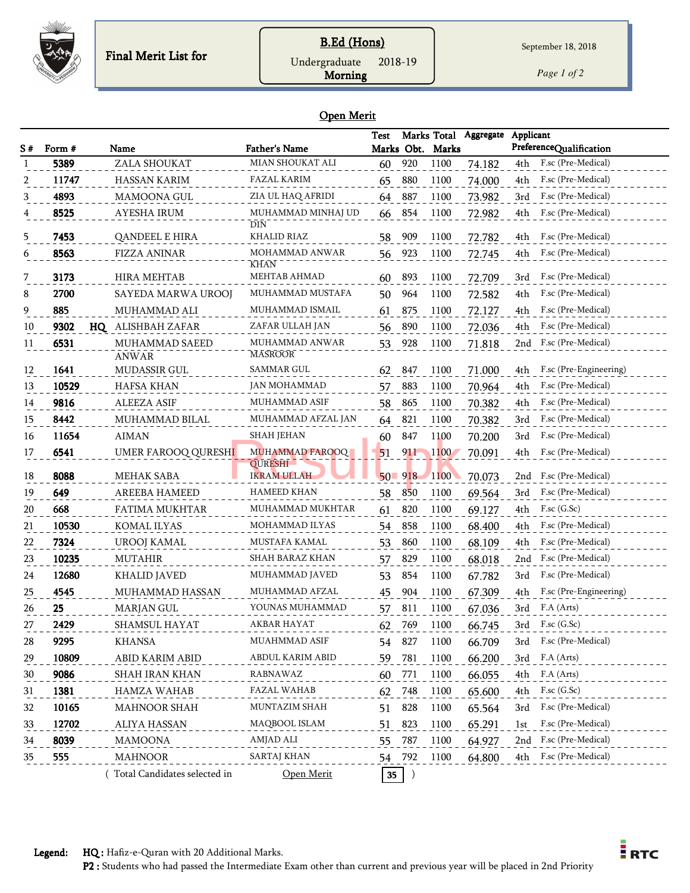# Final Merit List for

**B.Ed (Hons)**
Undergraduate 2018-19
**Morning**

September 18, 2018

## Open Merit

| S # | Form # | | Name | Father's Name | Test Marks | Marks Obt. | Total Marks | Aggregate | Applicant Preference | Qualification |
|---|---|---|---|---|---|---|---|---|---|---|
| 1 | **5389** | | ZALA SHOUKAT | MIAN SHOUKAT ALI | 60 | 920 | 1100 | 74.182 | 4th | F.sc (Pre-Medical) |
| 2 | **11747** | | HASSAN KARIM | FAZAL KARIM | 65 | 880 | 1100 | 74.000 | 4th | F.sc (Pre-Medical) |
| 3 | **4893** | | MAMOONA GUL | ZIA UL HAQ AFRIDI | 64 | 887 | 1100 | 73.982 | 3rd | F.sc (Pre-Medical) |
| 4 | **8525** | | AYESHA IRUM | MUHAMMAD MINHAJ UD DIN | 66 | 854 | 1100 | 72.982 | 4th | F.sc (Pre-Medical) |
| 5 | **7453** | | QANDEEL E HIRA | KHALID RIAZ | 58 | 909 | 1100 | 72.782 | 4th | F.sc (Pre-Medical) |
| 6 | **8563** | | FIZZA ANINAR | MOHAMMAD ANWAR KHAN | 56 | 923 | 1100 | 72.745 | 4th | F.sc (Pre-Medical) |
| 7 | **3173** | | HIRA MEHTAB | MEHTAB AHMAD | 60 | 893 | 1100 | 72.709 | 3rd | F.sc (Pre-Medical) |
| 8 | **2700** | | SAYEDA MARWA UROOJ | MUHAMMAD MUSTAFA | 50 | 964 | 1100 | 72.582 | 4th | F.sc (Pre-Medical) |
| 9 | **885** | | MUHAMMAD ALI | MUHAMMAD ISMAIL | 61 | 875 | 1100 | 72.127 | 4th | F.sc (Pre-Medical) |
| 10 | **9302** | **HQ** | ALISHBAH ZAFAR | ZAFAR ULLAH JAN | 56 | 890 | 1100 | 72.036 | 4th | F.sc (Pre-Medical) |
| 11 | **6531** | | MUHAMMAD SAEED ANWAR | MUHAMMAD ANWAR MASROOR | 53 | 928 | 1100 | 71.818 | 2nd | F.sc (Pre-Medical) |
| 12 | **1641** | | MUDASSIR GUL | SAMMAR GUL | 62 | 847 | 1100 | 71.000 | 4th | F.sc (Pre-Engineering) |
| 13 | **10529** | | HAFSA KHAN | JAN MOHAMMAD | 57 | 883 | 1100 | 70.964 | 4th | F.sc (Pre-Medical) |
| 14 | **9816** | | ALEEZA ASIF | MUHAMMAD ASIF | 58 | 865 | 1100 | 70.382 | 4th | F.sc (Pre-Medical) |
| 15 | **8442** | | MUHAMMAD BILAL | MUHAMMAD AFZAL JAN | 64 | 821 | 1100 | 70.382 | 3rd | F.sc (Pre-Medical) |
| 16 | **11654** | | AIMAN | SHAH JEHAN | 60 | 847 | 1100 | 70.200 | 3rd | F.sc (Pre-Medical) |
| 17 | **6541** | | UMER FAROOQ QURESHI | MUHAMMAD FAROOQ QURESHI | 51 | 911 | 1100 | 70.091 | 4th | F.sc (Pre-Medical) |
| 18 | **8088** | | MEHAK SABA | IKRAM ULLAH | 50 | 918 | 1100 | 70.073 | 2nd | F.sc (Pre-Medical) |
| 19 | **649** | | AREEBA HAMEED | HAMEED KHAN | 58 | 850 | 1100 | 69.564 | 3rd | F.sc (Pre-Medical) |
| 20 | **668** | | FATIMA MUKHTAR | MUHAMMAD MUKHTAR | 61 | 820 | 1100 | 69.127 | 4th | F.sc (G.Sc) |
| 21 | **10530** | | KOMAL ILYAS | MOHAMMAD ILYAS | 54 | 858 | 1100 | 68.400 | 4th | F.sc (Pre-Medical) |
| 22 | **7324** | | UROOJ KAMAL | MUSTAFA KAMAL | 53 | 860 | 1100 | 68.109 | 4th | F.sc (Pre-Medical) |
| 23 | **10235** | | MUTAHIR | SHAH BARAZ KHAN | 57 | 829 | 1100 | 68.018 | 2nd | F.sc (Pre-Medical) |
| 24 | **12680** | | KHALID JAVED | MUHAMMAD JAVED | 53 | 854 | 1100 | 67.782 | 3rd | F.sc (Pre-Medical) |
| 25 | **4545** | | MUHAMMAD HASSAN | MUHAMMAD AFZAL | 45 | 904 | 1100 | 67.309 | 4th | F.sc (Pre-Engineering) |
| 26 | **25** | | MARJAN GUL | YOUNAS MUHAMMAD | 57 | 811 | 1100 | 67.036 | 3rd | F.A (Arts) |
| 27 | **2429** | | SHAMSUL HAYAT | AKBAR HAYAT | 62 | 769 | 1100 | 66.745 | 3rd | F.sc (G.Sc) |
| 28 | **9295** | | KHANSA | MUAHMMAD ASIF | 54 | 827 | 1100 | 66.709 | 3rd | F.sc (Pre-Medical) |
| 29 | **10809** | | ABID KARIM ABID | ABDUL KARIM ABID | 59 | 781 | 1100 | 66.200 | 3rd | F.A (Arts) |
| 30 | **9086** | | SHAH IRAN KHAN | RABNAWAZ | 60 | 771 | 1100 | 66.055 | 4th | F.A (Arts) |
| 31 | **1381** | | HAMZA WAHAB | FAZAL WAHAB | 62 | 748 | 1100 | 65.600 | 4th | F.sc (G.Sc) |
| 32 | **10165** | | MAHNOOR SHAH | MUNTAZIM SHAH | 51 | 828 | 1100 | 65.564 | 3rd | F.sc (Pre-Medical) |
| 33 | **12702** | | ALIYA HASSAN | MAQBOOL ISLAM | 51 | 823 | 1100 | 65.291 | 1st | F.sc (Pre-Medical) |
| 34 | **8039** | | MAMOONA | AMJAD ALI | 55 | 787 | 1100 | 64.927 | 2nd | F.sc (Pre-Medical) |
| 35 | **555** | | MAHNOOR | SARTAJ KHAN | 54 | 792 | 1100 | 64.800 | 4th | F.sc (Pre-Medical) |

( Total Candidates selected in Open Merit **35** )

**Legend:** **HQ :** Hafiz-e-Quran with 20 Additional Marks.
**P2 :** Students who had passed the Intermediate Exam other than current and previous year will be placed in 2nd Priority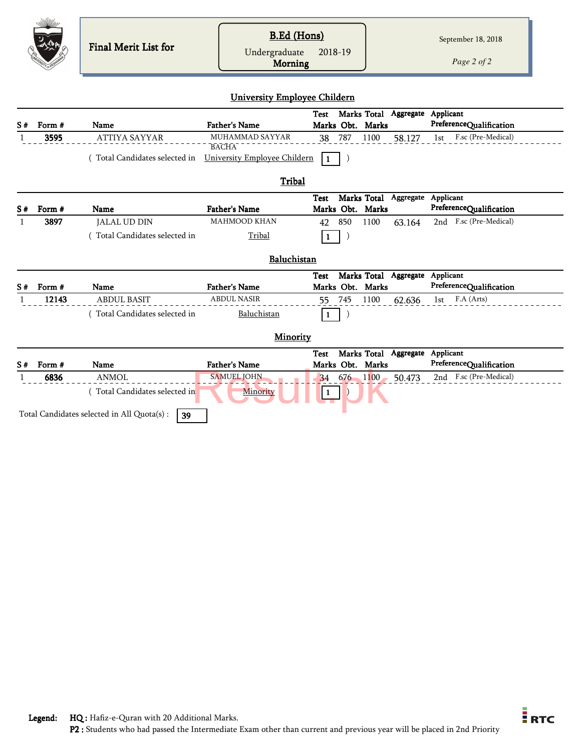**Final Merit List for**

**B.Ed (Hons)**
Undergraduate 2018-19
**Morning**

September 18, 2018

## University Employee Childern

| S # | Form # | Name | Father's Name | Test Marks | Marks Obt. | Total Marks | Aggregate | Applicant Preference | Qualification |
|---|---|---|---|---|---|---|---|---|---|
| 1 | **3595** | ATTIYA SAYYAR | MUHAMMAD SAYYAR BACHA | 38 | 787 | 1100 | 58.127 | 1st | F.sc (Pre-Medical) |

( Total Candidates selected in University Employee Childern **1** )

## Tribal

| S # | Form # | Name | Father's Name | Test Marks | Marks Obt. | Total Marks | Aggregate | Applicant Preference | Qualification |
|---|---|---|---|---|---|---|---|---|---|
| 1 | **3897** | JALAL UD DIN | MAHMOOD KHAN | 42 | 850 | 1100 | 63.164 | 2nd | F.sc (Pre-Medical) |

( Total Candidates selected in Tribal **1** )

## Baluchistan

| S # | Form # | Name | Father's Name | Test Marks | Marks Obt. | Total Marks | Aggregate | Applicant Preference | Qualification |
|---|---|---|---|---|---|---|---|---|---|
| 1 | **12143** | ABDUL BASIT | ABDUL NASIR | 55 | 745 | 1100 | 62.636 | 1st | F.A (Arts) |

( Total Candidates selected in Baluchistan **1** )

## Minority

| S # | Form # | Name | Father's Name | Test Marks | Marks Obt. | Total Marks | Aggregate | Applicant Preference | Qualification |
|---|---|---|---|---|---|---|---|---|---|
| 1 | **6836** | ANMOL | SAMUEL JOHN | 34 | 676 | 1100 | 50.473 | 2nd | F.sc (Pre-Medical) |

( Total Candidates selected in Minority **1** )

Total Candidates selected in All Quota(s) : **39**

**Legend:** **HQ :** Hafiz-e-Quran with 20 Additional Marks.
**P2 :** Students who had passed the Intermediate Exam other than current and previous year will be placed in 2nd Priority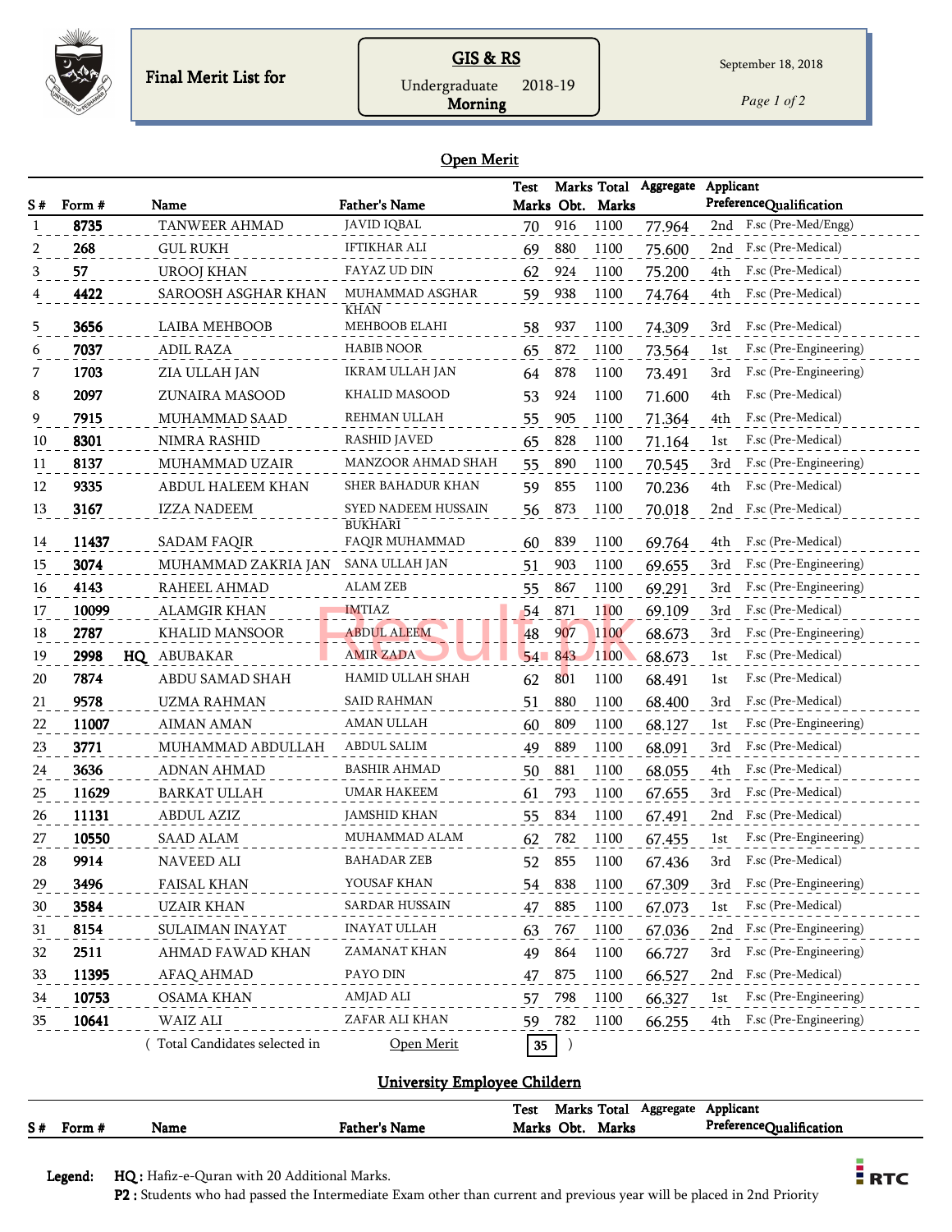Final Merit List for

**GIS & RS**

Undergraduate 2018-19
**Morning**

September 18, 2018

## Open Merit

| S # | Form # | | Name | Father's Name | Test Marks | Marks Obt. | Total Marks | Aggregate | Applicant Preference | Qualification |
|---|---|---|---|---|---|---|---|---|---|---|
| 1 | 8735 | | TANWEER AHMAD | JAVID IQBAL | 70 | 916 | 1100 | 77.964 | 2nd | F.sc (Pre-Med/Engg) |
| 2 | 268 | | GUL RUKH | IFTIKHAR ALI | 69 | 880 | 1100 | 75.600 | 2nd | F.sc (Pre-Medical) |
| 3 | 57 | | UROOJ KHAN | FAYAZ UD DIN | 62 | 924 | 1100 | 75.200 | 4th | F.sc (Pre-Medical) |
| 4 | 4422 | | SAROOSH ASGHAR KHAN | MUHAMMAD ASGHAR KHAN | 59 | 938 | 1100 | 74.764 | 4th | F.sc (Pre-Medical) |
| 5 | 3656 | | LAIBA MEHBOOB | MEHBOOB ELAHI | 58 | 937 | 1100 | 74.309 | 3rd | F.sc (Pre-Medical) |
| 6 | 7037 | | ADIL RAZA | HABIB NOOR | 65 | 872 | 1100 | 73.564 | 1st | F.sc (Pre-Engineering) |
| 7 | 1703 | | ZIA ULLAH JAN | IKRAM ULLAH JAN | 64 | 878 | 1100 | 73.491 | 3rd | F.sc (Pre-Engineering) |
| 8 | 2097 | | ZUNAIRA MASOOD | KHALID MASOOD | 53 | 924 | 1100 | 71.600 | 4th | F.sc (Pre-Medical) |
| 9 | 7915 | | MUHAMMAD SAAD | REHMAN ULLAH | 55 | 905 | 1100 | 71.364 | 4th | F.sc (Pre-Medical) |
| 10 | 8301 | | NIMRA RASHID | RASHID JAVED | 65 | 828 | 1100 | 71.164 | 1st | F.sc (Pre-Medical) |
| 11 | 8137 | | MUHAMMAD UZAIR | MANZOOR AHMAD SHAH | 55 | 890 | 1100 | 70.545 | 3rd | F.sc (Pre-Engineering) |
| 12 | 9335 | | ABDUL HALEEM KHAN | SHER BAHADUR KHAN | 59 | 855 | 1100 | 70.236 | 4th | F.sc (Pre-Medical) |
| 13 | 3167 | | IZZA NADEEM | SYED NADEEM HUSSAIN BUKHARI | 56 | 873 | 1100 | 70.018 | 2nd | F.sc (Pre-Medical) |
| 14 | 11437 | | SADAM FAQIR | FAQIR MUHAMMAD | 60 | 839 | 1100 | 69.764 | 4th | F.sc (Pre-Medical) |
| 15 | 3074 | | MUHAMMAD ZAKRIA JAN | SANA ULLAH JAN | 51 | 903 | 1100 | 69.655 | 3rd | F.sc (Pre-Engineering) |
| 16 | 4143 | | RAHEEL AHMAD | ALAM ZEB | 55 | 867 | 1100 | 69.291 | 3rd | F.sc (Pre-Engineering) |
| 17 | 10099 | | ALAMGIR KHAN | IMTIAZ | 54 | 871 | 1100 | 69.109 | 3rd | F.sc (Pre-Medical) |
| 18 | 2787 | | KHALID MANSOOR | ABDUL ALEEM | 48 | 907 | 1100 | 68.673 | 3rd | F.sc (Pre-Engineering) |
| 19 | 2998 | HQ | ABUBAKAR | AMIR ZADA | 54 | 843 | 1100 | 68.673 | 1st | F.sc (Pre-Medical) |
| 20 | 7874 | | ABDU SAMAD SHAH | HAMID ULLAH SHAH | 62 | 801 | 1100 | 68.491 | 1st | F.sc (Pre-Medical) |
| 21 | 9578 | | UZMA RAHMAN | SAID RAHMAN | 51 | 880 | 1100 | 68.400 | 3rd | F.sc (Pre-Medical) |
| 22 | 11007 | | AIMAN AMAN | AMAN ULLAH | 60 | 809 | 1100 | 68.127 | 1st | F.sc (Pre-Engineering) |
| 23 | 3771 | | MUHAMMAD ABDULLAH | ABDUL SALIM | 49 | 889 | 1100 | 68.091 | 3rd | F.sc (Pre-Medical) |
| 24 | 3636 | | ADNAN AHMAD | BASHIR AHMAD | 50 | 881 | 1100 | 68.055 | 4th | F.sc (Pre-Medical) |
| 25 | 11629 | | BARKAT ULLAH | UMAR HAKEEM | 61 | 793 | 1100 | 67.655 | 3rd | F.sc (Pre-Medical) |
| 26 | 11131 | | ABDUL AZIZ | JAMSHID KHAN | 55 | 834 | 1100 | 67.491 | 2nd | F.sc (Pre-Medical) |
| 27 | 10550 | | SAAD ALAM | MUHAMMAD ALAM | 62 | 782 | 1100 | 67.455 | 1st | F.sc (Pre-Engineering) |
| 28 | 9914 | | NAVEED ALI | BAHADAR ZEB | 52 | 855 | 1100 | 67.436 | 3rd | F.sc (Pre-Medical) |
| 29 | 3496 | | FAISAL KHAN | YOUSAF KHAN | 54 | 838 | 1100 | 67.309 | 3rd | F.sc (Pre-Engineering) |
| 30 | 3584 | | UZAIR KHAN | SARDAR HUSSAIN | 47 | 885 | 1100 | 67.073 | 1st | F.sc (Pre-Medical) |
| 31 | 8154 | | SULAIMAN INAYAT | INAYAT ULLAH | 63 | 767 | 1100 | 67.036 | 2nd | F.sc (Pre-Engineering) |
| 32 | 2511 | | AHMAD FAWAD KHAN | ZAMANAT KHAN | 49 | 864 | 1100 | 66.727 | 3rd | F.sc (Pre-Engineering) |
| 33 | 11395 | | AFAQ AHMAD | PAYO DIN | 47 | 875 | 1100 | 66.527 | 2nd | F.sc (Pre-Medical) |
| 34 | 10753 | | OSAMA KHAN | AMJAD ALI | 57 | 798 | 1100 | 66.327 | 1st | F.sc (Pre-Engineering) |
| 35 | 10641 | | WAIZ ALI | ZAFAR ALI KHAN | 59 | 782 | 1100 | 66.255 | 4th | F.sc (Pre-Engineering) |

( Total Candidates selected in Open Merit **35** )

## University Employee Childern

| S # | Form # | Name | Father's Name | Test Marks | Marks Obt. | Total Marks | Aggregate | Applicant Preference | Qualification |
|---|---|---|---|---|---|---|---|---|---|

**Legend:** **HQ :** Hafiz-e-Quran with 20 Additional Marks.
**P2 :** Students who had passed the Intermediate Exam other than current and previous year will be placed in 2nd Priority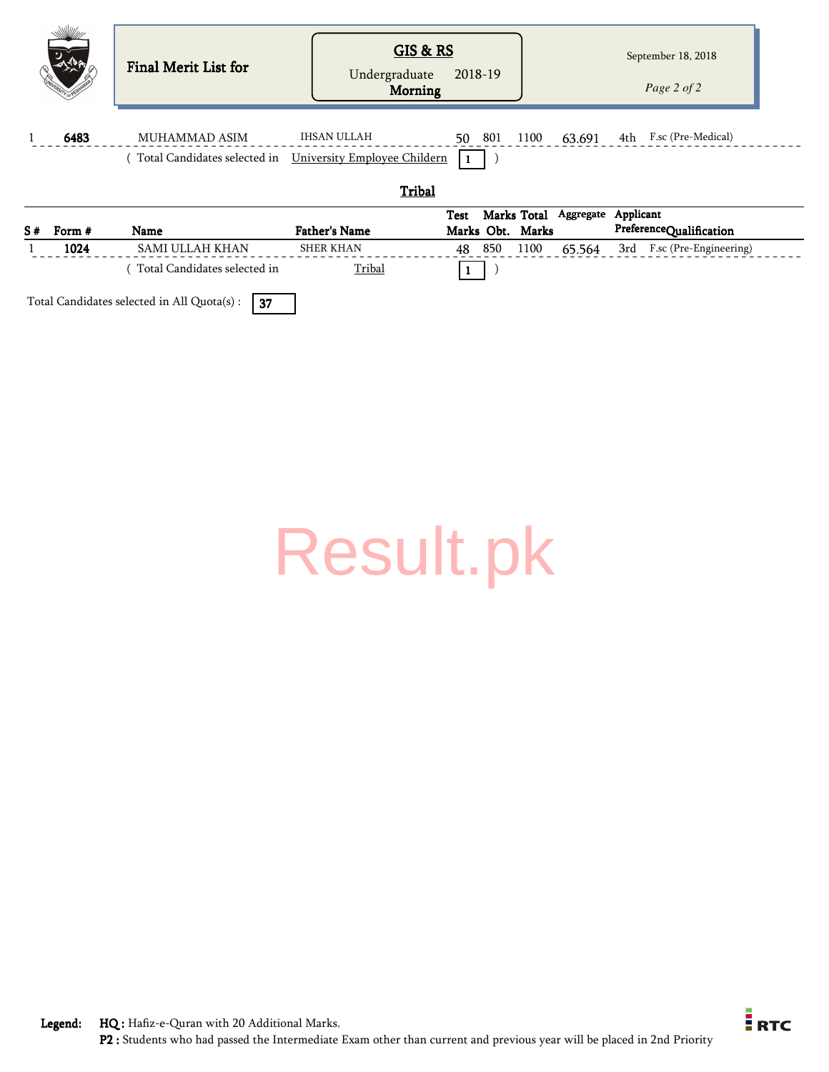**Final Merit List for**

**GIS & RS**

Undergraduate 2018-19

**Morning**

September 18, 2018

| S # | Form # | Name | Father's Name | Test Marks | Marks Obt. | Total Marks | Aggregate | Applicant Preference | Qualification |
|---|---|---|---|---|---|---|---|---|---|
| 1 | **6483** | MUHAMMAD ASIM | IHSAN ULLAH | 50 | 801 | 1100 | 63.691 | 4th | F.sc (Pre-Medical) |

( Total Candidates selected in University Employee Childern **1** )

## Tribal

| S # | Form # | Name | Father's Name | Test Marks | Marks Obt. | Total Marks | Aggregate | Applicant Preference | Qualification |
|---|---|---|---|---|---|---|---|---|---|
| 1 | **1024** | SAMI ULLAH KHAN | SHER KHAN | 48 | 850 | 1100 | 65.564 | 3rd | F.sc (Pre-Engineering) |

( Total Candidates selected in Tribal **1** )

Total Candidates selected in All Quota(s) : **37**

**Legend:** **HQ :** Hafiz-e-Quran with 20 Additional Marks.
**P2 :** Students who had passed the Intermediate Exam other than current and previous year will be placed in 2nd Priority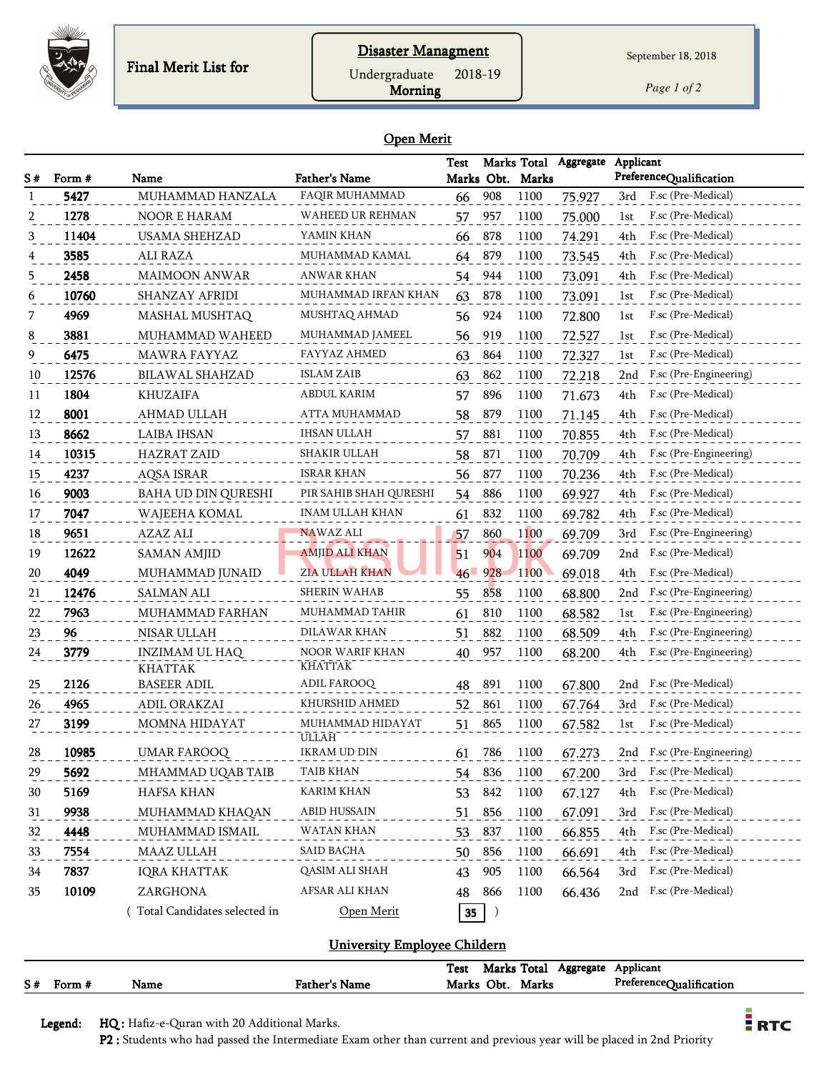Final Merit List for

**Disaster Managment**

Undergraduate 2018-19

**Morning**

September 18, 2018

## Open Merit

| S # | Form # | Name | Father's Name | Test Marks | Marks Obt. | Total Marks | Aggregate | Applicant Preference | Qualification |
|---|---|---|---|---|---|---|---|---|---|
| 1 | **5427** | MUHAMMAD HANZALA | FAQIR MUHAMMAD | 66 | 908 | 1100 | 75.927 | 3rd | F.sc (Pre-Medical) |
| 2 | **1278** | NOOR E HARAM | WAHEED UR REHMAN | 57 | 957 | 1100 | 75.000 | 1st | F.sc (Pre-Medical) |
| 3 | **11404** | USAMA SHEHZAD | YAMIN KHAN | 66 | 878 | 1100 | 74.291 | 4th | F.sc (Pre-Medical) |
| 4 | **3585** | ALI RAZA | MUHAMMAD KAMAL | 64 | 879 | 1100 | 73.545 | 4th | F.sc (Pre-Medical) |
| 5 | **2458** | MAIMOON ANWAR | ANWAR KHAN | 54 | 944 | 1100 | 73.091 | 4th | F.sc (Pre-Medical) |
| 6 | **10760** | SHANZAY AFRIDI | MUHAMMAD IRFAN KHAN | 63 | 878 | 1100 | 73.091 | 1st | F.sc (Pre-Medical) |
| 7 | **4969** | MASHAL MUSHTAQ | MUSHTAQ AHMAD | 56 | 924 | 1100 | 72.800 | 1st | F.sc (Pre-Medical) |
| 8 | **3881** | MUHAMMAD WAHEED | MUHAMMAD JAMEEL | 56 | 919 | 1100 | 72.527 | 1st | F.sc (Pre-Medical) |
| 9 | **6475** | MAWRA FAYYAZ | FAYYAZ AHMED | 63 | 864 | 1100 | 72.327 | 1st | F.sc (Pre-Medical) |
| 10 | **12576** | BILAWAL SHAHZAD | ISLAM ZAIB | 63 | 862 | 1100 | 72.218 | 2nd | F.sc (Pre-Engineering) |
| 11 | **1804** | KHUZAIFA | ABDUL KARIM | 57 | 896 | 1100 | 71.673 | 4th | F.sc (Pre-Medical) |
| 12 | **8001** | AHMAD ULLAH | ATTA MUHAMMAD | 58 | 879 | 1100 | 71.145 | 4th | F.sc (Pre-Medical) |
| 13 | **8662** | LAIBA IHSAN | IHSAN ULLAH | 57 | 881 | 1100 | 70.855 | 4th | F.sc (Pre-Medical) |
| 14 | **10315** | HAZRAT ZAID | SHAKIR ULLAH | 58 | 871 | 1100 | 70.709 | 4th | F.sc (Pre-Engineering) |
| 15 | **4237** | AQSA ISRAR | ISRAR KHAN | 56 | 877 | 1100 | 70.236 | 4th | F.sc (Pre-Medical) |
| 16 | **9003** | BAHA UD DIN QURESHI | PIR SAHIB SHAH QURESHI | 54 | 886 | 1100 | 69.927 | 4th | F.sc (Pre-Medical) |
| 17 | **7047** | WAJEEHA KOMAL | INAM ULLAH KHAN | 61 | 832 | 1100 | 69.782 | 4th | F.sc (Pre-Medical) |
| 18 | **9651** | AZAZ ALI | NAWAZ ALI | 57 | 860 | 1100 | 69.709 | 3rd | F.sc (Pre-Engineering) |
| 19 | **12622** | SAMAN AMJID | AMJID ALI KHAN | 51 | 904 | 1100 | 69.709 | 2nd | F.sc (Pre-Medical) |
| 20 | **4049** | MUHAMMAD JUNAID | ZIA ULLAH KHAN | 46 | 928 | 1100 | 69.018 | 4th | F.sc (Pre-Medical) |
| 21 | **12476** | SALMAN ALI | SHERIN WAHAB | 55 | 858 | 1100 | 68.800 | 2nd | F.sc (Pre-Engineering) |
| 22 | **7963** | MUHAMMAD FARHAN | MUHAMMAD TAHIR | 61 | 810 | 1100 | 68.582 | 1st | F.sc (Pre-Engineering) |
| 23 | **96** | NISAR ULLAH | DILAWAR KHAN | 51 | 882 | 1100 | 68.509 | 4th | F.sc (Pre-Engineering) |
| 24 | **3779** | INZIMAM UL HAQ KHATTAK | NOOR WARIF KHAN KHATTAK | 40 | 957 | 1100 | 68.200 | 4th | F.sc (Pre-Engineering) |
| 25 | **2126** | BASEER ADIL | ADIL FAROOQ | 48 | 891 | 1100 | 67.800 | 2nd | F.sc (Pre-Medical) |
| 26 | **4965** | ADIL ORAKZAI | KHURSHID AHMED | 52 | 861 | 1100 | 67.764 | 3rd | F.sc (Pre-Medical) |
| 27 | **3199** | MOMNA HIDAYAT | MUHAMMAD HIDAYAT ULLAH | 51 | 865 | 1100 | 67.582 | 1st | F.sc (Pre-Medical) |
| 28 | **10985** | UMAR FAROOQ | IKRAM UD DIN | 61 | 786 | 1100 | 67.273 | 2nd | F.sc (Pre-Engineering) |
| 29 | **5692** | MHAMMAD UQAB TAIB | TAIB KHAN | 54 | 836 | 1100 | 67.200 | 3rd | F.sc (Pre-Medical) |
| 30 | **5169** | HAFSA KHAN | KARIM KHAN | 53 | 842 | 1100 | 67.127 | 4th | F.sc (Pre-Medical) |
| 31 | **9938** | MUHAMMAD KHAQAN | ABID HUSSAIN | 51 | 856 | 1100 | 67.091 | 3rd | F.sc (Pre-Medical) |
| 32 | **4448** | MUHAMMAD ISMAIL | WATAN KHAN | 53 | 837 | 1100 | 66.855 | 4th | F.sc (Pre-Medical) |
| 33 | **7554** | MAAZ ULLAH | SAID BACHA | 50 | 856 | 1100 | 66.691 | 4th | F.sc (Pre-Medical) |
| 34 | **7837** | IQRA KHATTAK | QASIM ALI SHAH | 43 | 905 | 1100 | 66.564 | 3rd | F.sc (Pre-Medical) |
| 35 | **10109** | ZARGHONA | AFSAR ALI KHAN | 48 | 866 | 1100 | 66.436 | 2nd | F.sc (Pre-Medical) |

( Total Candidates selected in Open Merit **35** )

## University Employee Childern

| S # | Form # | Name | Father's Name | Test Marks | Marks Obt. | Total Marks | Aggregate | Applicant Preference | Qualification |
|---|---|---|---|---|---|---|---|---|---|

**Legend:** **HQ :** Hafiz-e-Quran with 20 Additional Marks.
**P2 :** Students who had passed the Intermediate Exam other than current and previous year will be placed in 2nd Priority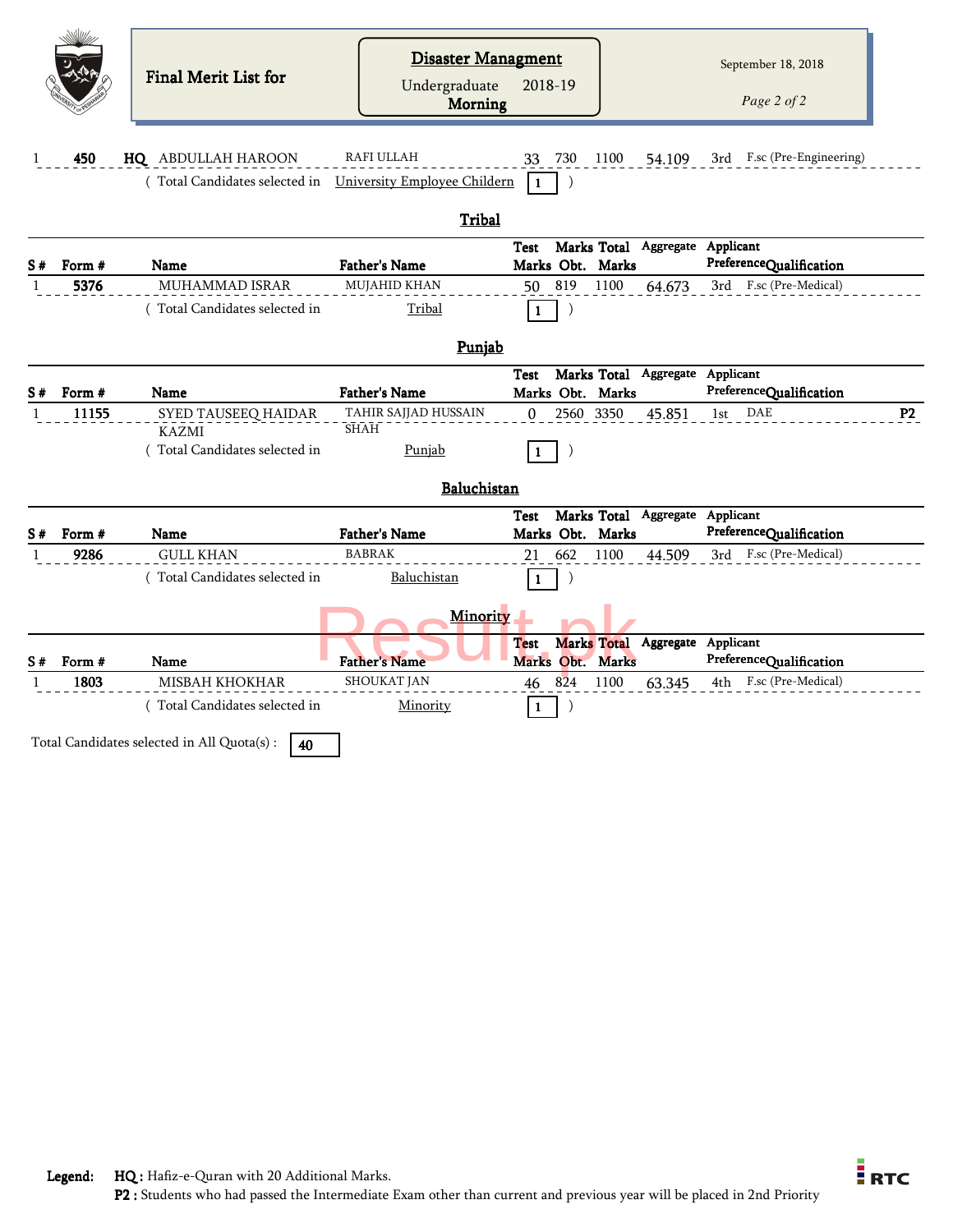Final Merit List for

**Disaster Managment**

Undergraduate 2018-19

**Morning**

September 18, 2018

| S # | Form # | | Name | Father's Name | Test Marks | Marks Obt. | Total Marks | Aggregate | Applicant Preference | Qualification | |
|---|---|---|---|---|---|---|---|---|---|---|---|
| 1 | 450 | HQ | ABDULLAH HAROON | RAFI ULLAH | 33 | 730 | 1100 | 54.109 | 3rd | F.sc (Pre-Engineering) | |

( Total Candidates selected in University Employee Childern 1 )

## Tribal

| S # | Form # | Name | Father's Name | Test Marks | Marks Obt. | Total Marks | Aggregate | Applicant Preference | Qualification | |
|---|---|---|---|---|---|---|---|---|---|---|
| 1 | 5376 | MUHAMMAD ISRAR | MUJAHID KHAN | 50 | 819 | 1100 | 64.673 | 3rd | F.sc (Pre-Medical) | |

( Total Candidates selected in Tribal 1 )

## Punjab

| S # | Form # | Name | Father's Name | Test Marks | Marks Obt. | Total Marks | Aggregate | Applicant Preference | Qualification | |
|---|---|---|---|---|---|---|---|---|---|---|
| 1 | 11155 | SYED TAUSEEQ HAIDAR KAZMI | TAHIR SAJJAD HUSSAIN SHAH | 0 | 2560 | 3350 | 45.851 | 1st | DAE | P2 |

( Total Candidates selected in Punjab 1 )

## Baluchistan

| S # | Form # | Name | Father's Name | Test Marks | Marks Obt. | Total Marks | Aggregate | Applicant Preference | Qualification | |
|---|---|---|---|---|---|---|---|---|---|---|
| 1 | 9286 | GULL KHAN | BABRAK | 21 | 662 | 1100 | 44.509 | 3rd | F.sc (Pre-Medical) | |

( Total Candidates selected in Baluchistan 1 )

## Minority

| S # | Form # | Name | Father's Name | Test Marks | Marks Obt. | Total Marks | Aggregate | Applicant Preference | Qualification | |
|---|---|---|---|---|---|---|---|---|---|---|
| 1 | 1803 | MISBAH KHOKHAR | SHOUKAT JAN | 46 | 824 | 1100 | 63.345 | 4th | F.sc (Pre-Medical) | |

( Total Candidates selected in Minority 1 )

Total Candidates selected in All Quota(s) : 40

**Legend:** **HQ :** Hafiz-e-Quran with 20 Additional Marks.
**P2 :** Students who had passed the Intermediate Exam other than current and previous year will be placed in 2nd Priority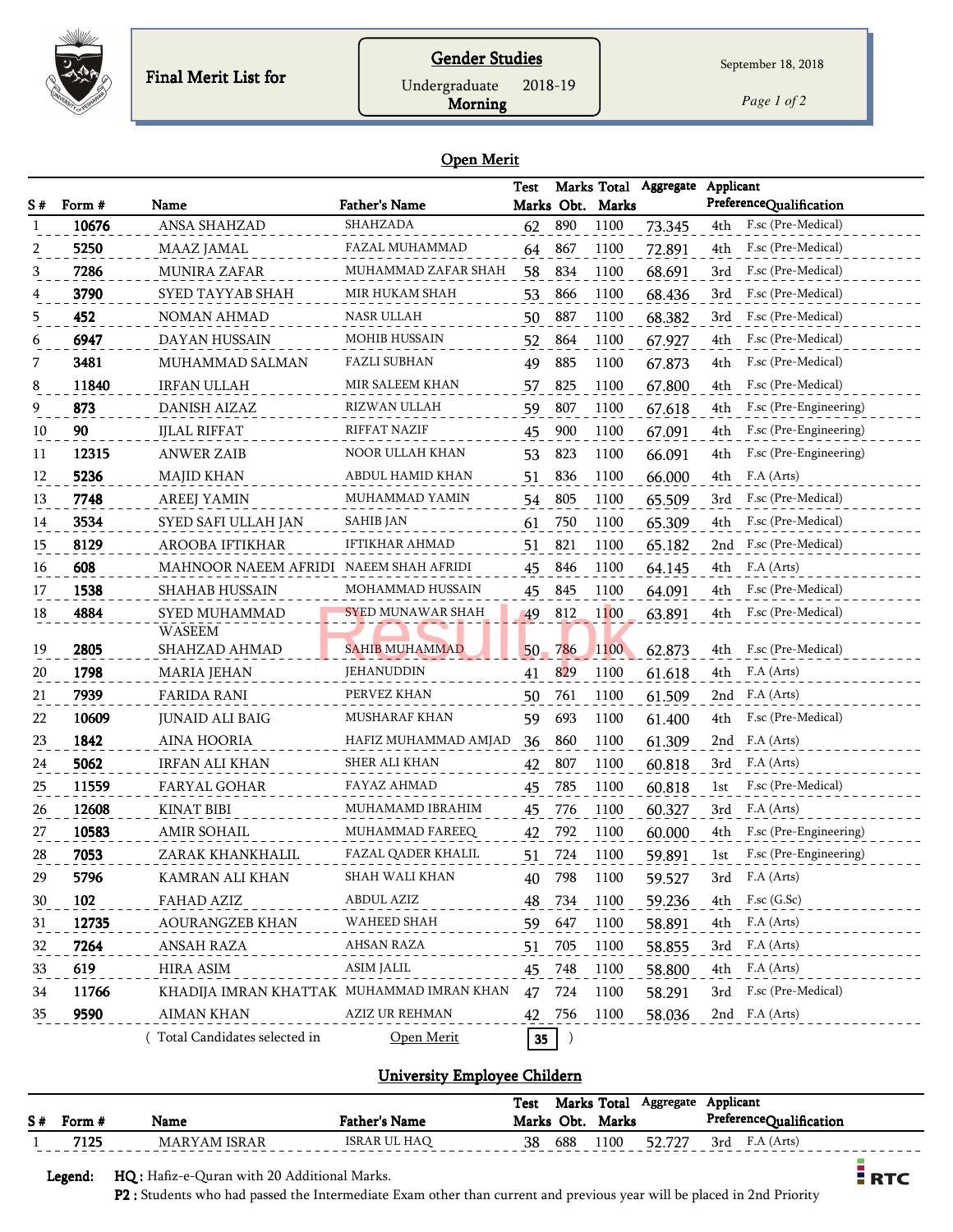Final Merit List for

**Gender Studies**

Undergraduate 2018-19

**Morning**

September 18, 2018

## Open Merit

| S # | Form # | Name | Father's Name | Test Marks | Marks Obt. | Total Marks | Aggregate | Applicant Preference | Qualification |
|---|---|---|---|---|---|---|---|---|---|
| 1 | **10676** | ANSA SHAHZAD | SHAHZADA | 62 | 890 | 1100 | 73.345 | 4th | F.sc (Pre-Medical) |
| 2 | **5250** | MAAZ JAMAL | FAZAL MUHAMMAD | 64 | 867 | 1100 | 72.891 | 4th | F.sc (Pre-Medical) |
| 3 | **7286** | MUNIRA ZAFAR | MUHAMMAD ZAFAR SHAH | 58 | 834 | 1100 | 68.691 | 3rd | F.sc (Pre-Medical) |
| 4 | **3790** | SYED TAYYAB SHAH | MIR HUKAM SHAH | 53 | 866 | 1100 | 68.436 | 3rd | F.sc (Pre-Medical) |
| 5 | **452** | NOMAN AHMAD | NASR ULLAH | 50 | 887 | 1100 | 68.382 | 3rd | F.sc (Pre-Medical) |
| 6 | **6947** | DAYAN HUSSAIN | MOHIB HUSSAIN | 52 | 864 | 1100 | 67.927 | 4th | F.sc (Pre-Medical) |
| 7 | **3481** | MUHAMMAD SALMAN | FAZLI SUBHAN | 49 | 885 | 1100 | 67.873 | 4th | F.sc (Pre-Medical) |
| 8 | **11840** | IRFAN ULLAH | MIR SALEEM KHAN | 57 | 825 | 1100 | 67.800 | 4th | F.sc (Pre-Medical) |
| 9 | **873** | DANISH AIZAZ | RIZWAN ULLAH | 59 | 807 | 1100 | 67.618 | 4th | F.sc (Pre-Engineering) |
| 10 | **90** | IJLAL RIFFAT | RIFFAT NAZIF | 45 | 900 | 1100 | 67.091 | 4th | F.sc (Pre-Engineering) |
| 11 | **12315** | ANWER ZAIB | NOOR ULLAH KHAN | 53 | 823 | 1100 | 66.091 | 4th | F.sc (Pre-Engineering) |
| 12 | **5236** | MAJID KHAN | ABDUL HAMID KHAN | 51 | 836 | 1100 | 66.000 | 4th | F.A (Arts) |
| 13 | **7748** | AREEJ YAMIN | MUHAMMAD YAMIN | 54 | 805 | 1100 | 65.509 | 3rd | F.sc (Pre-Medical) |
| 14 | **3534** | SYED SAFI ULLAH JAN | SAHIB JAN | 61 | 750 | 1100 | 65.309 | 4th | F.sc (Pre-Medical) |
| 15 | **8129** | AROOBA IFTIKHAR | IFTIKHAR AHMAD | 51 | 821 | 1100 | 65.182 | 2nd | F.sc (Pre-Medical) |
| 16 | **608** | MAHNOOR NAEEM AFRIDI | NAEEM SHAH AFRIDI | 45 | 846 | 1100 | 64.145 | 4th | F.A (Arts) |
| 17 | **1538** | SHAHAB HUSSAIN | MOHAMMAD HUSSAIN | 45 | 845 | 1100 | 64.091 | 4th | F.sc (Pre-Medical) |
| 18 | **4884** | SYED MUHAMMAD WASEEM | SYED MUNAWAR SHAH | 49 | 812 | 1100 | 63.891 | 4th | F.sc (Pre-Medical) |
| 19 | **2805** | SHAHZAD AHMAD | SAHIB MUHAMMAD | 50 | 786 | 1100 | 62.873 | 4th | F.sc (Pre-Medical) |
| 20 | **1798** | MARIA JEHAN | JEHANUDDIN | 41 | 829 | 1100 | 61.618 | 4th | F.A (Arts) |
| 21 | **7939** | FARIDA RANI | PERVEZ KHAN | 50 | 761 | 1100 | 61.509 | 2nd | F.A (Arts) |
| 22 | **10609** | JUNAID ALI BAIG | MUSHARAF KHAN | 59 | 693 | 1100 | 61.400 | 4th | F.sc (Pre-Medical) |
| 23 | **1842** | AINA HOORIA | HAFIZ MUHAMMAD AMJAD | 36 | 860 | 1100 | 61.309 | 2nd | F.A (Arts) |
| 24 | **5062** | IRFAN ALI KHAN | SHER ALI KHAN | 42 | 807 | 1100 | 60.818 | 3rd | F.A (Arts) |
| 25 | **11559** | FARYAL GOHAR | FAYAZ AHMAD | 45 | 785 | 1100 | 60.818 | 1st | F.sc (Pre-Medical) |
| 26 | **12608** | KINAT BIBI | MUHAMAMD IBRAHIM | 45 | 776 | 1100 | 60.327 | 3rd | F.A (Arts) |
| 27 | **10583** | AMIR SOHAIL | MUHAMMAD FAREEQ | 42 | 792 | 1100 | 60.000 | 4th | F.sc (Pre-Engineering) |
| 28 | **7053** | ZARAK KHANKHALIL | FAZAL QADER KHALIL | 51 | 724 | 1100 | 59.891 | 1st | F.sc (Pre-Engineering) |
| 29 | **5796** | KAMRAN ALI KHAN | SHAH WALI KHAN | 40 | 798 | 1100 | 59.527 | 3rd | F.A (Arts) |
| 30 | **102** | FAHAD AZIZ | ABDUL AZIZ | 48 | 734 | 1100 | 59.236 | 4th | F.sc (G.Sc) |
| 31 | **12735** | AOURANGZEB KHAN | WAHEED SHAH | 59 | 647 | 1100 | 58.891 | 4th | F.A (Arts) |
| 32 | **7264** | ANSAH RAZA | AHSAN RAZA | 51 | 705 | 1100 | 58.855 | 3rd | F.A (Arts) |
| 33 | **619** | HIRA ASIM | ASIM JALIL | 45 | 748 | 1100 | 58.800 | 4th | F.A (Arts) |
| 34 | **11766** | KHADIJA IMRAN KHATTAK | MUHAMMAD IMRAN KHAN | 47 | 724 | 1100 | 58.291 | 3rd | F.sc (Pre-Medical) |
| 35 | **9590** | AIMAN KHAN | AZIZ UR REHMAN | 42 | 756 | 1100 | 58.036 | 2nd | F.A (Arts) |

( Total Candidates selected in Open Merit **35** )

## University Employee Childern

| S # | Form # | Name | Father's Name | Test Marks | Marks Obt. | Total Marks | Aggregate | Applicant Preference | Qualification |
|---|---|---|---|---|---|---|---|---|---|
| 1 | 7125 | MARYAM ISRAR | ISRAR UL HAQ | 38 | 688 | 1100 | 52.727 | 3rd | F.A (Arts) |

**Legend:** **HQ :** Hafiz-e-Quran with 20 Additional Marks.
**P2 :** Students who had passed the Intermediate Exam other than current and previous year will be placed in 2nd Priority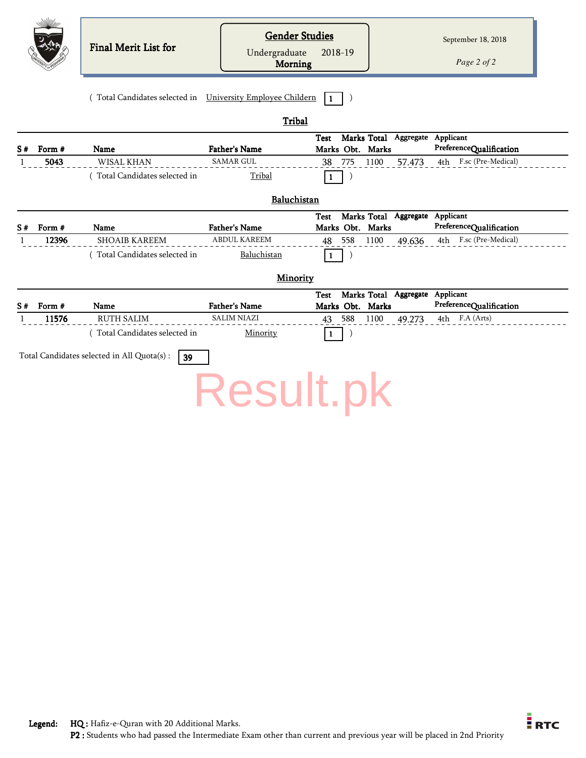Final Merit List for

## Gender Studies

Undergraduate 2018-19
**Morning**

September 18, 2018

( Total Candidates selected in University Employee Childern **1** )

## Tribal

| S # | Form # | Name | Father's Name | Test Marks | Marks Obt. | Total Marks | Aggregate | Preference | Applicant Qualification |
|---|---|---|---|---|---|---|---|---|---|
| 1 | **5043** | WISAL KHAN | SAMAR GUL | 38 | 775 | 1100 | 57.473 | 4th | F.sc (Pre-Medical) |

( Total Candidates selected in Tribal **1** )

## Baluchistan

| S # | Form # | Name | Father's Name | Test Marks | Marks Obt. | Total Marks | Aggregate | Preference | Applicant Qualification |
|---|---|---|---|---|---|---|---|---|---|
| 1 | **12396** | SHOAIB KAREEM | ABDUL KAREEM | 48 | 558 | 1100 | 49.636 | 4th | F.sc (Pre-Medical) |

( Total Candidates selected in Baluchistan **1** )

## Minority

| S # | Form # | Name | Father's Name | Test Marks | Marks Obt. | Total Marks | Aggregate | Preference | Applicant Qualification |
|---|---|---|---|---|---|---|---|---|---|
| 1 | **11576** | RUTH SALIM | SALIM NIAZI | 43 | 588 | 1100 | 49.273 | 4th | F.A (Arts) |

( Total Candidates selected in Minority **1** )

Total Candidates selected in All Quota(s) : **39**

Result.pk

**Legend:** **HQ :** Hafiz-e-Quran with 20 Additional Marks.
**P2 :** Students who had passed the Intermediate Exam other than current and previous year will be placed in 2nd Priority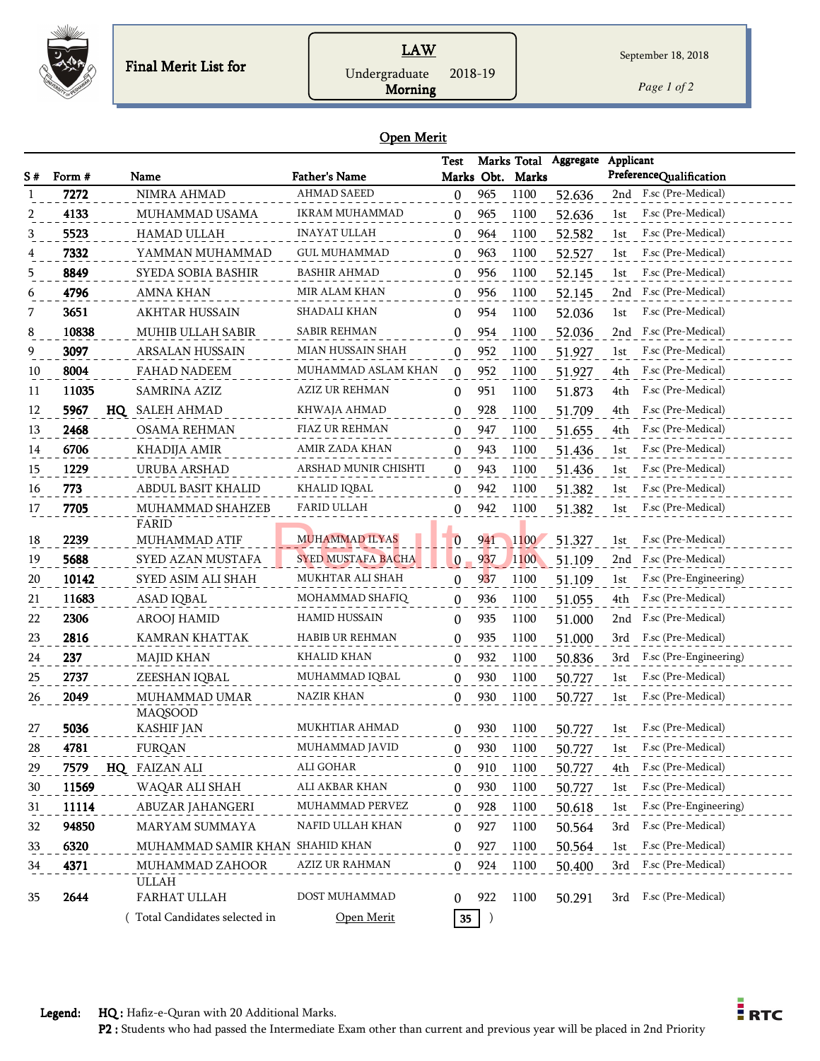# Final Merit List for

**LAW**
Undergraduate 2018-19
**Morning**

September 18, 2018

## Open Merit

| S # | Form # | | Name | Father's Name | Test Marks | Marks Obt. | Total Marks | Aggregate | Applicant Preference | Qualification |
|---|---|---|---|---|---|---|---|---|---|---|
| 1 | 7272 | | NIMRA AHMAD | AHMAD SAEED | 0 | 965 | 1100 | 52.636 | 2nd | F.sc (Pre-Medical) |
| 2 | 4133 | | MUHAMMAD USAMA | IKRAM MUHAMMAD | 0 | 965 | 1100 | 52.636 | 1st | F.sc (Pre-Medical) |
| 3 | 5523 | | HAMAD ULLAH | INAYAT ULLAH | 0 | 964 | 1100 | 52.582 | 1st | F.sc (Pre-Medical) |
| 4 | 7332 | | YAMMAN MUHAMMAD | GUL MUHAMMAD | 0 | 963 | 1100 | 52.527 | 1st | F.sc (Pre-Medical) |
| 5 | 8849 | | SYEDA SOBIA BASHIR | BASHIR AHMAD | 0 | 956 | 1100 | 52.145 | 1st | F.sc (Pre-Medical) |
| 6 | 4796 | | AMNA KHAN | MIR ALAM KHAN | 0 | 956 | 1100 | 52.145 | 2nd | F.sc (Pre-Medical) |
| 7 | 3651 | | AKHTAR HUSSAIN | SHADALI KHAN | 0 | 954 | 1100 | 52.036 | 1st | F.sc (Pre-Medical) |
| 8 | 10838 | | MUHIB ULLAH SABIR | SABIR REHMAN | 0 | 954 | 1100 | 52.036 | 2nd | F.sc (Pre-Medical) |
| 9 | 3097 | | ARSALAN HUSSAIN | MIAN HUSSAIN SHAH | 0 | 952 | 1100 | 51.927 | 1st | F.sc (Pre-Medical) |
| 10 | 8004 | | FAHAD NADEEM | MUHAMMAD ASLAM KHAN | 0 | 952 | 1100 | 51.927 | 4th | F.sc (Pre-Medical) |
| 11 | 11035 | | SAMRINA AZIZ | AZIZ UR REHMAN | 0 | 951 | 1100 | 51.873 | 4th | F.sc (Pre-Medical) |
| 12 | 5967 | HQ | SALEH AHMAD | KHWAJA AHMAD | 0 | 928 | 1100 | 51.709 | 4th | F.sc (Pre-Medical) |
| 13 | 2468 | | OSAMA REHMAN | FIAZ UR REHMAN | 0 | 947 | 1100 | 51.655 | 4th | F.sc (Pre-Medical) |
| 14 | 6706 | | KHADIJA AMIR | AMIR ZADA KHAN | 0 | 943 | 1100 | 51.436 | 1st | F.sc (Pre-Medical) |
| 15 | 1229 | | URUBA ARSHAD | ARSHAD MUNIR CHISHTI | 0 | 943 | 1100 | 51.436 | 1st | F.sc (Pre-Medical) |
| 16 | 773 | | ABDUL BASIT KHALID | KHALID IQBAL | 0 | 942 | 1100 | 51.382 | 1st | F.sc (Pre-Medical) |
| 17 | 7705 | | MUHAMMAD SHAHZEB FARID | FARID ULLAH | 0 | 942 | 1100 | 51.382 | 1st | F.sc (Pre-Medical) |
| 18 | 2239 | | MUHAMMAD ATIF | MUHAMMAD ILYAS | 0 | 941 | 1100 | 51.327 | 1st | F.sc (Pre-Medical) |
| 19 | 5688 | | SYED AZAN MUSTAFA | SYED MUSTAFA BACHA | 0 | 937 | 1100 | 51.109 | 2nd | F.sc (Pre-Medical) |
| 20 | 10142 | | SYED ASIM ALI SHAH | MUKHTAR ALI SHAH | 0 | 937 | 1100 | 51.109 | 1st | F.sc (Pre-Engineering) |
| 21 | 11683 | | ASAD IQBAL | MOHAMMAD SHAFIQ | 0 | 936 | 1100 | 51.055 | 4th | F.sc (Pre-Medical) |
| 22 | 2306 | | AROOJ HAMID | HAMID HUSSAIN | 0 | 935 | 1100 | 51.000 | 2nd | F.sc (Pre-Medical) |
| 23 | 2816 | | KAMRAN KHATTAK | HABIB UR REHMAN | 0 | 935 | 1100 | 51.000 | 3rd | F.sc (Pre-Medical) |
| 24 | 237 | | MAJID KHAN | KHALID KHAN | 0 | 932 | 1100 | 50.836 | 3rd | F.sc (Pre-Engineering) |
| 25 | 2737 | | ZEESHAN IQBAL | MUHAMMAD IQBAL | 0 | 930 | 1100 | 50.727 | 1st | F.sc (Pre-Medical) |
| 26 | 2049 | | MUHAMMAD UMAR MAQSOOD | NAZIR KHAN | 0 | 930 | 1100 | 50.727 | 1st | F.sc (Pre-Medical) |
| 27 | 5036 | | KASHIF JAN | MUKHTIAR AHMAD | 0 | 930 | 1100 | 50.727 | 1st | F.sc (Pre-Medical) |
| 28 | 4781 | | FURQAN | MUHAMMAD JAVID | 0 | 930 | 1100 | 50.727 | 1st | F.sc (Pre-Medical) |
| 29 | 7579 | HQ | FAIZAN ALI | ALI GOHAR | 0 | 910 | 1100 | 50.727 | 4th | F.sc (Pre-Medical) |
| 30 | 11569 | | WAQAR ALI SHAH | ALI AKBAR KHAN | 0 | 930 | 1100 | 50.727 | 1st | F.sc (Pre-Medical) |
| 31 | 11114 | | ABUZAR JAHANGERI | MUHAMMAD PERVEZ | 0 | 928 | 1100 | 50.618 | 1st | F.sc (Pre-Engineering) |
| 32 | 94850 | | MARYAM SUMMAYA | NAFID ULLAH KHAN | 0 | 927 | 1100 | 50.564 | 3rd | F.sc (Pre-Medical) |
| 33 | 6320 | | MUHAMMAD SAMIR KHAN | SHAHID KHAN | 0 | 927 | 1100 | 50.564 | 1st | F.sc (Pre-Medical) |
| 34 | 4371 | | MUHAMMAD ZAHOOR ULLAH | AZIZ UR RAHMAN | 0 | 924 | 1100 | 50.400 | 3rd | F.sc (Pre-Medical) |
| 35 | 2644 | | FARHAT ULLAH | DOST MUHAMMAD | 0 | 922 | 1100 | 50.291 | 3rd | F.sc (Pre-Medical) |

( Total Candidates selected in Open Merit **35** )

**Legend:** **HQ :** Hafiz-e-Quran with 20 Additional Marks.
**P2 :** Students who had passed the Intermediate Exam other than current and previous year will be placed in 2nd Priority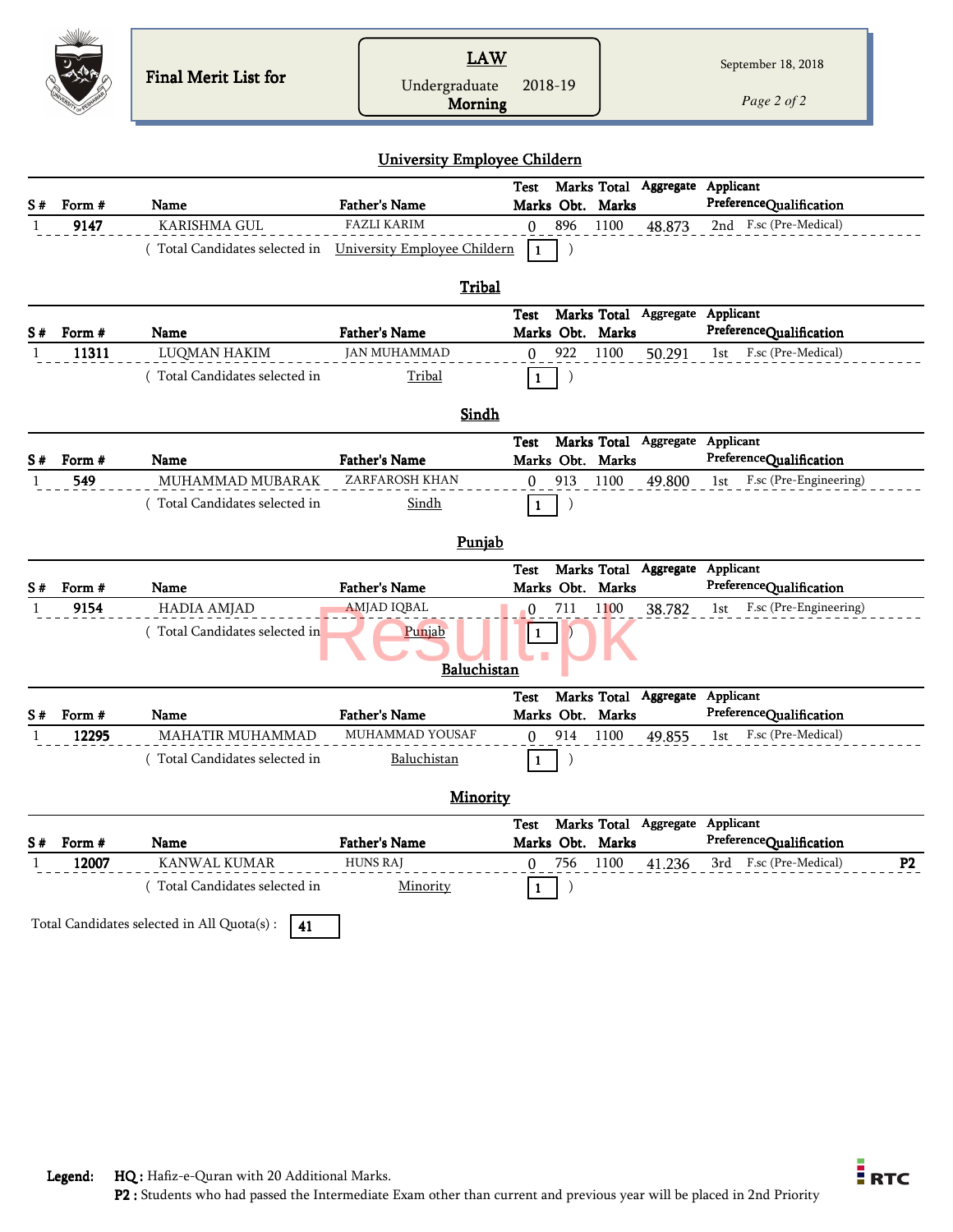Final Merit List for

**LAW**
Undergraduate 2018-19
**Morning**

September 18, 2018

## University Employee Childern

| S # | Form # | Name | Father's Name | Test Marks | Marks Obt. | Total Marks | Aggregate | Applicant Preference | Qualification | |
|---|---|---|---|---|---|---|---|---|---|---|
| 1 | **9147** | KARISHMA GUL | FAZLI KARIM | 0 | 896 | 1100 | 48.873 | 2nd | F.sc (Pre-Medical) | |

( Total Candidates selected in University Employee Childern **1** )

## Tribal

| S # | Form # | Name | Father's Name | Test Marks | Marks Obt. | Total Marks | Aggregate | Applicant Preference | Qualification | |
|---|---|---|---|---|---|---|---|---|---|---|
| 1 | **11311** | LUQMAN HAKIM | JAN MUHAMMAD | 0 | 922 | 1100 | 50.291 | 1st | F.sc (Pre-Medical) | |

( Total Candidates selected in Tribal **1** )

## Sindh

| S # | Form # | Name | Father's Name | Test Marks | Marks Obt. | Total Marks | Aggregate | Applicant Preference | Qualification | |
|---|---|---|---|---|---|---|---|---|---|---|
| 1 | **549** | MUHAMMAD MUBARAK | ZARFAROSH KHAN | 0 | 913 | 1100 | 49.800 | 1st | F.sc (Pre-Engineering) | |

( Total Candidates selected in Sindh **1** )

## Punjab

| S # | Form # | Name | Father's Name | Test Marks | Marks Obt. | Total Marks | Aggregate | Applicant Preference | Qualification | |
|---|---|---|---|---|---|---|---|---|---|---|
| 1 | **9154** | HADIA AMJAD | AMJAD IQBAL | 0 | 711 | 1100 | 38.782 | 1st | F.sc (Pre-Engineering) | |

( Total Candidates selected in Punjab **1** )

## Baluchistan

| S # | Form # | Name | Father's Name | Test Marks | Marks Obt. | Total Marks | Aggregate | Applicant Preference | Qualification | |
|---|---|---|---|---|---|---|---|---|---|---|
| 1 | **12295** | MAHATIR MUHAMMAD | MUHAMMAD YOUSAF | 0 | 914 | 1100 | 49.855 | 1st | F.sc (Pre-Medical) | |

( Total Candidates selected in Baluchistan **1** )

## Minority

| S # | Form # | Name | Father's Name | Test Marks | Marks Obt. | Total Marks | Aggregate | Applicant Preference | Qualification | |
|---|---|---|---|---|---|---|---|---|---|---|
| 1 | **12007** | KANWAL KUMAR | HUNS RAJ | 0 | 756 | 1100 | 41.236 | 3rd | F.sc (Pre-Medical) | **P2** |

( Total Candidates selected in Minority **1** )

Total Candidates selected in All Quota(s) : **41**

**Legend:** **HQ :** Hafiz-e-Quran with 20 Additional Marks.
**P2 :** Students who had passed the Intermediate Exam other than current and previous year will be placed in 2nd Priority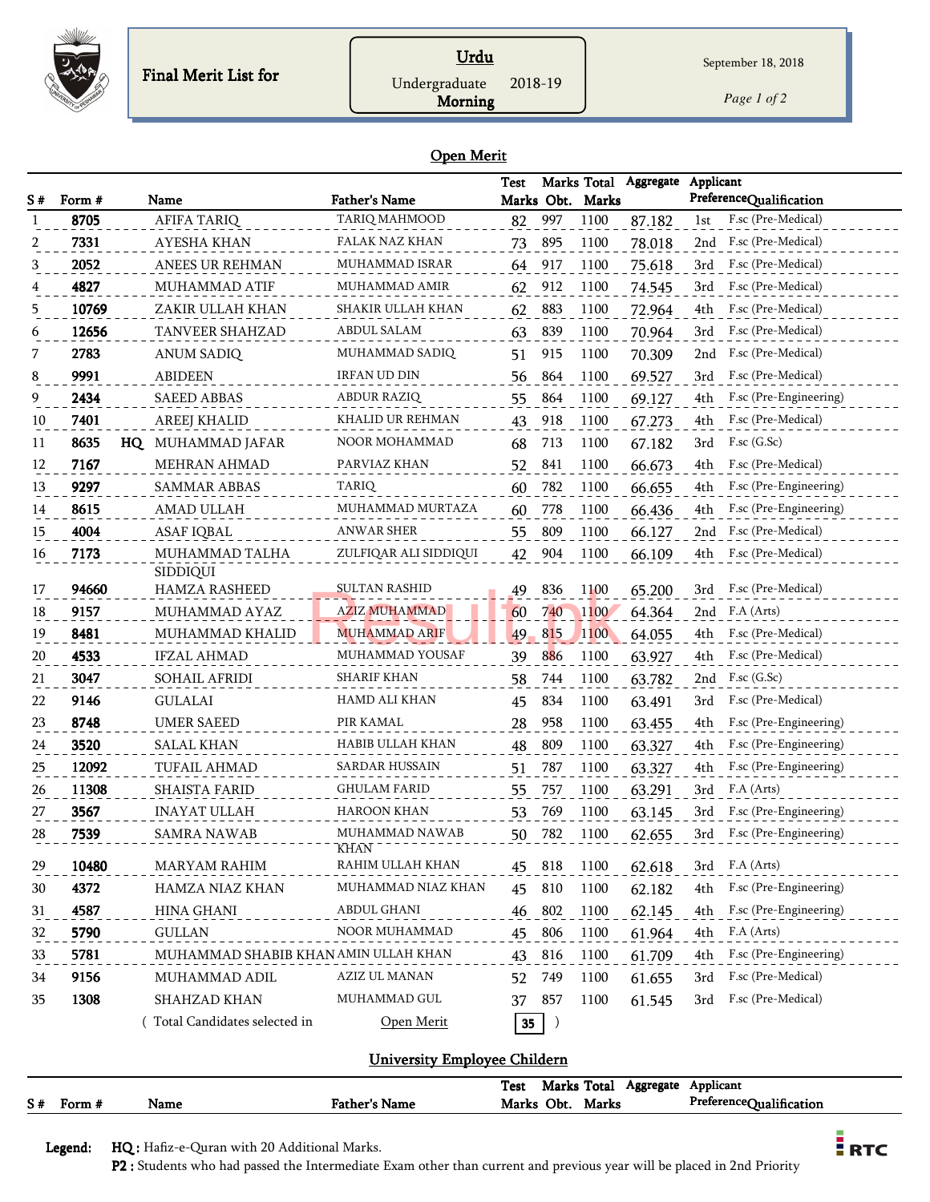Final Merit List for

**Urdu**
Undergraduate 2018-19
**Morning**

September 18, 2018

## Open Merit

| S # | Form # | | Name | Father's Name | Test Marks | Marks Obt. | Total Marks | Aggregate | Applicant Preference | Qualification |
|---|---|---|---|---|---|---|---|---|---|---|
| 1 | 8705 | | AFIFA TARIQ | TARIQ MAHMOOD | 82 | 997 | 1100 | 87.182 | 1st | F.sc (Pre-Medical) |
| 2 | 7331 | | AYESHA KHAN | FALAK NAZ KHAN | 73 | 895 | 1100 | 78.018 | 2nd | F.sc (Pre-Medical) |
| 3 | 2052 | | ANEES UR REHMAN | MUHAMMAD ISRAR | 64 | 917 | 1100 | 75.618 | 3rd | F.sc (Pre-Medical) |
| 4 | 4827 | | MUHAMMAD ATIF | MUHAMMAD AMIR | 62 | 912 | 1100 | 74.545 | 3rd | F.sc (Pre-Medical) |
| 5 | 10769 | | ZAKIR ULLAH KHAN | SHAKIR ULLAH KHAN | 62 | 883 | 1100 | 72.964 | 4th | F.sc (Pre-Medical) |
| 6 | 12656 | | TANVEER SHAHZAD | ABDUL SALAM | 63 | 839 | 1100 | 70.964 | 3rd | F.sc (Pre-Medical) |
| 7 | 2783 | | ANUM SADIQ | MUHAMMAD SADIQ | 51 | 915 | 1100 | 70.309 | 2nd | F.sc (Pre-Medical) |
| 8 | 9991 | | ABIDEEN | IRFAN UD DIN | 56 | 864 | 1100 | 69.527 | 3rd | F.sc (Pre-Medical) |
| 9 | 2434 | | SAEED ABBAS | ABDUR RAZIQ | 55 | 864 | 1100 | 69.127 | 4th | F.sc (Pre-Engineering) |
| 10 | 7401 | | AREEJ KHALID | KHALID UR REHMAN | 43 | 918 | 1100 | 67.273 | 4th | F.sc (Pre-Medical) |
| 11 | 8635 | HQ | MUHAMMAD JAFAR | NOOR MOHAMMAD | 68 | 713 | 1100 | 67.182 | 3rd | F.sc (G.Sc) |
| 12 | 7167 | | MEHRAN AHMAD | PARVIAZ KHAN | 52 | 841 | 1100 | 66.673 | 4th | F.sc (Pre-Medical) |
| 13 | 9297 | | SAMMAR ABBAS | TARIQ | 60 | 782 | 1100 | 66.655 | 4th | F.sc (Pre-Engineering) |
| 14 | 8615 | | AMAD ULLAH | MUHAMMAD MURTAZA | 60 | 778 | 1100 | 66.436 | 4th | F.sc (Pre-Engineering) |
| 15 | 4004 | | ASAF IQBAL | ANWAR SHER | 55 | 809 | 1100 | 66.127 | 2nd | F.sc (Pre-Medical) |
| 16 | 7173 | | MUHAMMAD TALHA SIDDIQUI | ZULFIQAR ALI SIDDIQUI | 42 | 904 | 1100 | 66.109 | 4th | F.sc (Pre-Medical) |
| 17 | 94660 | | HAMZA RASHEED | SULTAN RASHID | 49 | 836 | 1100 | 65.200 | 3rd | F.sc (Pre-Medical) |
| 18 | 9157 | | MUHAMMAD AYAZ | AZIZ MUHAMMAD | 60 | 740 | 1100 | 64.364 | 2nd | F.A (Arts) |
| 19 | 8481 | | MUHAMMAD KHALID | MUHAMMAD ARIF | 49 | 815 | 1100 | 64.055 | 4th | F.sc (Pre-Medical) |
| 20 | 4533 | | IFZAL AHMAD | MUHAMMAD YOUSAF | 39 | 886 | 1100 | 63.927 | 4th | F.sc (Pre-Medical) |
| 21 | 3047 | | SOHAIL AFRIDI | SHARIF KHAN | 58 | 744 | 1100 | 63.782 | 2nd | F.sc (G.Sc) |
| 22 | 9146 | | GULALAI | HAMD ALI KHAN | 45 | 834 | 1100 | 63.491 | 3rd | F.sc (Pre-Medical) |
| 23 | 8748 | | UMER SAEED | PIR KAMAL | 28 | 958 | 1100 | 63.455 | 4th | F.sc (Pre-Engineering) |
| 24 | 3520 | | SALAL KHAN | HABIB ULLAH KHAN | 48 | 809 | 1100 | 63.327 | 4th | F.sc (Pre-Engineering) |
| 25 | 12092 | | TUFAIL AHMAD | SARDAR HUSSAIN | 51 | 787 | 1100 | 63.327 | 4th | F.sc (Pre-Engineering) |
| 26 | 11308 | | SHAISTA FARID | GHULAM FARID | 55 | 757 | 1100 | 63.291 | 3rd | F.A (Arts) |
| 27 | 3567 | | INAYAT ULLAH | HAROON KHAN | 53 | 769 | 1100 | 63.145 | 3rd | F.sc (Pre-Engineering) |
| 28 | 7539 | | SAMRA NAWAB | MUHAMMAD NAWAB KHAN | 50 | 782 | 1100 | 62.655 | 3rd | F.sc (Pre-Engineering) |
| 29 | 10480 | | MARYAM RAHIM | RAHIM ULLAH KHAN | 45 | 818 | 1100 | 62.618 | 3rd | F.A (Arts) |
| 30 | 4372 | | HAMZA NIAZ KHAN | MUHAMMAD NIAZ KHAN | 45 | 810 | 1100 | 62.182 | 4th | F.sc (Pre-Engineering) |
| 31 | 4587 | | HINA GHANI | ABDUL GHANI | 46 | 802 | 1100 | 62.145 | 4th | F.sc (Pre-Engineering) |
| 32 | 5790 | | GULLAN | NOOR MUHAMMAD | 45 | 806 | 1100 | 61.964 | 4th | F.A (Arts) |
| 33 | 5781 | | MUHAMMAD SHABIB KHAN | AMIN ULLAH KHAN | 43 | 816 | 1100 | 61.709 | 4th | F.sc (Pre-Engineering) |
| 34 | 9156 | | MUHAMMAD ADIL | AZIZ UL MANAN | 52 | 749 | 1100 | 61.655 | 3rd | F.sc (Pre-Medical) |
| 35 | 1308 | | SHAHZAD KHAN | MUHAMMAD GUL | 37 | 857 | 1100 | 61.545 | 3rd | F.sc (Pre-Medical) |

( Total Candidates selected in Open Merit **35** )

## University Employee Childern

| S # | Form # | Name | Father's Name | Test Marks | Marks Obt. | Total Marks | Aggregate | Applicant Preference | Qualification |
|---|---|---|---|---|---|---|---|---|---|

**Legend:** **HQ :** Hafiz-e-Quran with 20 Additional Marks.
**P2 :** Students who had passed the Intermediate Exam other than current and previous year will be placed in 2nd Priority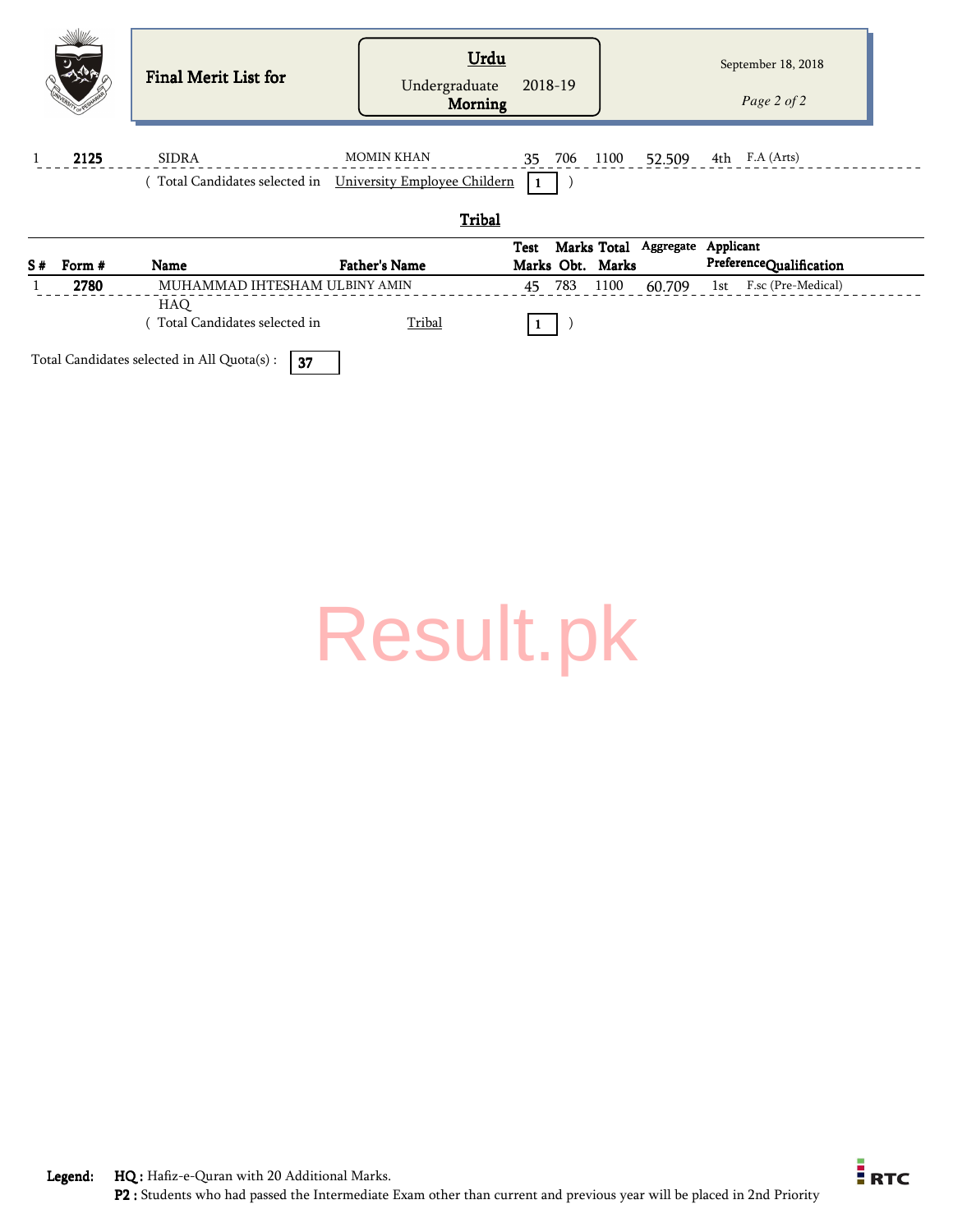**Final Merit List for**

**Urdu**

Undergraduate 2018-19

**Morning**

September 18, 2018

| S # | Form # | Name | Father's Name | Test Marks | Marks Obt. | Total Marks | Aggregate | Applicant Preference | Qualification |
|---|---|---|---|---|---|---|---|---|---|
| 1 | **2125** | SIDRA | MOMIN KHAN | 35 | 706 | 1100 | 52.509 | 4th | F.A (Arts) |

( Total Candidates selected in University Employee Childern **1** )

## Tribal

| S # | Form # | Name | Father's Name | Test Marks | Marks Obt. | Total Marks | Aggregate | Applicant Preference | Qualification |
|---|---|---|---|---|---|---|---|---|---|
| 1 | **2780** | MUHAMMAD IHTESHAM ULBINY HAQ | AMIN | 45 | 783 | 1100 | 60.709 | 1st | F.sc (Pre-Medical) |

( Total Candidates selected in Tribal **1** )

Total Candidates selected in All Quota(s) : **37**

**Legend:** **HQ :** Hafiz-e-Quran with 20 Additional Marks.
**P2 :** Students who had passed the Intermediate Exam other than current and previous year will be placed in 2nd Priority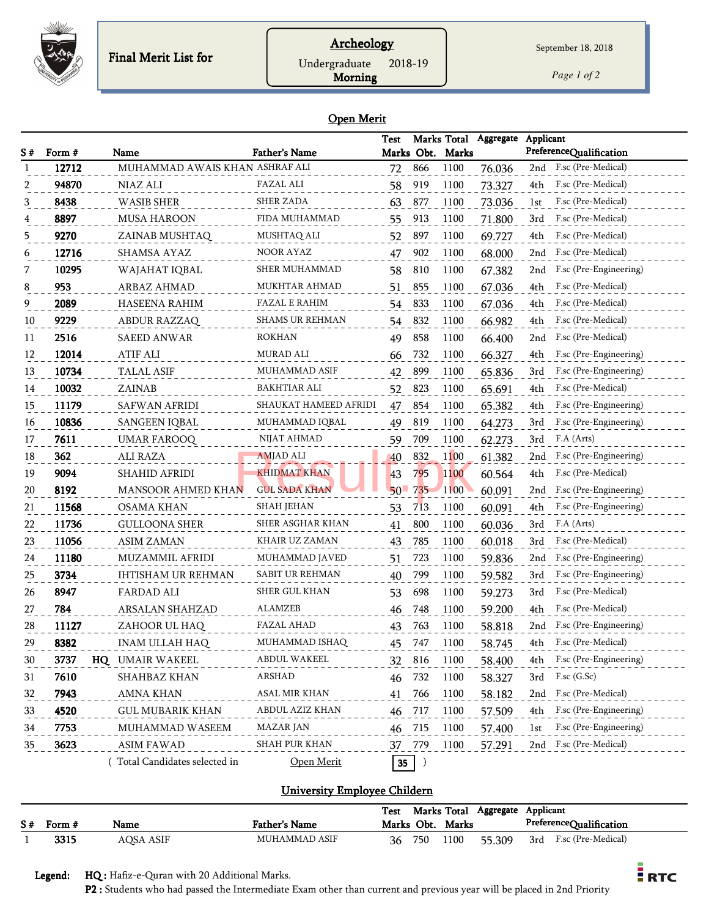Final Merit List for

**Archeology**

Undergraduate 2018-19

**Morning**

September 18, 2018

## Open Merit

| S # | Form # | | Name | Father's Name | Test Marks | Marks Obt. | Total Marks | Aggregate | Applicant Preference | Qualification |
|---|---|---|---|---|---|---|---|---|---|---|
| 1 | 12712 | | MUHAMMAD AWAIS KHAN | ASHRAF ALI | 72 | 866 | 1100 | 76.036 | 2nd | F.sc (Pre-Medical) |
| 2 | 94870 | | NIAZ ALI | FAZAL ALI | 58 | 919 | 1100 | 73.327 | 4th | F.sc (Pre-Medical) |
| 3 | 8438 | | WASIB SHER | SHER ZADA | 63 | 877 | 1100 | 73.036 | 1st | F.sc (Pre-Medical) |
| 4 | 8897 | | MUSA HAROON | FIDA MUHAMMAD | 55 | 913 | 1100 | 71.800 | 3rd | F.sc (Pre-Medical) |
| 5 | 9270 | | ZAINAB MUSHTAQ | MUSHTAQ ALI | 52 | 897 | 1100 | 69.727 | 4th | F.sc (Pre-Medical) |
| 6 | 12716 | | SHAMSA AYAZ | NOOR AYAZ | 47 | 902 | 1100 | 68.000 | 2nd | F.sc (Pre-Medical) |
| 7 | 10295 | | WAJAHAT IQBAL | SHER MUHAMMAD | 58 | 810 | 1100 | 67.382 | 2nd | F.sc (Pre-Engineering) |
| 8 | 953 | | ARBAZ AHMAD | MUKHTAR AHMAD | 51 | 855 | 1100 | 67.036 | 4th | F.sc (Pre-Medical) |
| 9 | 2089 | | HASEENA RAHIM | FAZAL E RAHIM | 54 | 833 | 1100 | 67.036 | 4th | F.sc (Pre-Medical) |
| 10 | 9229 | | ABDUR RAZZAQ | SHAMS UR REHMAN | 54 | 832 | 1100 | 66.982 | 4th | F.sc (Pre-Medical) |
| 11 | 2516 | | SAEED ANWAR | ROKHAN | 49 | 858 | 1100 | 66.400 | 2nd | F.sc (Pre-Medical) |
| 12 | 12014 | | ATIF ALI | MURAD ALI | 66 | 732 | 1100 | 66.327 | 4th | F.sc (Pre-Engineering) |
| 13 | 10734 | | TALAL ASIF | MUHAMMAD ASIF | 42 | 899 | 1100 | 65.836 | 3rd | F.sc (Pre-Engineering) |
| 14 | 10032 | | ZAINAB | BAKHTIAR ALI | 52 | 823 | 1100 | 65.691 | 4th | F.sc (Pre-Medical) |
| 15 | 11179 | | SAFWAN AFRIDI | SHAUKAT HAMEED AFRIDI | 47 | 854 | 1100 | 65.382 | 4th | F.sc (Pre-Engineering) |
| 16 | 10836 | | SANGEEN IQBAL | MUHAMMAD IQBAL | 49 | 819 | 1100 | 64.273 | 3rd | F.sc (Pre-Engineering) |
| 17 | 7611 | | UMAR FAROOQ | NIJAT AHMAD | 59 | 709 | 1100 | 62.273 | 3rd | F.A (Arts) |
| 18 | 362 | | ALI RAZA | AMJAD ALI | 40 | 832 | 1100 | 61.382 | 2nd | F.sc (Pre-Engineering) |
| 19 | 9094 | | SHAHID AFRIDI | KHIDMAT KHAN | 43 | 795 | 1100 | 60.564 | 4th | F.sc (Pre-Medical) |
| 20 | 8192 | | MANSOOR AHMED KHAN | GUL SADA KHAN | 50 | 735 | 1100 | 60.091 | 2nd | F.sc (Pre-Engineering) |
| 21 | 11568 | | OSAMA KHAN | SHAH JEHAN | 53 | 713 | 1100 | 60.091 | 4th | F.sc (Pre-Engineering) |
| 22 | 11736 | | GULLOONA SHER | SHER ASGHAR KHAN | 41 | 800 | 1100 | 60.036 | 3rd | F.A (Arts) |
| 23 | 11056 | | ASIM ZAMAN | KHAIR UZ ZAMAN | 43 | 785 | 1100 | 60.018 | 3rd | F.sc (Pre-Medical) |
| 24 | 11180 | | MUZAMMIL AFRIDI | MUHAMMAD JAVED | 51 | 723 | 1100 | 59.836 | 2nd | F.sc (Pre-Engineering) |
| 25 | 3734 | | IHTISHAM UR REHMAN | SABIT UR REHMAN | 40 | 799 | 1100 | 59.582 | 3rd | F.sc (Pre-Engineering) |
| 26 | 8947 | | FARDAD ALI | SHER GUL KHAN | 53 | 698 | 1100 | 59.273 | 3rd | F.sc (Pre-Medical) |
| 27 | 784 | | ARSALAN SHAHZAD | ALAMZEB | 46 | 748 | 1100 | 59.200 | 4th | F.sc (Pre-Medical) |
| 28 | 11127 | | ZAHOOR UL HAQ | FAZAL AHAD | 43 | 763 | 1100 | 58.818 | 2nd | F.sc (Pre-Engineering) |
| 29 | 8382 | | INAM ULLAH HAQ | MUHAMMAD ISHAQ | 45 | 747 | 1100 | 58.745 | 4th | F.sc (Pre-Medical) |
| 30 | 3737 | HQ | UMAIR WAKEEL | ABDUL WAKEEL | 32 | 816 | 1100 | 58.400 | 4th | F.sc (Pre-Engineering) |
| 31 | 7610 | | SHAHBAZ KHAN | ARSHAD | 46 | 732 | 1100 | 58.327 | 3rd | F.sc (G.Sc) |
| 32 | 7943 | | AMNA KHAN | ASAL MIR KHAN | 41 | 766 | 1100 | 58.182 | 2nd | F.sc (Pre-Medical) |
| 33 | 4520 | | GUL MUBARIK KHAN | ABDUL AZIZ KHAN | 46 | 717 | 1100 | 57.509 | 4th | F.sc (Pre-Engineering) |
| 34 | 7753 | | MUHAMMAD WASEEM | MAZAR JAN | 46 | 715 | 1100 | 57.400 | 1st | F.sc (Pre-Engineering) |
| 35 | 3623 | | ASIM FAWAD | SHAH PUR KHAN | 37 | 779 | 1100 | 57.291 | 2nd | F.sc (Pre-Medical) |

( Total Candidates selected in Open Merit **35** )

## University Employee Childern

| S # | Form # | Name | Father's Name | Test Marks | Marks Obt. | Total Marks | Aggregate | Applicant Preference | Qualification |
|---|---|---|---|---|---|---|---|---|---|
| 1 | 3315 | AQSA ASIF | MUHAMMAD ASIF | 36 | 750 | 1100 | 55.309 | 3rd | F.sc (Pre-Medical) |

**Legend:** **HQ :** Hafiz-e-Quran with 20 Additional Marks.
**P2 :** Students who had passed the Intermediate Exam other than current and previous year will be placed in 2nd Priority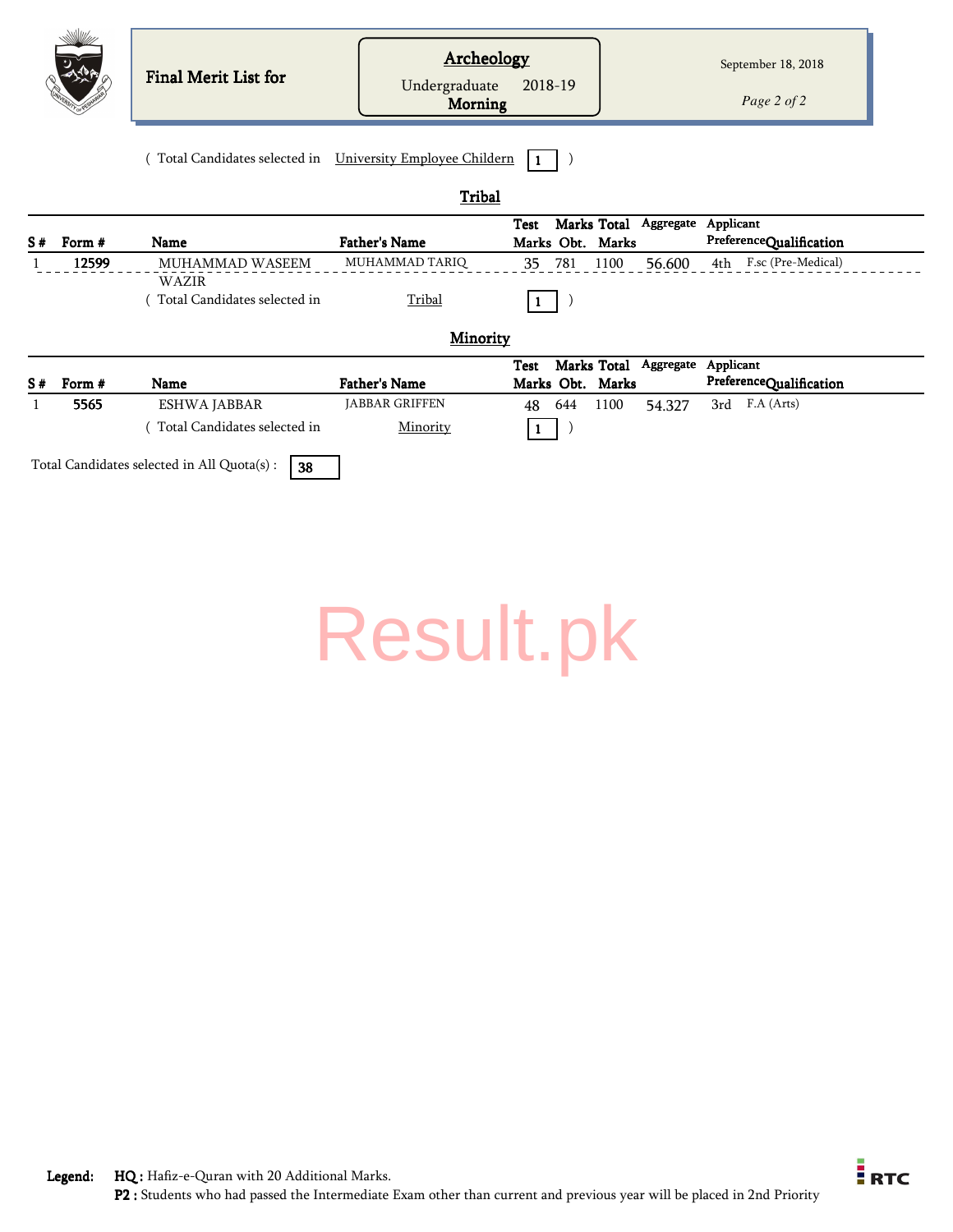**Final Merit List for**

**Archeology**
Undergraduate 2018-19
**Morning**

September 18, 2018

( Total Candidates selected in University Employee Childern **1** )

## Tribal

| S # | Form # | Name | Father's Name | Test Marks | Marks Obt. | Total Marks | Aggregate | Applicant Preference | Qualification |
|---|---|---|---|---|---|---|---|---|---|
| 1 | 12599 | MUHAMMAD WASEEM WAZIR | MUHAMMAD TARIQ | 35 | 781 | 1100 | 56.600 | 4th | F.sc (Pre-Medical) |

( Total Candidates selected in Tribal **1** )

## Minority

| S # | Form # | Name | Father's Name | Test Marks | Marks Obt. | Total Marks | Aggregate | Applicant Preference | Qualification |
|---|---|---|---|---|---|---|---|---|---|
| 1 | 5565 | ESHWA JABBAR | JABBAR GRIFFEN | 48 | 644 | 1100 | 54.327 | 3rd | F.A (Arts) |

( Total Candidates selected in Minority **1** )

Total Candidates selected in All Quota(s) : **38**

Result.pk

**Legend:** **HQ :** Hafiz-e-Quran with 20 Additional Marks.
**P2 :** Students who had passed the Intermediate Exam other than current and previous year will be placed in 2nd Priority

RTC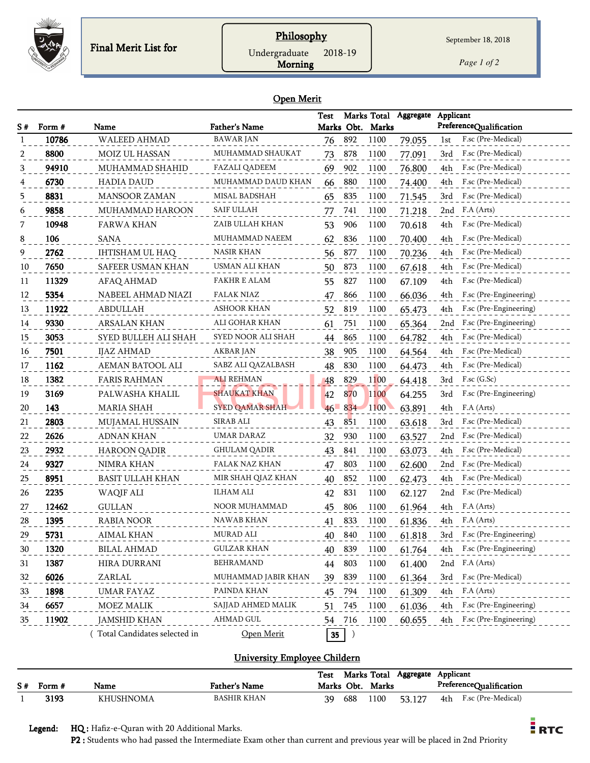# Final Merit List for

**Philosophy**

Undergraduate 2018-19

**Morning**

September 18, 2018

## Open Merit

| S # | Form # | Name | Father's Name | Test Marks | Marks Obt. | Total Marks | Aggregate | Applicant Preference | Qualification |
|---|---|---|---|---|---|---|---|---|---|
| 1 | 10786 | WALEED AHMAD | BAWAR JAN | 76 | 892 | 1100 | 79.055 | 1st | F.sc (Pre-Medical) |
| 2 | 8800 | MOIZ UL HASSAN | MUHAMMAD SHAUKAT | 73 | 878 | 1100 | 77.091 | 3rd | F.sc (Pre-Medical) |
| 3 | 94910 | MUHAMMAD SHAHID | FAZALI QADEEM | 69 | 902 | 1100 | 76.800 | 4th | F.sc (Pre-Medical) |
| 4 | 6730 | HADIA DAUD | MUHAMMAD DAUD KHAN | 66 | 880 | 1100 | 74.400 | 4th | F.sc (Pre-Medical) |
| 5 | 8831 | MANSOOR ZAMAN | MISAL BADSHAH | 65 | 835 | 1100 | 71.545 | 3rd | F.sc (Pre-Medical) |
| 6 | 9858 | MUHAMMAD HAROON | SAIF ULLAH | 77 | 741 | 1100 | 71.218 | 2nd | F.A (Arts) |
| 7 | 10948 | FARWA KHAN | ZAIB ULLAH KHAN | 53 | 906 | 1100 | 70.618 | 4th | F.sc (Pre-Medical) |
| 8 | 106 | SANA | MUHAMMAD NAEEM | 62 | 836 | 1100 | 70.400 | 4th | F.sc (Pre-Medical) |
| 9 | 2762 | IHTISHAM UL HAQ | NASIR KHAN | 56 | 877 | 1100 | 70.236 | 4th | F.sc (Pre-Medical) |
| 10 | 7650 | SAFEER USMAN KHAN | USMAN ALI KHAN | 50 | 873 | 1100 | 67.618 | 4th | F.sc (Pre-Medical) |
| 11 | 11329 | AFAQ AHMAD | FAKHR E ALAM | 55 | 827 | 1100 | 67.109 | 4th | F.sc (Pre-Medical) |
| 12 | 5354 | NABEEL AHMAD NIAZI | FALAK NIAZ | 47 | 866 | 1100 | 66.036 | 4th | F.sc (Pre-Engineering) |
| 13 | 11922 | ABDULLAH | ASHOOR KHAN | 52 | 819 | 1100 | 65.473 | 4th | F.sc (Pre-Engineering) |
| 14 | 9330 | ARSALAN KHAN | ALI GOHAR KHAN | 61 | 751 | 1100 | 65.364 | 2nd | F.sc (Pre-Engineering) |
| 15 | 3053 | SYED BULLEH ALI SHAH | SYED NOOR ALI SHAH | 44 | 865 | 1100 | 64.782 | 4th | F.sc (Pre-Medical) |
| 16 | 7501 | IJAZ AHMAD | AKBAR JAN | 38 | 905 | 1100 | 64.564 | 4th | F.sc (Pre-Medical) |
| 17 | 1162 | AEMAN BATOOL ALI | SABZ ALI QAZALBASH | 48 | 830 | 1100 | 64.473 | 4th | F.sc (Pre-Medical) |
| 18 | 1382 | FARIS RAHMAN | ALI REHMAN | 48 | 829 | 1100 | 64.418 | 3rd | F.sc (G.Sc) |
| 19 | 3169 | PALWASHA KHALIL | SHAUKAT KHAN | 42 | 870 | 1100 | 64.255 | 3rd | F.sc (Pre-Engineering) |
| 20 | 143 | MARIA SHAH | SYED QAMAR SHAH | 46 | 834 | 1100 | 63.891 | 4th | F.A (Arts) |
| 21 | 2803 | MUJAMAL HUSSAIN | SIRAB ALI | 43 | 851 | 1100 | 63.618 | 3rd | F.sc (Pre-Medical) |
| 22 | 2626 | ADNAN KHAN | UMAR DARAZ | 32 | 930 | 1100 | 63.527 | 2nd | F.sc (Pre-Medical) |
| 23 | 2932 | HAROON QADIR | GHULAM QADIR | 43 | 841 | 1100 | 63.073 | 4th | F.sc (Pre-Medical) |
| 24 | 9327 | NIMRA KHAN | FALAK NAZ KHAN | 47 | 803 | 1100 | 62.600 | 2nd | F.sc (Pre-Medical) |
| 25 | 8951 | BASIT ULLAH KHAN | MIR SHAH QIAZ KHAN | 40 | 852 | 1100 | 62.473 | 4th | F.sc (Pre-Medical) |
| 26 | 2235 | WAQIF ALI | ILHAM ALI | 42 | 831 | 1100 | 62.127 | 2nd | F.sc (Pre-Medical) |
| 27 | 12462 | GULLAN | NOOR MUHAMMAD | 45 | 806 | 1100 | 61.964 | 4th | F.A (Arts) |
| 28 | 1395 | RABIA NOOR | NAWAB KHAN | 41 | 833 | 1100 | 61.836 | 4th | F.A (Arts) |
| 29 | 5731 | AIMAL KHAN | MURAD ALI | 40 | 840 | 1100 | 61.818 | 3rd | F.sc (Pre-Engineering) |
| 30 | 1320 | BILAL AHMAD | GULZAR KHAN | 40 | 839 | 1100 | 61.764 | 4th | F.sc (Pre-Engineering) |
| 31 | 1387 | HIRA DURRANI | BEHRAMAND | 44 | 803 | 1100 | 61.400 | 2nd | F.A (Arts) |
| 32 | 6026 | ZARLAL | MUHAMMAD JABIR KHAN | 39 | 839 | 1100 | 61.364 | 3rd | F.sc (Pre-Medical) |
| 33 | 1898 | UMAR FAYAZ | PAINDA KHAN | 45 | 794 | 1100 | 61.309 | 4th | F.A (Arts) |
| 34 | 6657 | MOEZ MALIK | SAJJAD AHMED MALIK | 51 | 745 | 1100 | 61.036 | 4th | F.sc (Pre-Engineering) |
| 35 | 11902 | JAMSHID KHAN | AHMAD GUL | 54 | 716 | 1100 | 60.655 | 4th | F.sc (Pre-Engineering) |

( Total Candidates selected in Open Merit **35** )

## University Employee Childern

| S # | Form # | Name | Father's Name | Test Marks | Marks Obt. | Total Marks | Aggregate | Applicant Preference | Qualification |
|---|---|---|---|---|---|---|---|---|---|
| 1 | 3193 | KHUSHNOMA | BASHIR KHAN | 39 | 688 | 1100 | 53.127 | 4th | F.sc (Pre-Medical) |

**Legend:** **HQ :** Hafiz-e-Quran with 20 Additional Marks.
**P2 :** Students who had passed the Intermediate Exam other than current and previous year will be placed in 2nd Priority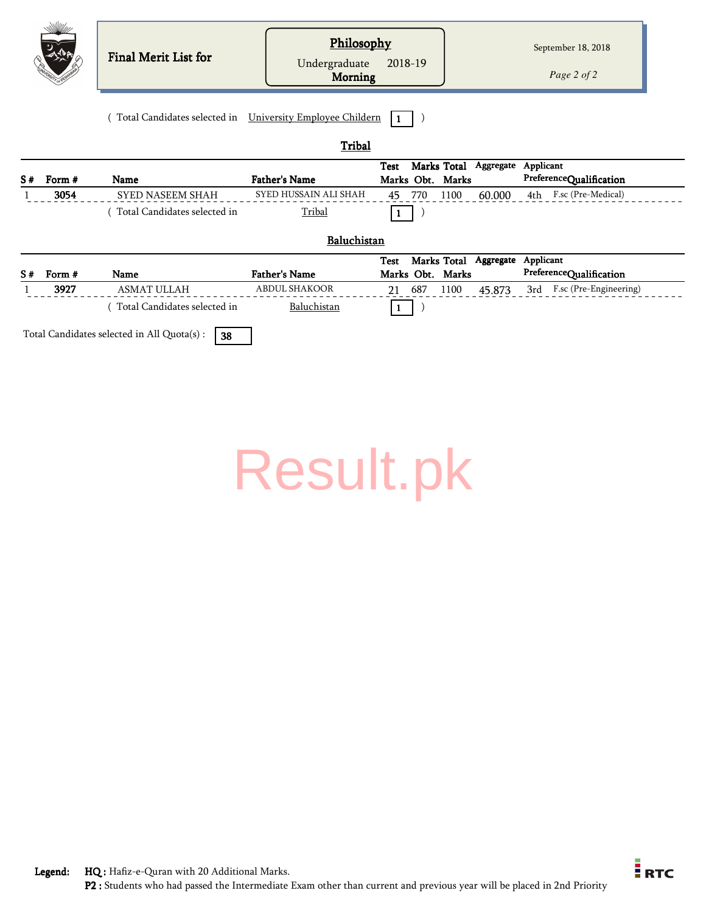**Final Merit List for**

**Philosophy**
Undergraduate 2018-19
**Morning**

September 18, 2018

( Total Candidates selected in University Employee Childern **1** )

## Tribal

| S # | Form # | Name | Father's Name | Test Marks | Marks Obt. | Total Marks | Aggregate | Applicant Preference | Qualification |
|---|---|---|---|---|---|---|---|---|---|
| 1 | **3054** | SYED NASEEM SHAH | SYED HUSSAIN ALI SHAH | 45 | 770 | 1100 | 60.000 | 4th | F.sc (Pre-Medical) |

( Total Candidates selected in Tribal **1** )

## Baluchistan

| S # | Form # | Name | Father's Name | Test Marks | Marks Obt. | Total Marks | Aggregate | Applicant Preference | Qualification |
|---|---|---|---|---|---|---|---|---|---|
| 1 | **3927** | ASMAT ULLAH | ABDUL SHAKOOR | 21 | 687 | 1100 | 45.873 | 3rd | F.sc (Pre-Engineering) |

( Total Candidates selected in Baluchistan **1** )

Total Candidates selected in All Quota(s) : **38**

Result.pk

**Legend:** **HQ :** Hafiz-e-Quran with 20 Additional Marks.
**P2 :** Students who had passed the Intermediate Exam other than current and previous year will be placed in 2nd Priority

RTC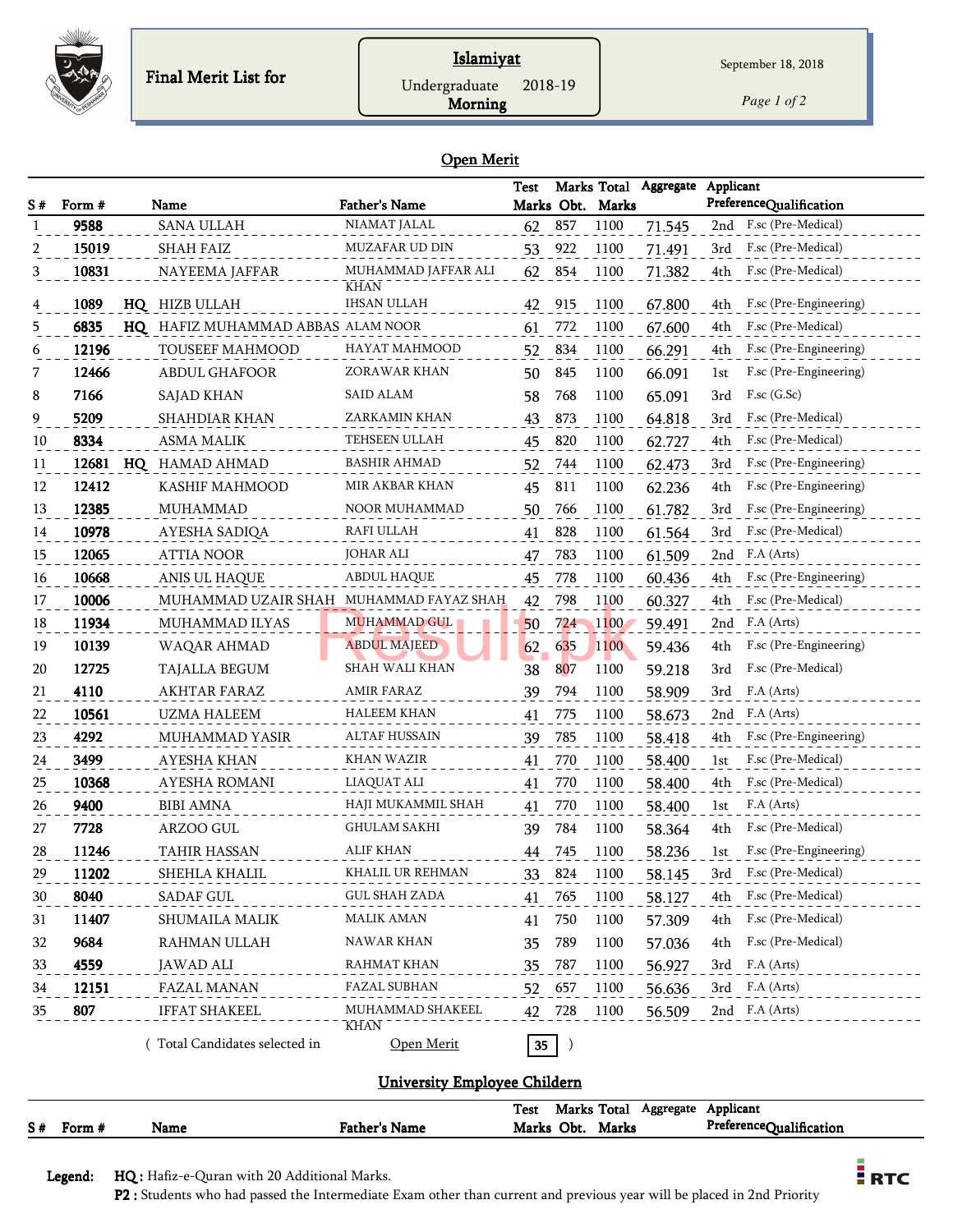Final Merit List for

**Islamiyat**
Undergraduate 2018-19
**Morning**

September 18, 2018

## Open Merit

| S # | Form # | | Name | Father's Name | Test Marks | Marks Obt. | Total Marks | Aggregate | Applicant Preference | Qualification |
|---|---|---|---|---|---|---|---|---|---|---|
| 1 | 9588 | | SANA ULLAH | NIAMAT JALAL | 62 | 857 | 1100 | 71.545 | 2nd | F.sc (Pre-Medical) |
| 2 | 15019 | | SHAH FAIZ | MUZAFAR UD DIN | 53 | 922 | 1100 | 71.491 | 3rd | F.sc (Pre-Medical) |
| 3 | 10831 | | NAYEEMA JAFFAR | MUHAMMAD JAFFAR ALI KHAN | 62 | 854 | 1100 | 71.382 | 4th | F.sc (Pre-Medical) |
| 4 | 1089 | HQ | HIZB ULLAH | IHSAN ULLAH | 42 | 915 | 1100 | 67.800 | 4th | F.sc (Pre-Engineering) |
| 5 | 6835 | HQ | HAFIZ MUHAMMAD ABBAS | ALAM NOOR | 61 | 772 | 1100 | 67.600 | 4th | F.sc (Pre-Medical) |
| 6 | 12196 | | TOUSEEF MAHMOOD | HAYAT MAHMOOD | 52 | 834 | 1100 | 66.291 | 4th | F.sc (Pre-Engineering) |
| 7 | 12466 | | ABDUL GHAFOOR | ZORAWAR KHAN | 50 | 845 | 1100 | 66.091 | 1st | F.sc (Pre-Engineering) |
| 8 | 7166 | | SAJAD KHAN | SAID ALAM | 58 | 768 | 1100 | 65.091 | 3rd | F.sc (G.Sc) |
| 9 | 5209 | | SHAHDIAR KHAN | ZARKAMIN KHAN | 43 | 873 | 1100 | 64.818 | 3rd | F.sc (Pre-Medical) |
| 10 | 8334 | | ASMA MALIK | TEHSEEN ULLAH | 45 | 820 | 1100 | 62.727 | 4th | F.sc (Pre-Medical) |
| 11 | 12681 | HQ | HAMAD AHMAD | BASHIR AHMAD | 52 | 744 | 1100 | 62.473 | 3rd | F.sc (Pre-Engineering) |
| 12 | 12412 | | KASHIF MAHMOOD | MIR AKBAR KHAN | 45 | 811 | 1100 | 62.236 | 4th | F.sc (Pre-Engineering) |
| 13 | 12385 | | MUHAMMAD | NOOR MUHAMMAD | 50 | 766 | 1100 | 61.782 | 3rd | F.sc (Pre-Engineering) |
| 14 | 10978 | | AYESHA SADIQA | RAFI ULLAH | 41 | 828 | 1100 | 61.564 | 3rd | F.sc (Pre-Medical) |
| 15 | 12065 | | ATTIA NOOR | JOHAR ALI | 47 | 783 | 1100 | 61.509 | 2nd | F.A (Arts) |
| 16 | 10668 | | ANIS UL HAQUE | ABDUL HAQUE | 45 | 778 | 1100 | 60.436 | 4th | F.sc (Pre-Engineering) |
| 17 | 10006 | | MUHAMMAD UZAIR SHAH | MUHAMMAD FAYAZ SHAH | 42 | 798 | 1100 | 60.327 | 4th | F.sc (Pre-Medical) |
| 18 | 11934 | | MUHAMMAD ILYAS | MUHAMMAD GUL | 50 | 724 | 1100 | 59.491 | 2nd | F.A (Arts) |
| 19 | 10139 | | WAQAR AHMAD | ABDUL MAJEED | 62 | 635 | 1100 | 59.436 | 4th | F.sc (Pre-Engineering) |
| 20 | 12725 | | TAJALLA BEGUM | SHAH WALI KHAN | 38 | 807 | 1100 | 59.218 | 3rd | F.sc (Pre-Medical) |
| 21 | 4110 | | AKHTAR FARAZ | AMIR FARAZ | 39 | 794 | 1100 | 58.909 | 3rd | F.A (Arts) |
| 22 | 10561 | | UZMA HALEEM | HALEEM KHAN | 41 | 775 | 1100 | 58.673 | 2nd | F.A (Arts) |
| 23 | 4292 | | MUHAMMAD YASIR | ALTAF HUSSAIN | 39 | 785 | 1100 | 58.418 | 4th | F.sc (Pre-Engineering) |
| 24 | 3499 | | AYESHA KHAN | KHAN WAZIR | 41 | 770 | 1100 | 58.400 | 1st | F.sc (Pre-Medical) |
| 25 | 10368 | | AYESHA ROMANI | LIAQUAT ALI | 41 | 770 | 1100 | 58.400 | 4th | F.sc (Pre-Medical) |
| 26 | 9400 | | BIBI AMNA | HAJI MUKAMMIL SHAH | 41 | 770 | 1100 | 58.400 | 1st | F.A (Arts) |
| 27 | 7728 | | ARZOO GUL | GHULAM SAKHI | 39 | 784 | 1100 | 58.364 | 4th | F.sc (Pre-Medical) |
| 28 | 11246 | | TAHIR HASSAN | ALIF KHAN | 44 | 745 | 1100 | 58.236 | 1st | F.sc (Pre-Engineering) |
| 29 | 11202 | | SHEHLA KHALIL | KHALIL UR REHMAN | 33 | 824 | 1100 | 58.145 | 3rd | F.sc (Pre-Medical) |
| 30 | 8040 | | SADAF GUL | GUL SHAH ZADA | 41 | 765 | 1100 | 58.127 | 4th | F.sc (Pre-Medical) |
| 31 | 11407 | | SHUMAILA MALIK | MALIK AMAN | 41 | 750 | 1100 | 57.309 | 4th | F.sc (Pre-Medical) |
| 32 | 9684 | | RAHMAN ULLAH | NAWAR KHAN | 35 | 789 | 1100 | 57.036 | 4th | F.sc (Pre-Medical) |
| 33 | 4559 | | JAWAD ALI | RAHMAT KHAN | 35 | 787 | 1100 | 56.927 | 3rd | F.A (Arts) |
| 34 | 12151 | | FAZAL MANAN | FAZAL SUBHAN | 52 | 657 | 1100 | 56.636 | 3rd | F.A (Arts) |
| 35 | 807 | | IFFAT SHAKEEL | MUHAMMAD SHAKEEL KHAN | 42 | 728 | 1100 | 56.509 | 2nd | F.A (Arts) |

( Total Candidates selected in Open Merit **35** )

## University Employee Childern

| S # | Form # | Name | Father's Name | Test Marks | Marks Obt. | Total Marks | Aggregate | Applicant Preference | Qualification |
|---|---|---|---|---|---|---|---|---|---|

**Legend:** **HQ :** Hafiz-e-Quran with 20 Additional Marks.
**P2 :** Students who had passed the Intermediate Exam other than current and previous year will be placed in 2nd Priority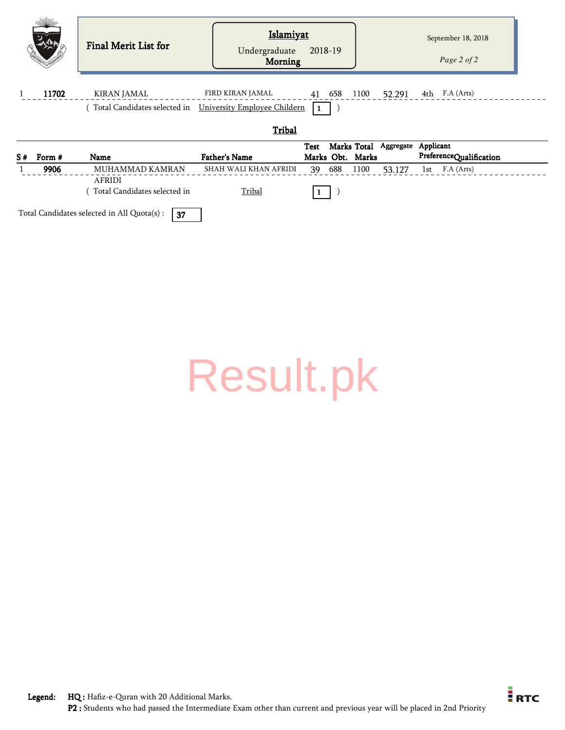# Final Merit List for

**Islamiyat**
Undergraduate 2018-19
**Morning**

September 18, 2018

| S # | Form # | Name | Father's Name | Test Marks | Marks Obt. | Total Marks | Aggregate | Applicant Preference | Qualification |
|---|---|---|---|---|---|---|---|---|---|
| 1 | **11702** | KIRAN JAMAL | FIRD KIRAN JAMAL | 41 | 658 | 1100 | 52.291 | 4th | F.A (Arts) |

( Total Candidates selected in University Employee Childern 1 )

## Tribal

| S # | Form # | Name | Father's Name | Test Marks | Marks Obt. | Total Marks | Aggregate | Applicant Preference | Qualification |
|---|---|---|---|---|---|---|---|---|---|
| 1 | **9906** | MUHAMMAD KAMRAN AFRIDI | SHAH WALI KHAN AFRIDI | 39 | 688 | 1100 | 53.127 | 1st | F.A (Arts) |

( Total Candidates selected in Tribal 1 )

Total Candidates selected in All Quota(s) : **37**

**Legend:** **HQ :** Hafiz-e-Quran with 20 Additional Marks.
**P2 :** Students who had passed the Intermediate Exam other than current and previous year will be placed in 2nd Priority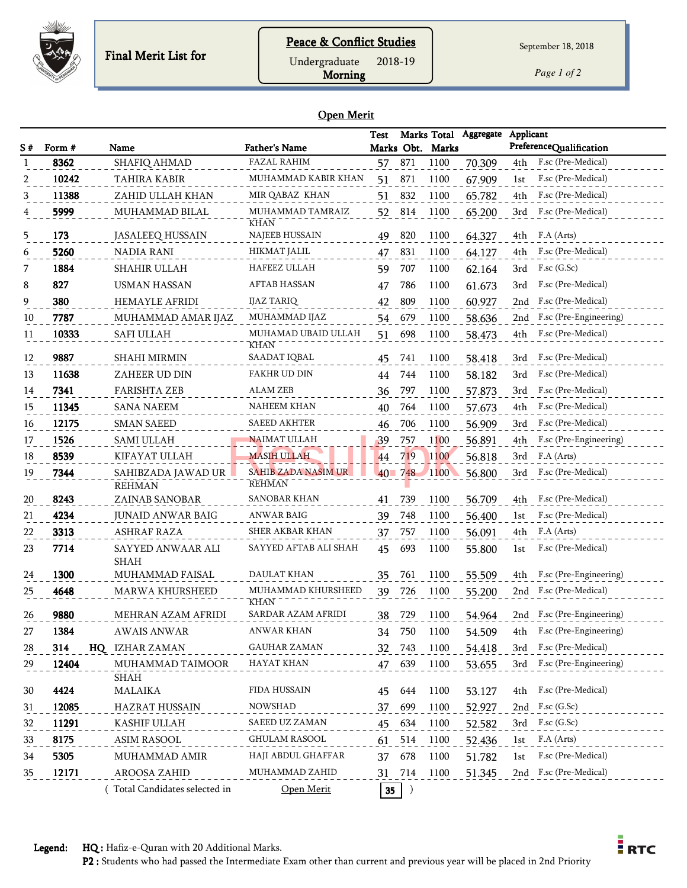Final Merit List for

**Peace & Conflict Studies**

Undergraduate 2018-19

**Morning**

September 18, 2018

## Open Merit

| S # | Form # | | Name | Father's Name | Test Marks | Marks Obt. | Total Marks | Aggregate | Applicant Preference | Qualification |
|---|---|---|---|---|---|---|---|---|---|---|
| 1 | **8362** | | SHAFIQ AHMAD | FAZAL RAHIM | 57 | 871 | 1100 | 70.309 | 4th | F.sc (Pre-Medical) |
| 2 | **10242** | | TAHIRA KABIR | MUHAMMAD KABIR KHAN | 51 | 871 | 1100 | 67.909 | 1st | F.sc (Pre-Medical) |
| 3 | **11388** | | ZAHID ULLAH KHAN | MIR QABAZ KHAN | 51 | 832 | 1100 | 65.782 | 4th | F.sc (Pre-Medical) |
| 4 | **5999** | | MUHAMMAD BILAL | MUHAMMAD TAMRAIZ KHAN | 52 | 814 | 1100 | 65.200 | 3rd | F.sc (Pre-Medical) |
| 5 | **173** | | JASALEEQ HUSSAIN | NAJEEB HUSSAIN | 49 | 820 | 1100 | 64.327 | 4th | F.A (Arts) |
| 6 | **5260** | | NADIA RANI | HIKMAT JALIL | 47 | 831 | 1100 | 64.127 | 4th | F.sc (Pre-Medical) |
| 7 | **1884** | | SHAHIR ULLAH | HAFEEZ ULLAH | 59 | 707 | 1100 | 62.164 | 3rd | F.sc (G.Sc) |
| 8 | **827** | | USMAN HASSAN | AFTAB HASSAN | 47 | 786 | 1100 | 61.673 | 3rd | F.sc (Pre-Medical) |
| 9 | **380** | | HEMAYLE AFRIDI | IJAZ TARIQ | 42 | 809 | 1100 | 60.927 | 2nd | F.sc (Pre-Medical) |
| 10 | **7787** | | MUHAMMAD AMAR IJAZ | MUHAMMAD IJAZ | 54 | 679 | 1100 | 58.636 | 2nd | F.sc (Pre-Engineering) |
| 11 | **10333** | | SAFI ULLAH | MUHAMMAD UBAID ULLAH KHAN | 51 | 698 | 1100 | 58.473 | 4th | F.sc (Pre-Medical) |
| 12 | **9887** | | SHAHI MIRMIN | SAADAT IQBAL | 45 | 741 | 1100 | 58.418 | 3rd | F.sc (Pre-Medical) |
| 13 | **11638** | | ZAHEER UD DIN | FAKHR UD DIN | 44 | 744 | 1100 | 58.182 | 3rd | F.sc (Pre-Medical) |
| 14 | **7341** | | FARISHTA ZEB | ALAM ZEB | 36 | 797 | 1100 | 57.873 | 3rd | F.sc (Pre-Medical) |
| 15 | **11345** | | SANA NAEEM | NAHEEM KHAN | 40 | 764 | 1100 | 57.673 | 4th | F.sc (Pre-Medical) |
| 16 | **12175** | | SMAN SAEED | SAEED AKHTER | 46 | 706 | 1100 | 56.909 | 3rd | F.sc (Pre-Medical) |
| 17 | **1526** | | SAMI ULLAH | NAIMAT ULLAH | 39 | 757 | 1100 | 56.891 | 4th | F.sc (Pre-Engineering) |
| 18 | **8539** | | KIFAYAT ULLAH | MASIH ULLAH | 44 | 719 | 1100 | 56.818 | 3rd | F.A (Arts) |
| 19 | **7344** | | SAHIBZADA JAWAD UR REHMAN | SAHIB ZADA NASIM UR REHMAN | 40 | 748 | 1100 | 56.800 | 3rd | F.sc (Pre-Medical) |
| 20 | **8243** | | ZAINAB SANOBAR | SANOBAR KHAN | 41 | 739 | 1100 | 56.709 | 4th | F.sc (Pre-Medical) |
| 21 | **4234** | | JUNAID ANWAR BAIG | ANWAR BAIG | 39 | 748 | 1100 | 56.400 | 1st | F.sc (Pre-Medical) |
| 22 | **3313** | | ASHRAF RAZA | SHER AKBAR KHAN | 37 | 757 | 1100 | 56.091 | 4th | F.A (Arts) |
| 23 | **7714** | | SAYYED ANWAAR ALI SHAH | SAYYED AFTAB ALI SHAH | 45 | 693 | 1100 | 55.800 | 1st | F.sc (Pre-Medical) |
| 24 | **1300** | | MUHAMMAD FAISAL | DAULAT KHAN | 35 | 761 | 1100 | 55.509 | 4th | F.sc (Pre-Engineering) |
| 25 | **4648** | | MARWA KHURSHEED | MUHAMMAD KHURSHEED KHAN | 39 | 726 | 1100 | 55.200 | 2nd | F.sc (Pre-Medical) |
| 26 | **9880** | | MEHRAN AZAM AFRIDI | SARDAR AZAM AFRIDI | 38 | 729 | 1100 | 54.964 | 2nd | F.sc (Pre-Engineering) |
| 27 | **1384** | | AWAIS ANWAR | ANWAR KHAN | 34 | 750 | 1100 | 54.509 | 4th | F.sc (Pre-Engineering) |
| 28 | **314** | **HQ** | IZHAR ZAMAN | GAUHAR ZAMAN | 32 | 743 | 1100 | 54.418 | 3rd | F.sc (Pre-Medical) |
| 29 | **12404** | | MUHAMMAD TAIMOOR SHAH | HAYAT KHAN | 47 | 639 | 1100 | 53.655 | 3rd | F.sc (Pre-Engineering) |
| 30 | **4424** | | MALAIKA | FIDA HUSSAIN | 45 | 644 | 1100 | 53.127 | 4th | F.sc (Pre-Medical) |
| 31 | **12085** | | HAZRAT HUSSAIN | NOWSHAD | 37 | 699 | 1100 | 52.927 | 2nd | F.sc (G.Sc) |
| 32 | **11291** | | KASHIF ULLAH | SAEED UZ ZAMAN | 45 | 634 | 1100 | 52.582 | 3rd | F.sc (G.Sc) |
| 33 | **8175** | | ASIM RASOOL | GHULAM RASOOL | 61 | 514 | 1100 | 52.436 | 1st | F.A (Arts) |
| 34 | **5305** | | MUHAMMAD AMIR | HAJI ABDUL GHAFFAR | 37 | 678 | 1100 | 51.782 | 1st | F.sc (Pre-Medical) |
| 35 | **12171** | | AROOSA ZAHID | MUHAMMAD ZAHID | 31 | 714 | 1100 | 51.345 | 2nd | F.sc (Pre-Medical) |

( Total Candidates selected in Open Merit **35** )

**Legend:** **HQ :** Hafiz-e-Quran with 20 Additional Marks.
**P2 :** Students who had passed the Intermediate Exam other than current and previous year will be placed in 2nd Priority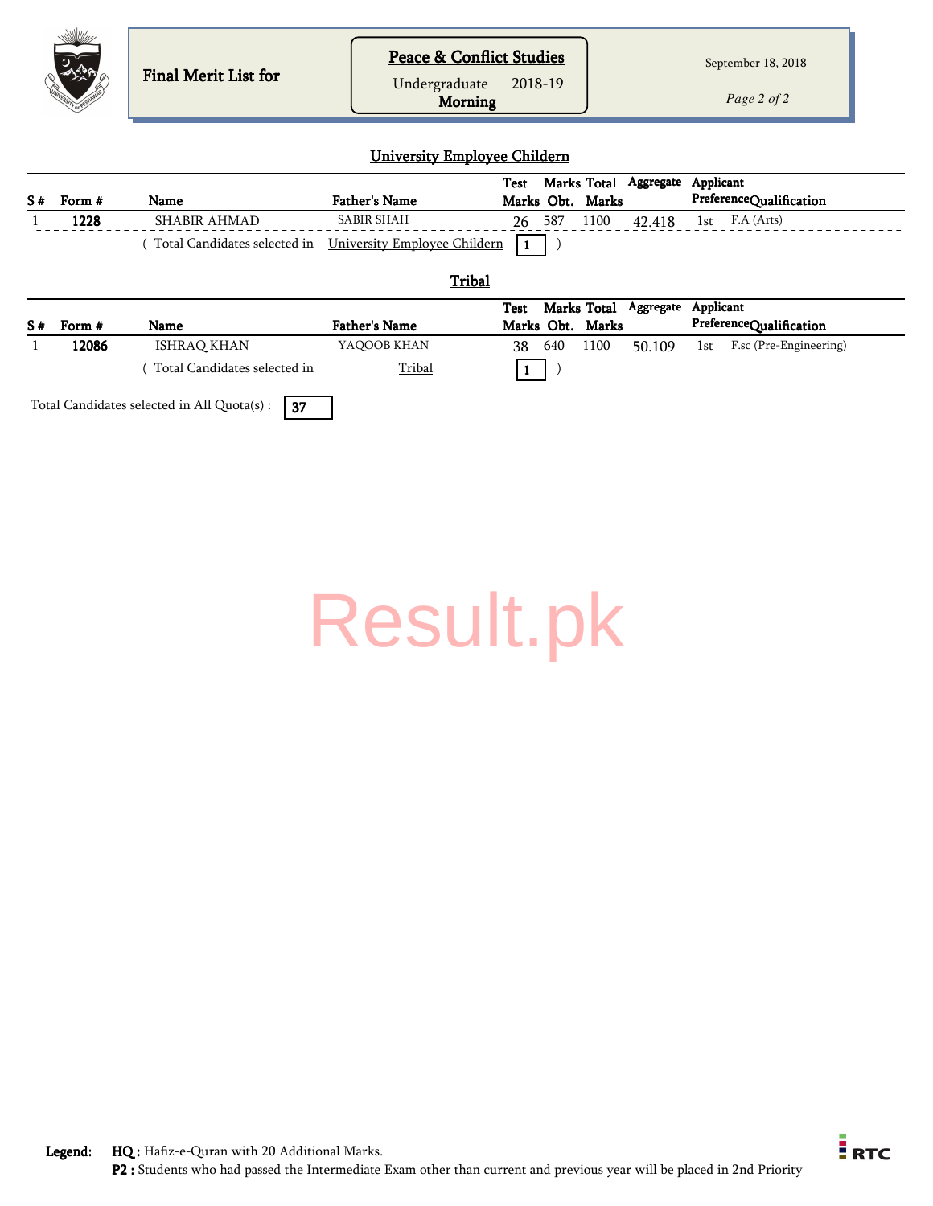Final Merit List for

**Peace & Conflict Studies**

Undergraduate 2018-19

**Morning**

September 18, 2018

## University Employee Childern

| S # | Form # | Name | Father's Name | Test Marks | Marks Obt. | Total Marks | Aggregate | Applicant Preference | Qualification |
|---|---|---|---|---|---|---|---|---|---|
| 1 | 1228 | SHABIR AHMAD | SABIR SHAH | 26 | 587 | 1100 | 42.418 | 1st | F.A (Arts) |

( Total Candidates selected in University Employee Childern 1 )

## Tribal

| S # | Form # | Name | Father's Name | Test Marks | Marks Obt. | Total Marks | Aggregate | Applicant Preference | Qualification |
|---|---|---|---|---|---|---|---|---|---|
| 1 | 12086 | ISHRAQ KHAN | YAQOOB KHAN | 38 | 640 | 1100 | 50.109 | 1st | F.sc (Pre-Engineering) |

( Total Candidates selected in Tribal 1 )

Total Candidates selected in All Quota(s) : 37

**Legend:** **HQ :** Hafiz-e-Quran with 20 Additional Marks.
**P2 :** Students who had passed the Intermediate Exam other than current and previous year will be placed in 2nd Priority